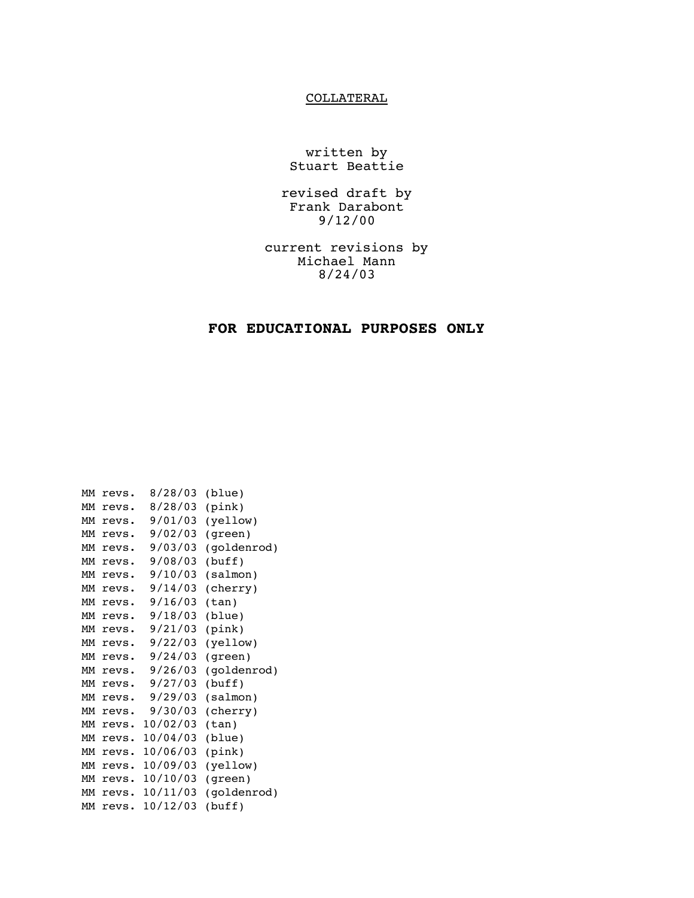COLLATERAL

written by
Stuart Beattie

revised draft by
Frank Darabont
9/12/00

current revisions by
Michael Mann
8/24/03

**FOR EDUCATIONAL PURPOSES ONLY**

MM revs. 8/28/03 (blue)
MM revs. 8/28/03 (pink)
MM revs. 9/01/03 (yellow)
MM revs. 9/02/03 (green)
MM revs. 9/03/03 (goldenrod)
MM revs. 9/08/03 (buff)
MM revs. 9/10/03 (salmon)
MM revs. 9/14/03 (cherry)
MM revs. 9/16/03 (tan)
MM revs. 9/18/03 (blue)
MM revs. 9/21/03 (pink)
MM revs. 9/22/03 (yellow)
MM revs. 9/24/03 (green)
MM revs. 9/26/03 (goldenrod)
MM revs. 9/27/03 (buff)
MM revs. 9/29/03 (salmon)
MM revs. 9/30/03 (cherry)
MM revs. 10/02/03 (tan)
MM revs. 10/04/03 (blue)
MM revs. 10/06/03 (pink)
MM revs. 10/09/03 (yellow)
MM revs. 10/10/03 (green)
MM revs. 10/11/03 (goldenrod)
MM revs. 10/12/03 (buff)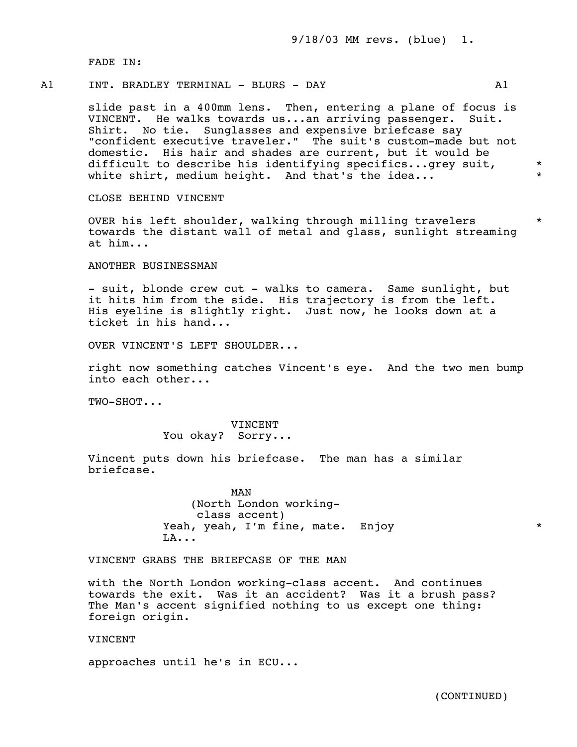FADE IN:

A1 INT. BRADLEY TERMINAL - BLURS - DAY A1

slide past in a 400mm lens. Then, entering a plane of focus is VINCENT. He walks towards us...an arriving passenger. Suit. Shirt. No tie. Sunglasses and expensive briefcase say "confident executive traveler." The suit's custom-made but not domestic. His hair and shades are current, but it would be difficult to describe his identifying specifics...grey suit, white shirt, medium height. And that's the idea... *

CLOSE BEHIND VINCENT

OVER his left shoulder, walking through milling travelers towards the distant wall of metal and glass, sunlight streaming at him... *

ANOTHER BUSINESSMAN

- suit, blonde crew cut - walks to camera. Same sunlight, but it hits him from the side. His trajectory is from the left. His eyeline is slightly right. Just now, he looks down at a ticket in his hand...

OVER VINCENT'S LEFT SHOULDER...

right now something catches Vincent's eye. And the two men bump into each other...

TWO-SHOT...

VINCENT
You okay? Sorry...

Vincent puts down his briefcase. The man has a similar briefcase.

MAN
(North London working-class accent)
Yeah, yeah, I'm fine, mate. Enjoy LA... *

VINCENT GRABS THE BRIEFCASE OF THE MAN

with the North London working-class accent. And continues towards the exit. Was it an accident? Was it a brush pass? The Man's accent signified nothing to us except one thing: foreign origin.

VINCENT

approaches until he's in ECU...

(CONTINUED)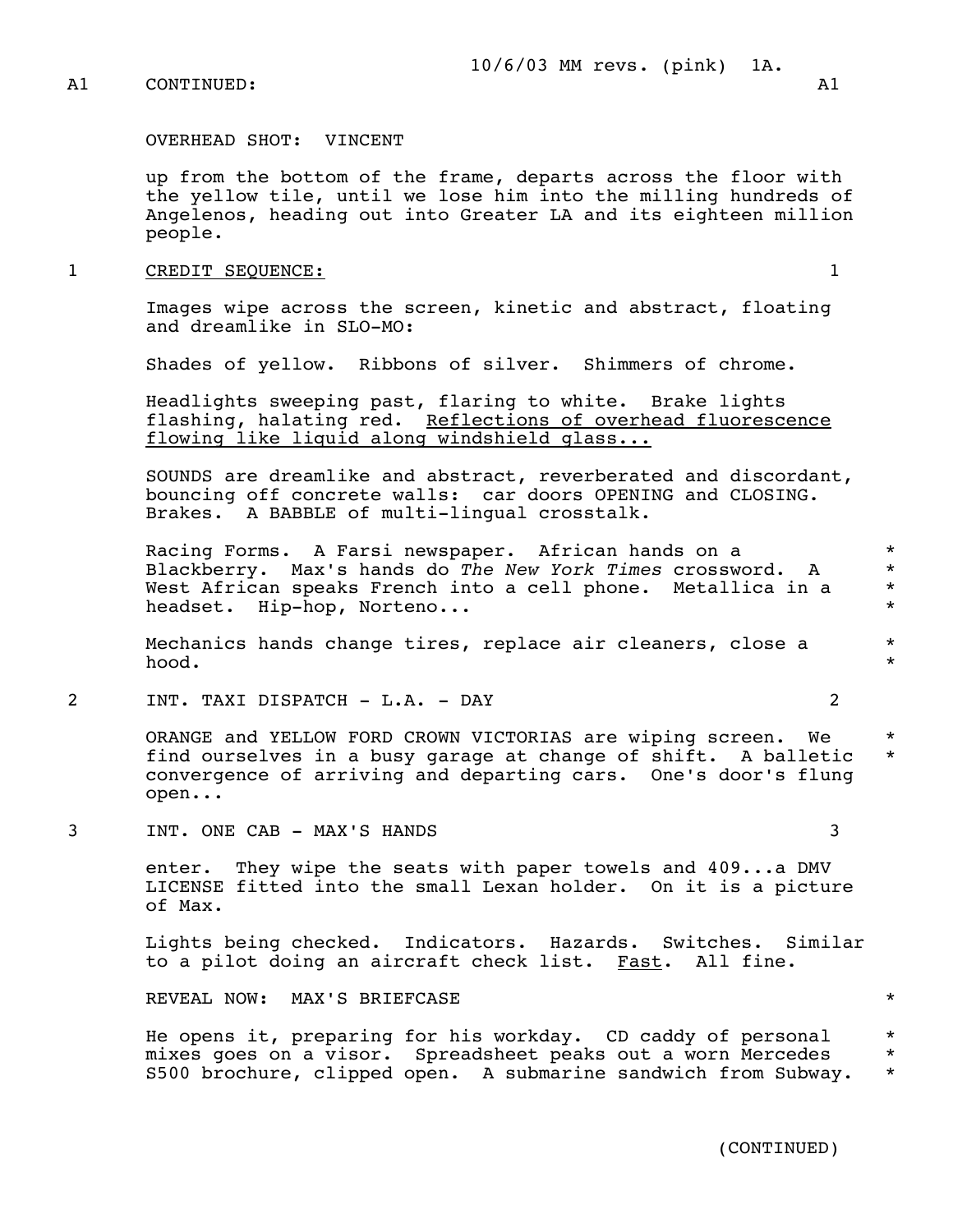10/6/03 MM revs. (pink) 1A.

A1 CONTINUED: A1

OVERHEAD SHOT: VINCENT

up from the bottom of the frame, departs across the floor with the yellow tile, until we lose him into the milling hundreds of Angelenos, heading out into Greater LA and its eighteen million people.

1 CREDIT SEQUENCE: 1

Images wipe across the screen, kinetic and abstract, floating and dreamlike in SLO-MO:

Shades of yellow. Ribbons of silver. Shimmers of chrome.

Headlights sweeping past, flaring to white. Brake lights flashing, halating red. Reflections of overhead fluorescence flowing like liquid along windshield glass...

SOUNDS are dreamlike and abstract, reverberated and discordant, bouncing off concrete walls: car doors OPENING and CLOSING. Brakes. A BABBLE of multi-lingual crosstalk.

Racing Forms. A Farsi newspaper. African hands on a Blackberry. Max's hands do *The New York Times* crossword. A West African speaks French into a cell phone. Metallica in a headset. Hip-hop, Norteno... *

Mechanics hands change tires, replace air cleaners, close a hood. *

2 INT. TAXI DISPATCH - L.A. - DAY 2

ORANGE and YELLOW FORD CROWN VICTORIAS are wiping screen. We find ourselves in a busy garage at change of shift. A balletic convergence of arriving and departing cars. One's door's flung open... *

3 INT. ONE CAB - MAX'S HANDS 3

enter. They wipe the seats with paper towels and 409...a DMV LICENSE fitted into the small Lexan holder. On it is a picture of Max.

Lights being checked. Indicators. Hazards. Switches. Similar to a pilot doing an aircraft check list. Fast. All fine.

REVEAL NOW: MAX'S BRIEFCASE *

He opens it, preparing for his workday. CD caddy of personal mixes goes on a visor. Spreadsheet peaks out a worn Mercedes S500 brochure, clipped open. A submarine sandwich from Subway. *

(CONTINUED)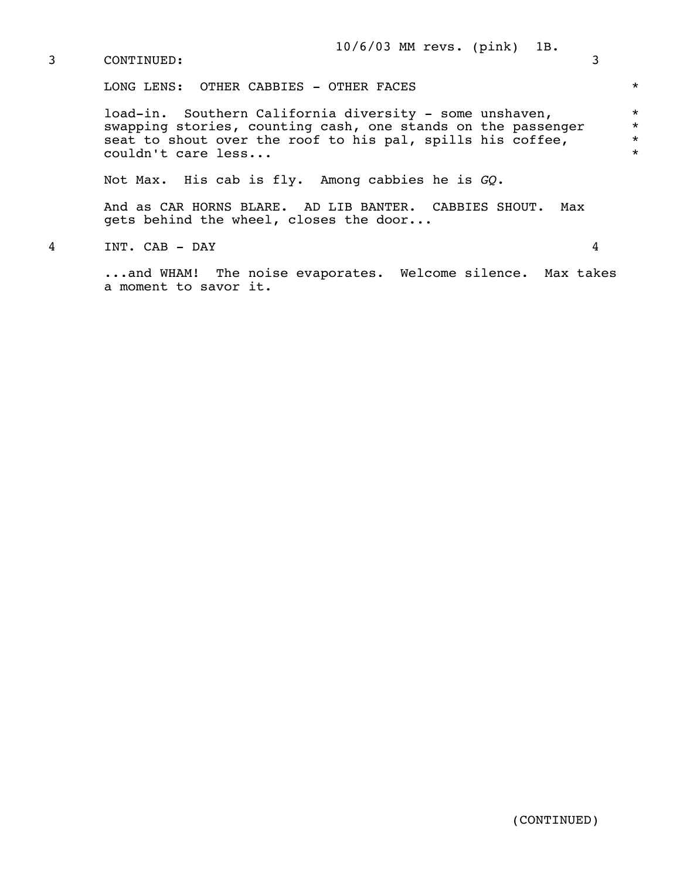3 CONTINUED: 3

LONG LENS: OTHER CABBIES - OTHER FACES *

load-in. Southern California diversity - some unshaven, swapping stories, counting cash, one stands on the passenger seat to shout over the roof to his pal, spills his coffee, couldn't care less... *

Not Max. His cab is fly. Among cabbies he is *GQ*.

And as CAR HORNS BLARE. AD LIB BANTER. CABBIES SHOUT. Max gets behind the wheel, closes the door...

4 INT. CAB - DAY 4

...and WHAM! The noise evaporates. Welcome silence. Max takes a moment to savor it.

(CONTINUED)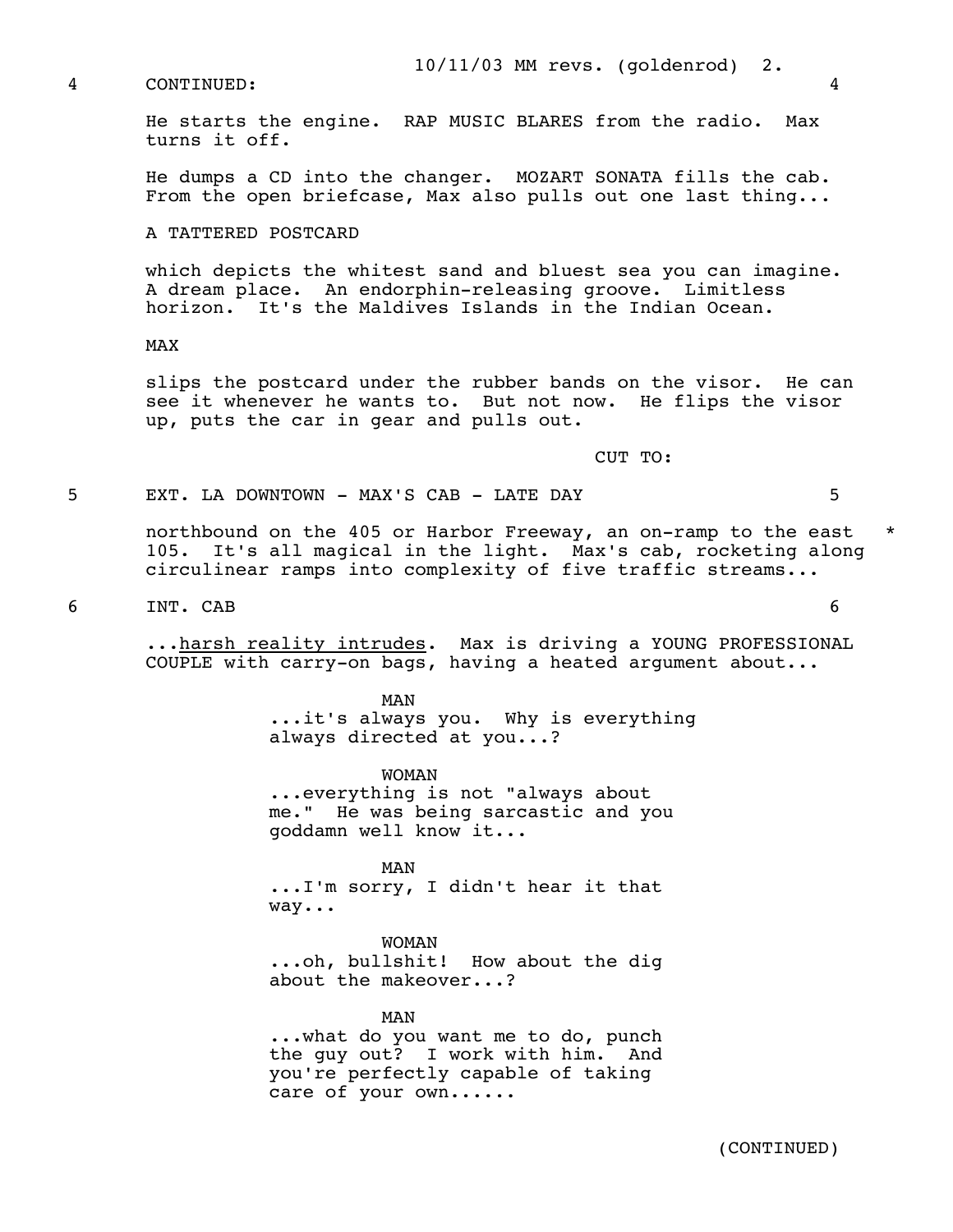4 CONTINUED: 4

He starts the engine. RAP MUSIC BLARES from the radio. Max turns it off.

He dumps a CD into the changer. MOZART SONATA fills the cab. From the open briefcase, Max also pulls out one last thing...

A TATTERED POSTCARD

which depicts the whitest sand and bluest sea you can imagine. A dream place. An endorphin-releasing groove. Limitless horizon. It's the Maldives Islands in the Indian Ocean.

MAX

slips the postcard under the rubber bands on the visor. He can see it whenever he wants to. But not now. He flips the visor up, puts the car in gear and pulls out.

CUT TO:

5 EXT. LA DOWNTOWN - MAX'S CAB - LATE DAY 5

northbound on the 405 or Harbor Freeway, an on-ramp to the east 105. It's all magical in the light. Max's cab, rocketing along circulinear ramps into complexity of five traffic streams... *

6 INT. CAB 6

...<u>harsh reality intrudes</u>. Max is driving a YOUNG PROFESSIONAL COUPLE with carry-on bags, having a heated argument about...

MAN
...it's always you. Why is everything always directed at you...?

WOMAN
...everything is not "always about me." He was being sarcastic and you goddamn well know it...

MAN
...I'm sorry, I didn't hear it that way...

WOMAN
...oh, bullshit! How about the dig about the makeover...?

MAN
...what do you want me to do, punch the guy out? I work with him. And you're perfectly capable of taking care of your own......

(CONTINUED)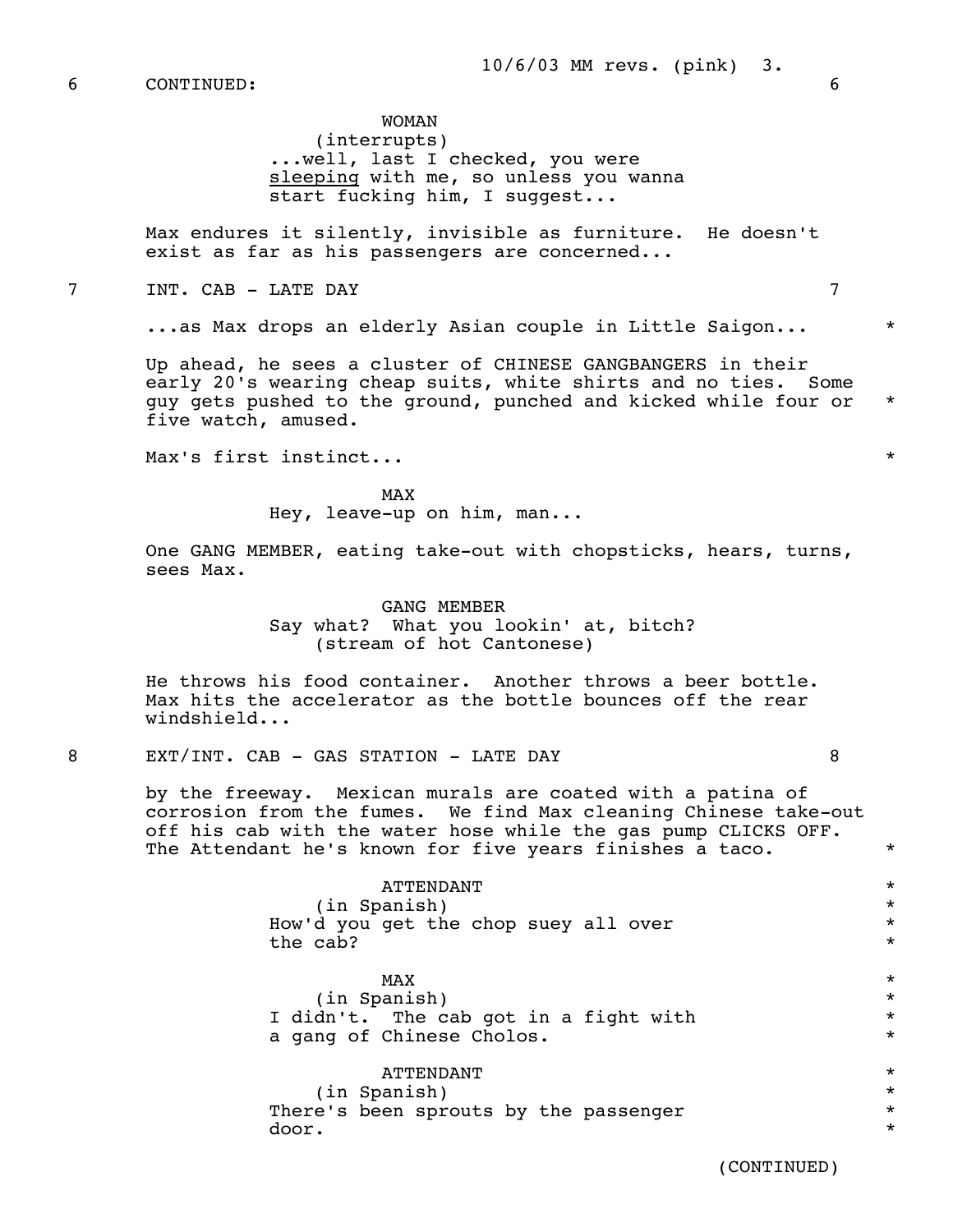6 CONTINUED: 6

WOMAN
(interrupts)
...well, last I checked, you were _sleeping_ with me, so unless you wanna start fucking him, I suggest...

Max endures it silently, invisible as furniture. He doesn't exist as far as his passengers are concerned...

7 INT. CAB - LATE DAY 7

...as Max drops an elderly Asian couple in Little Saigon... *

Up ahead, he sees a cluster of CHINESE GANGBANGERS in their early 20's wearing cheap suits, white shirts and no ties. Some guy gets pushed to the ground, punched and kicked while four or five watch, amused. *

Max's first instinct... *

MAX
Hey, leave-up on him, man...

One GANG MEMBER, eating take-out with chopsticks, hears, turns, sees Max.

GANG MEMBER
Say what? What you lookin' at, bitch?
(stream of hot Cantonese)

He throws his food container. Another throws a beer bottle. Max hits the accelerator as the bottle bounces off the rear windshield...

8 EXT/INT. CAB - GAS STATION - LATE DAY 8

by the freeway. Mexican murals are coated with a patina of corrosion from the fumes. We find Max cleaning Chinese take-out off his cab with the water hose while the gas pump CLICKS OFF. The Attendant he's known for five years finishes a taco. *

ATTENDANT *
(in Spanish) *
How'd you get the chop suey all over the cab? *

MAX *
(in Spanish) *
I didn't. The cab got in a fight with a gang of Chinese Cholos. *

ATTENDANT *
(in Spanish) *
There's been sprouts by the passenger door. *

(CONTINUED)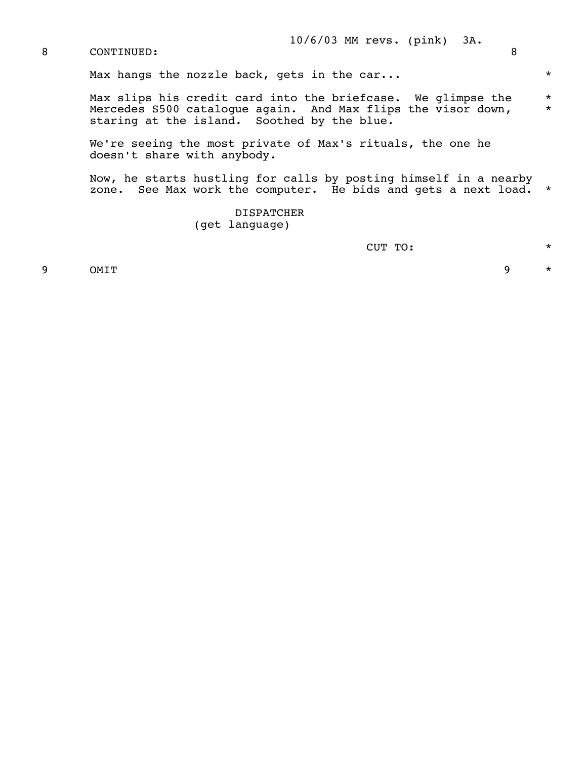8 CONTINUED: 8

Max hangs the nozzle back, gets in the car... *

Max slips his credit card into the briefcase. We glimpse the Mercedes S500 catalogue again. And Max flips the visor down, staring at the island. Soothed by the blue. * *

We're seeing the most private of Max's rituals, the one he doesn't share with anybody.

Now, he starts hustling for calls by posting himself in a nearby zone. See Max work the computer. He bids and gets a next load. *

DISPATCHER
(get language)

CUT TO: *

9 OMIT 9 *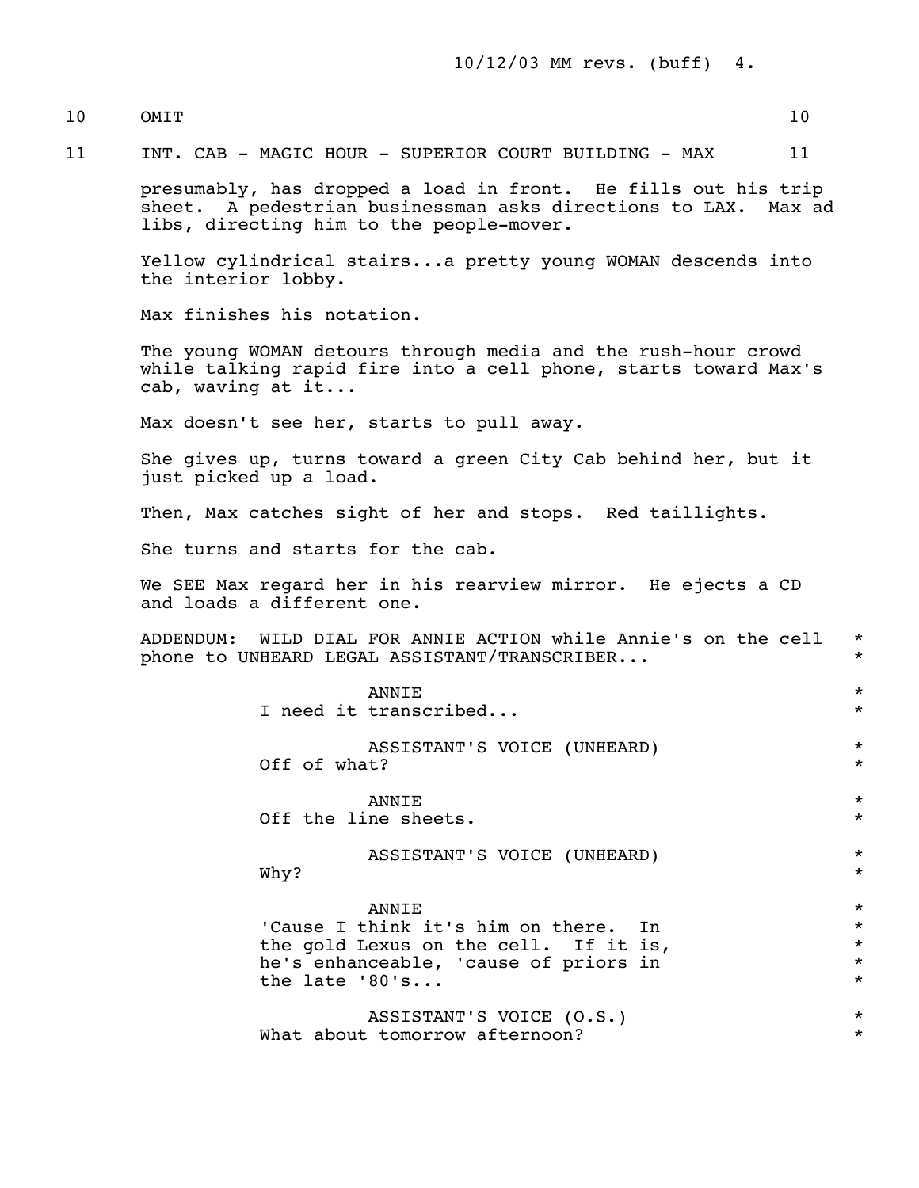10 OMIT 10

11 INT. CAB - MAGIC HOUR - SUPERIOR COURT BUILDING - MAX 11

presumably, has dropped a load in front. He fills out his trip sheet. A pedestrian businessman asks directions to LAX. Max ad libs, directing him to the people-mover.

Yellow cylindrical stairs...a pretty young WOMAN descends into the interior lobby.

Max finishes his notation.

The young WOMAN detours through media and the rush-hour crowd while talking rapid fire into a cell phone, starts toward Max's cab, waving at it...

Max doesn't see her, starts to pull away.

She gives up, turns toward a green City Cab behind her, but it just picked up a load.

Then, Max catches sight of her and stops. Red taillights.

She turns and starts for the cab.

We SEE Max regard her in his rearview mirror. He ejects a CD and loads a different one.

ADDENDUM: WILD DIAL FOR ANNIE ACTION while Annie's on the cell phone to UNHEARD LEGAL ASSISTANT/TRANSCRIBER... *

ANNIE *
I need it transcribed... *

ASSISTANT'S VOICE (UNHEARD) *
Off of what? *

ANNIE *
Off the line sheets. *

ASSISTANT'S VOICE (UNHEARD) *
Why? *

ANNIE *
'Cause I think it's him on there. In the gold Lexus on the cell. If it is, he's enhanceable, 'cause of priors in the late '80's... *

ASSISTANT'S VOICE (O.S.) *
What about tomorrow afternoon? *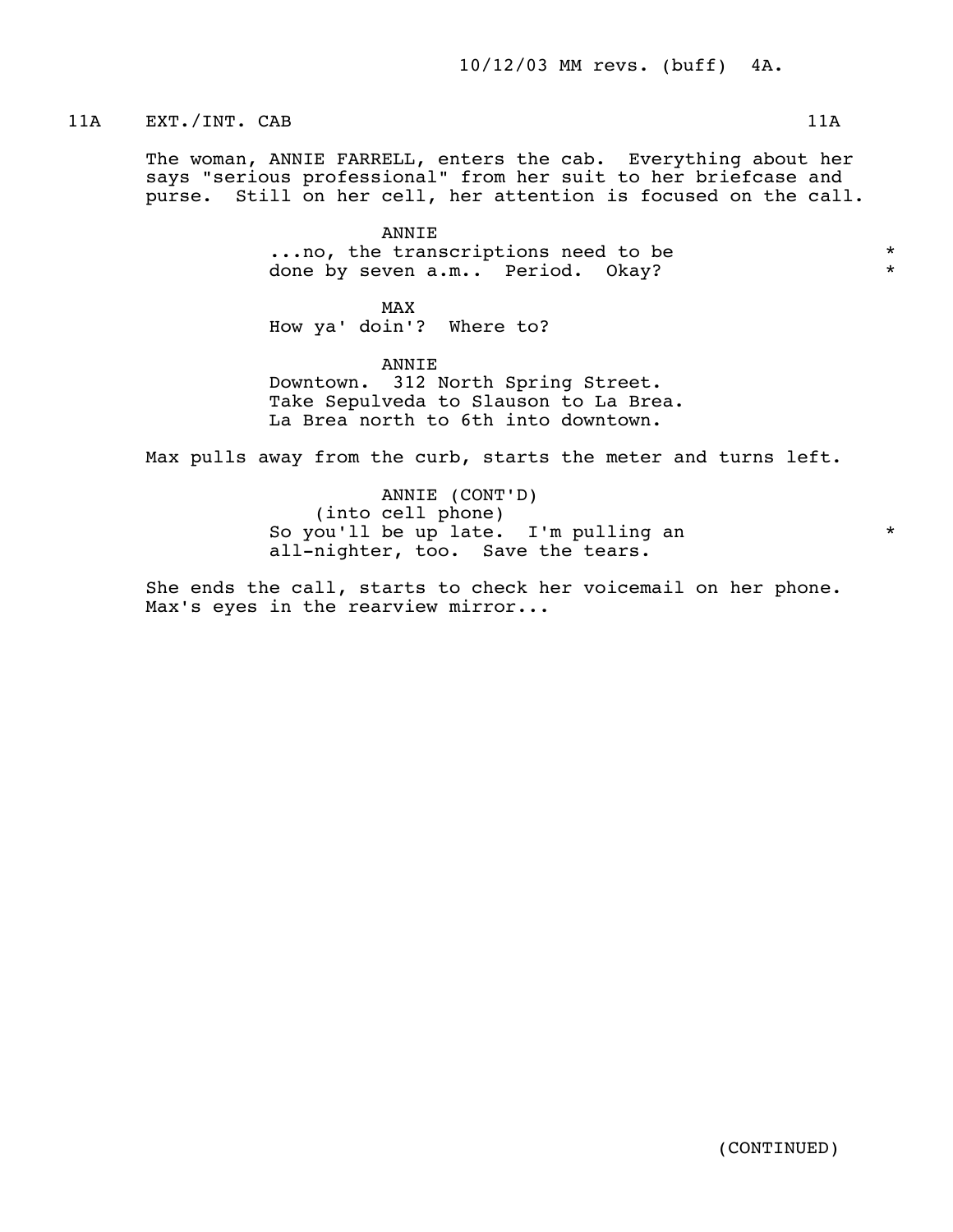11A EXT./INT. CAB 11A

The woman, ANNIE FARRELL, enters the cab. Everything about her says "serious professional" from her suit to her briefcase and purse. Still on her cell, her attention is focused on the call.

ANNIE
...no, the transcriptions need to be done by seven a.m.. Period. Okay? *

MAX
How ya' doin'? Where to?

ANNIE
Downtown. 312 North Spring Street. Take Sepulveda to Slauson to La Brea. La Brea north to 6th into downtown.

Max pulls away from the curb, starts the meter and turns left.

ANNIE (CONT'D)
(into cell phone)
So you'll be up late. I'm pulling an all-nighter, too. Save the tears. *

She ends the call, starts to check her voicemail on her phone. Max's eyes in the rearview mirror...

(CONTINUED)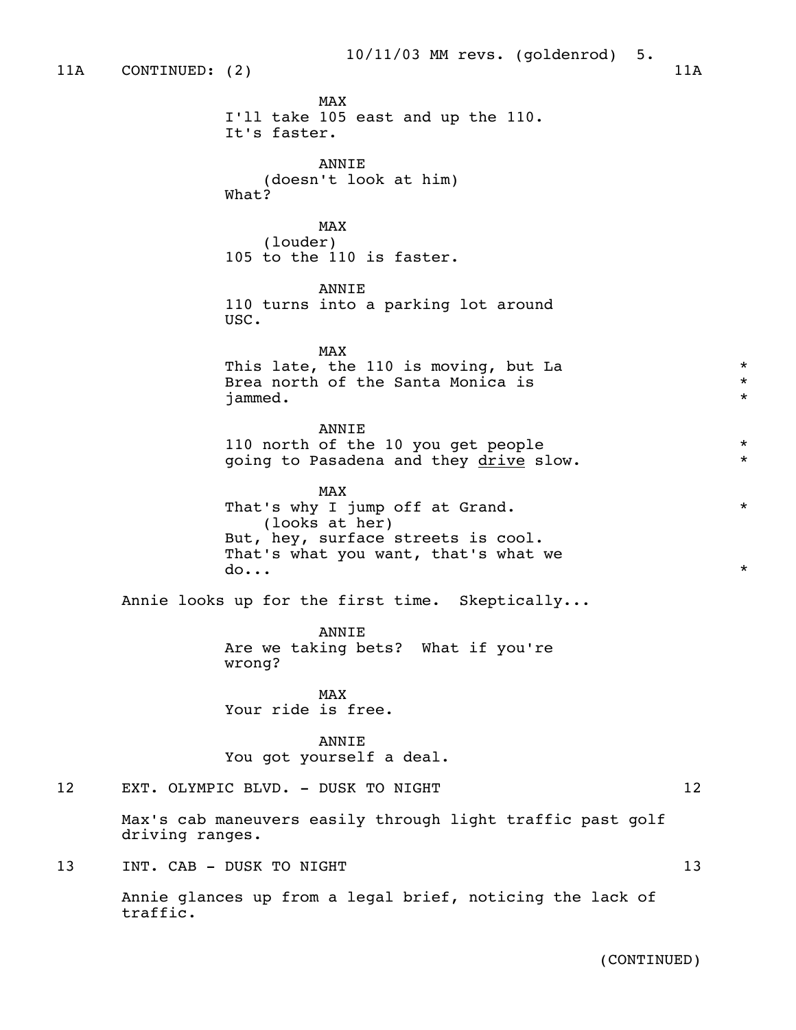11A CONTINUED: (2) 11A

MAX
I'll take 105 east and up the 110.
It's faster.

ANNIE
(doesn't look at him)
What?

MAX
(louder)
105 to the 110 is faster.

ANNIE
110 turns into a parking lot around
USC.

MAX
This late, the 110 is moving, but La *
Brea north of the Santa Monica is *
jammed. *

ANNIE
110 north of the 10 you get people *
going to Pasadena and they _drive_ slow. *

MAX
That's why I jump off at Grand. *
(looks at her)
But, hey, surface streets is cool.
That's what you want, that's what we
do... *

Annie looks up for the first time. Skeptically...

ANNIE
Are we taking bets? What if you're
wrong?

MAX
Your ride is free.

ANNIE
You got yourself a deal.

12 EXT. OLYMPIC BLVD. - DUSK TO NIGHT 12

Max's cab maneuvers easily through light traffic past golf driving ranges.

13 INT. CAB - DUSK TO NIGHT 13

Annie glances up from a legal brief, noticing the lack of traffic.

(CONTINUED)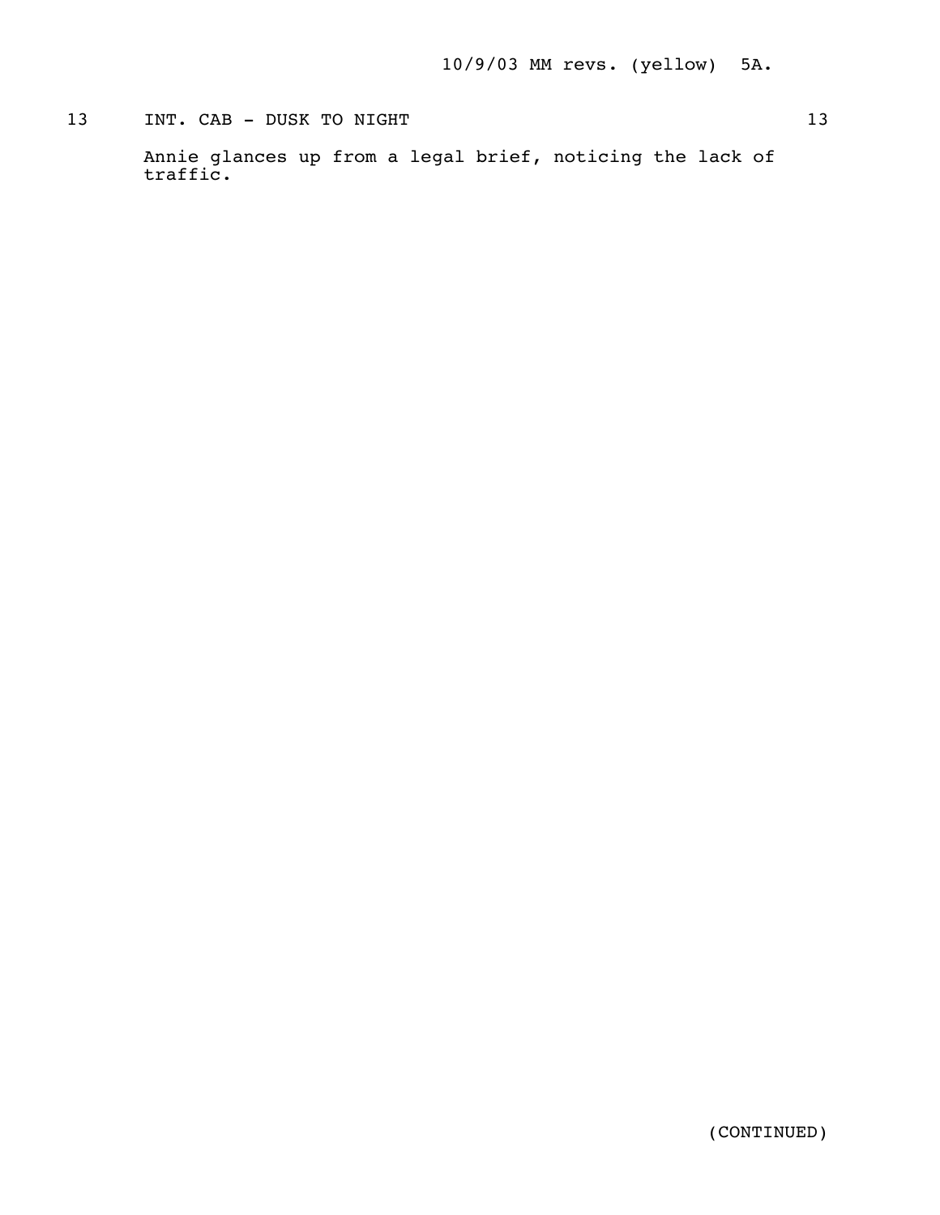13 INT. CAB - DUSK TO NIGHT 13

Annie glances up from a legal brief, noticing the lack of traffic.

(CONTINUED)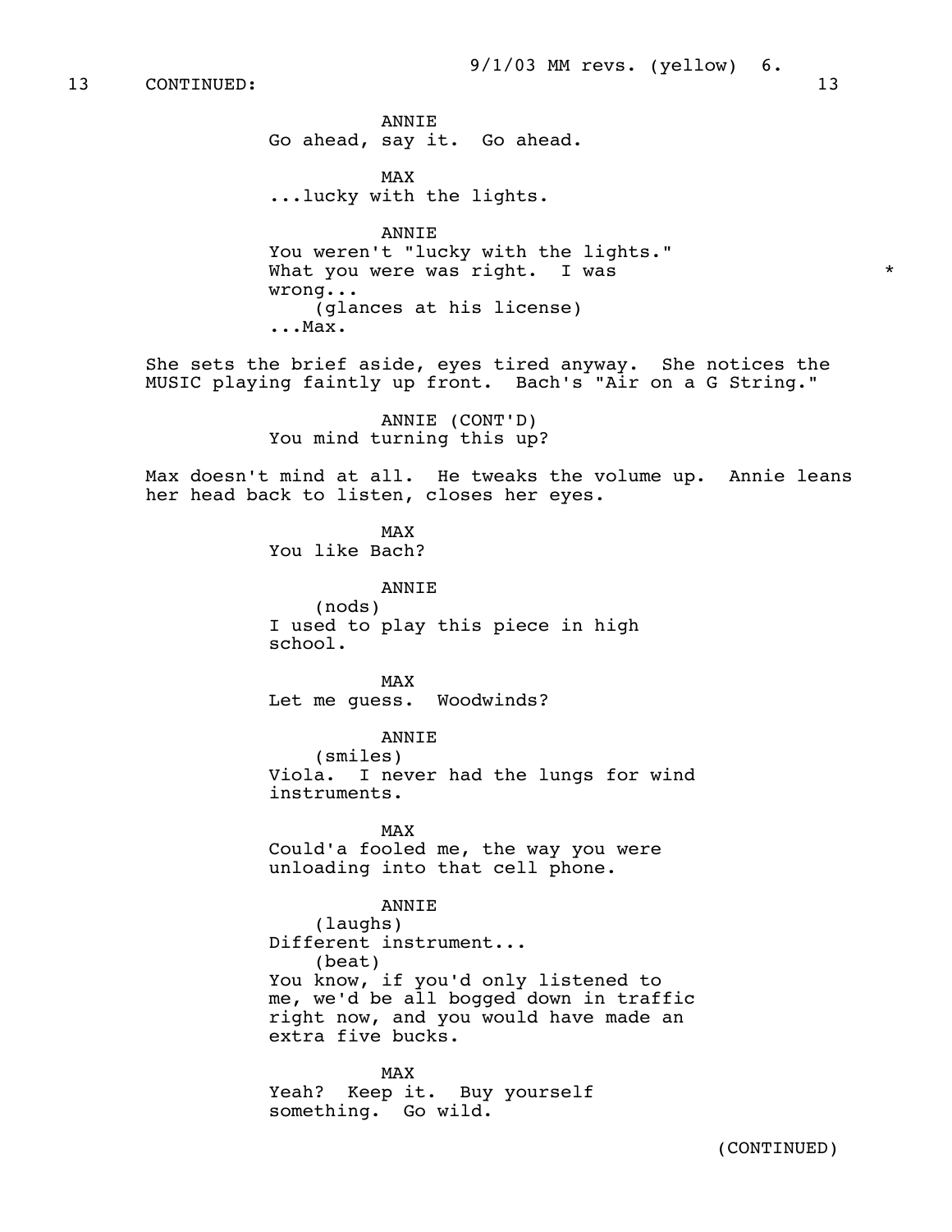13 CONTINUED: 13

ANNIE
Go ahead, say it. Go ahead.

MAX
...lucky with the lights.

ANNIE
You weren't "lucky with the lights."
What you were was right. I was *
wrong...
(glances at his license)
...Max.

She sets the brief aside, eyes tired anyway. She notices the MUSIC playing faintly up front. Bach's "Air on a G String."

ANNIE (CONT'D)
You mind turning this up?

Max doesn't mind at all. He tweaks the volume up. Annie leans her head back to listen, closes her eyes.

MAX
You like Bach?

ANNIE
(nods)
I used to play this piece in high school.

MAX
Let me guess. Woodwinds?

ANNIE
(smiles)
Viola. I never had the lungs for wind instruments.

MAX
Could'a fooled me, the way you were unloading into that cell phone.

ANNIE
(laughs)
Different instrument...
(beat)
You know, if you'd only listened to me, we'd be all bogged down in traffic right now, and you would have made an extra five bucks.

MAX
Yeah? Keep it. Buy yourself something. Go wild.

(CONTINUED)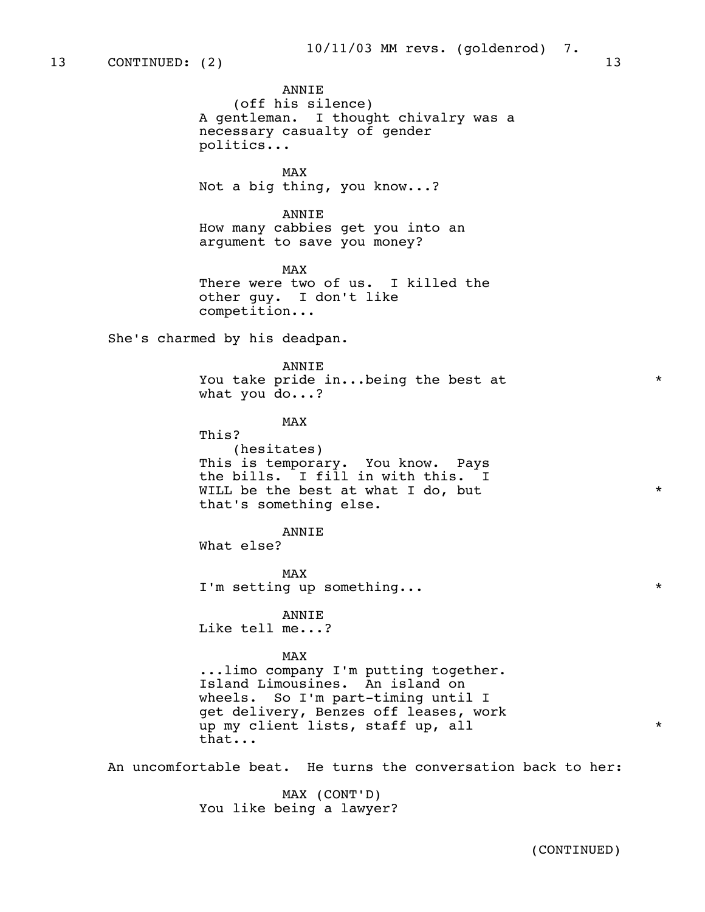13 CONTINUED: (2) 13

ANNIE
(off his silence)
A gentleman. I thought chivalry was a necessary casualty of gender politics...

MAX
Not a big thing, you know...?

ANNIE
How many cabbies get you into an argument to save you money?

MAX
There were two of us. I killed the other guy. I don't like competition...

She's charmed by his deadpan.

ANNIE
You take pride in...being the best at what you do...? *

MAX
This?
(hesitates)
This is temporary. You know. Pays the bills. I fill in with this. I WILL be the best at what I do, but that's something else. *

ANNIE
What else?

MAX
I'm setting up something... *

ANNIE
Like tell me...?

MAX
...limo company I'm putting together. Island Limousines. An island on wheels. So I'm part-timing until I get delivery, Benzes off leases, work up my client lists, staff up, all that... *

An uncomfortable beat. He turns the conversation back to her:

MAX (CONT'D)
You like being a lawyer?

(CONTINUED)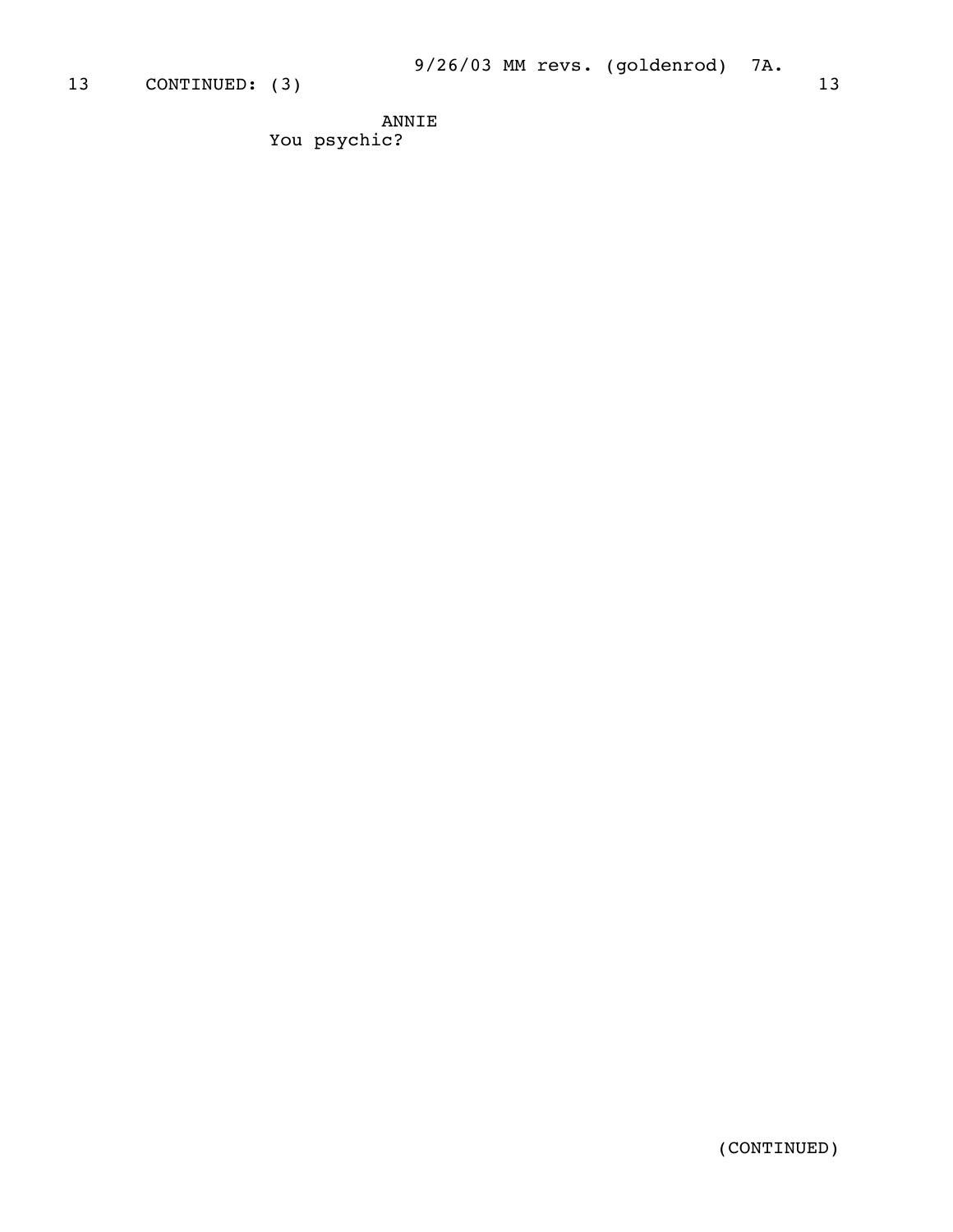13 CONTINUED: (3) 13

ANNIE
You psychic?

(CONTINUED)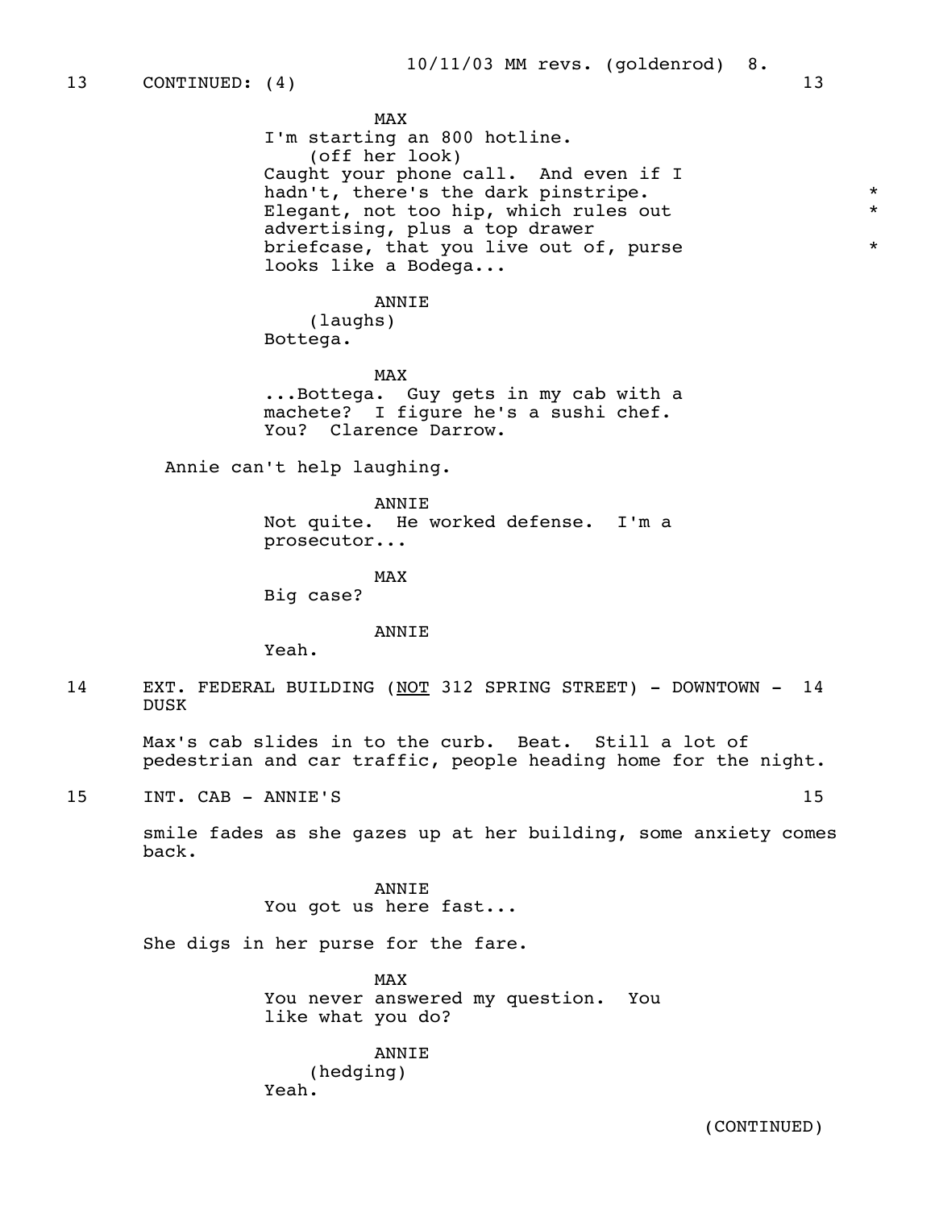13 CONTINUED: (4) 13

MAX
I'm starting an 800 hotline.
(off her look)
Caught your phone call. And even if I hadn't, there's the dark pinstripe. *
Elegant, not too hip, which rules out *
advertising, plus a top drawer
briefcase, that you live out of, purse *
looks like a Bodega...

ANNIE
(laughs)
Bottega.

MAX
...Bottega. Guy gets in my cab with a machete? I figure he's a sushi chef.
You? Clarence Darrow.

Annie can't help laughing.

ANNIE
Not quite. He worked defense. I'm a prosecutor...

MAX
Big case?

ANNIE
Yeah.

14 EXT. FEDERAL BUILDING (NOT 312 SPRING STREET) - DOWNTOWN - DUSK 14

Max's cab slides in to the curb. Beat. Still a lot of pedestrian and car traffic, people heading home for the night.

15 INT. CAB - ANNIE'S 15

smile fades as she gazes up at her building, some anxiety comes back.

ANNIE
You got us here fast...

She digs in her purse for the fare.

MAX
You never answered my question. You like what you do?

ANNIE
(hedging)
Yeah.

(CONTINUED)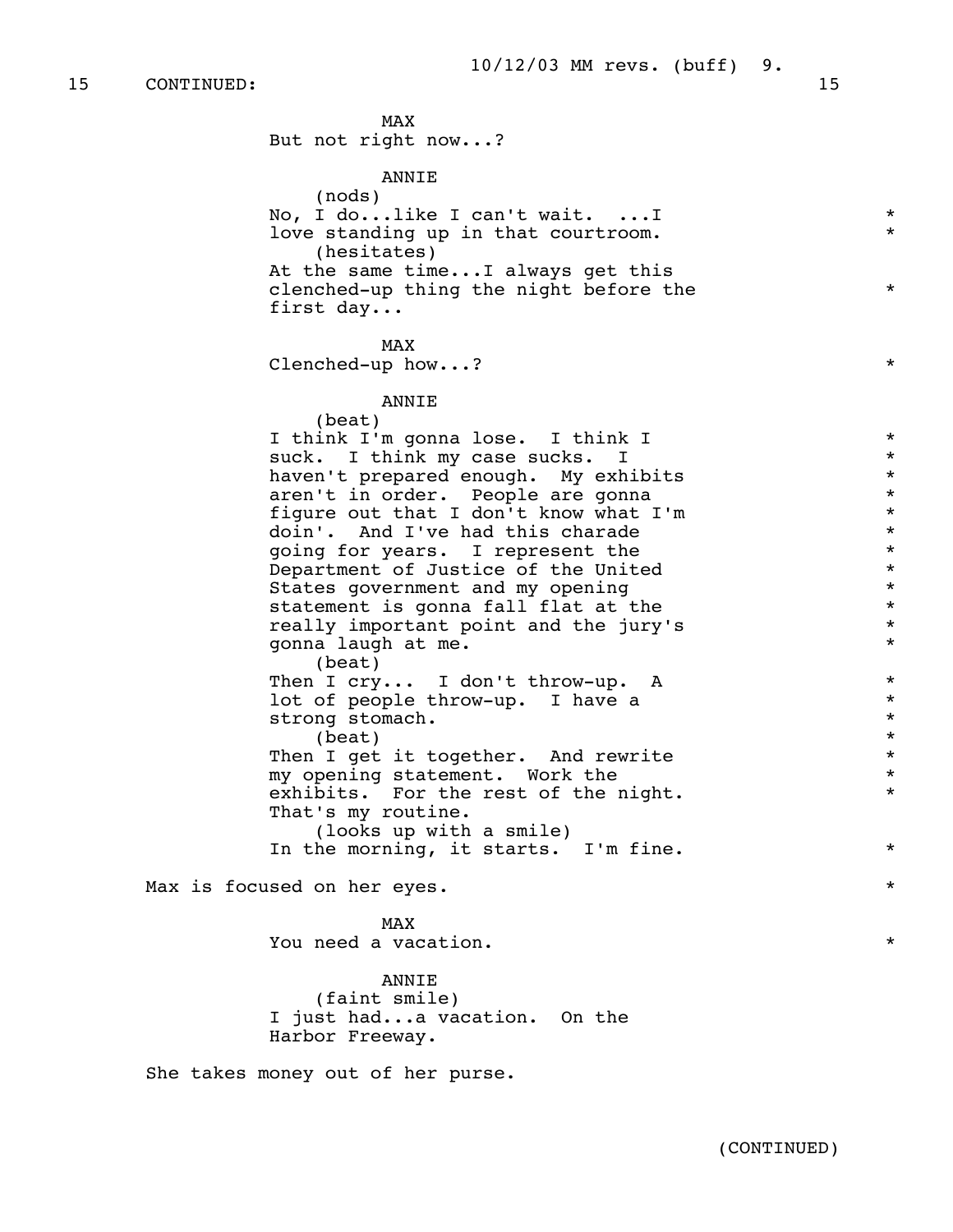15 CONTINUED: 15

MAX
But not right now...?

ANNIE
(nods)
No, I do...like I can't wait. ...I love standing up in that courtroom.
(hesitates)
At the same time...I always get this clenched-up thing the night before the first day...

MAX
Clenched-up how...?

ANNIE
(beat)
I think I'm gonna lose. I think I suck. I think my case sucks. I haven't prepared enough. My exhibits aren't in order. People are gonna figure out that I don't know what I'm doin'. And I've had this charade going for years. I represent the Department of Justice of the United States government and my opening statement is gonna fall flat at the really important point and the jury's gonna laugh at me.
(beat)
Then I cry... I don't throw-up. A lot of people throw-up. I have a strong stomach.
(beat)
Then I get it together. And rewrite my opening statement. Work the exhibits. For the rest of the night. That's my routine.
(looks up with a smile)
In the morning, it starts. I'm fine.

Max is focused on her eyes.

MAX
You need a vacation.

ANNIE
(faint smile)
I just had...a vacation. On the Harbor Freeway.

She takes money out of her purse.

(CONTINUED)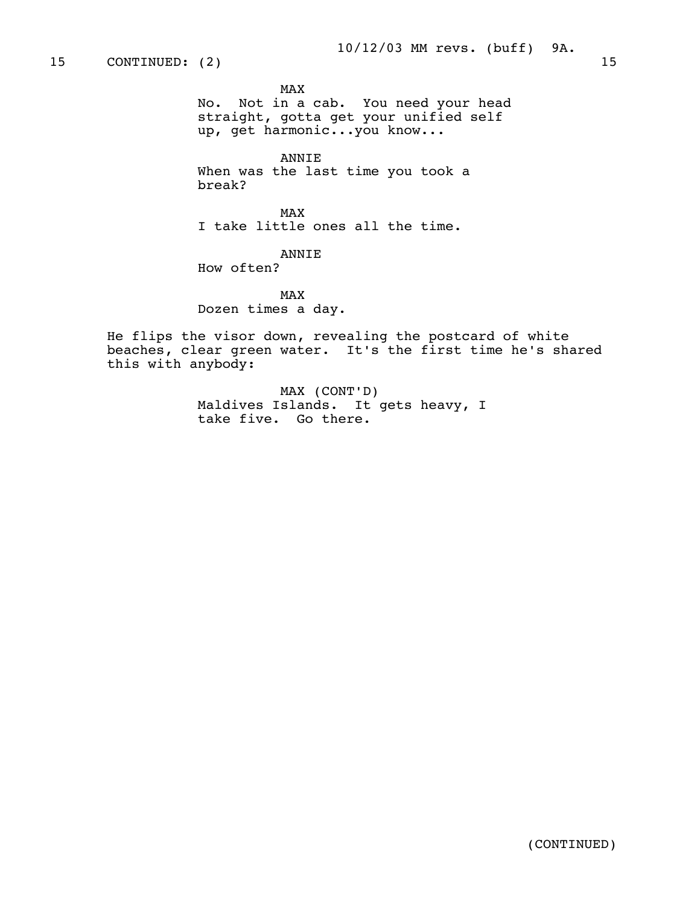15 CONTINUED: (2) 15

MAX
No. Not in a cab. You need your head straight, gotta get your unified self up, get harmonic...you know...

ANNIE
When was the last time you took a break?

MAX
I take little ones all the time.

ANNIE
How often?

MAX
Dozen times a day.

He flips the visor down, revealing the postcard of white beaches, clear green water. It's the first time he's shared this with anybody:

MAX (CONT'D)
Maldives Islands. It gets heavy, I take five. Go there.

(CONTINUED)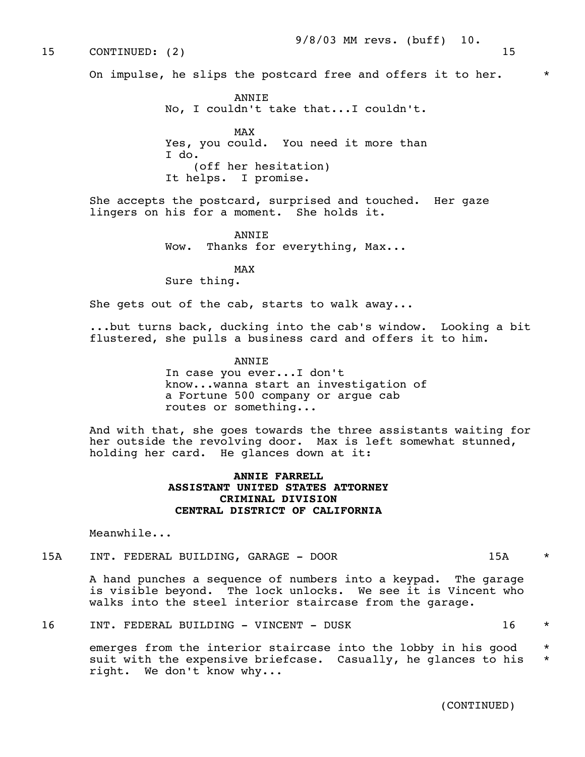15 CONTINUED: (2) 15

On impulse, he slips the postcard free and offers it to her. *

ANNIE
No, I couldn't take that...I couldn't.

MAX
Yes, you could. You need it more than I do.
(off her hesitation)
It helps. I promise.

She accepts the postcard, surprised and touched. Her gaze lingers on his for a moment. She holds it.

ANNIE
Wow. Thanks for everything, Max...

MAX
Sure thing.

She gets out of the cab, starts to walk away...

...but turns back, ducking into the cab's window. Looking a bit flustered, she pulls a business card and offers it to him.

ANNIE
In case you ever...I don't know...wanna start an investigation of a Fortune 500 company or argue cab routes or something...

And with that, she goes towards the three assistants waiting for her outside the revolving door. Max is left somewhat stunned, holding her card. He glances down at it:

**ANNIE FARRELL**
**ASSISTANT UNITED STATES ATTORNEY**
**CRIMINAL DIVISION**
**CENTRAL DISTRICT OF CALIFORNIA**

Meanwhile...

15A INT. FEDERAL BUILDING, GARAGE - DOOR 15A *

A hand punches a sequence of numbers into a keypad. The garage is visible beyond. The lock unlocks. We see it is Vincent who walks into the steel interior staircase from the garage.

16 INT. FEDERAL BUILDING - VINCENT - DUSK 16 *

emerges from the interior staircase into the lobby in his good suit with the expensive briefcase. Casually, he glances to his right. We don't know why... * *

(CONTINUED)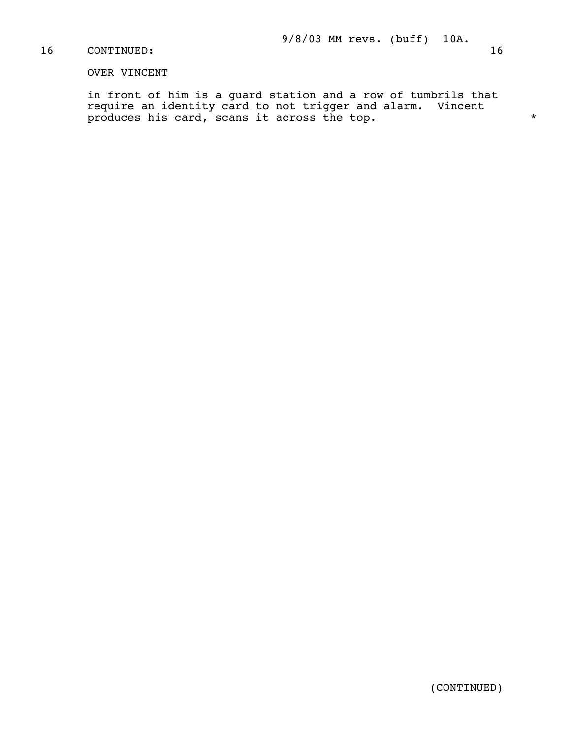16 CONTINUED: 16

OVER VINCENT

in front of him is a guard station and a row of tumbrils that require an identity card to not trigger and alarm. Vincent produces his card, scans it across the top. *

(CONTINUED)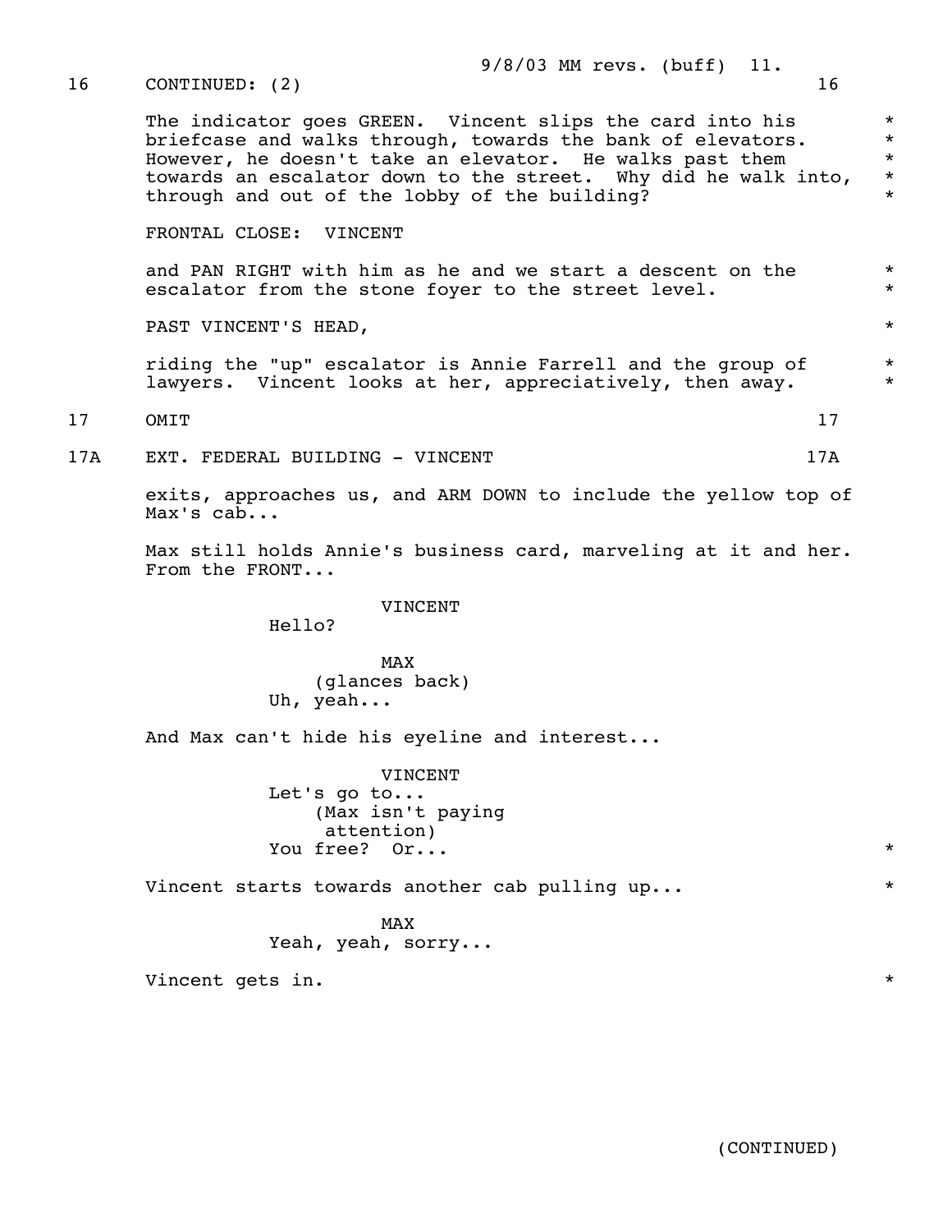16 CONTINUED: (2) 16

The indicator goes GREEN. Vincent slips the card into his briefcase and walks through, towards the bank of elevators. However, he doesn't take an elevator. He walks past them towards an escalator down to the street. Why did he walk into, through and out of the lobby of the building?

FRONTAL CLOSE: VINCENT

and PAN RIGHT with him as he and we start a descent on the escalator from the stone foyer to the street level.

PAST VINCENT'S HEAD,

riding the "up" escalator is Annie Farrell and the group of lawyers. Vincent looks at her, appreciatively, then away.

17 OMIT 17

17A EXT. FEDERAL BUILDING - VINCENT 17A

exits, approaches us, and ARM DOWN to include the yellow top of Max's cab...

Max still holds Annie's business card, marveling at it and her. From the FRONT...

VINCENT
Hello?

MAX
(glances back)
Uh, yeah...

And Max can't hide his eyeline and interest...

VINCENT
Let's go to...
(Max isn't paying attention)
You free? Or...

Vincent starts towards another cab pulling up...

MAX
Yeah, yeah, sorry...

Vincent gets in.

(CONTINUED)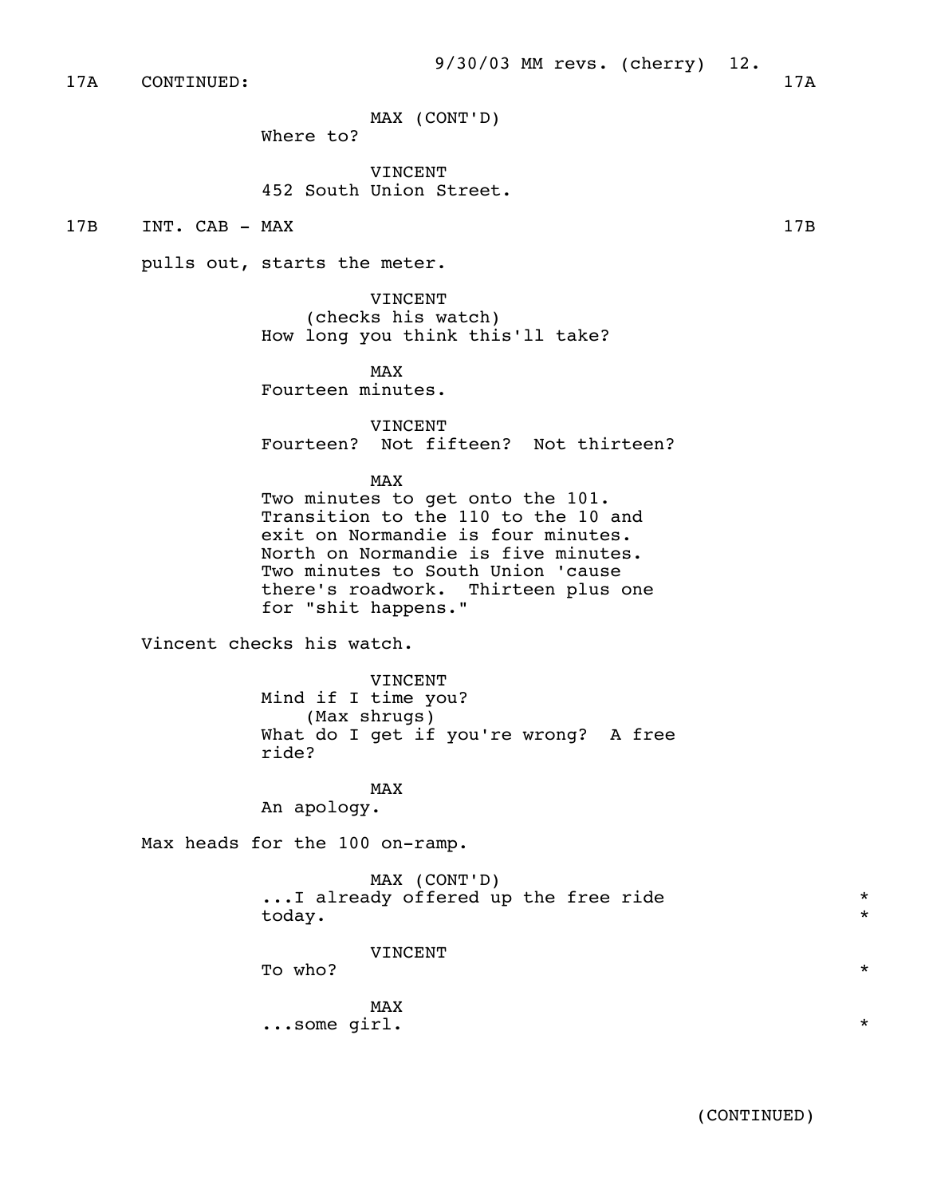17A CONTINUED: 17A

MAX (CONT'D)
Where to?

VINCENT
452 South Union Street.

17B INT. CAB - MAX 17B

pulls out, starts the meter.

VINCENT
(checks his watch)
How long you think this'll take?

MAX
Fourteen minutes.

VINCENT
Fourteen? Not fifteen? Not thirteen?

MAX
Two minutes to get onto the 101. Transition to the 110 to the 10 and exit on Normandie is four minutes. North on Normandie is five minutes. Two minutes to South Union 'cause there's roadwork. Thirteen plus one for "shit happens."

Vincent checks his watch.

VINCENT
Mind if I time you?
(Max shrugs)
What do I get if you're wrong? A free ride?

MAX
An apology.

Max heads for the 100 on-ramp.

MAX (CONT'D)
...I already offered up the free ride today. *

VINCENT
To who? *

MAX
...some girl. *

(CONTINUED)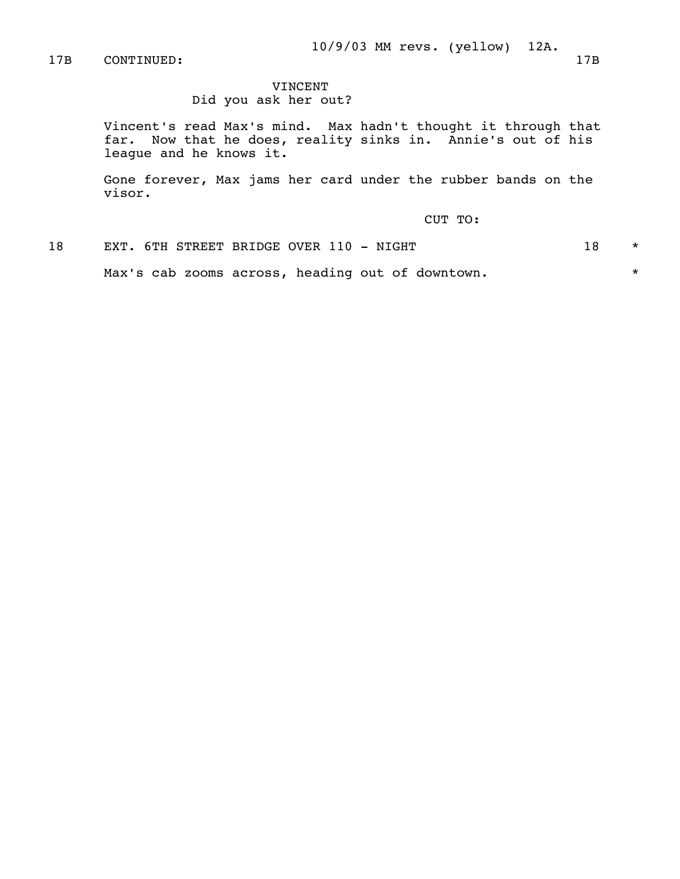17B CONTINUED: 17B

VINCENT
Did you ask her out?

Vincent's read Max's mind. Max hadn't thought it through that far. Now that he does, reality sinks in. Annie's out of his league and he knows it.

Gone forever, Max jams her card under the rubber bands on the visor.

CUT TO:

18 EXT. 6TH STREET BRIDGE OVER 110 - NIGHT 18 *

Max's cab zooms across, heading out of downtown. *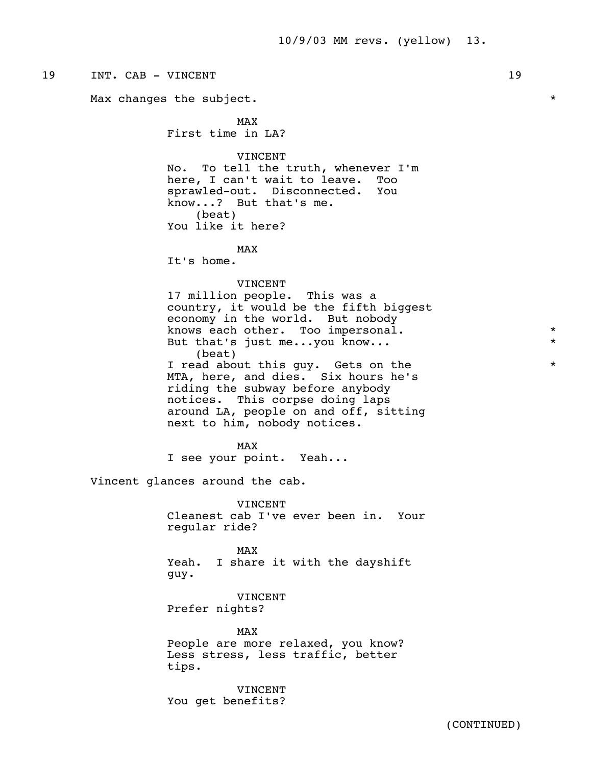19 INT. CAB - VINCENT 19

Max changes the subject. *

MAX
First time in LA?

VINCENT
No. To tell the truth, whenever I'm here, I can't wait to leave. Too sprawled-out. Disconnected. You know...? But that's me.
(beat)
You like it here?

MAX
It's home.

VINCENT
17 million people. This was a country, it would be the fifth biggest economy in the world. But nobody knows each other. Too impersonal. *
But that's just me...you know... *
(beat)
I read about this guy. Gets on the *
MTA, here, and dies. Six hours he's riding the subway before anybody notices. This corpse doing laps around LA, people on and off, sitting next to him, nobody notices.

MAX
I see your point. Yeah...

Vincent glances around the cab.

VINCENT
Cleanest cab I've ever been in. Your regular ride?

MAX
Yeah. I share it with the dayshift guy.

VINCENT
Prefer nights?

MAX
People are more relaxed, you know? Less stress, less traffic, better tips.

VINCENT
You get benefits?

(CONTINUED)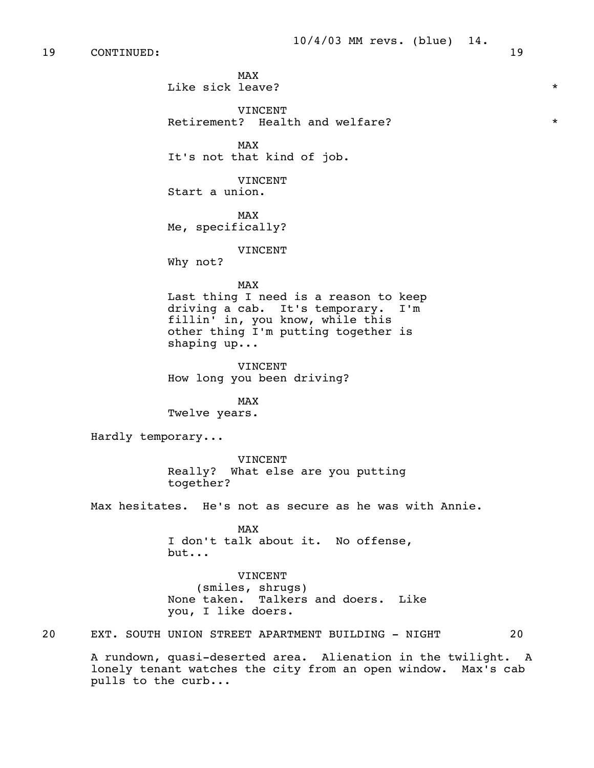19 CONTINUED: 19

MAX
Like sick leave? *

VINCENT
Retirement? Health and welfare? *

MAX
It's not that kind of job.

VINCENT
Start a union.

MAX
Me, specifically?

VINCENT
Why not?

MAX
Last thing I need is a reason to keep driving a cab. It's temporary. I'm fillin' in, you know, while this other thing I'm putting together is shaping up...

VINCENT
How long you been driving?

MAX
Twelve years.

Hardly temporary...

VINCENT
Really? What else are you putting together?

Max hesitates. He's not as secure as he was with Annie.

MAX
I don't talk about it. No offense, but...

VINCENT
(smiles, shrugs)
None taken. Talkers and doers. Like you, I like doers.

20 EXT. SOUTH UNION STREET APARTMENT BUILDING - NIGHT 20

A rundown, quasi-deserted area. Alienation in the twilight. A lonely tenant watches the city from an open window. Max's cab pulls to the curb...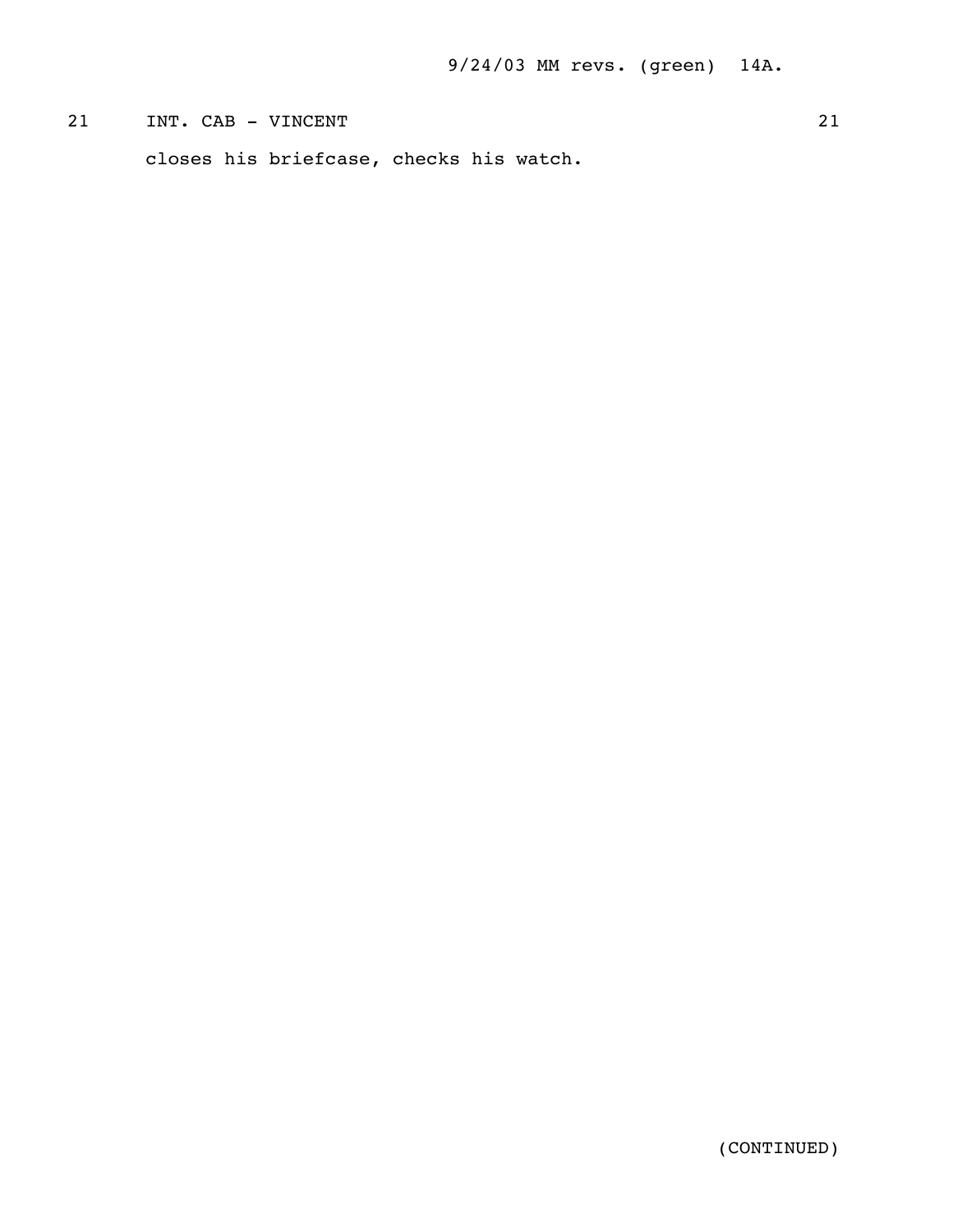21 INT. CAB - VINCENT 21

closes his briefcase, checks his watch.

(CONTINUED)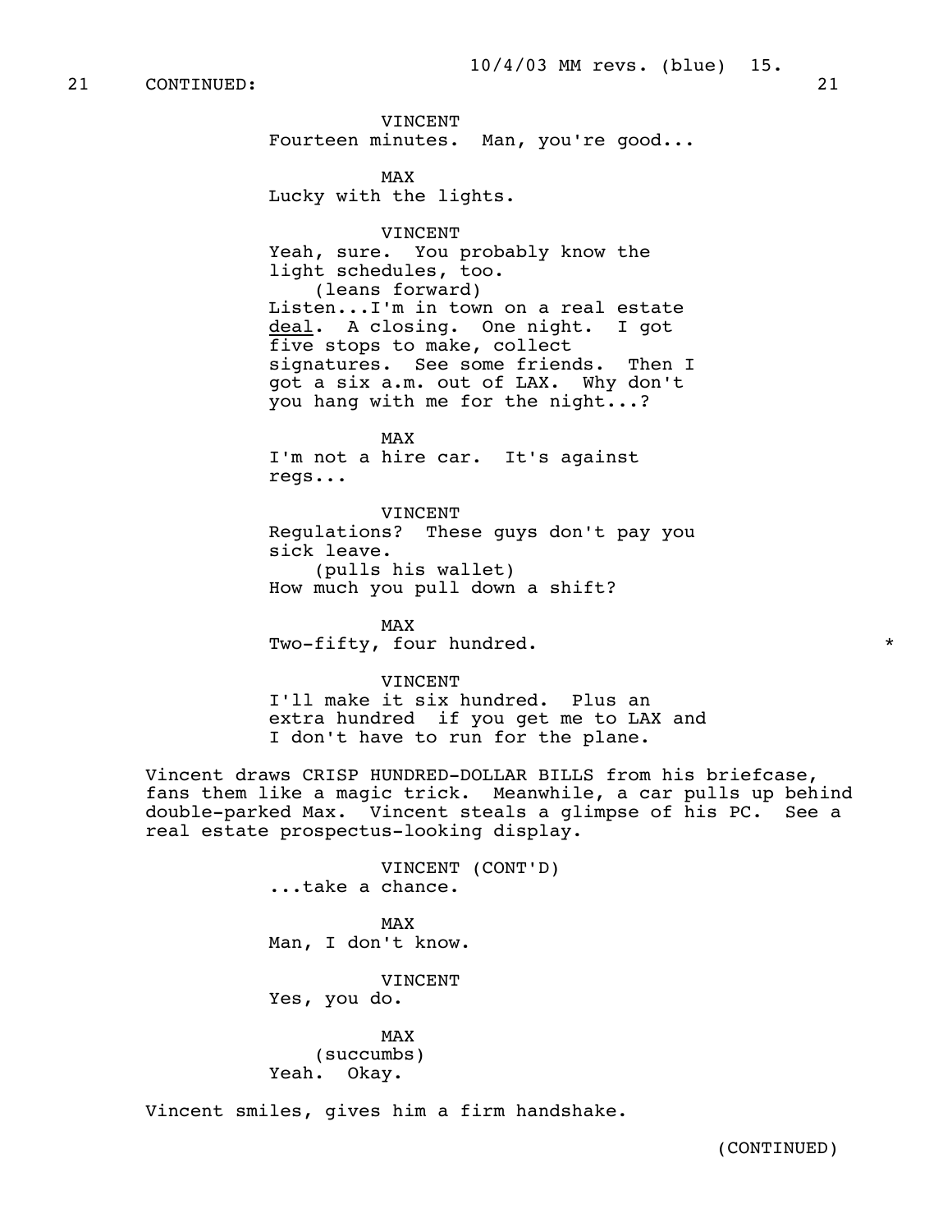21 CONTINUED: 21

VINCENT
Fourteen minutes. Man, you're good...

MAX
Lucky with the lights.

VINCENT
Yeah, sure. You probably know the light schedules, too.
(leans forward)
Listen...I'm in town on a real estate deal. A closing. One night. I got five stops to make, collect signatures. See some friends. Then I got a six a.m. out of LAX. Why don't you hang with me for the night...?

MAX
I'm not a hire car. It's against regs...

VINCENT
Regulations? These guys don't pay you sick leave.
(pulls his wallet)
How much you pull down a shift?

MAX
Two-fifty, four hundred. *

VINCENT
I'll make it six hundred. Plus an extra hundred if you get me to LAX and I don't have to run for the plane.

Vincent draws CRISP HUNDRED-DOLLAR BILLS from his briefcase, fans them like a magic trick. Meanwhile, a car pulls up behind double-parked Max. Vincent steals a glimpse of his PC. See a real estate prospectus-looking display.

VINCENT (CONT'D)
...take a chance.

MAX
Man, I don't know.

VINCENT
Yes, you do.

MAX
(succumbs)
Yeah. Okay.

Vincent smiles, gives him a firm handshake.

(CONTINUED)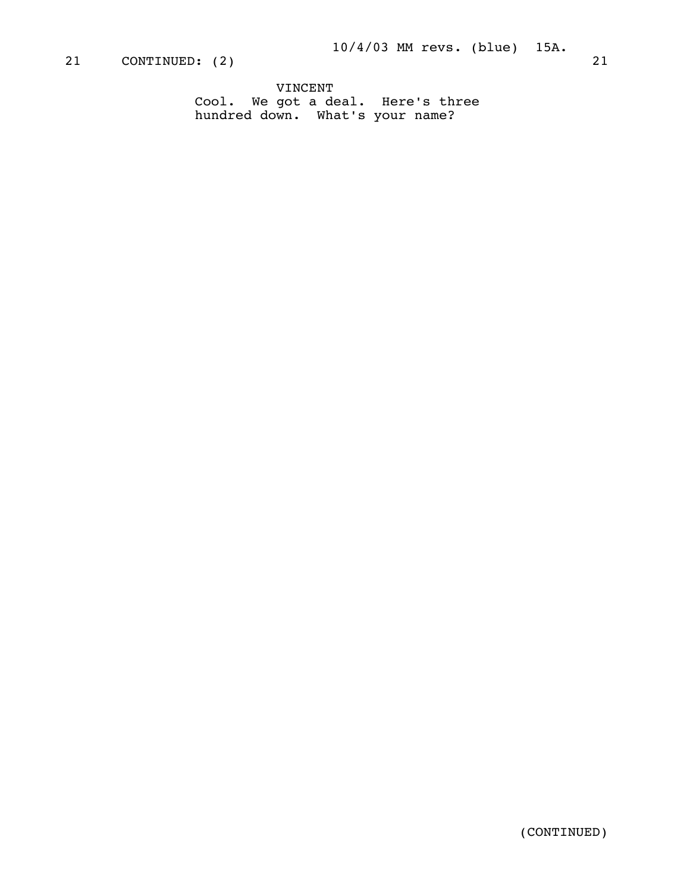21 CONTINUED: (2) 21

VINCENT
Cool. We got a deal. Here's three hundred down. What's your name?

(CONTINUED)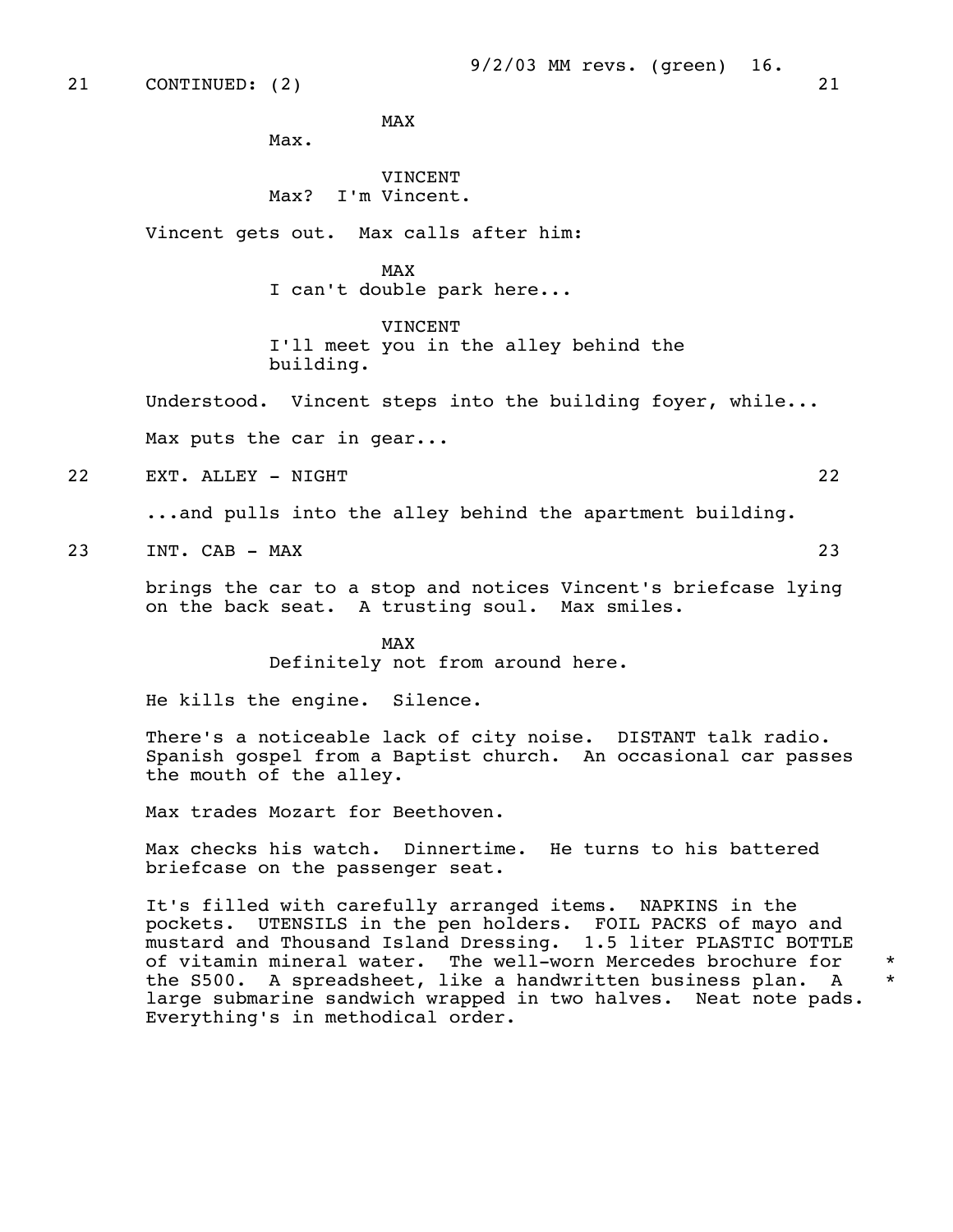21 CONTINUED: (2) 21

MAX
Max.

VINCENT
Max? I'm Vincent.

Vincent gets out. Max calls after him:

MAX
I can't double park here...

VINCENT
I'll meet you in the alley behind the building.

Understood. Vincent steps into the building foyer, while...

Max puts the car in gear...

22 EXT. ALLEY - NIGHT 22

...and pulls into the alley behind the apartment building.

23 INT. CAB - MAX 23

brings the car to a stop and notices Vincent's briefcase lying on the back seat. A trusting soul. Max smiles.

MAX
Definitely not from around here.

He kills the engine. Silence.

There's a noticeable lack of city noise. DISTANT talk radio. Spanish gospel from a Baptist church. An occasional car passes the mouth of the alley.

Max trades Mozart for Beethoven.

Max checks his watch. Dinnertime. He turns to his battered briefcase on the passenger seat.

It's filled with carefully arranged items. NAPKINS in the pockets. UTENSILS in the pen holders. FOIL PACKS of mayo and mustard and Thousand Island Dressing. 1.5 liter PLASTIC BOTTLE of vitamin mineral water. The well-worn Mercedes brochure for the S500. A spreadsheet, like a handwritten business plan. A large submarine sandwich wrapped in two halves. Neat note pads. Everything's in methodical order. *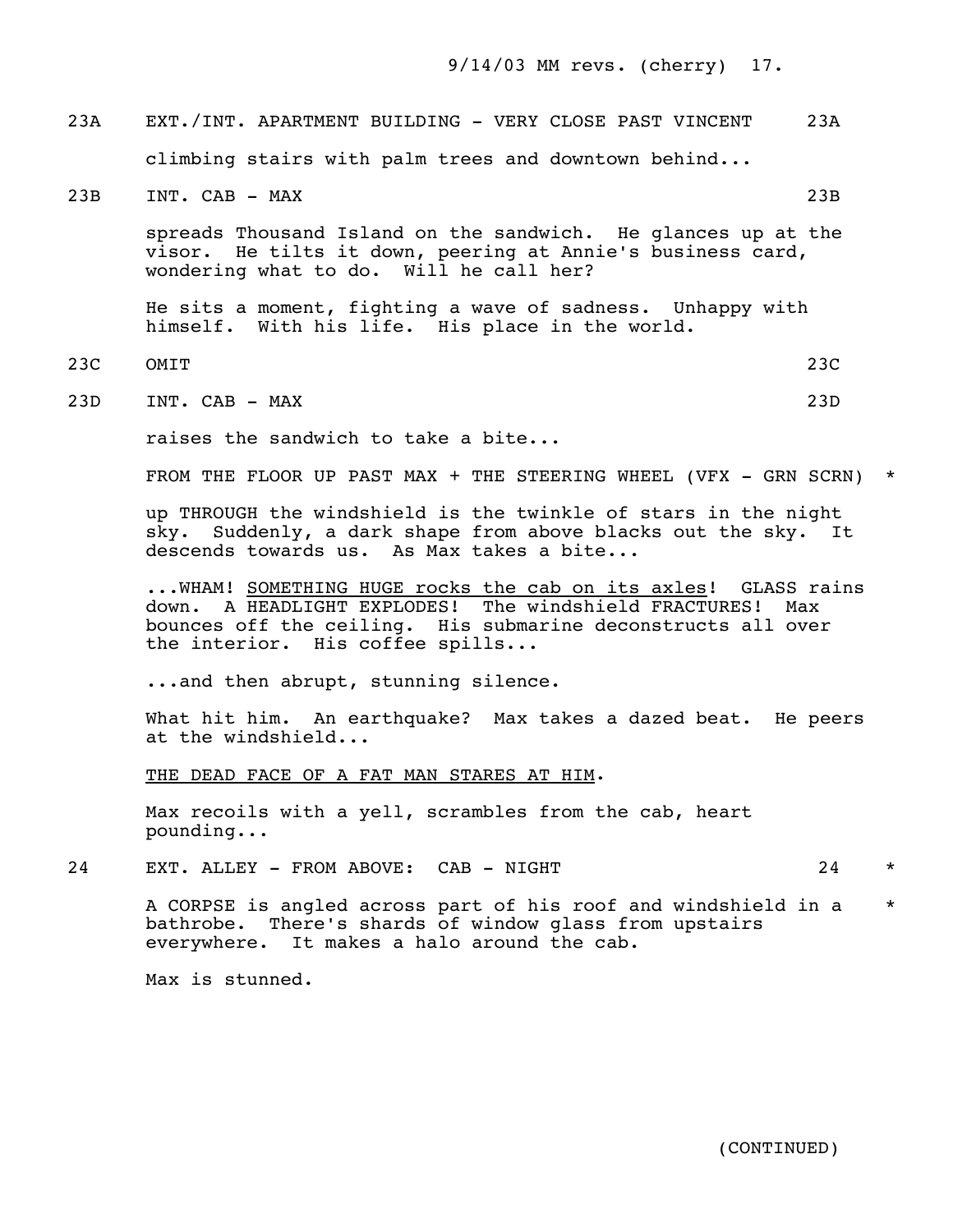23A EXT./INT. APARTMENT BUILDING - VERY CLOSE PAST VINCENT 23A

climbing stairs with palm trees and downtown behind...

23B INT. CAB - MAX 23B

spreads Thousand Island on the sandwich. He glances up at the visor. He tilts it down, peering at Annie's business card, wondering what to do. Will he call her?

He sits a moment, fighting a wave of sadness. Unhappy with himself. With his life. His place in the world.

23C OMIT 23C

23D INT. CAB - MAX 23D

raises the sandwich to take a bite...

FROM THE FLOOR UP PAST MAX + THE STEERING WHEEL (VFX - GRN SCRN) *

up THROUGH the windshield is the twinkle of stars in the night sky. Suddenly, a dark shape from above blacks out the sky. It descends towards us. As Max takes a bite...

...WHAM! <u>SOMETHING HUGE rocks the cab on its axles</u>! GLASS rains down. A HEADLIGHT EXPLODES! The windshield FRACTURES! Max bounces off the ceiling. His submarine deconstructs all over the interior. His coffee spills...

...and then abrupt, stunning silence.

What hit him. An earthquake? Max takes a dazed beat. He peers at the windshield...

<u>THE DEAD FACE OF A FAT MAN STARES AT HIM</u>.

Max recoils with a yell, scrambles from the cab, heart pounding...

24 EXT. ALLEY - FROM ABOVE: CAB - NIGHT 24 *

A CORPSE is angled across part of his roof and windshield in a bathrobe. There's shards of window glass from upstairs everywhere. It makes a halo around the cab. *

Max is stunned.

(CONTINUED)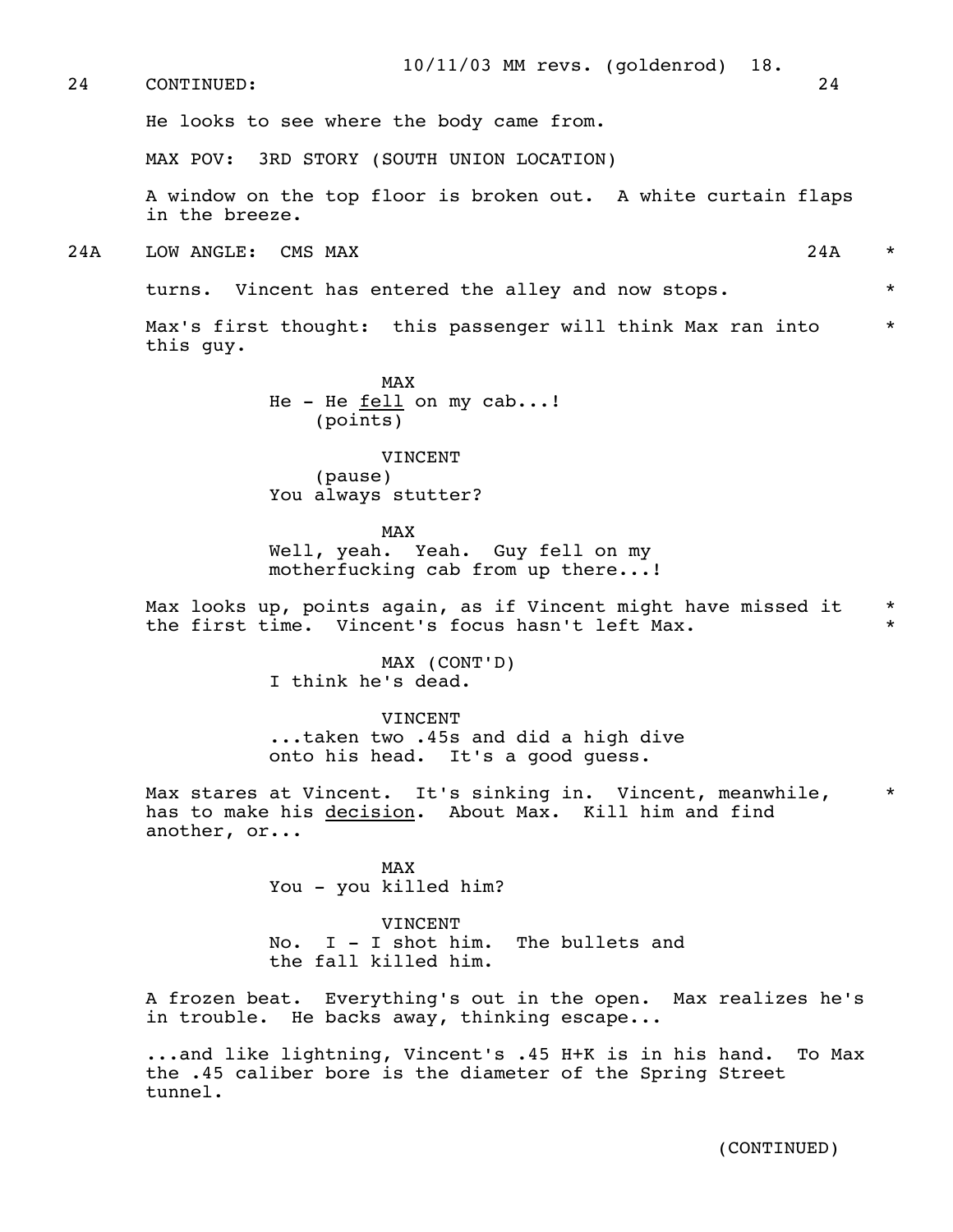24 CONTINUED: 24

He looks to see where the body came from.

MAX POV: 3RD STORY (SOUTH UNION LOCATION)

A window on the top floor is broken out. A white curtain flaps in the breeze.

24A LOW ANGLE: CMS MAX 24A *

turns. Vincent has entered the alley and now stops. *

Max's first thought: this passenger will think Max ran into this guy. *

MAX
He - He _fell_ on my cab...!
(points)

VINCENT
(pause)
You always stutter?

MAX
Well, yeah. Yeah. Guy fell on my motherfucking cab from up there...!

Max looks up, points again, as if Vincent might have missed it the first time. Vincent's focus hasn't left Max. *

MAX (CONT'D)
I think he's dead.

VINCENT
...taken two .45s and did a high dive onto his head. It's a good guess.

Max stares at Vincent. It's sinking in. Vincent, meanwhile, has to make his _decision_. About Max. Kill him and find another, or... *

MAX
You - you killed him?

VINCENT
No. I - I shot him. The bullets and the fall killed him.

A frozen beat. Everything's out in the open. Max realizes he's in trouble. He backs away, thinking escape...

...and like lightning, Vincent's .45 H+K is in his hand. To Max the .45 caliber bore is the diameter of the Spring Street tunnel.

(CONTINUED)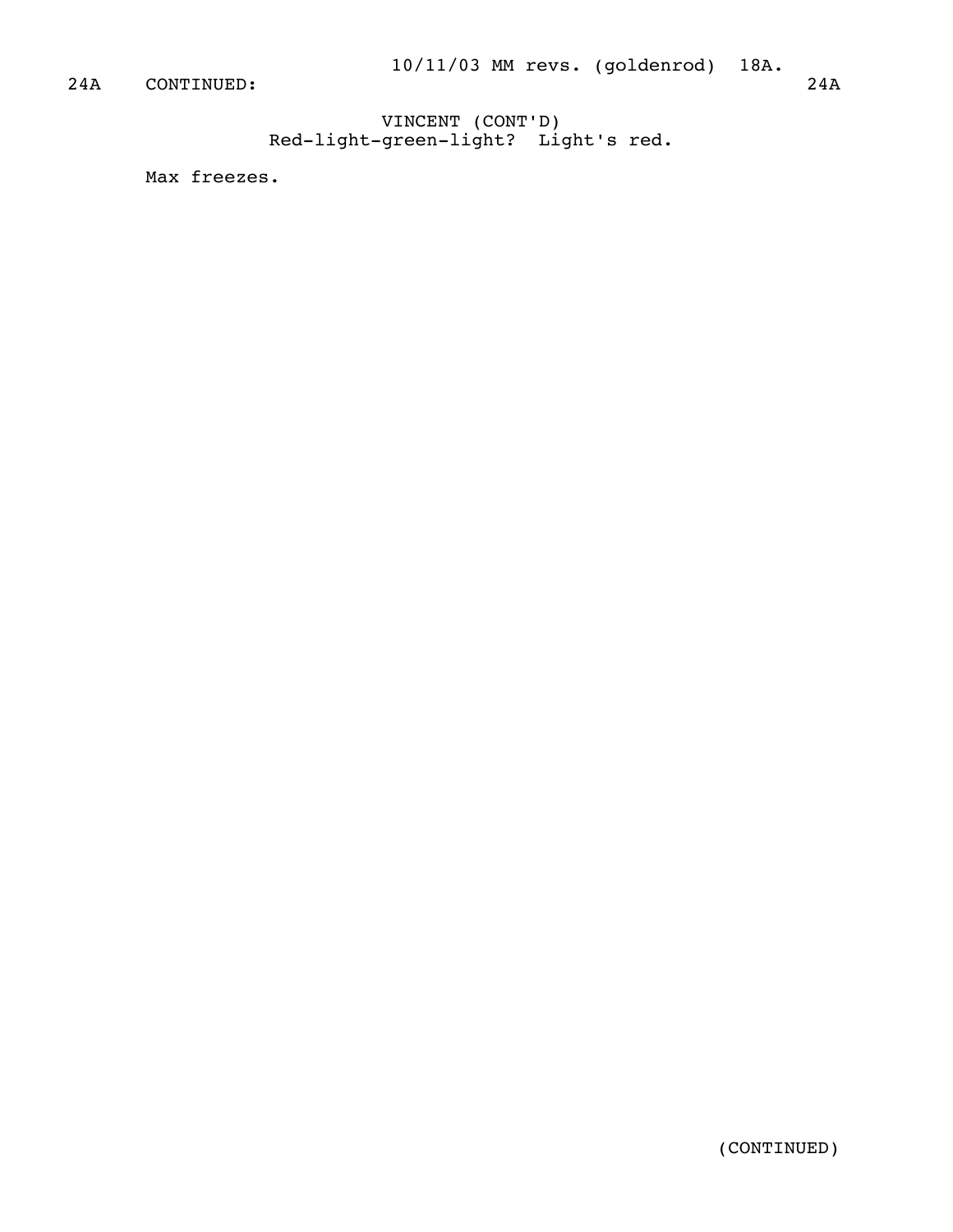24A CONTINUED: 24A

VINCENT (CONT'D)
Red-light-green-light? Light's red.

Max freezes.

(CONTINUED)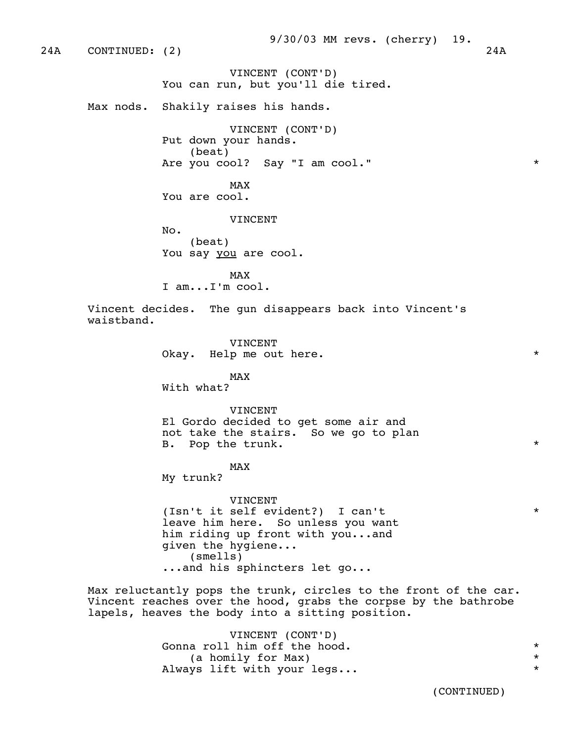24A CONTINUED: (2) 24A

VINCENT (CONT'D)
You can run, but you'll die tired.

Max nods. Shakily raises his hands.

VINCENT (CONT'D)
Put down your hands.
(beat)
Are you cool? Say "I am cool." *

MAX
You are cool.

VINCENT
No.
(beat)
You say _you_ are cool.

MAX
I am...I'm cool.

Vincent decides. The gun disappears back into Vincent's waistband.

VINCENT
Okay. Help me out here. *

MAX
With what?

VINCENT
El Gordo decided to get some air and not take the stairs. So we go to plan B. Pop the trunk. *

MAX
My trunk?

VINCENT
(Isn't it self evident?) I can't leave him here. So unless you want him riding up front with you...and given the hygiene... *
(smells)
...and his sphincters let go...

Max reluctantly pops the trunk, circles to the front of the car. Vincent reaches over the hood, grabs the corpse by the bathrobe lapels, heaves the body into a sitting position.

VINCENT (CONT'D)
Gonna roll him off the hood. *
(a homily for Max) *
Always lift with your legs... *

(CONTINUED)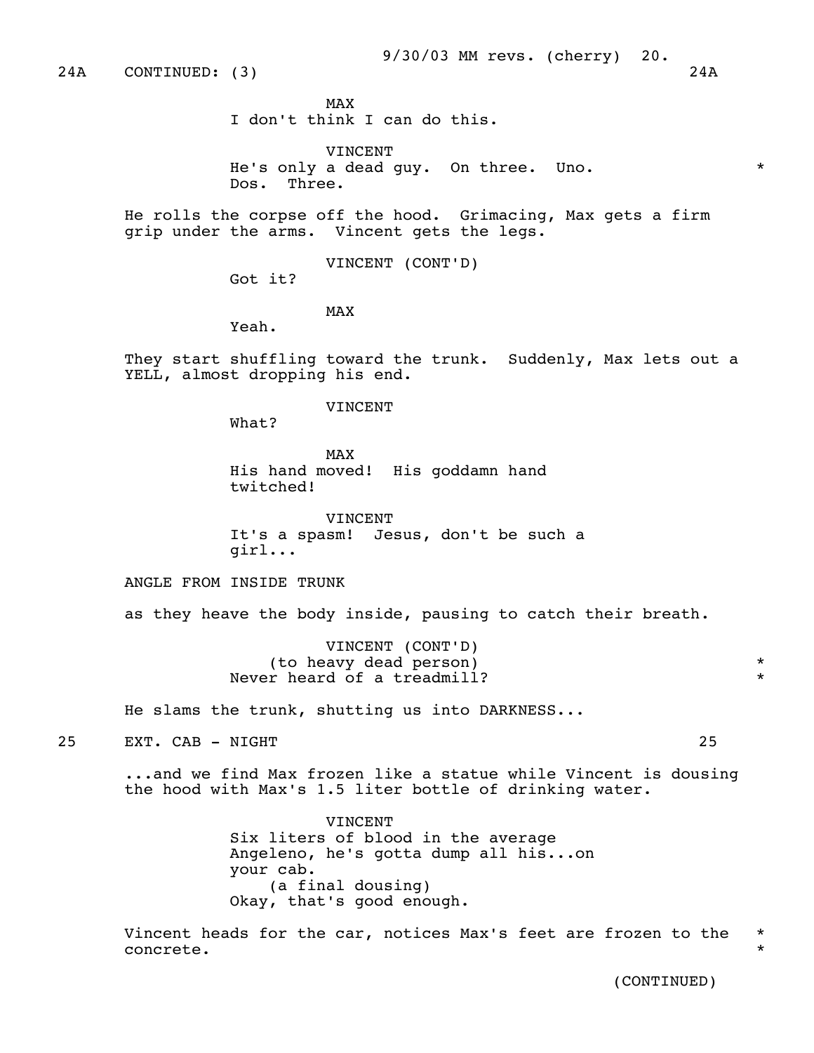24A CONTINUED: (3) 24A

MAX
I don't think I can do this.

VINCENT
He's only a dead guy. On three. Uno. *
Dos. Three.

He rolls the corpse off the hood. Grimacing, Max gets a firm grip under the arms. Vincent gets the legs.

VINCENT (CONT'D)
Got it?

MAX
Yeah.

They start shuffling toward the trunk. Suddenly, Max lets out a YELL, almost dropping his end.

VINCENT
What?

MAX
His hand moved! His goddamn hand twitched!

VINCENT
It's a spasm! Jesus, don't be such a girl...

ANGLE FROM INSIDE TRUNK

as they heave the body inside, pausing to catch their breath.

VINCENT (CONT'D)
(to heavy dead person) *
Never heard of a treadmill? *

He slams the trunk, shutting us into DARKNESS...

25 EXT. CAB - NIGHT 25

...and we find Max frozen like a statue while Vincent is dousing the hood with Max's 1.5 liter bottle of drinking water.

VINCENT
Six liters of blood in the average Angeleno, he's gotta dump all his...on your cab.
(a final dousing)
Okay, that's good enough.

Vincent heads for the car, notices Max's feet are frozen to the *
concrete. *

(CONTINUED)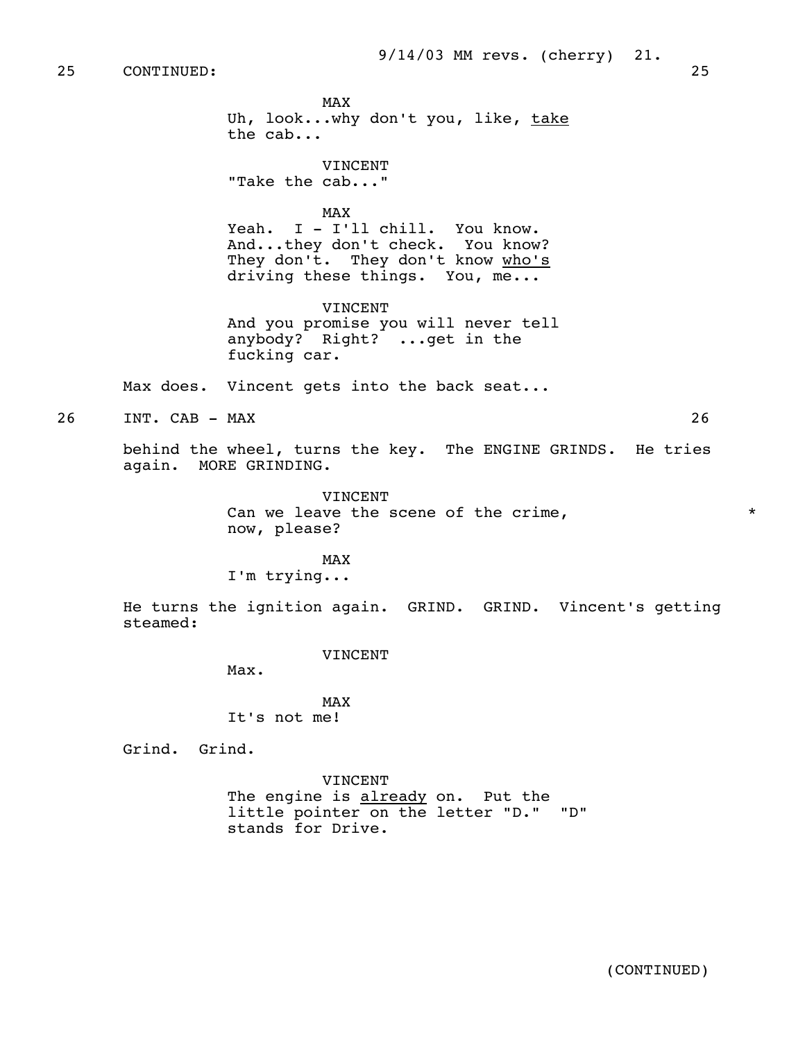25 CONTINUED: 25

MAX
Uh, look...why don't you, like, _take_ the cab...

VINCENT
"Take the cab..."

MAX
Yeah. I - I'll chill. You know. And...they don't check. You know? They don't. They don't know _who's_ driving these things. You, me...

VINCENT
And you promise you will never tell anybody? Right? ...get in the fucking car.

Max does. Vincent gets into the back seat...

26 INT. CAB - MAX 26

behind the wheel, turns the key. The ENGINE GRINDS. He tries again. MORE GRINDING.

VINCENT
Can we leave the scene of the crime, now, please? *

MAX
I'm trying...

He turns the ignition again. GRIND. GRIND. Vincent's getting steamed:

VINCENT
Max.

MAX
It's not me!

Grind. Grind.

VINCENT
The engine is _already_ on. Put the little pointer on the letter "D." "D" stands for Drive.

(CONTINUED)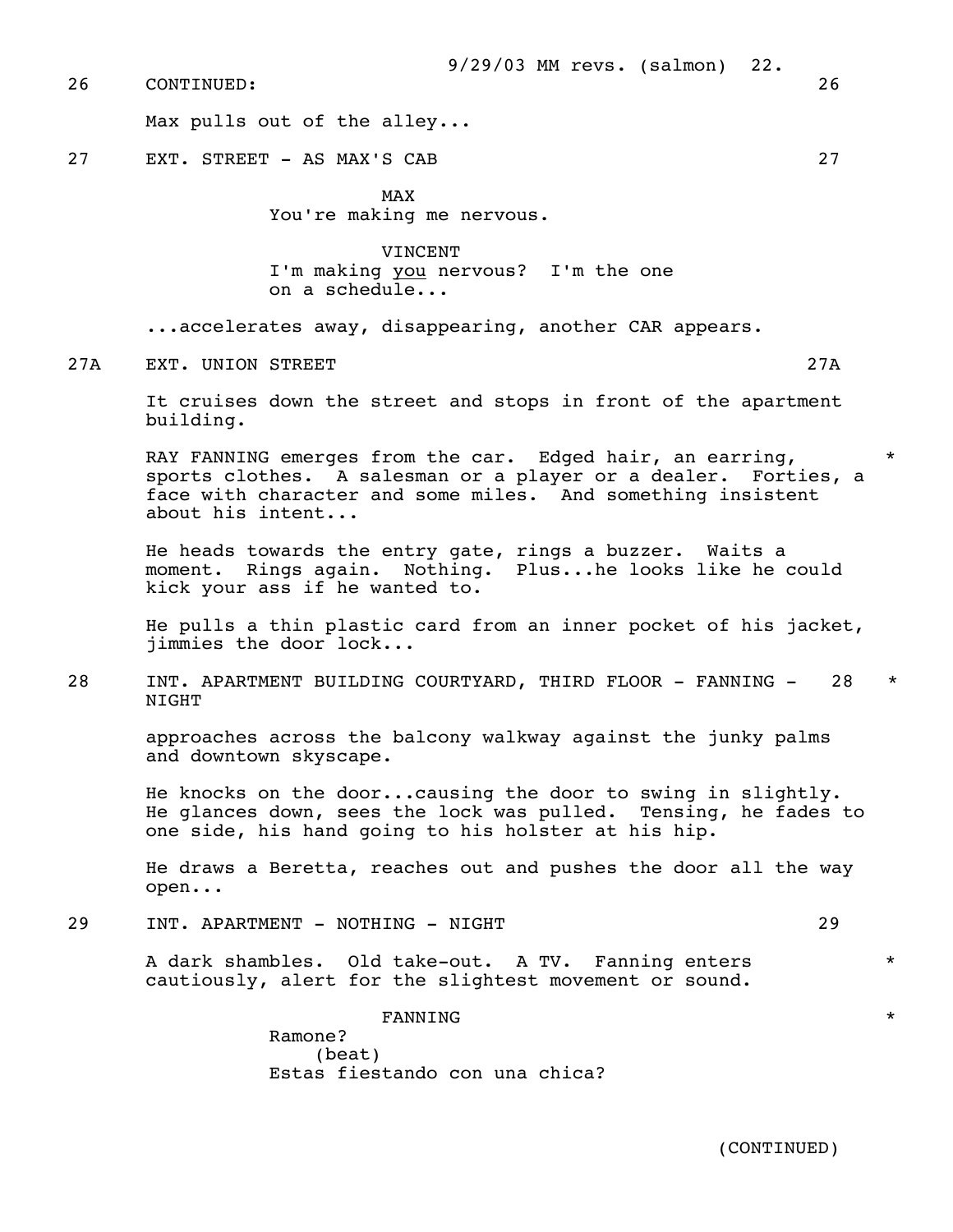26 CONTINUED: 26

Max pulls out of the alley...

27 EXT. STREET - AS MAX'S CAB 27

MAX
You're making me nervous.

VINCENT
I'm making _you_ nervous? I'm the one on a schedule...

...accelerates away, disappearing, another CAR appears.

27A EXT. UNION STREET 27A

It cruises down the street and stops in front of the apartment building.

RAY FANNING emerges from the car. Edged hair, an earring, sports clothes. A salesman or a player or a dealer. Forties, a face with character and some miles. And something insistent about his intent... *

He heads towards the entry gate, rings a buzzer. Waits a moment. Rings again. Nothing. Plus...he looks like he could kick your ass if he wanted to.

He pulls a thin plastic card from an inner pocket of his jacket, jimmies the door lock...

28 INT. APARTMENT BUILDING COURTYARD, THIRD FLOOR - FANNING - NIGHT 28 *

approaches across the balcony walkway against the junky palms and downtown skyscape.

He knocks on the door...causing the door to swing in slightly. He glances down, sees the lock was pulled. Tensing, he fades to one side, his hand going to his holster at his hip.

He draws a Beretta, reaches out and pushes the door all the way open...

29 INT. APARTMENT - NOTHING - NIGHT 29

A dark shambles. Old take-out. A TV. Fanning enters cautiously, alert for the slightest movement or sound. *

FANNING *
Ramone?
(beat)
Estas fiestando con una chica?

(CONTINUED)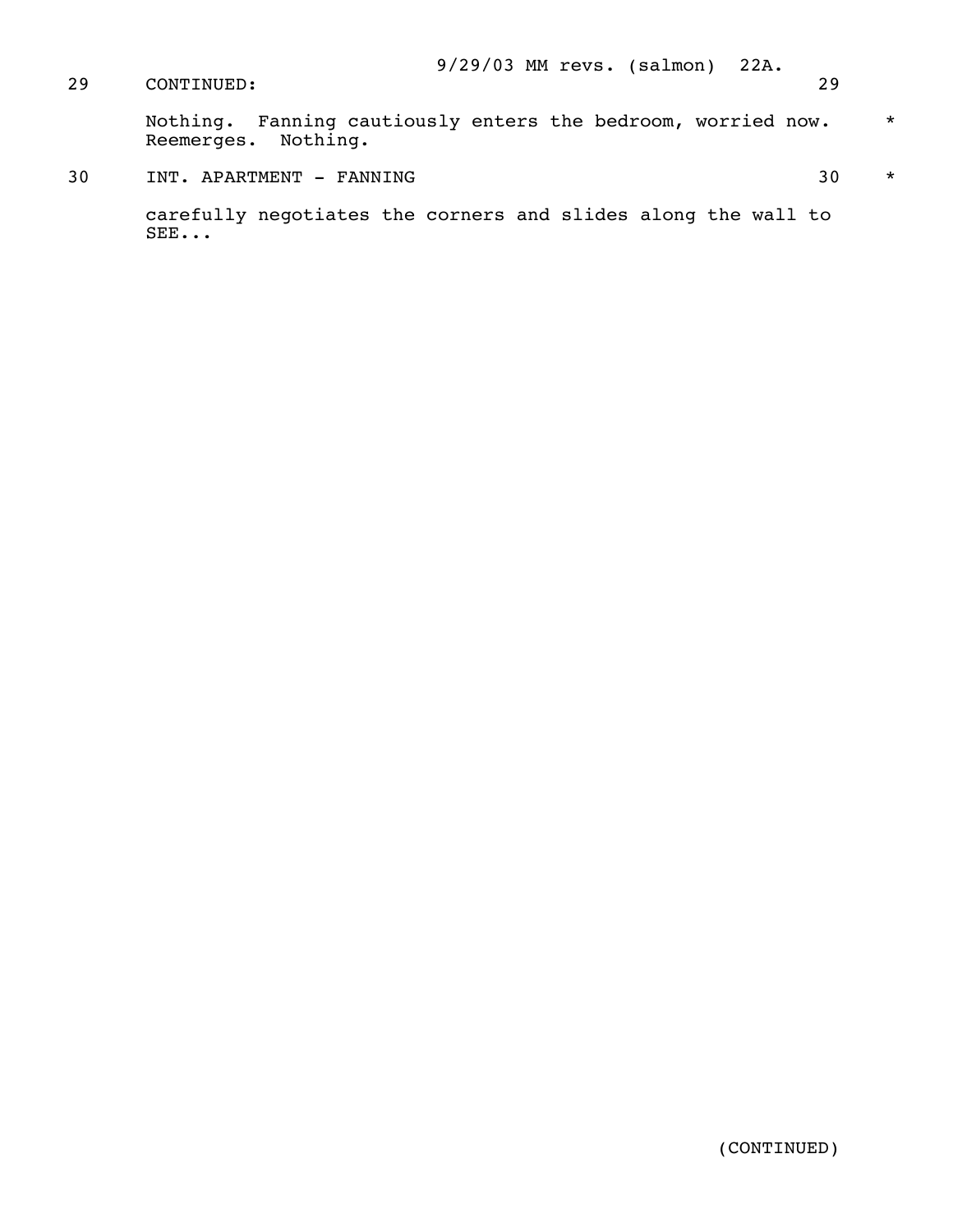29 CONTINUED: 29

Nothing. Fanning cautiously enters the bedroom, worried now. *
Reemerges. Nothing.

30 INT. APARTMENT - FANNING 30 *

carefully negotiates the corners and slides along the wall to SEE...

(CONTINUED)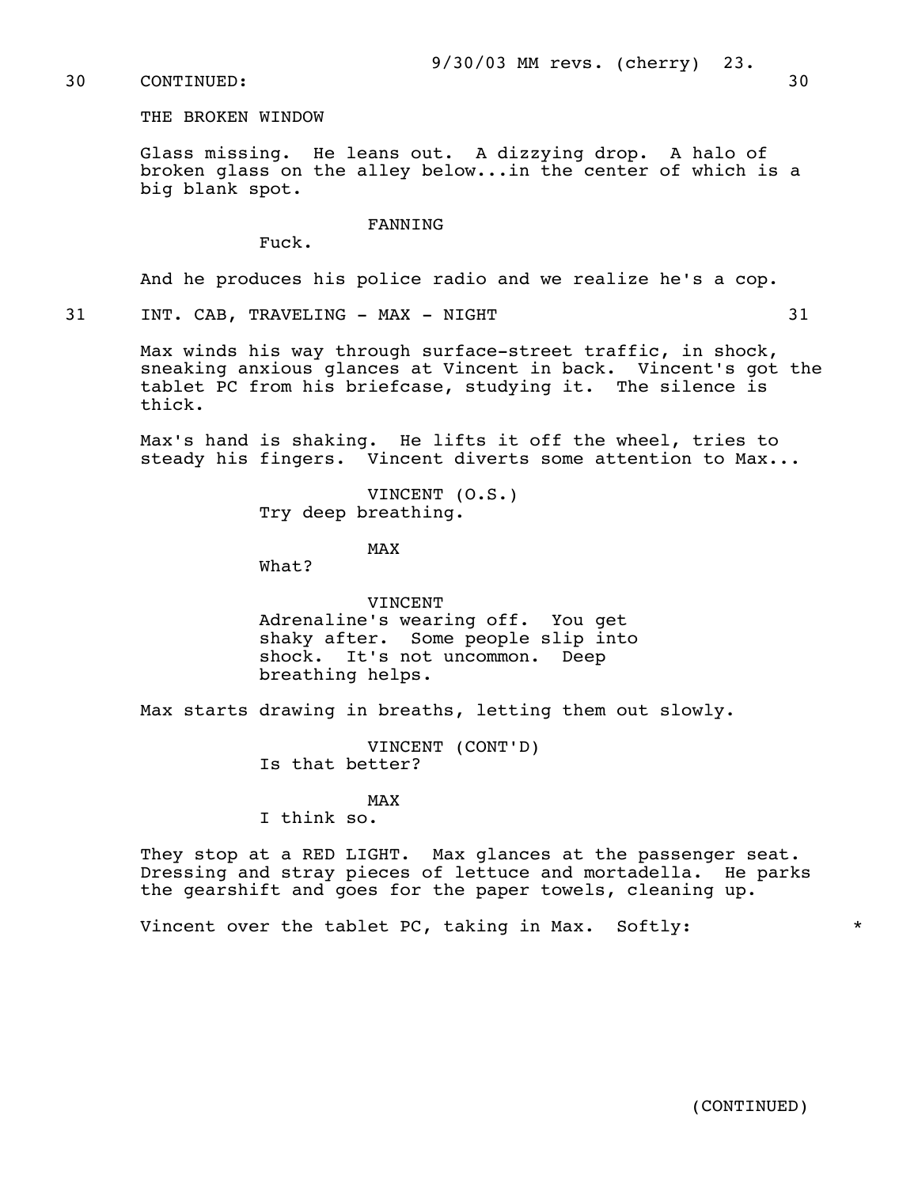30 CONTINUED: 30

THE BROKEN WINDOW

Glass missing. He leans out. A dizzying drop. A halo of broken glass on the alley below...in the center of which is a big blank spot.

FANNING

Fuck.

And he produces his police radio and we realize he's a cop.

31 INT. CAB, TRAVELING - MAX - NIGHT 31

Max winds his way through surface-street traffic, in shock, sneaking anxious glances at Vincent in back. Vincent's got the tablet PC from his briefcase, studying it. The silence is thick.

Max's hand is shaking. He lifts it off the wheel, tries to steady his fingers. Vincent diverts some attention to Max...

VINCENT (O.S.)

Try deep breathing.

MAX

What?

VINCENT

Adrenaline's wearing off. You get shaky after. Some people slip into shock. It's not uncommon. Deep breathing helps.

Max starts drawing in breaths, letting them out slowly.

VINCENT (CONT'D)

Is that better?

MAX

I think so.

They stop at a RED LIGHT. Max glances at the passenger seat. Dressing and stray pieces of lettuce and mortadella. He parks the gearshift and goes for the paper towels, cleaning up.

Vincent over the tablet PC, taking in Max. Softly: *

(CONTINUED)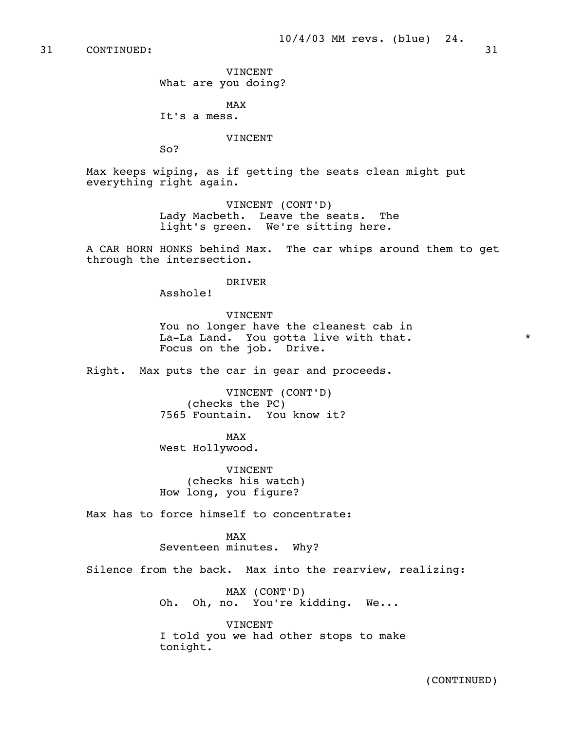31 CONTINUED: 31

VINCENT
What are you doing?

MAX
It's a mess.

VINCENT
So?

Max keeps wiping, as if getting the seats clean might put everything right again.

VINCENT (CONT'D)
Lady Macbeth. Leave the seats. The light's green. We're sitting here.

A CAR HORN HONKS behind Max. The car whips around them to get through the intersection.

DRIVER
Asshole!

VINCENT
You no longer have the cleanest cab in La-La Land. You gotta live with that. *
Focus on the job. Drive.

Right. Max puts the car in gear and proceeds.

VINCENT (CONT'D)
(checks the PC)
7565 Fountain. You know it?

MAX
West Hollywood.

VINCENT
(checks his watch)
How long, you figure?

Max has to force himself to concentrate:

MAX
Seventeen minutes. Why?

Silence from the back. Max into the rearview, realizing:

MAX (CONT'D)
Oh. Oh, no. You're kidding. We...

VINCENT
I told you we had other stops to make tonight.

(CONTINUED)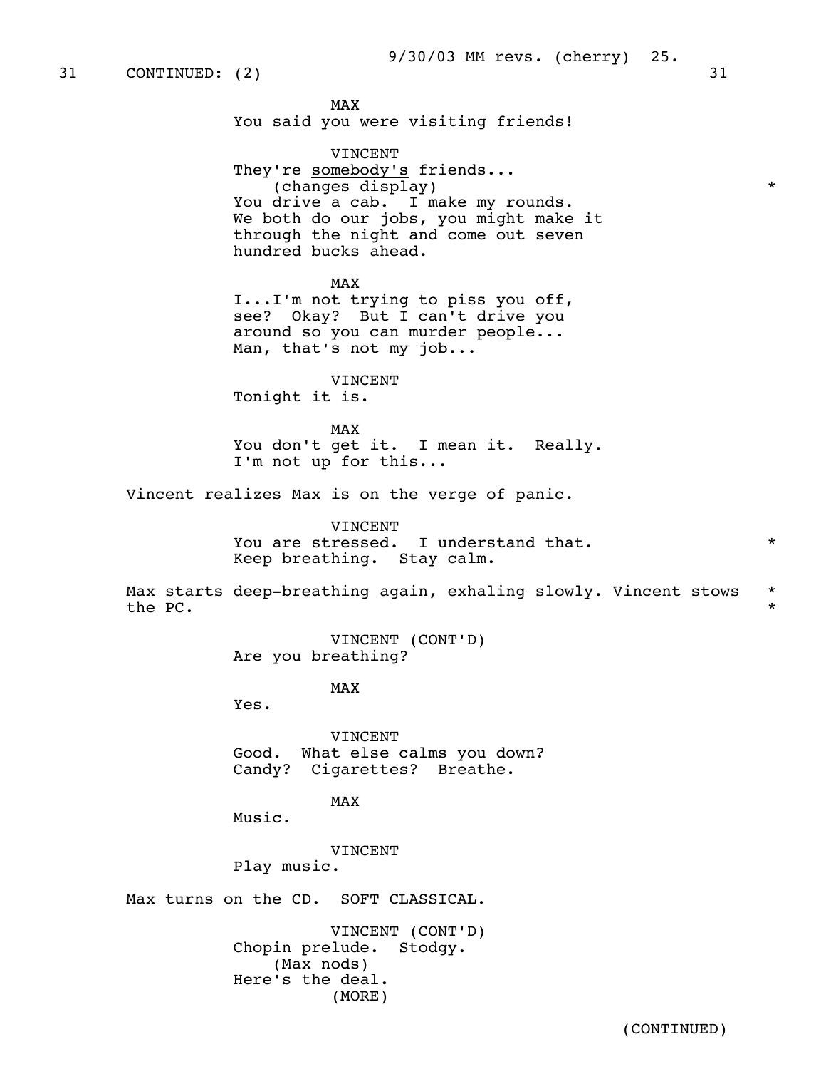31 CONTINUED: (2) 31

MAX
You said you were visiting friends!

VINCENT
They're <u>somebody's</u> friends...
(changes display) *
You drive a cab. I make my rounds.
We both do our jobs, you might make it
through the night and come out seven
hundred bucks ahead.

MAX
I...I'm not trying to piss you off,
see? Okay? But I can't drive you
around so you can murder people...
Man, that's not my job...

VINCENT
Tonight it is.

MAX
You don't get it. I mean it. Really.
I'm not up for this...

Vincent realizes Max is on the verge of panic.

VINCENT
You are stressed. I understand that. *
Keep breathing. Stay calm.

Max starts deep-breathing again, exhaling slowly. Vincent stows *
the PC. *

VINCENT (CONT'D)
Are you breathing?

MAX
Yes.

VINCENT
Good. What else calms you down?
Candy? Cigarettes? Breathe.

MAX
Music.

VINCENT
Play music.

Max turns on the CD. SOFT CLASSICAL.

VINCENT (CONT'D)
Chopin prelude. Stodgy.
(Max nods)
Here's the deal.
(MORE)

(CONTINUED)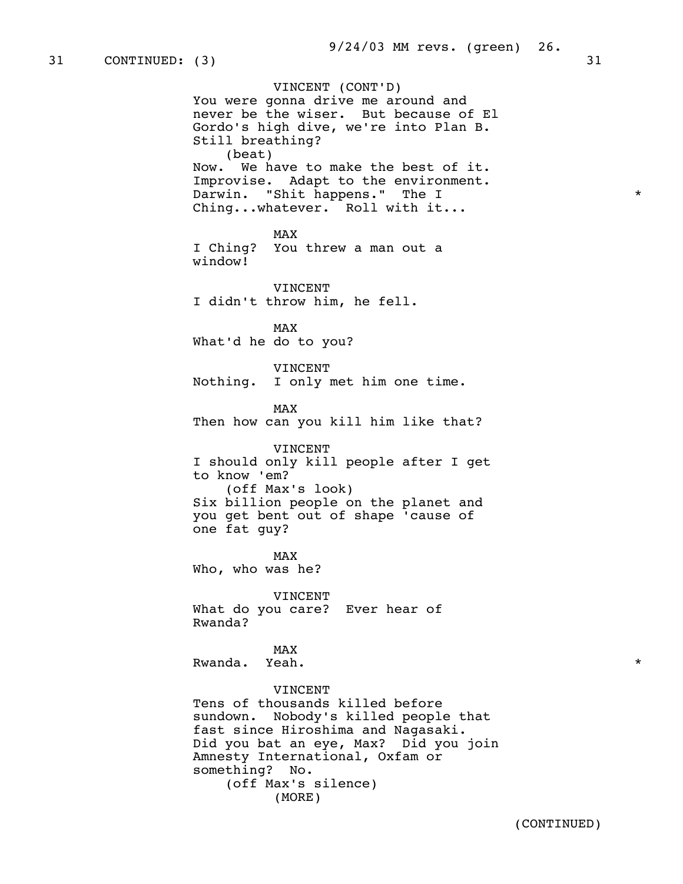31 CONTINUED: (3) 31

VINCENT (CONT'D)
You were gonna drive me around and never be the wiser. But because of El Gordo's high dive, we're into Plan B. Still breathing?
(beat)
Now. We have to make the best of it. Improvise. Adapt to the environment. Darwin. "Shit happens." The I Ching...whatever. Roll with it... *

MAX
I Ching? You threw a man out a window!

VINCENT
I didn't throw him, he fell.

MAX
What'd he do to you?

VINCENT
Nothing. I only met him one time.

MAX
Then how can you kill him like that?

VINCENT
I should only kill people after I get to know 'em?
(off Max's look)
Six billion people on the planet and you get bent out of shape 'cause of one fat guy?

MAX
Who, who was he?

VINCENT
What do you care? Ever hear of Rwanda?

MAX
Rwanda. Yeah. *

VINCENT
Tens of thousands killed before sundown. Nobody's killed people that fast since Hiroshima and Nagasaki. Did you bat an eye, Max? Did you join Amnesty International, Oxfam or something? No.
(off Max's silence)
(MORE)

(CONTINUED)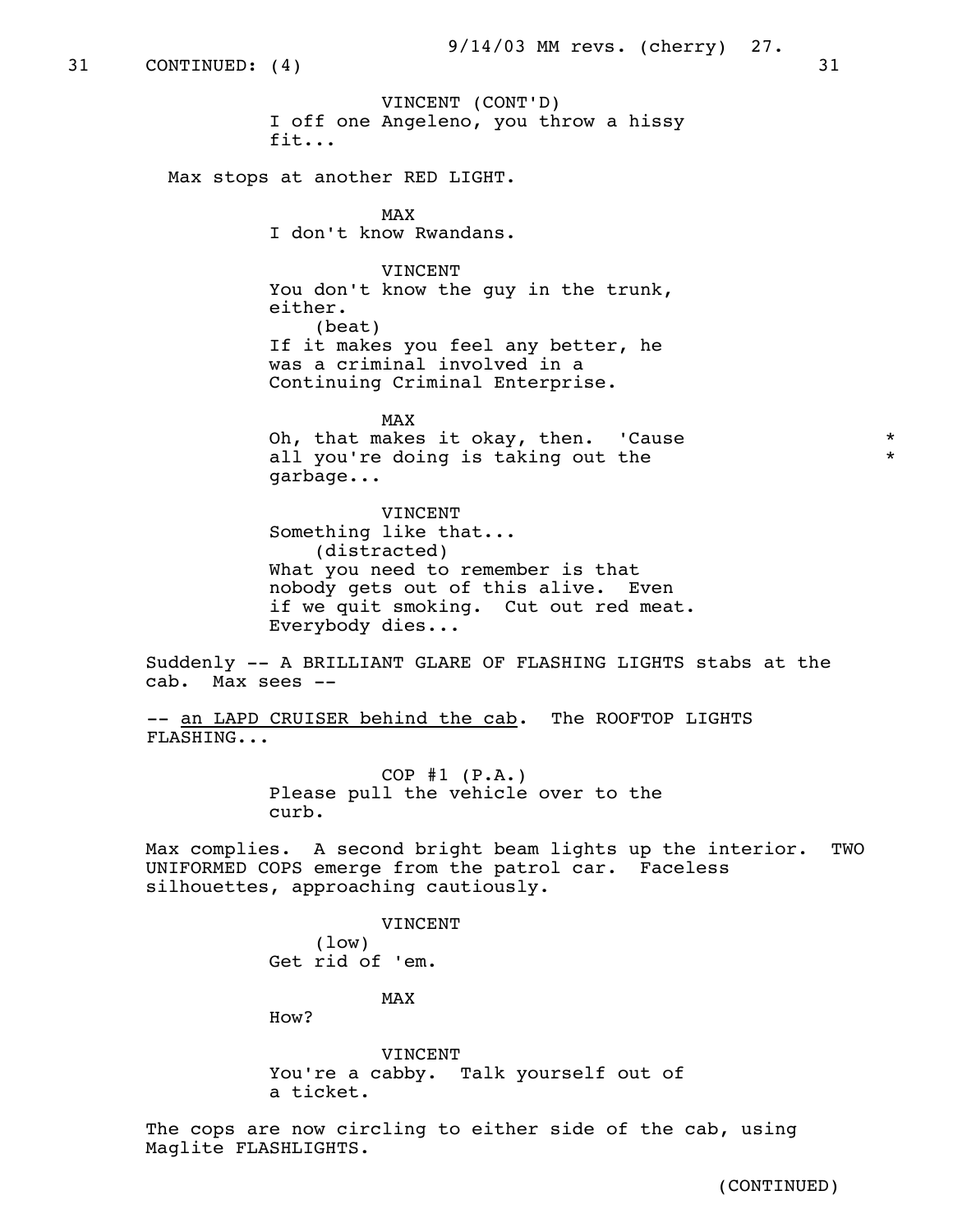31 CONTINUED: (4) 31

VINCENT (CONT'D)
I off one Angeleno, you throw a hissy fit...

Max stops at another RED LIGHT.

MAX
I don't know Rwandans.

VINCENT
You don't know the guy in the trunk, either.
(beat)
If it makes you feel any better, he was a criminal involved in a Continuing Criminal Enterprise.

MAX
Oh, that makes it okay, then. 'Cause all you're doing is taking out the garbage... *

VINCENT
Something like that...
(distracted)
What you need to remember is that nobody gets out of this alive. Even if we quit smoking. Cut out red meat. Everybody dies...

Suddenly -- A BRILLIANT GLARE OF FLASHING LIGHTS stabs at the cab. Max sees --

-- an LAPD CRUISER behind the cab. The ROOFTOP LIGHTS FLASHING...

COP #1 (P.A.)
Please pull the vehicle over to the curb.

Max complies. A second bright beam lights up the interior. TWO UNIFORMED COPS emerge from the patrol car. Faceless silhouettes, approaching cautiously.

VINCENT
(low)
Get rid of 'em.

MAX
How?

VINCENT
You're a cabby. Talk yourself out of a ticket.

The cops are now circling to either side of the cab, using Maglite FLASHLIGHTS.

(CONTINUED)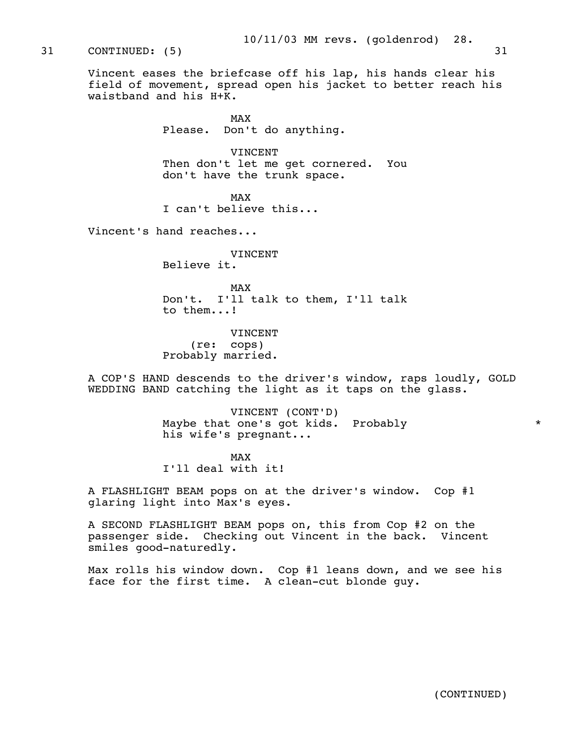31 CONTINUED: (5) 31

Vincent eases the briefcase off his lap, his hands clear his field of movement, spread open his jacket to better reach his waistband and his H+K.

MAX
Please. Don't do anything.

VINCENT
Then don't let me get cornered. You don't have the trunk space.

MAX
I can't believe this...

Vincent's hand reaches...

VINCENT
Believe it.

MAX
Don't. I'll talk to them, I'll talk to them...!

VINCENT
(re: cops)
Probably married.

A COP'S HAND descends to the driver's window, raps loudly, GOLD WEDDING BAND catching the light as it taps on the glass.

VINCENT (CONT'D)
Maybe that one's got kids. Probably his wife's pregnant... *

MAX
I'll deal with it!

A FLASHLIGHT BEAM pops on at the driver's window. Cop #1 glaring light into Max's eyes.

A SECOND FLASHLIGHT BEAM pops on, this from Cop #2 on the passenger side. Checking out Vincent in the back. Vincent smiles good-naturedly.

Max rolls his window down. Cop #1 leans down, and we see his face for the first time. A clean-cut blonde guy.

(CONTINUED)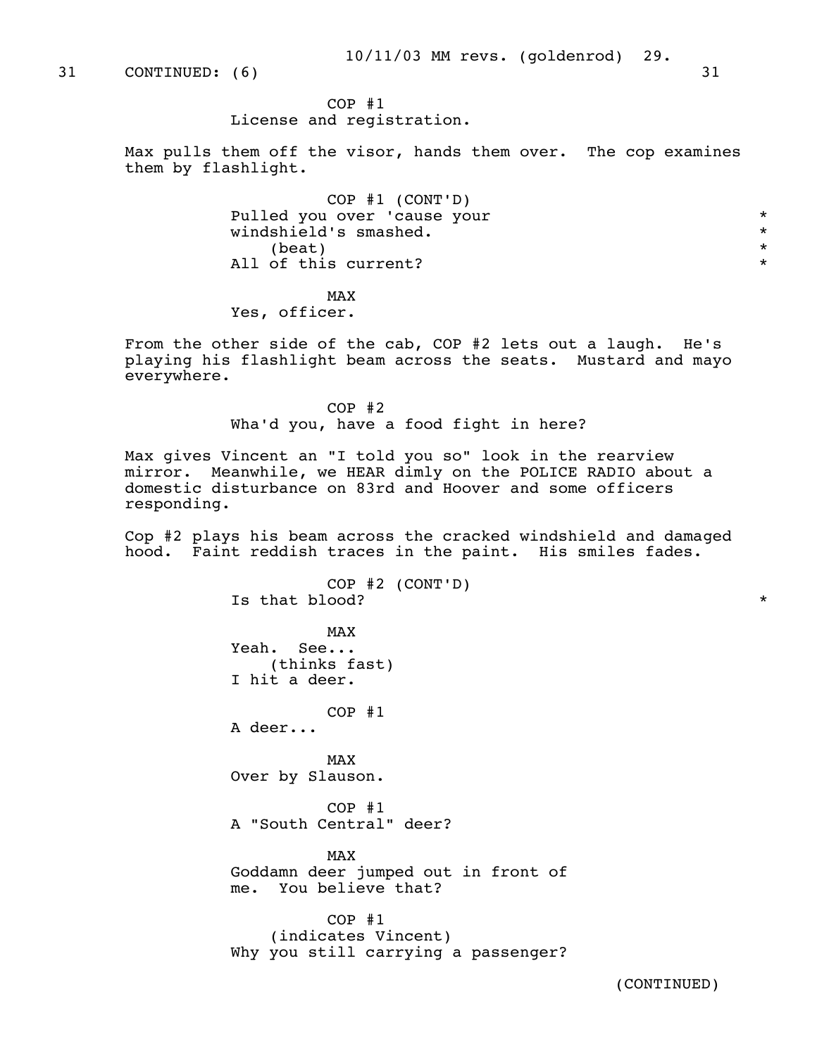31 CONTINUED: (6) 31

COP #1
License and registration.

Max pulls them off the visor, hands them over. The cop examines them by flashlight.

COP #1 (CONT'D)
Pulled you over 'cause your windshield's smashed.
(beat)
All of this current?

MAX
Yes, officer.

From the other side of the cab, COP #2 lets out a laugh. He's playing his flashlight beam across the seats. Mustard and mayo everywhere.

COP #2
Wha'd you, have a food fight in here?

Max gives Vincent an "I told you so" look in the rearview mirror. Meanwhile, we HEAR dimly on the POLICE RADIO about a domestic disturbance on 83rd and Hoover and some officers responding.

Cop #2 plays his beam across the cracked windshield and damaged hood. Faint reddish traces in the paint. His smiles fades.

COP #2 (CONT'D)
Is that blood?

MAX
Yeah. See...
(thinks fast)
I hit a deer.

COP #1
A deer...

MAX
Over by Slauson.

COP #1
A "South Central" deer?

MAX
Goddamn deer jumped out in front of me. You believe that?

COP #1
(indicates Vincent)
Why you still carrying a passenger?

(CONTINUED)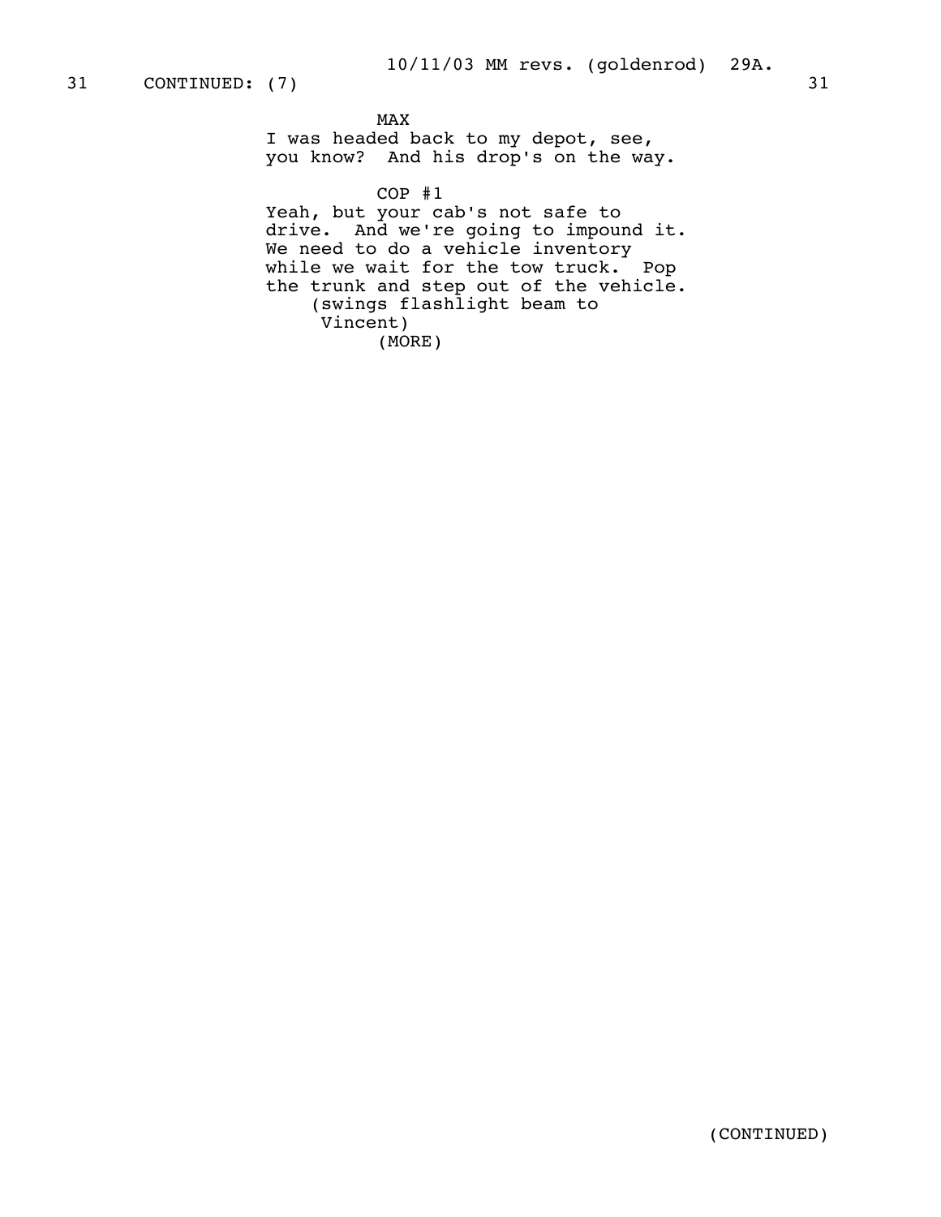MAX

I was headed back to my depot, see, you know? And his drop's on the way.

COP #1

Yeah, but your cab's not safe to drive. And we're going to impound it. We need to do a vehicle inventory while we wait for the tow truck. Pop the trunk and step out of the vehicle.

(swings flashlight beam to Vincent)

(MORE)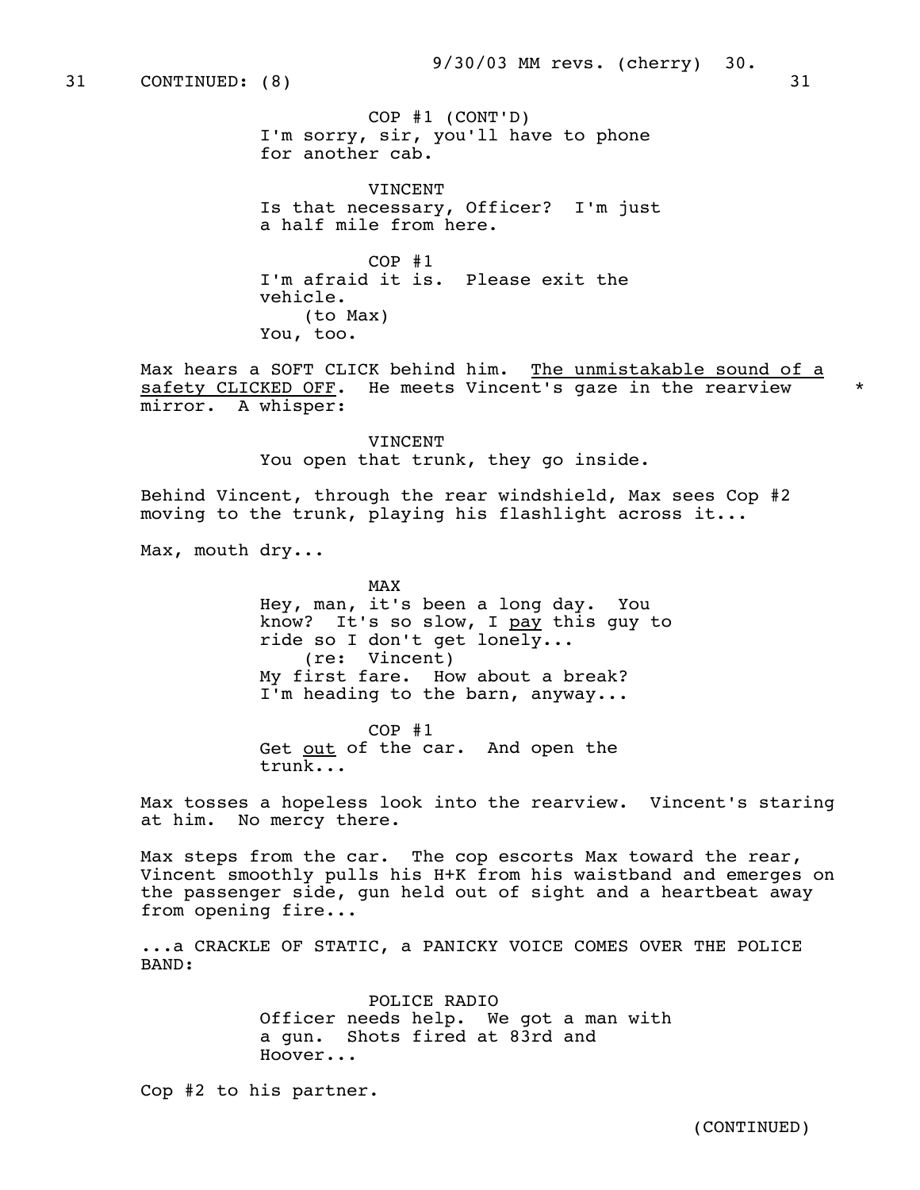31 CONTINUED: (8) 31

COP #1 (CONT'D)
I'm sorry, sir, you'll have to phone for another cab.

VINCENT
Is that necessary, Officer? I'm just a half mile from here.

COP #1
I'm afraid it is. Please exit the vehicle.
(to Max)
You, too.

Max hears a SOFT CLICK behind him. The unmistakable sound of a safety CLICKED OFF. He meets Vincent's gaze in the rearview mirror. A whisper: *

VINCENT
You open that trunk, they go inside.

Behind Vincent, through the rear windshield, Max sees Cop #2 moving to the trunk, playing his flashlight across it...

Max, mouth dry...

MAX
Hey, man, it's been a long day. You know? It's so slow, I pay this guy to ride so I don't get lonely...
(re: Vincent)
My first fare. How about a break? I'm heading to the barn, anyway...

COP #1
Get out of the car. And open the trunk...

Max tosses a hopeless look into the rearview. Vincent's staring at him. No mercy there.

Max steps from the car. The cop escorts Max toward the rear, Vincent smoothly pulls his H+K from his waistband and emerges on the passenger side, gun held out of sight and a heartbeat away from opening fire...

...a CRACKLE OF STATIC, a PANICKY VOICE COMES OVER THE POLICE BAND:

POLICE RADIO
Officer needs help. We got a man with a gun. Shots fired at 83rd and Hoover...

Cop #2 to his partner.

(CONTINUED)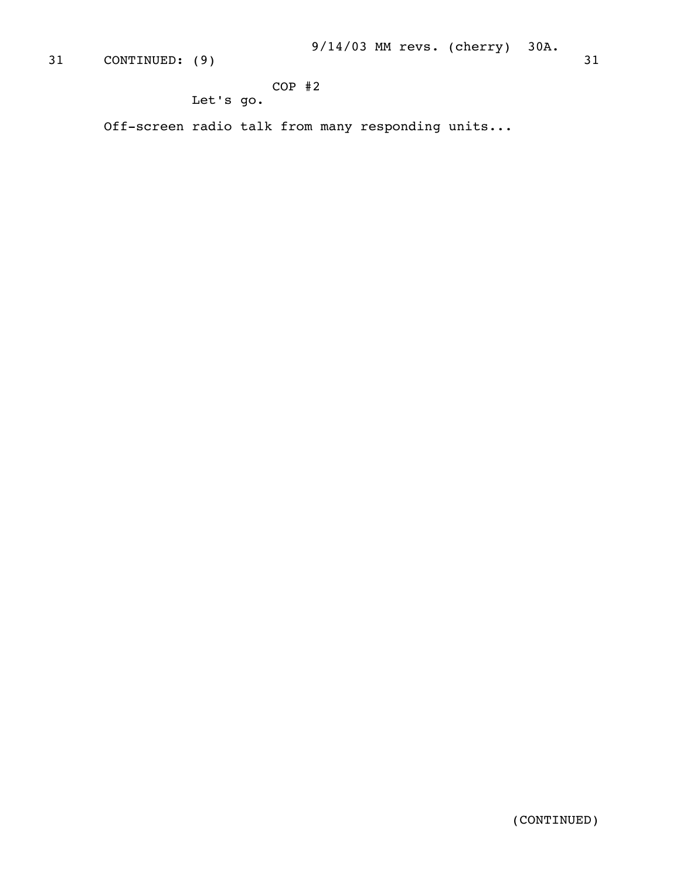31 CONTINUED: (9) 31

COP #2
Let's go.

Off-screen radio talk from many responding units...

(CONTINUED)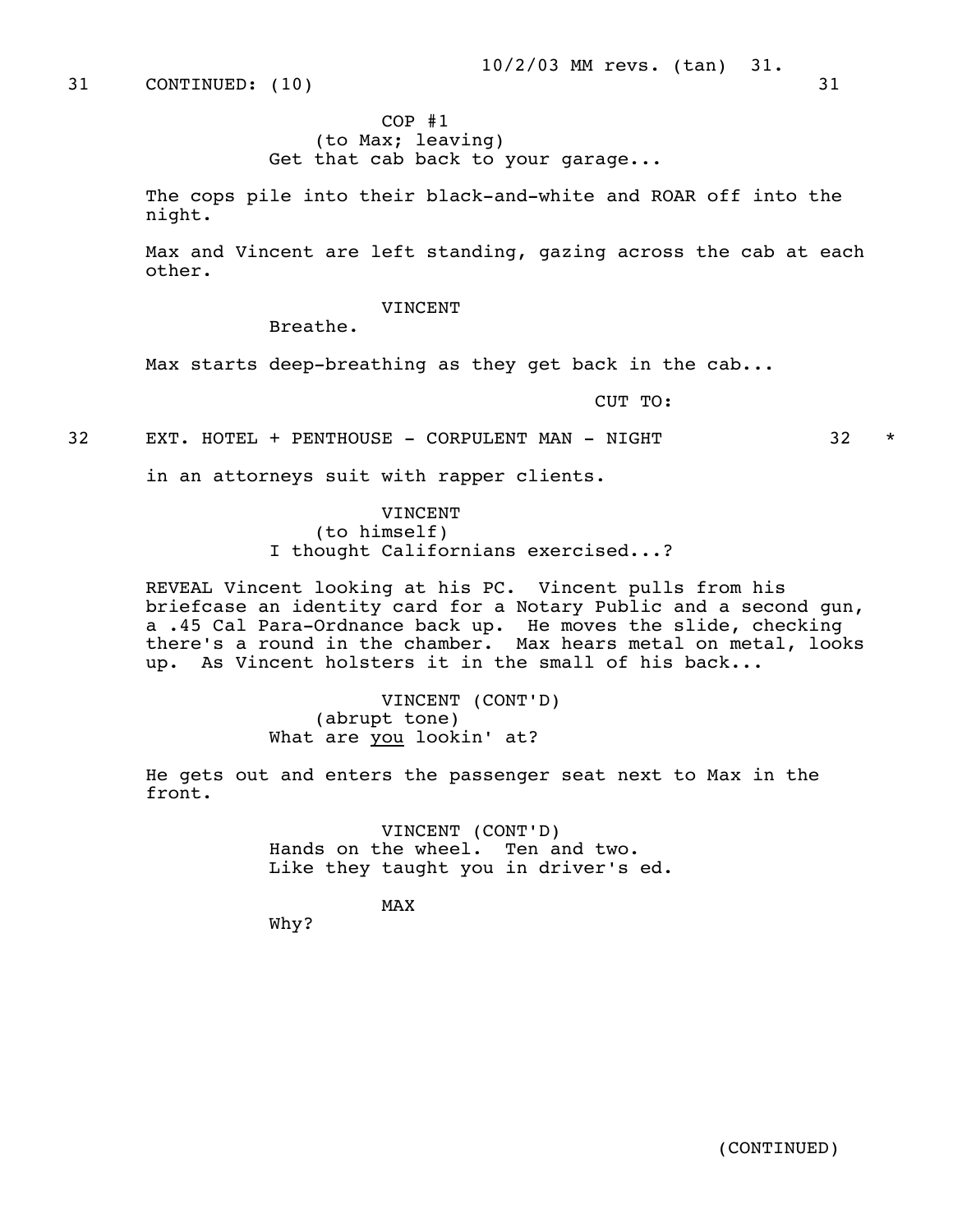31 CONTINUED: (10) 31

COP #1
(to Max; leaving)
Get that cab back to your garage...

The cops pile into their black-and-white and ROAR off into the night.

Max and Vincent are left standing, gazing across the cab at each other.

VINCENT
Breathe.

Max starts deep-breathing as they get back in the cab...

CUT TO:

32 EXT. HOTEL + PENTHOUSE - CORPULENT MAN - NIGHT 32 *

in an attorneys suit with rapper clients.

VINCENT
(to himself)
I thought Californians exercised...?

REVEAL Vincent looking at his PC. Vincent pulls from his briefcase an identity card for a Notary Public and a second gun, a .45 Cal Para-Ordnance back up. He moves the slide, checking there's a round in the chamber. Max hears metal on metal, looks up. As Vincent holsters it in the small of his back...

VINCENT (CONT'D)
(abrupt tone)
What are _you_ lookin' at?

He gets out and enters the passenger seat next to Max in the front.

VINCENT (CONT'D)
Hands on the wheel. Ten and two.
Like they taught you in driver's ed.

MAX
Why?

(CONTINUED)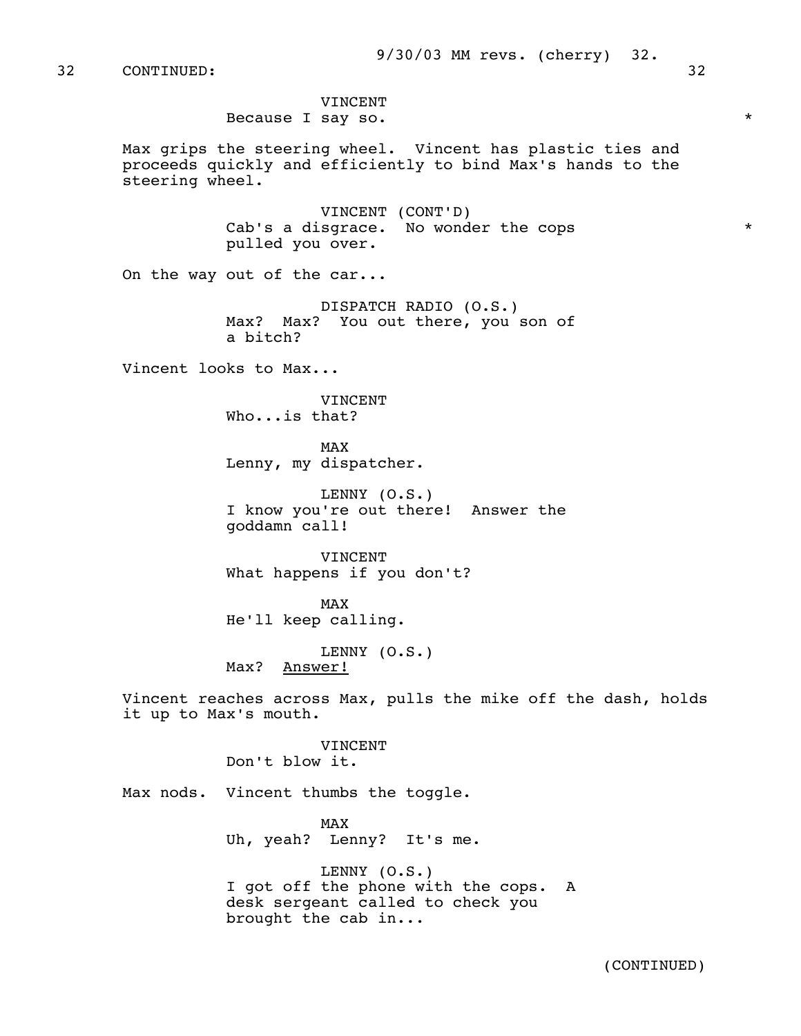32 CONTINUED: 32

VINCENT
Because I say so. *

Max grips the steering wheel. Vincent has plastic ties and proceeds quickly and efficiently to bind Max's hands to the steering wheel.

VINCENT (CONT'D)
Cab's a disgrace. No wonder the cops pulled you over. *

On the way out of the car...

DISPATCH RADIO (O.S.)
Max? Max? You out there, you son of a bitch?

Vincent looks to Max...

VINCENT
Who...is that?

MAX
Lenny, my dispatcher.

LENNY (O.S.)
I know you're out there! Answer the goddamn call!

VINCENT
What happens if you don't?

MAX
He'll keep calling.

LENNY (O.S.)
Max? <u>Answer!</u>

Vincent reaches across Max, pulls the mike off the dash, holds it up to Max's mouth.

VINCENT
Don't blow it.

Max nods. Vincent thumbs the toggle.

MAX
Uh, yeah? Lenny? It's me.

LENNY (O.S.)
I got off the phone with the cops. A desk sergeant called to check you brought the cab in...

(CONTINUED)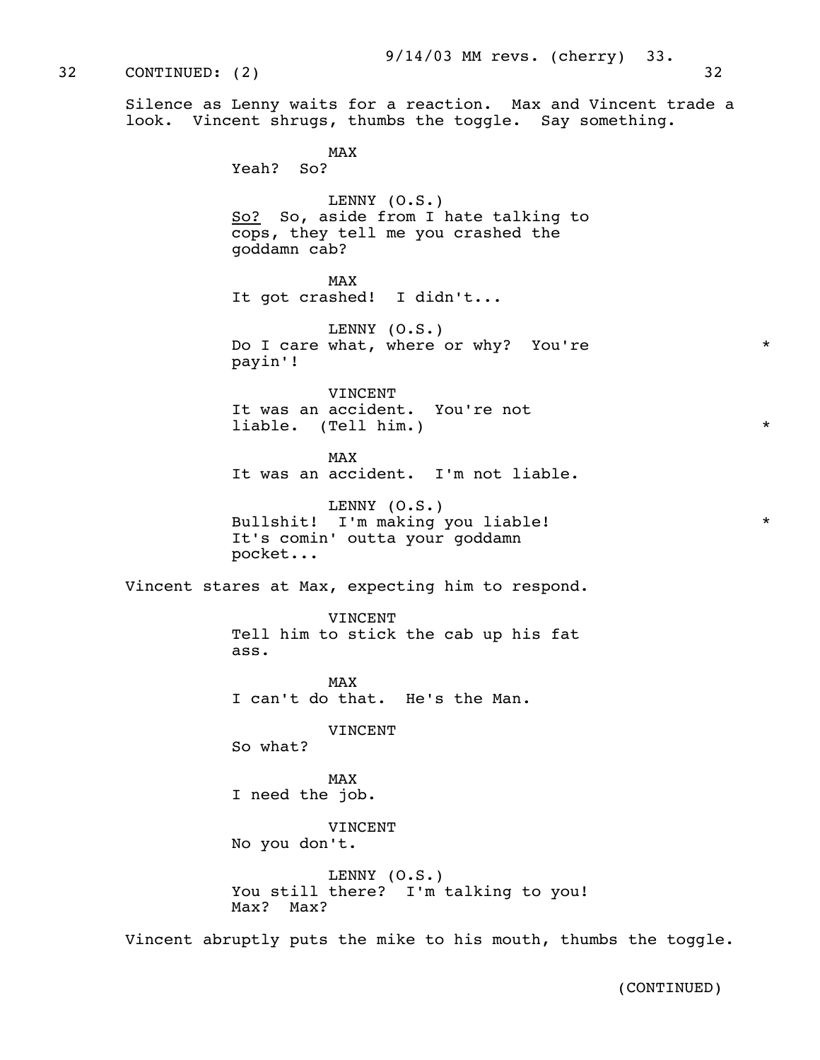32 CONTINUED: (2) 32

Silence as Lenny waits for a reaction. Max and Vincent trade a look. Vincent shrugs, thumbs the toggle. Say something.

MAX
Yeah? So?

LENNY (O.S.)
_So?_ So, aside from I hate talking to cops, they tell me you crashed the goddamn cab?

MAX
It got crashed! I didn't...

LENNY (O.S.)
Do I care what, where or why? You're payin'! *

VINCENT
It was an accident. You're not liable. (Tell him.) *

MAX
It was an accident. I'm not liable.

LENNY (O.S.)
Bullshit! I'm making you liable! It's comin' outta your goddamn pocket... *

Vincent stares at Max, expecting him to respond.

VINCENT
Tell him to stick the cab up his fat ass.

MAX
I can't do that. He's the Man.

VINCENT
So what?

MAX
I need the job.

VINCENT
No you don't.

LENNY (O.S.)
You still there? I'm talking to you! Max? Max?

Vincent abruptly puts the mike to his mouth, thumbs the toggle.

(CONTINUED)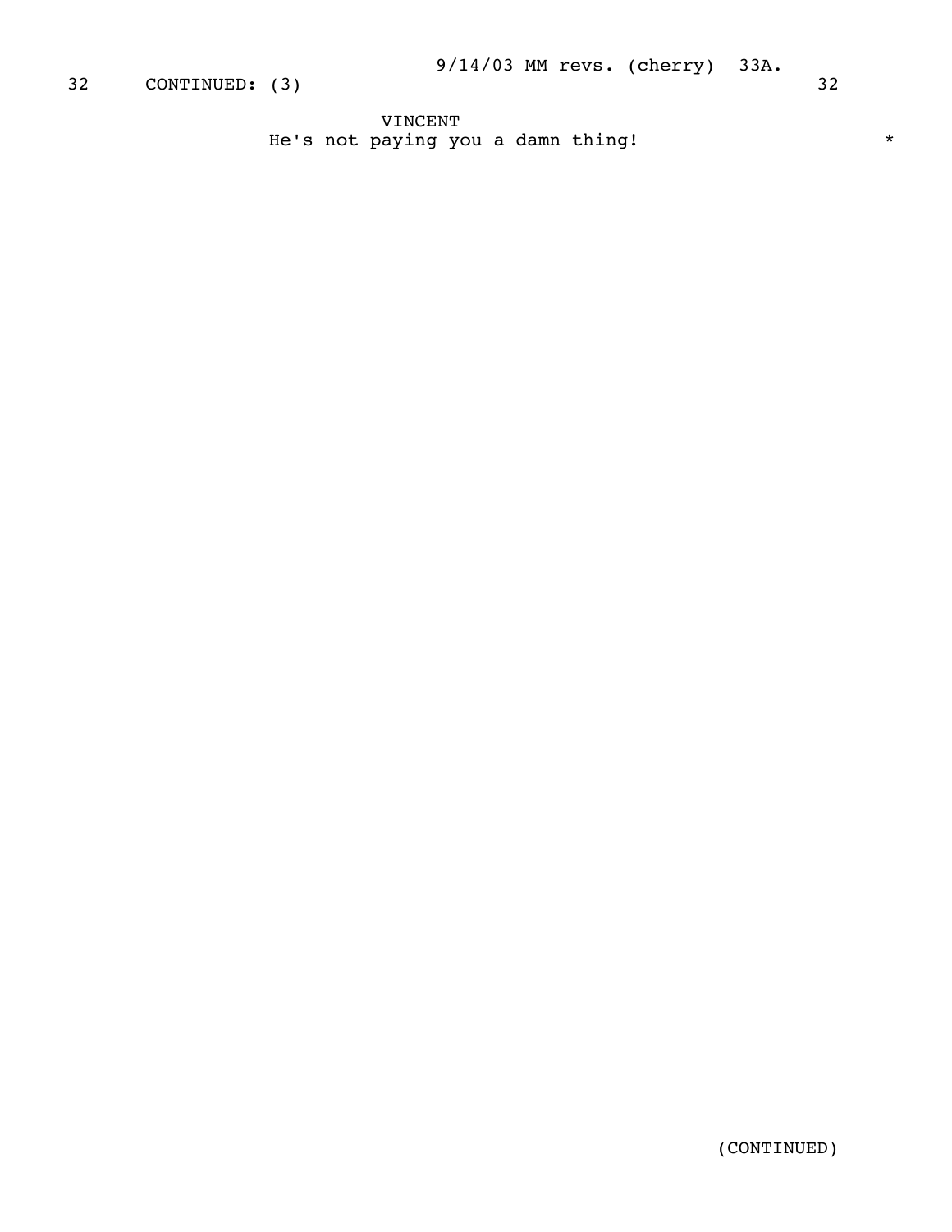32 CONTINUED: (3) 32

VINCENT
He's not paying you a damn thing! *

(CONTINUED)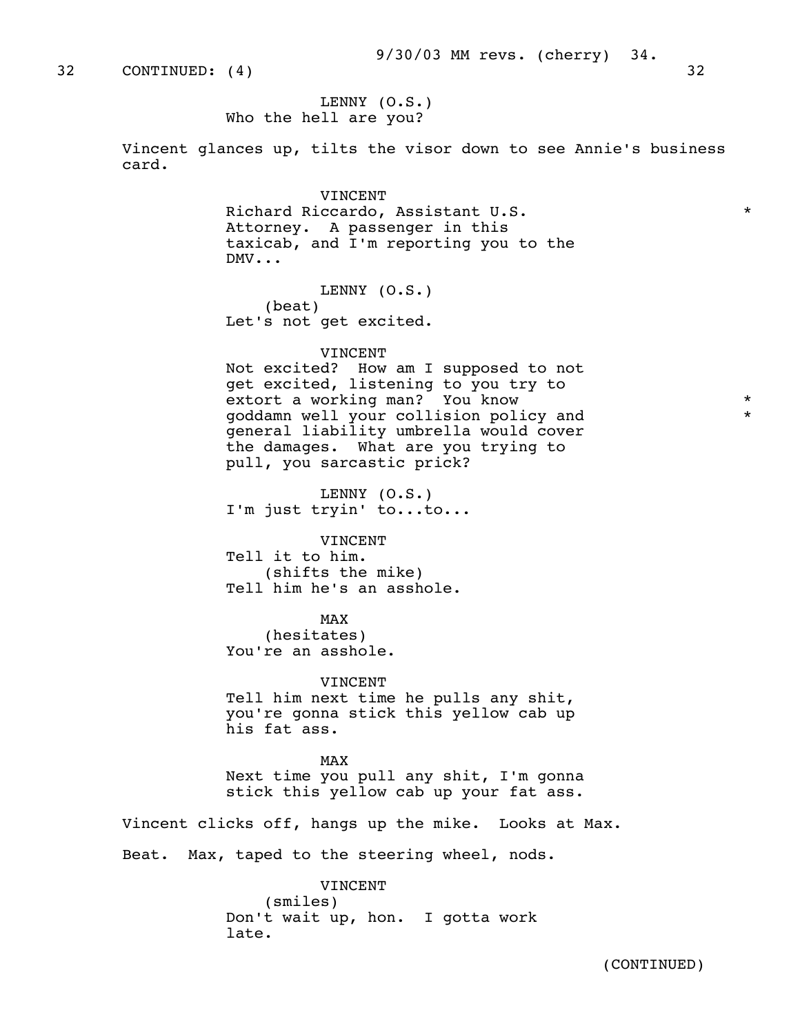32 CONTINUED: (4) 32

LENNY (O.S.)
Who the hell are you?

Vincent glances up, tilts the visor down to see Annie's business card.

VINCENT
Richard Riccardo, Assistant U.S. Attorney. A passenger in this taxicab, and I'm reporting you to the DMV... *

LENNY (O.S.)
(beat)
Let's not get excited.

VINCENT
Not excited? How am I supposed to not get excited, listening to you try to extort a working man? You know goddamn well your collision policy and general liability umbrella would cover the damages. What are you trying to pull, you sarcastic prick? *

LENNY (O.S.)
I'm just tryin' to...to...

VINCENT
Tell it to him.
(shifts the mike)
Tell him he's an asshole.

MAX
(hesitates)
You're an asshole.

VINCENT
Tell him next time he pulls any shit, you're gonna stick this yellow cab up his fat ass.

MAX
Next time you pull any shit, I'm gonna stick this yellow cab up your fat ass.

Vincent clicks off, hangs up the mike. Looks at Max.

Beat. Max, taped to the steering wheel, nods.

VINCENT
(smiles)
Don't wait up, hon. I gotta work late.

(CONTINUED)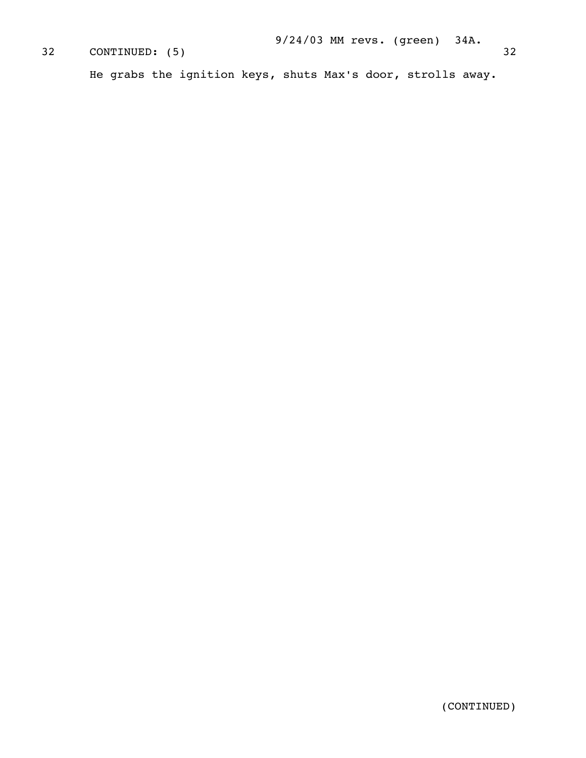32 CONTINUED: (5) 32

He grabs the ignition keys, shuts Max's door, strolls away.

(CONTINUED)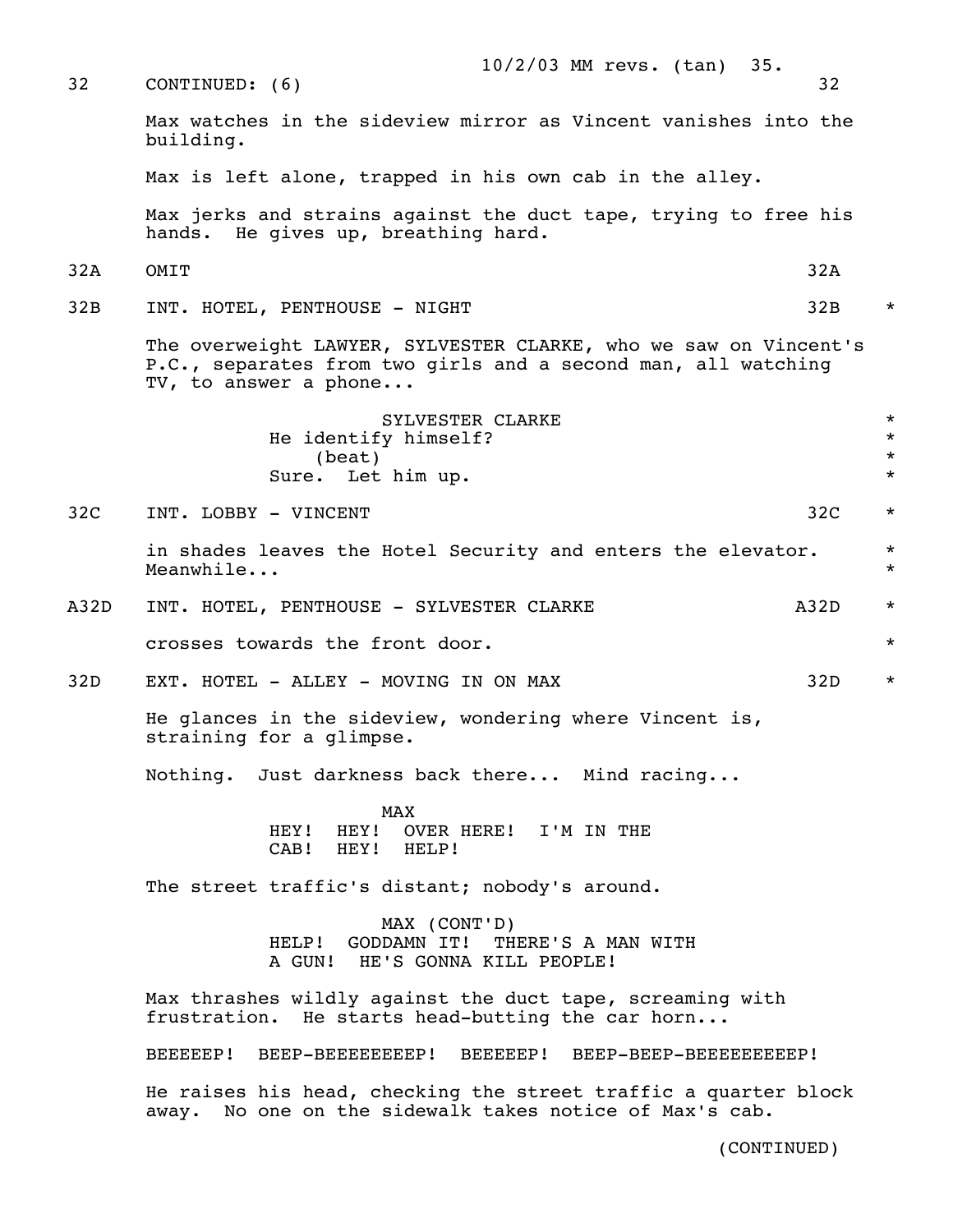32 CONTINUED: (6) 32

Max watches in the sideview mirror as Vincent vanishes into the building.

Max is left alone, trapped in his own cab in the alley.

Max jerks and strains against the duct tape, trying to free his hands. He gives up, breathing hard.

32A OMIT 32A

32B INT. HOTEL, PENTHOUSE - NIGHT 32B *

The overweight LAWYER, SYLVESTER CLARKE, who we saw on Vincent's P.C., separates from two girls and a second man, all watching TV, to answer a phone...

SYLVESTER CLARKE
He identify himself?
(beat)
Sure. Let him up.

32C INT. LOBBY - VINCENT 32C *

in shades leaves the Hotel Security and enters the elevator. Meanwhile...

A32D INT. HOTEL, PENTHOUSE - SYLVESTER CLARKE A32D *

crosses towards the front door.

32D EXT. HOTEL - ALLEY - MOVING IN ON MAX 32D *

He glances in the sideview, wondering where Vincent is, straining for a glimpse.

Nothing. Just darkness back there... Mind racing...

MAX
HEY! HEY! OVER HERE! I'M IN THE CAB! HEY! HELP!

The street traffic's distant; nobody's around.

MAX (CONT'D)
HELP! GODDAMN IT! THERE'S A MAN WITH A GUN! HE'S GONNA KILL PEOPLE!

Max thrashes wildly against the duct tape, screaming with frustration. He starts head-butting the car horn...

BEEEEEP! BEEP-BEEEEEEEEP! BEEEEEP! BEEP-BEEP-BEEEEEEEEEP!

He raises his head, checking the street traffic a quarter block away. No one on the sidewalk takes notice of Max's cab.

(CONTINUED)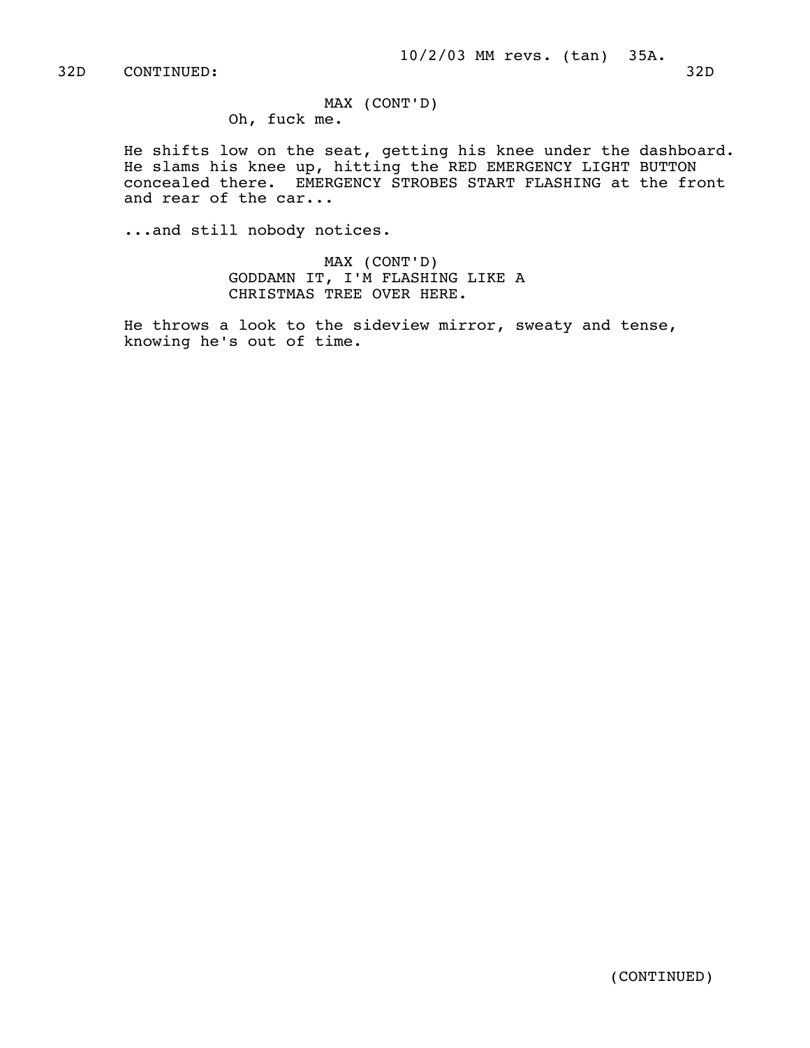32D CONTINUED: 32D

MAX (CONT'D)
Oh, fuck me.

He shifts low on the seat, getting his knee under the dashboard. He slams his knee up, hitting the RED EMERGENCY LIGHT BUTTON concealed there. EMERGENCY STROBES START FLASHING at the front and rear of the car...

...and still nobody notices.

MAX (CONT'D)
GODDAMN IT, I'M FLASHING LIKE A CHRISTMAS TREE OVER HERE.

He throws a look to the sideview mirror, sweaty and tense, knowing he's out of time.

(CONTINUED)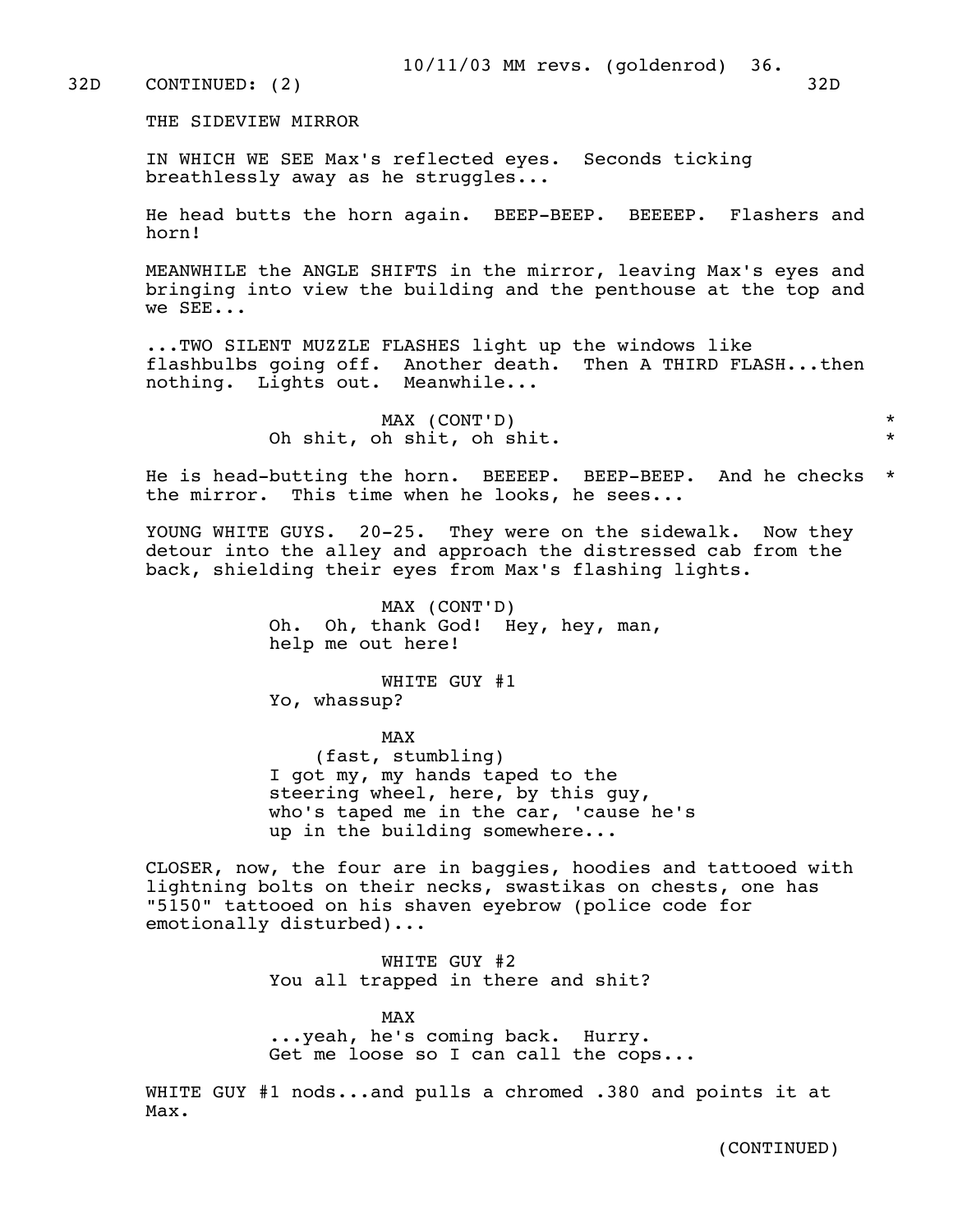32D CONTINUED: (2) 32D

THE SIDEVIEW MIRROR

IN WHICH WE SEE Max's reflected eyes. Seconds ticking breathlessly away as he struggles...

He head butts the horn again. BEEP-BEEP. BEEEEP. Flashers and horn!

MEANWHILE the ANGLE SHIFTS in the mirror, leaving Max's eyes and bringing into view the building and the penthouse at the top and we SEE...

...TWO SILENT MUZZLE FLASHES light up the windows like flashbulbs going off. Another death. Then A THIRD FLASH...then nothing. Lights out. Meanwhile...

MAX (CONT'D)
Oh shit, oh shit, oh shit. *

He is head-butting the horn. BEEEEP. BEEP-BEEP. And he checks * the mirror. This time when he looks, he sees...

YOUNG WHITE GUYS. 20-25. They were on the sidewalk. Now they detour into the alley and approach the distressed cab from the back, shielding their eyes from Max's flashing lights.

MAX (CONT'D)
Oh. Oh, thank God! Hey, hey, man, help me out here!

WHITE GUY #1
Yo, whassup?

MAX
(fast, stumbling)
I got my, my hands taped to the steering wheel, here, by this guy, who's taped me in the car, 'cause he's up in the building somewhere...

CLOSER, now, the four are in baggies, hoodies and tattooed with lightning bolts on their necks, swastikas on chests, one has "5150" tattooed on his shaven eyebrow (police code for emotionally disturbed)...

WHITE GUY #2
You all trapped in there and shit?

MAX
...yeah, he's coming back. Hurry. Get me loose so I can call the cops...

WHITE GUY #1 nods...and pulls a chromed .380 and points it at Max.

(CONTINUED)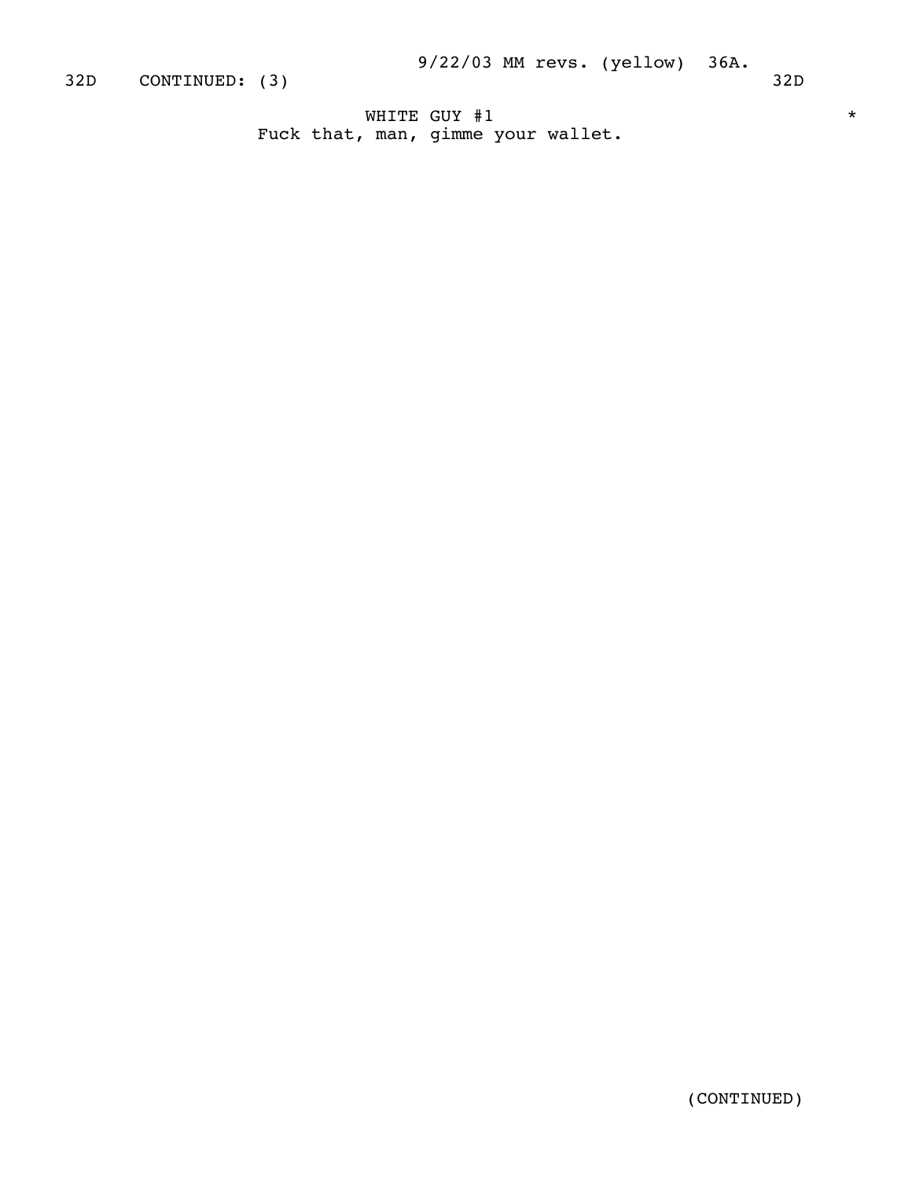32D CONTINUED: (3) 32D

WHITE GUY #1 *

Fuck that, man, gimme your wallet.

(CONTINUED)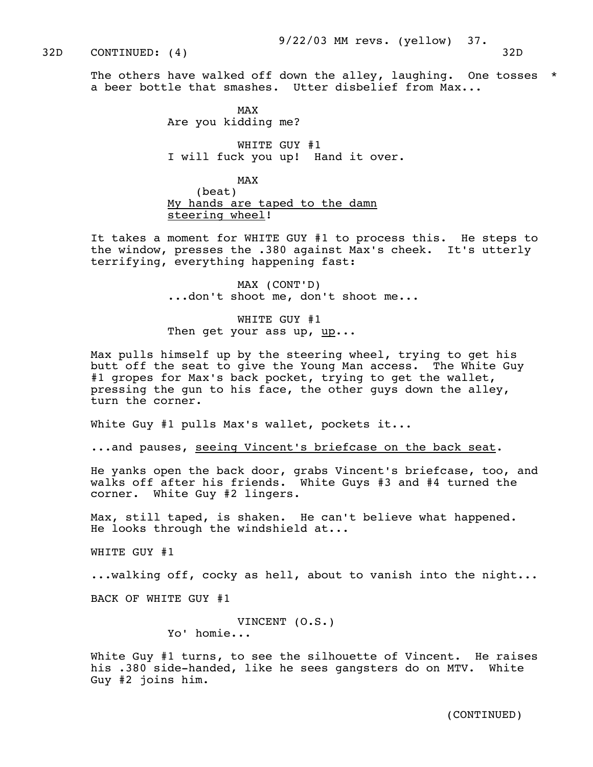32D CONTINUED: (4) 32D

The others have walked off down the alley, laughing. One tosses a beer bottle that smashes. Utter disbelief from Max... *

MAX
Are you kidding me?

WHITE GUY #1
I will fuck you up! Hand it over.

MAX
(beat)
<u>My hands are taped to the damn steering wheel</u>!

It takes a moment for WHITE GUY #1 to process this. He steps to the window, presses the .380 against Max's cheek. It's utterly terrifying, everything happening fast:

MAX (CONT'D)
...don't shoot me, don't shoot me...

WHITE GUY #1
Then get your ass up, <u>up</u>...

Max pulls himself up by the steering wheel, trying to get his butt off the seat to give the Young Man access. The White Guy #1 gropes for Max's back pocket, trying to get the wallet, pressing the gun to his face, the other guys down the alley, turn the corner.

White Guy #1 pulls Max's wallet, pockets it...

...and pauses, <u>seeing Vincent's briefcase on the back seat</u>.

He yanks open the back door, grabs Vincent's briefcase, too, and walks off after his friends. White Guys #3 and #4 turned the corner. White Guy #2 lingers.

Max, still taped, is shaken. He can't believe what happened. He looks through the windshield at...

WHITE GUY #1

...walking off, cocky as hell, about to vanish into the night...

BACK OF WHITE GUY #1

VINCENT (O.S.)
Yo' homie...

White Guy #1 turns, to see the silhouette of Vincent. He raises his .380 side-handed, like he sees gangsters do on MTV. White Guy #2 joins him.

(CONTINUED)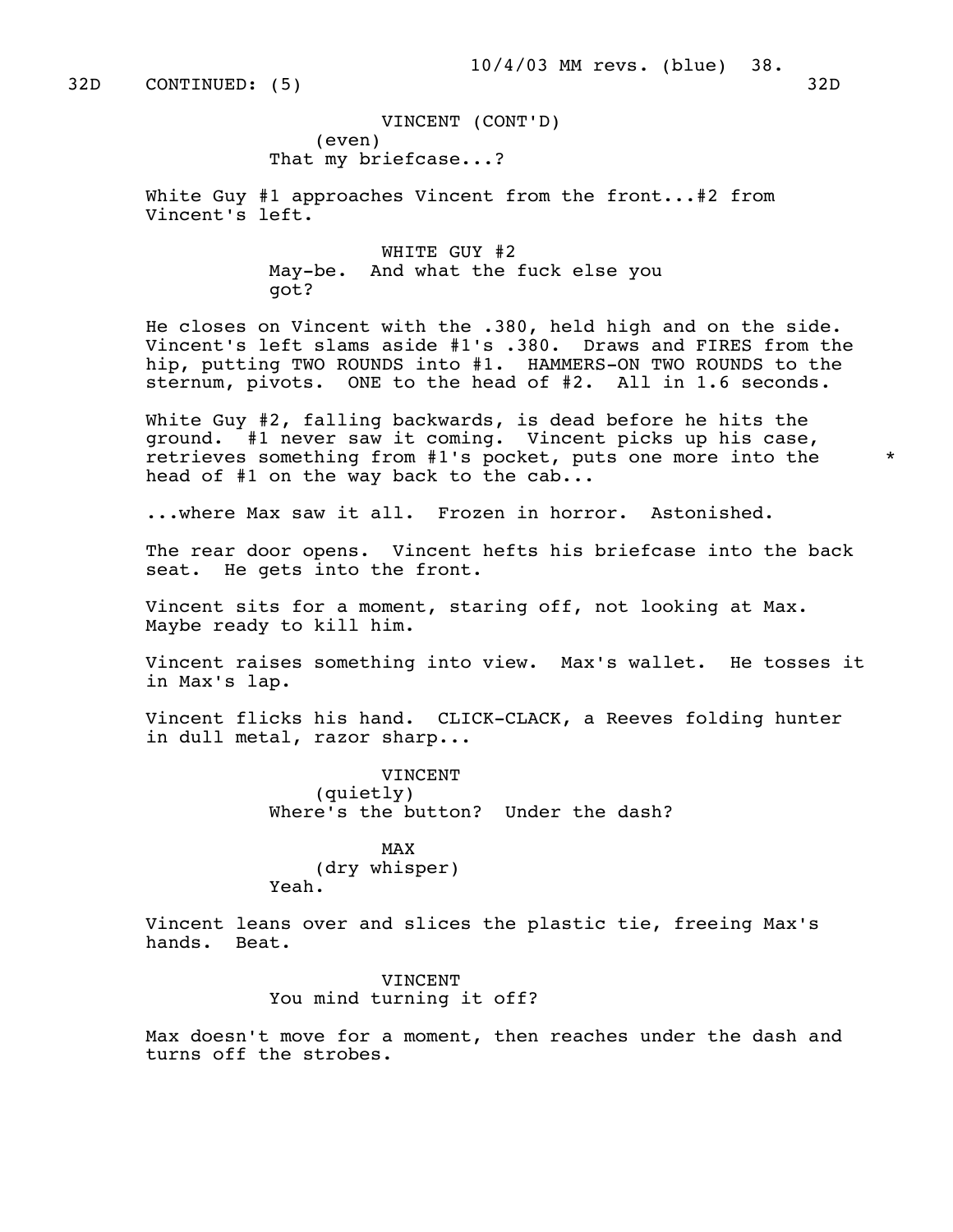32D CONTINUED: (5) 32D

VINCENT (CONT'D)
(even)
That my briefcase...?

White Guy #1 approaches Vincent from the front...#2 from Vincent's left.

WHITE GUY #2
May-be. And what the fuck else you got?

He closes on Vincent with the .380, held high and on the side. Vincent's left slams aside #1's .380. Draws and FIRES from the hip, putting TWO ROUNDS into #1. HAMMERS-ON TWO ROUNDS to the sternum, pivots. ONE to the head of #2. All in 1.6 seconds.

White Guy #2, falling backwards, is dead before he hits the ground. #1 never saw it coming. Vincent picks up his case, retrieves something from #1's pocket, puts one more into the head of #1 on the way back to the cab... *

...where Max saw it all. Frozen in horror. Astonished.

The rear door opens. Vincent hefts his briefcase into the back seat. He gets into the front.

Vincent sits for a moment, staring off, not looking at Max. Maybe ready to kill him.

Vincent raises something into view. Max's wallet. He tosses it in Max's lap.

Vincent flicks his hand. CLICK-CLACK, a Reeves folding hunter in dull metal, razor sharp...

VINCENT
(quietly)
Where's the button? Under the dash?

MAX
(dry whisper)
Yeah.

Vincent leans over and slices the plastic tie, freeing Max's hands. Beat.

VINCENT
You mind turning it off?

Max doesn't move for a moment, then reaches under the dash and turns off the strobes.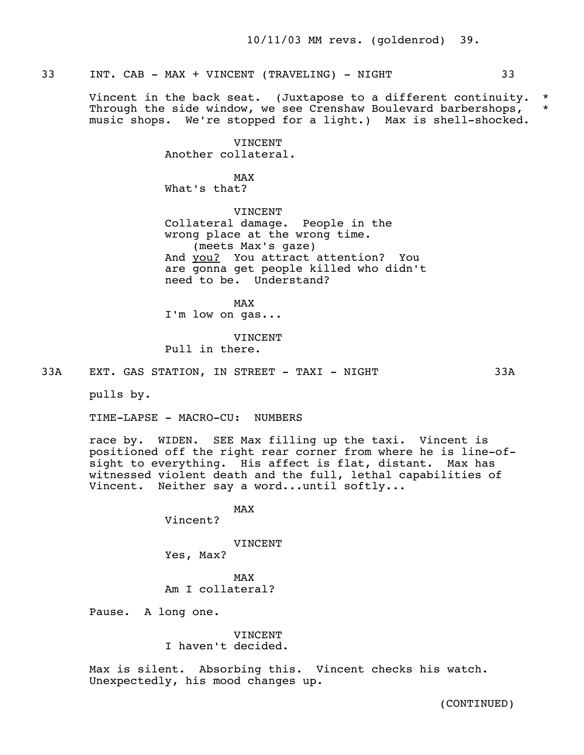33 INT. CAB - MAX + VINCENT (TRAVELING) - NIGHT 33

Vincent in the back seat. (Juxtapose to a different continuity. *
Through the side window, we see Crenshaw Boulevard barbershops, *
music shops. We're stopped for a light.) Max is shell-shocked.

VINCENT
Another collateral.

MAX
What's that?

VINCENT
Collateral damage. People in the wrong place at the wrong time.
(meets Max's gaze)
And you? You attract attention? You are gonna get people killed who didn't need to be. Understand?

MAX
I'm low on gas...

VINCENT
Pull in there.

33A EXT. GAS STATION, IN STREET - TAXI - NIGHT 33A

pulls by.

TIME-LAPSE - MACRO-CU: NUMBERS

race by. WIDEN. SEE Max filling up the taxi. Vincent is positioned off the right rear corner from where he is line-of-sight to everything. His affect is flat, distant. Max has witnessed violent death and the full, lethal capabilities of Vincent. Neither say a word...until softly...

MAX
Vincent?

VINCENT
Yes, Max?

MAX
Am I collateral?

Pause. A long one.

VINCENT
I haven't decided.

Max is silent. Absorbing this. Vincent checks his watch. Unexpectedly, his mood changes up.

(CONTINUED)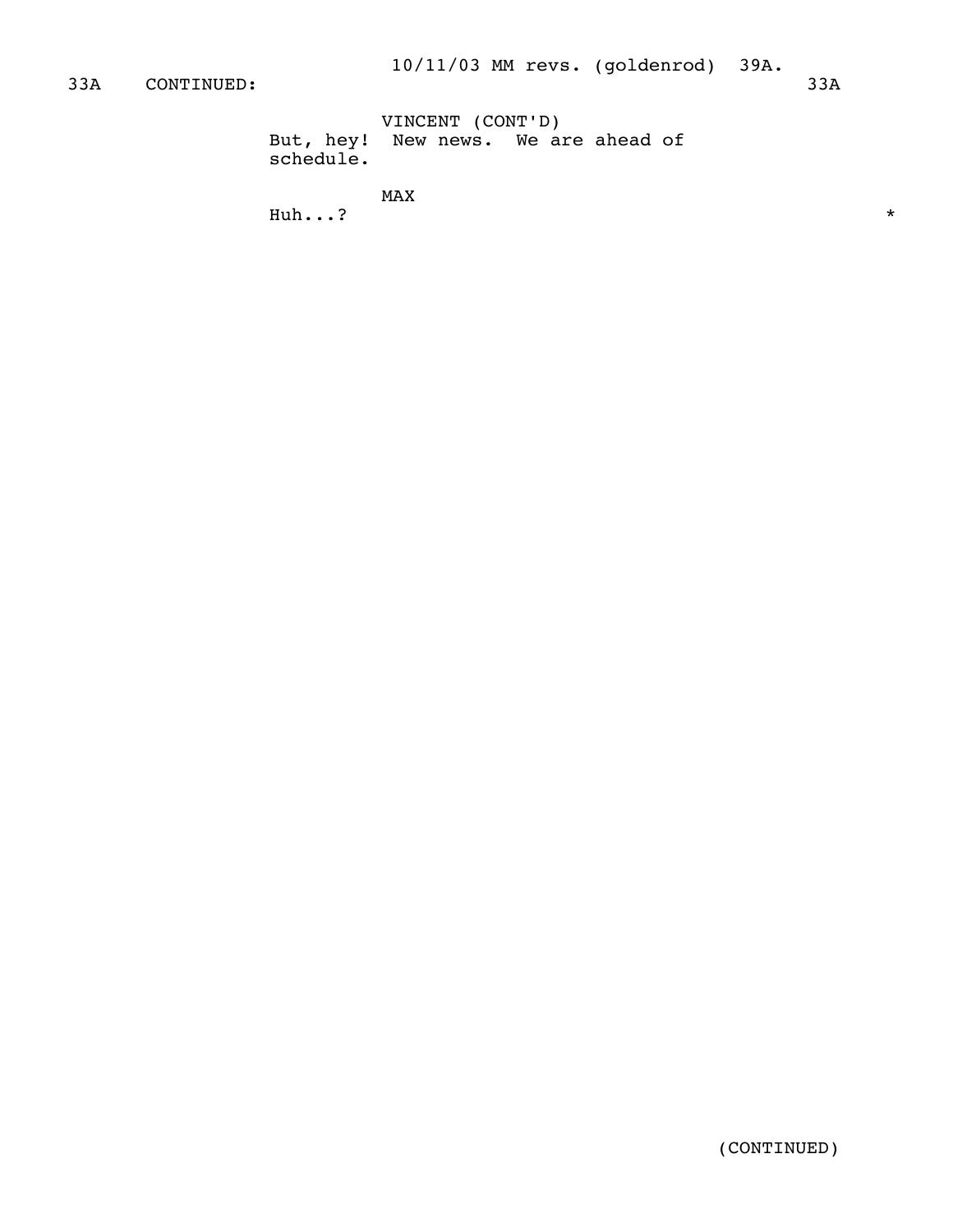33A CONTINUED: 33A

VINCENT (CONT'D)
But, hey! New news. We are ahead of schedule.

MAX
Huh...? *

(CONTINUED)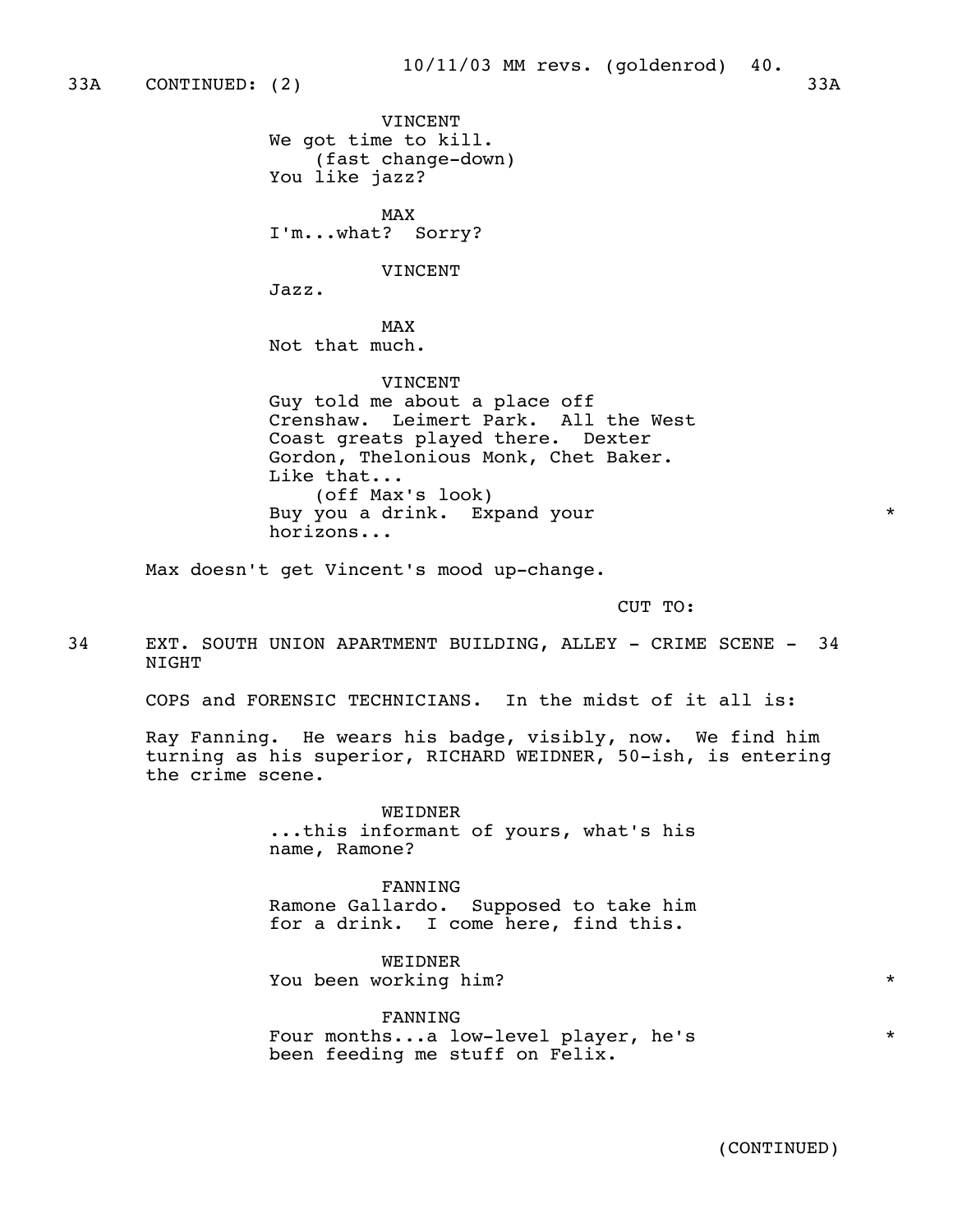33A CONTINUED: (2) 33A

VINCENT
We got time to kill.
(fast change-down)
You like jazz?

MAX
I'm...what? Sorry?

VINCENT
Jazz.

MAX
Not that much.

VINCENT
Guy told me about a place off Crenshaw. Leimert Park. All the West Coast greats played there. Dexter Gordon, Thelonious Monk, Chet Baker. Like that...
(off Max's look)
Buy you a drink. Expand your horizons... *

Max doesn't get Vincent's mood up-change.

CUT TO:

34 EXT. SOUTH UNION APARTMENT BUILDING, ALLEY - CRIME SCENE - NIGHT 34

COPS and FORENSIC TECHNICIANS. In the midst of it all is:

Ray Fanning. He wears his badge, visibly, now. We find him turning as his superior, RICHARD WEIDNER, 50-ish, is entering the crime scene.

WEIDNER
...this informant of yours, what's his name, Ramone?

FANNING
Ramone Gallardo. Supposed to take him for a drink. I come here, find this.

WEIDNER
You been working him? *

FANNING
Four months...a low-level player, he's been feeding me stuff on Felix. *

(CONTINUED)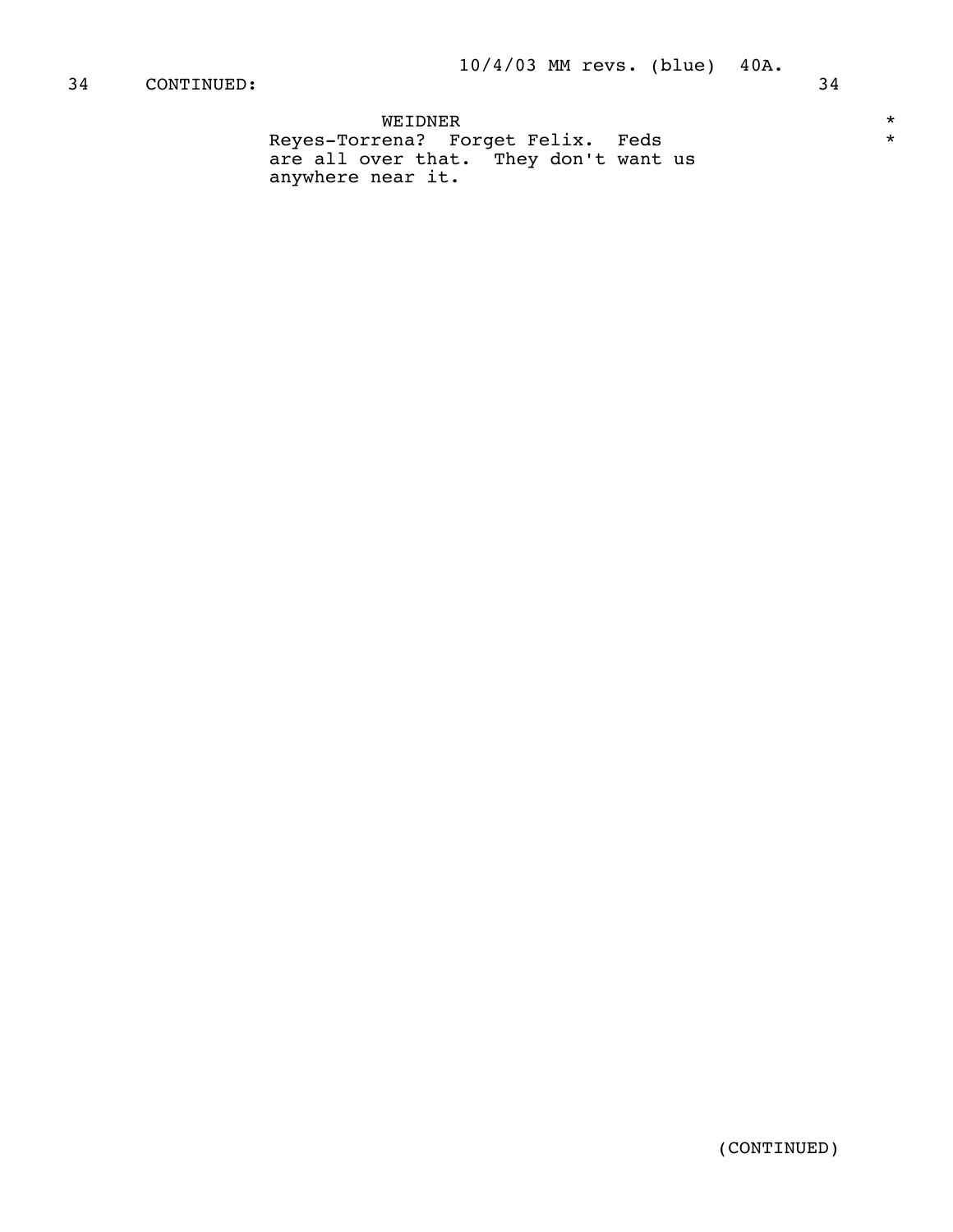34 CONTINUED: 34

WEIDNER

Reyes-Torrena? Forget Felix. Feds are all over that. They don't want us anywhere near it.

(CONTINUED)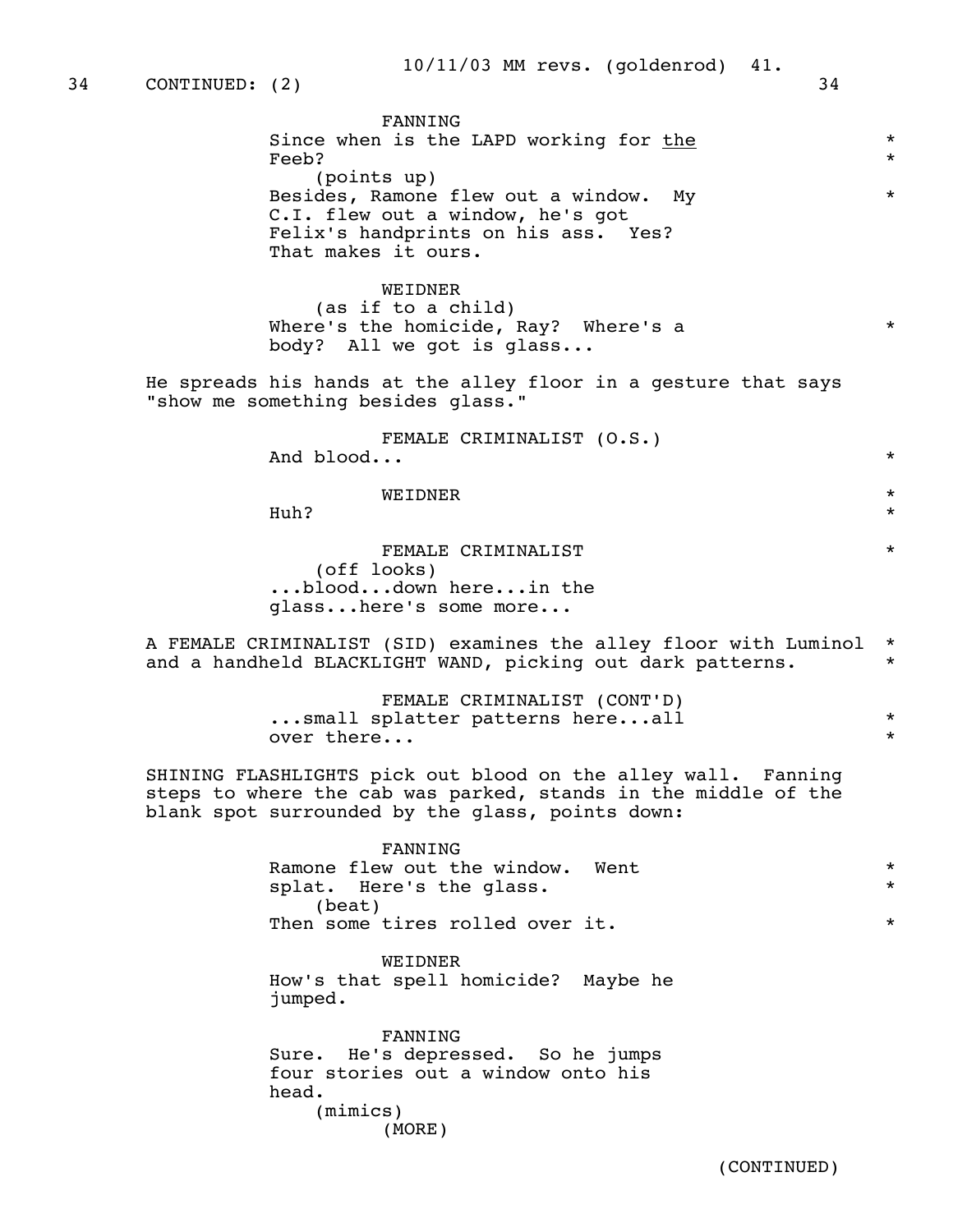34 CONTINUED: (2) 34

FANNING
Since when is the LAPD working for _the_ Feeb? *
(points up)
Besides, Ramone flew out a window. My C.I. flew out a window, he's got Felix's handprints on his ass. Yes? That makes it ours. *

WEIDNER
(as if to a child)
Where's the homicide, Ray? Where's a body? All we got is glass... *

He spreads his hands at the alley floor in a gesture that says "show me something besides glass."

FEMALE CRIMINALIST (O.S.)
And blood... *

WEIDNER
Huh? *

FEMALE CRIMINALIST *
(off looks)
...blood...down here...in the glass...here's some more...

A FEMALE CRIMINALIST (SID) examines the alley floor with Luminol and a handheld BLACKLIGHT WAND, picking out dark patterns. *

FEMALE CRIMINALIST (CONT'D)
...small splatter patterns here...all over there... *

SHINING FLASHLIGHTS pick out blood on the alley wall. Fanning steps to where the cab was parked, stands in the middle of the blank spot surrounded by the glass, points down:

FANNING
Ramone flew out the window. Went splat. Here's the glass. *
(beat)
Then some tires rolled over it. *

WEIDNER
How's that spell homicide? Maybe he jumped.

FANNING
Sure. He's depressed. So he jumps four stories out a window onto his head.
(mimics)
(MORE)

(CONTINUED)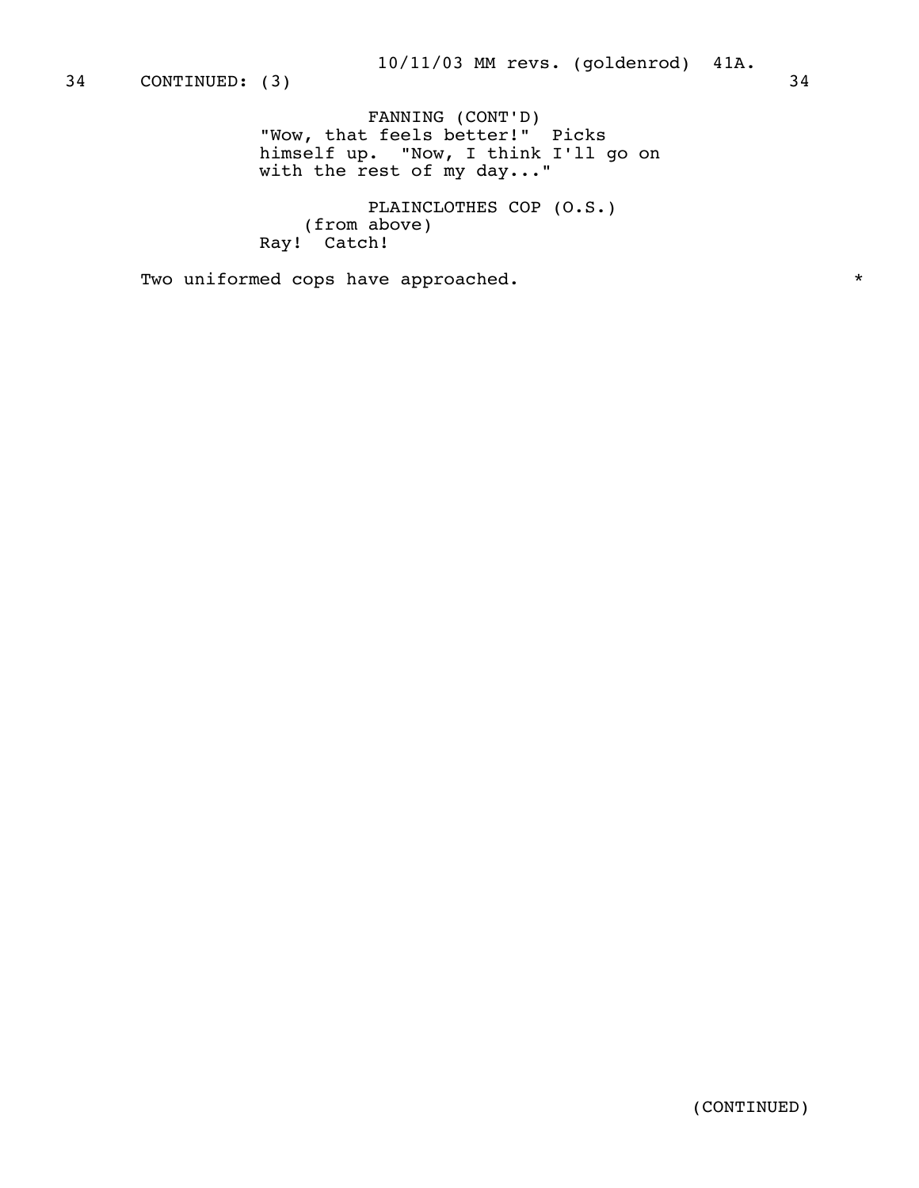34 CONTINUED: (3) 34

FANNING (CONT'D)
"Wow, that feels better!" Picks himself up. "Now, I think I'll go on with the rest of my day..."

PLAINCLOTHES COP (O.S.)
(from above)
Ray! Catch!

Two uniformed cops have approached. *

(CONTINUED)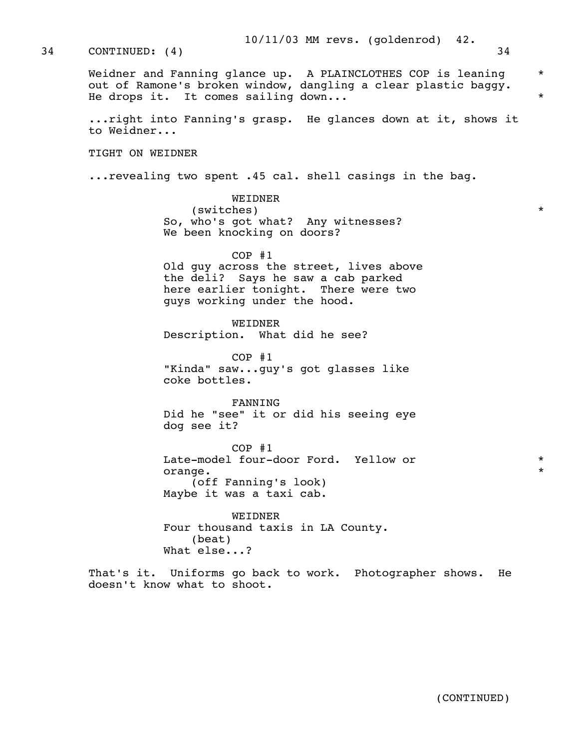34 CONTINUED: (4) 34

Weidner and Fanning glance up. A PLAINCLOTHES COP is leaning out of Ramone's broken window, dangling a clear plastic baggy. He drops it. It comes sailing down...

...right into Fanning's grasp. He glances down at it, shows it to Weidner...

TIGHT ON WEIDNER

...revealing two spent .45 cal. shell casings in the bag.

WEIDNER
(switches)
So, who's got what? Any witnesses? We been knocking on doors?

COP #1
Old guy across the street, lives above the deli? Says he saw a cab parked here earlier tonight. There were two guys working under the hood.

WEIDNER
Description. What did he see?

COP #1
"Kinda" saw...guy's got glasses like coke bottles.

FANNING
Did he "see" it or did his seeing eye dog see it?

COP #1
Late-model four-door Ford. Yellow or orange.
(off Fanning's look)
Maybe it was a taxi cab.

WEIDNER
Four thousand taxis in LA County.
(beat)
What else...?

That's it. Uniforms go back to work. Photographer shows. He doesn't know what to shoot.

(CONTINUED)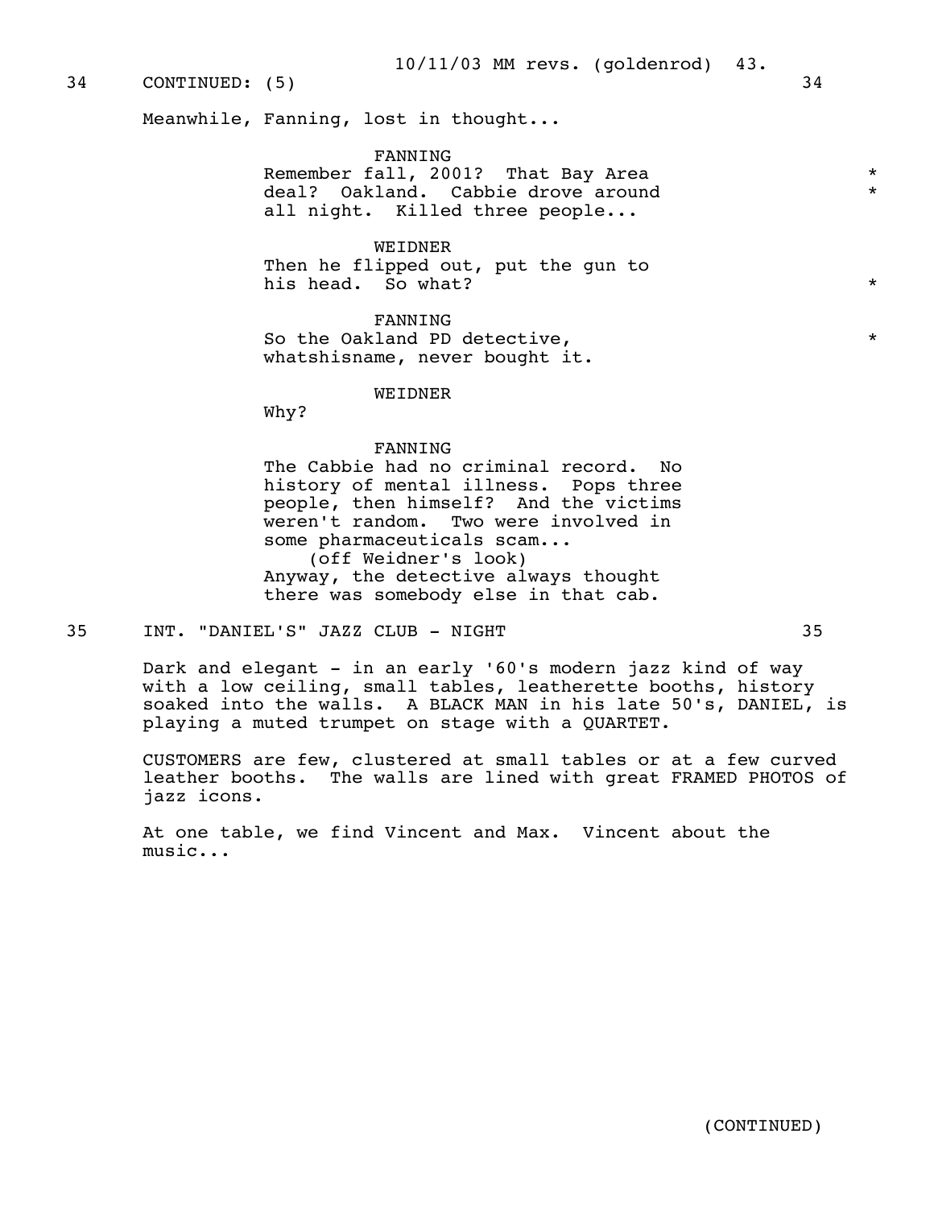34 CONTINUED: (5) 34

Meanwhile, Fanning, lost in thought...

FANNING
Remember fall, 2001? That Bay Area deal? Oakland. Cabbie drove around all night. Killed three people... *

WEIDNER
Then he flipped out, put the gun to his head. So what? *

FANNING
So the Oakland PD detective, whatshisname, never bought it. *

WEIDNER
Why?

FANNING
The Cabbie had no criminal record. No history of mental illness. Pops three people, then himself? And the victims weren't random. Two were involved in some pharmaceuticals scam...
(off Weidner's look)
Anyway, the detective always thought there was somebody else in that cab.

35 INT. "DANIEL'S" JAZZ CLUB - NIGHT 35

Dark and elegant - in an early '60's modern jazz kind of way with a low ceiling, small tables, leatherette booths, history soaked into the walls. A BLACK MAN in his late 50's, DANIEL, is playing a muted trumpet on stage with a QUARTET.

CUSTOMERS are few, clustered at small tables or at a few curved leather booths. The walls are lined with great FRAMED PHOTOS of jazz icons.

At one table, we find Vincent and Max. Vincent about the music...

(CONTINUED)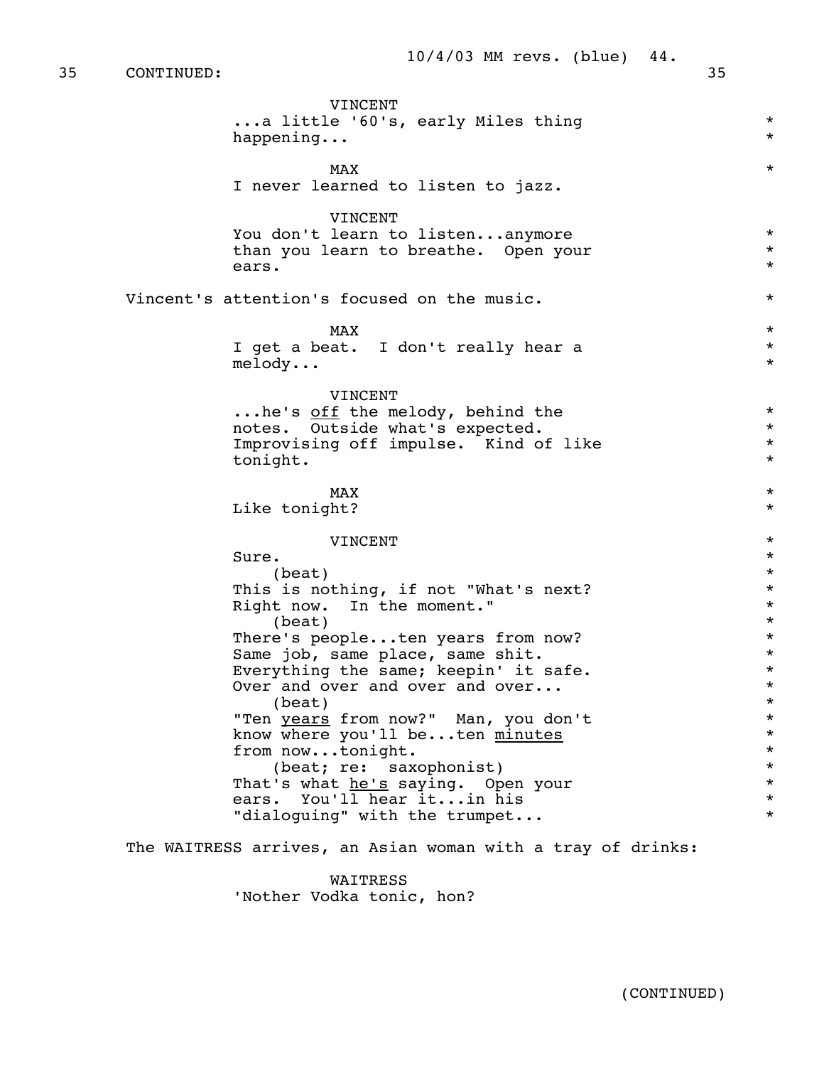35 CONTINUED: 35

VINCENT
...a little '60's, early Miles thing happening...

MAX
I never learned to listen to jazz.

VINCENT
You don't learn to listen...anymore than you learn to breathe. Open your ears.

Vincent's attention's focused on the music.

MAX
I get a beat. I don't really hear a melody...

VINCENT
...he's off the melody, behind the notes. Outside what's expected. Improvising off impulse. Kind of like tonight.

MAX
Like tonight?

VINCENT
Sure.
(beat)
This is nothing, if not "What's next? Right now. In the moment."
(beat)
There's people...ten years from now? Same job, same place, same shit. Everything the same; keepin' it safe. Over and over and over and over...
(beat)
"Ten years from now?" Man, you don't know where you'll be...ten minutes from now...tonight.
(beat; re: saxophonist)
That's what he's saying. Open your ears. You'll hear it...in his "dialoguing" with the trumpet...

The WAITRESS arrives, an Asian woman with a tray of drinks:

WAITRESS
'Nother Vodka tonic, hon?

(CONTINUED)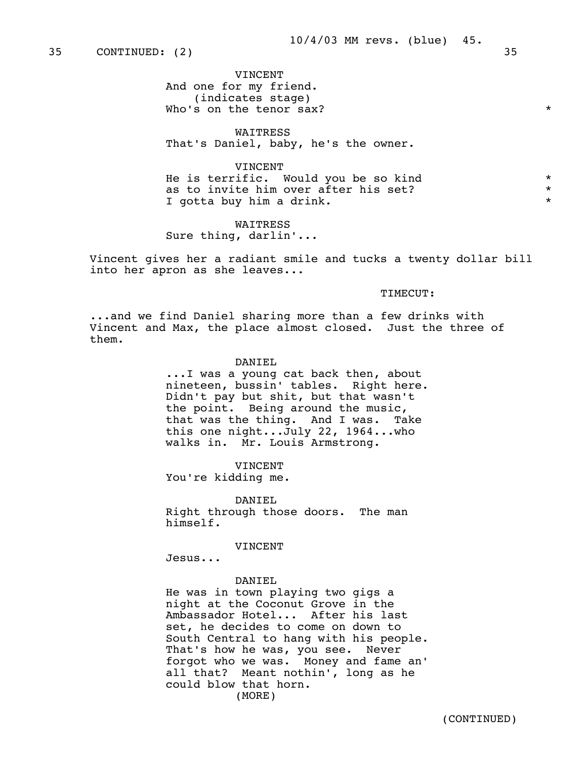35 CONTINUED: (2) 35

VINCENT
And one for my friend.
(indicates stage)
Who's on the tenor sax? *

WAITRESS
That's Daniel, baby, he's the owner.

VINCENT
He is terrific. Would you be so kind *
as to invite him over after his set? *
I gotta buy him a drink. *

WAITRESS
Sure thing, darlin'...

Vincent gives her a radiant smile and tucks a twenty dollar bill into her apron as she leaves...

TIMECUT:

...and we find Daniel sharing more than a few drinks with Vincent and Max, the place almost closed. Just the three of them.

DANIEL
...I was a young cat back then, about nineteen, bussin' tables. Right here. Didn't pay but shit, but that wasn't the point. Being around the music, that was the thing. And I was. Take this one night...July 22, 1964...who walks in. Mr. Louis Armstrong.

VINCENT
You're kidding me.

DANIEL
Right through those doors. The man himself.

VINCENT
Jesus...

DANIEL
He was in town playing two gigs a night at the Coconut Grove in the Ambassador Hotel... After his last set, he decides to come on down to South Central to hang with his people. That's how he was, you see. Never forgot who we was. Money and fame an' all that? Meant nothin', long as he could blow that horn.
(MORE)

(CONTINUED)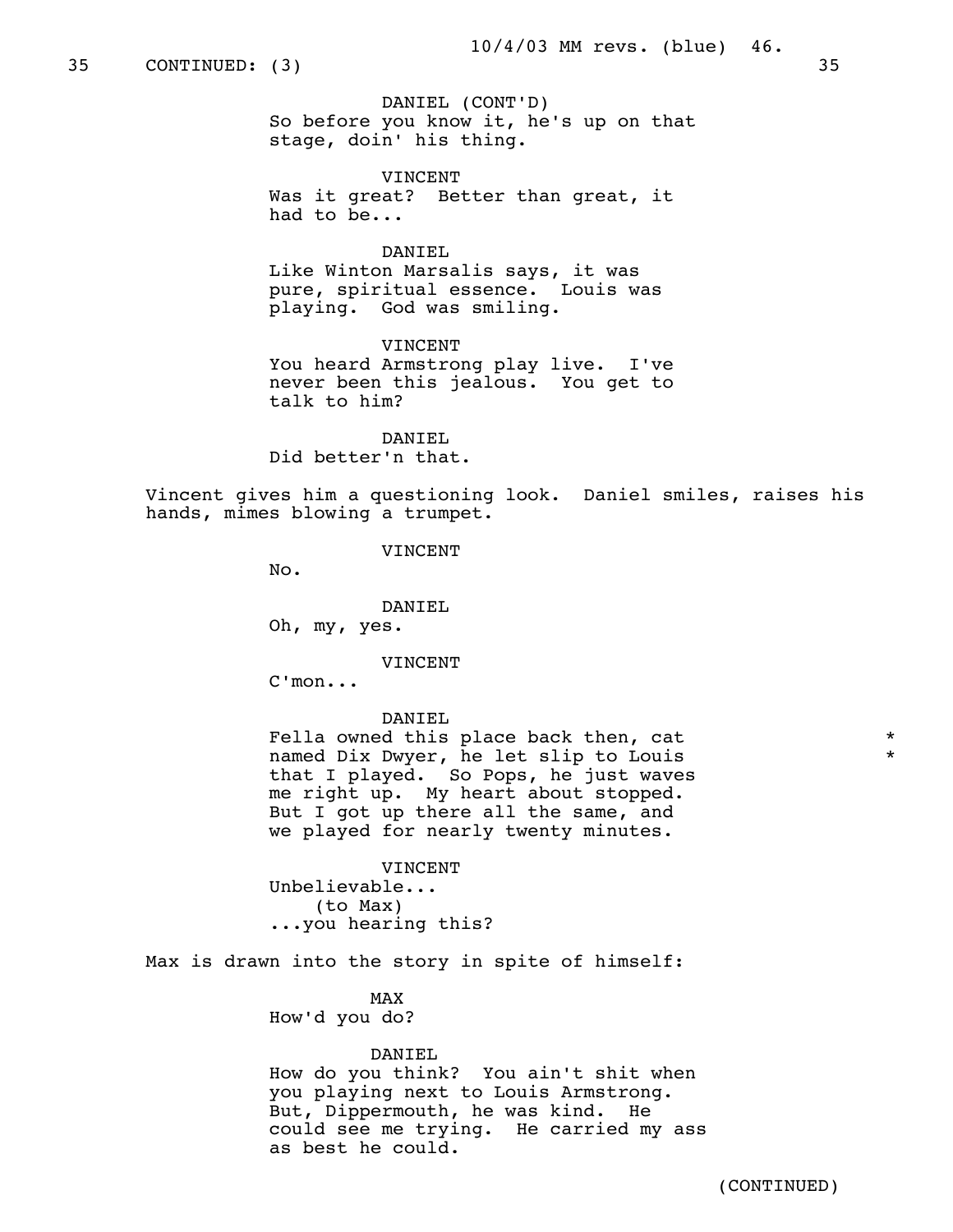35 CONTINUED: (3) 35

DANIEL (CONT'D)
So before you know it, he's up on that stage, doin' his thing.

VINCENT
Was it great? Better than great, it had to be...

DANIEL
Like Winton Marsalis says, it was pure, spiritual essence. Louis was playing. God was smiling.

VINCENT
You heard Armstrong play live. I've never been this jealous. You get to talk to him?

DANIEL
Did better'n that.

Vincent gives him a questioning look. Daniel smiles, raises his hands, mimes blowing a trumpet.

VINCENT
No.

DANIEL
Oh, my, yes.

VINCENT
C'mon...

DANIEL
Fella owned this place back then, cat named Dix Dwyer, he let slip to Louis that I played. So Pops, he just waves me right up. My heart about stopped. But I got up there all the same, and we played for nearly twenty minutes. * *

VINCENT
Unbelievable...
(to Max)
...you hearing this?

Max is drawn into the story in spite of himself:

MAX
How'd you do?

DANIEL
How do you think? You ain't shit when you playing next to Louis Armstrong. But, Dippermouth, he was kind. He could see me trying. He carried my ass as best he could.

(CONTINUED)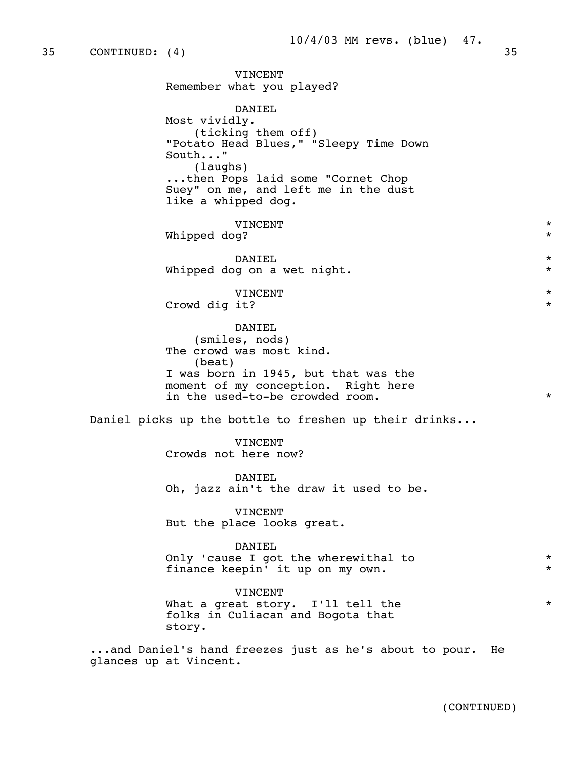35 CONTINUED: (4) 35

VINCENT
Remember what you played?

DANIEL
Most vividly.
(ticking them off)
"Potato Head Blues," "Sleepy Time Down South..."
(laughs)
...then Pops laid some "Cornet Chop Suey" on me, and left me in the dust like a whipped dog.

VINCENT
Whipped dog? *

DANIEL
Whipped dog on a wet night. *

VINCENT
Crowd dig it? *

DANIEL
(smiles, nods)
The crowd was most kind.
(beat)
I was born in 1945, but that was the moment of my conception. Right here in the used-to-be crowded room. *

Daniel picks up the bottle to freshen up their drinks...

VINCENT
Crowds not here now?

DANIEL
Oh, jazz ain't the draw it used to be.

VINCENT
But the place looks great.

DANIEL
Only 'cause I got the wherewithal to finance keepin' it up on my own. *

VINCENT
What a great story. I'll tell the folks in Culiacan and Bogota that story. *

...and Daniel's hand freezes just as he's about to pour. He glances up at Vincent.

(CONTINUED)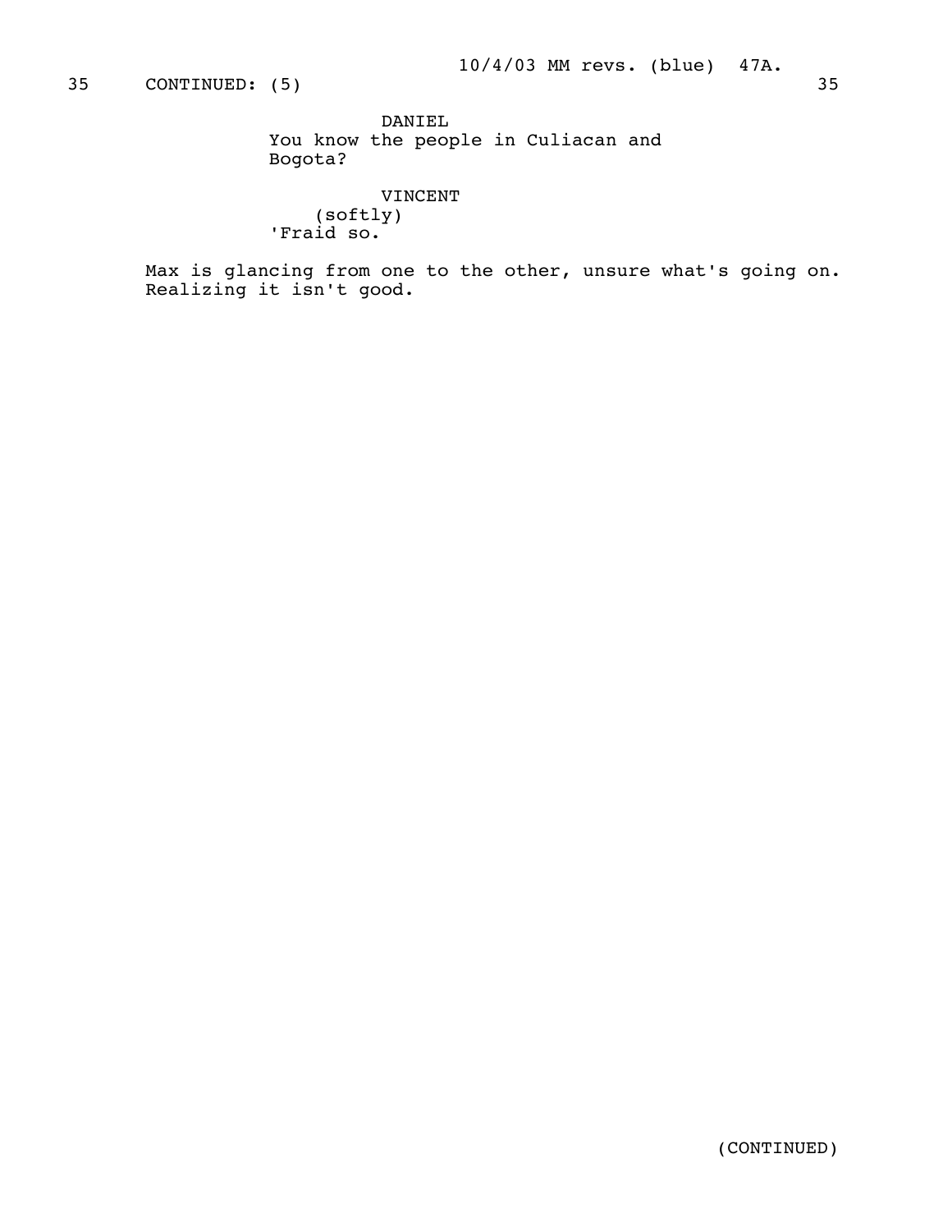35 CONTINUED: (5) 35

DANIEL
You know the people in Culiacan and Bogota?

VINCENT
(softly)
'Fraid so.

Max is glancing from one to the other, unsure what's going on. Realizing it isn't good.

(CONTINUED)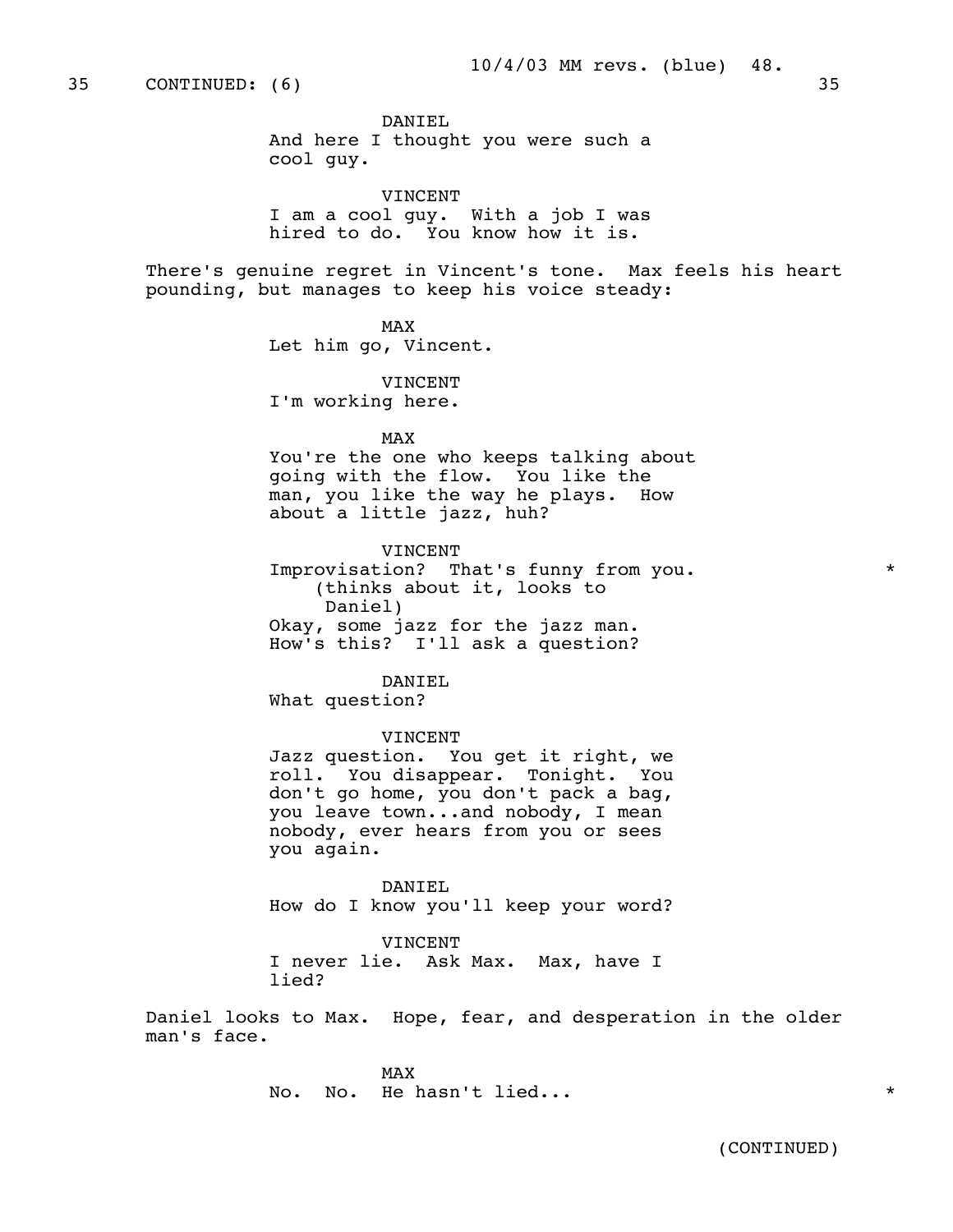DANIEL

And here I thought you were such a cool guy.

VINCENT

I am a cool guy. With a job I was hired to do. You know how it is.

There's genuine regret in Vincent's tone. Max feels his heart pounding, but manages to keep his voice steady:

MAX

Let him go, Vincent.

VINCENT

I'm working here.

MAX

You're the one who keeps talking about going with the flow. You like the man, you like the way he plays. How about a little jazz, huh?

VINCENT

Improvisation? That's funny from you. *

(thinks about it, looks to Daniel)

Okay, some jazz for the jazz man. How's this? I'll ask a question?

DANIEL

What question?

VINCENT

Jazz question. You get it right, we roll. You disappear. Tonight. You don't go home, you don't pack a bag, you leave town...and nobody, I mean nobody, ever hears from you or sees you again.

DANIEL

How do I know you'll keep your word?

VINCENT

I never lie. Ask Max. Max, have I lied?

Daniel looks to Max. Hope, fear, and desperation in the older man's face.

MAX

No. No. He hasn't lied... *

(CONTINUED)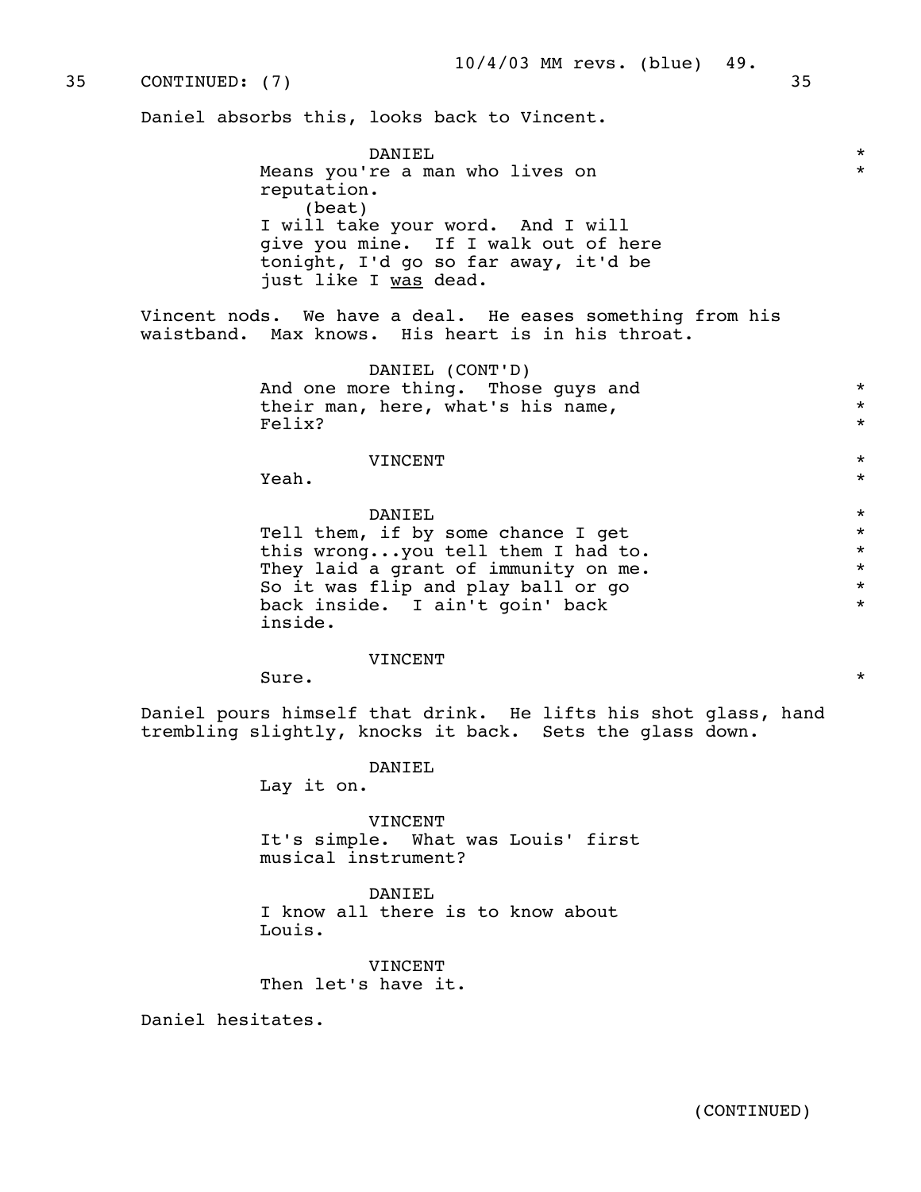35 CONTINUED: (7) 35

Daniel absorbs this, looks back to Vincent.

DANIEL

Means you're a man who lives on reputation.

(beat)

I will take your word. And I will give you mine. If I walk out of here tonight, I'd go so far away, it'd be just like I <u>was</u> dead.

Vincent nods. We have a deal. He eases something from his waistband. Max knows. His heart is in his throat.

DANIEL (CONT'D)

And one more thing. Those guys and their man, here, what's his name, Felix?

VINCENT

Yeah.

DANIEL

Tell them, if by some chance I get this wrong...you tell them I had to. They laid a grant of immunity on me. So it was flip and play ball or go back inside. I ain't goin' back inside.

VINCENT

Sure.

Daniel pours himself that drink. He lifts his shot glass, hand trembling slightly, knocks it back. Sets the glass down.

DANIEL

Lay it on.

VINCENT

It's simple. What was Louis' first musical instrument?

DANIEL

I know all there is to know about Louis.

VINCENT

Then let's have it.

Daniel hesitates.

(CONTINUED)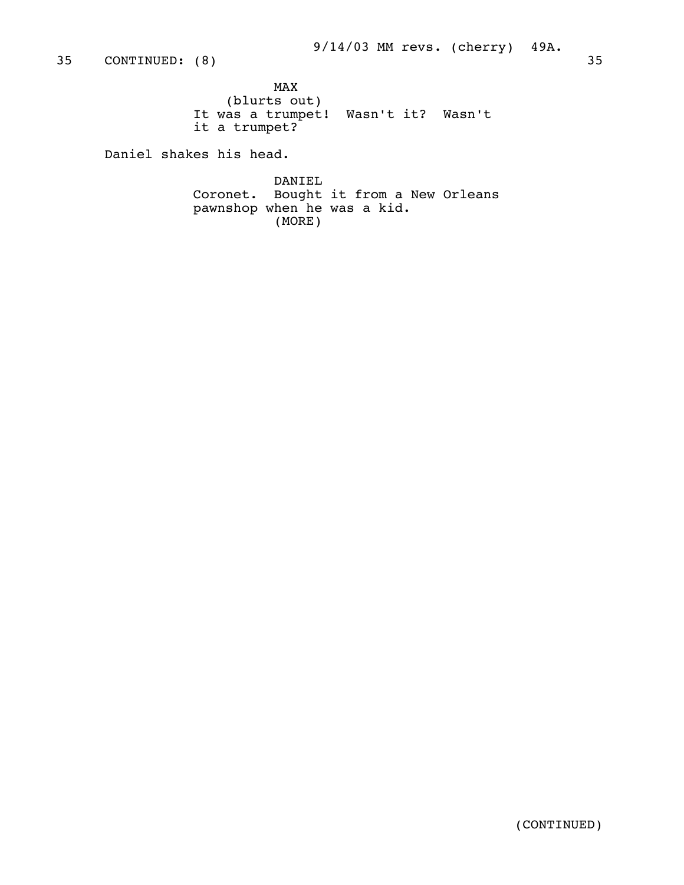35 CONTINUED: (8) 35

MAX
(blurts out)
It was a trumpet! Wasn't it? Wasn't it a trumpet?

Daniel shakes his head.

DANIEL
Coronet. Bought it from a New Orleans pawnshop when he was a kid.
(MORE)

(CONTINUED)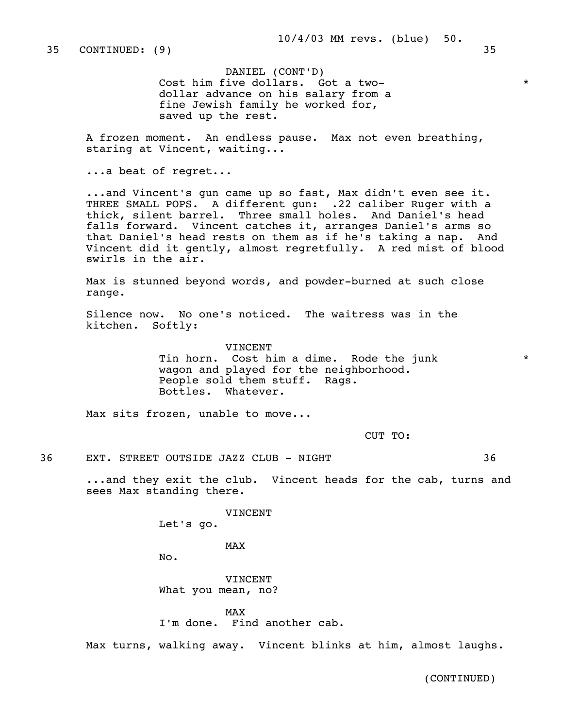35 CONTINUED: (9) 35

DANIEL (CONT'D)
Cost him five dollars. Got a two-dollar advance on his salary from a fine Jewish family he worked for, saved up the rest. *

A frozen moment. An endless pause. Max not even breathing, staring at Vincent, waiting...

...a beat of regret...

...and Vincent's gun came up so fast, Max didn't even see it. THREE SMALL POPS. A different gun: .22 caliber Ruger with a thick, silent barrel. Three small holes. And Daniel's head falls forward. Vincent catches it, arranges Daniel's arms so that Daniel's head rests on them as if he's taking a nap. And Vincent did it gently, almost regretfully. A red mist of blood swirls in the air.

Max is stunned beyond words, and powder-burned at such close range.

Silence now. No one's noticed. The waitress was in the kitchen. Softly:

VINCENT
Tin horn. Cost him a dime. Rode the junk wagon and played for the neighborhood. People sold them stuff. Rags. Bottles. Whatever. *

Max sits frozen, unable to move...

CUT TO:

36 EXT. STREET OUTSIDE JAZZ CLUB - NIGHT 36

...and they exit the club. Vincent heads for the cab, turns and sees Max standing there.

VINCENT
Let's go.

MAX
No.

VINCENT
What you mean, no?

MAX
I'm done. Find another cab.

Max turns, walking away. Vincent blinks at him, almost laughs.

(CONTINUED)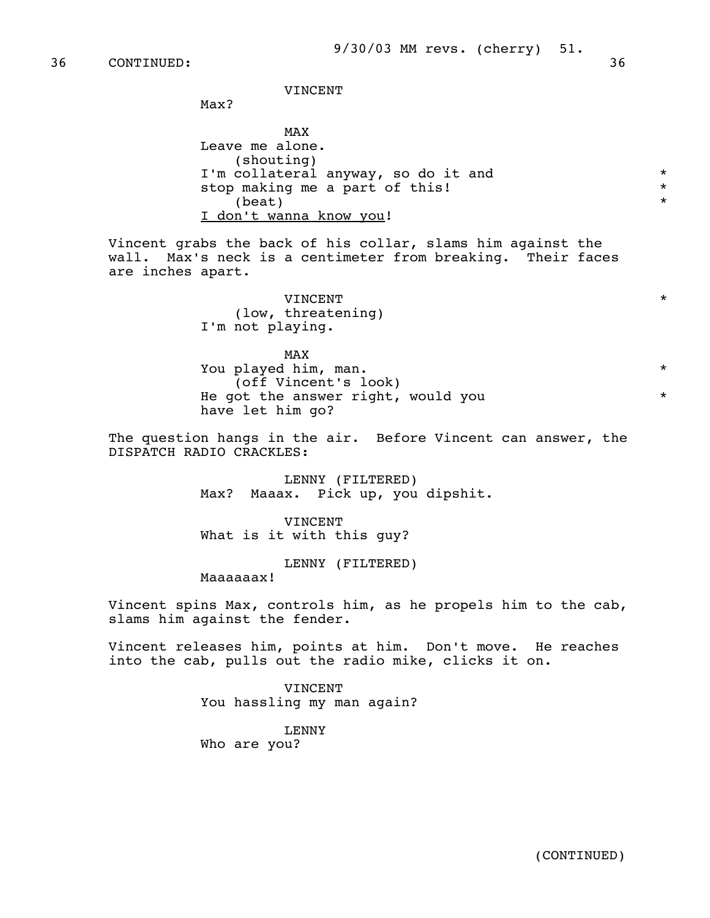36 CONTINUED: 36

VINCENT
Max?

MAX
Leave me alone.
(shouting)
I'm collateral anyway, so do it and *
stop making me a part of this! *
(beat) *
I don't wanna know you!

Vincent grabs the back of his collar, slams him against the wall. Max's neck is a centimeter from breaking. Their faces are inches apart.

VINCENT *
(low, threatening)
I'm not playing.

MAX
You played him, man. *
(off Vincent's look)
He got the answer right, would you *
have let him go?

The question hangs in the air. Before Vincent can answer, the DISPATCH RADIO CRACKLES:

LENNY (FILTERED)
Max? Maaax. Pick up, you dipshit.

VINCENT
What is it with this guy?

LENNY (FILTERED)
Maaaaaax!

Vincent spins Max, controls him, as he propels him to the cab, slams him against the fender.

Vincent releases him, points at him. Don't move. He reaches into the cab, pulls out the radio mike, clicks it on.

VINCENT
You hassling my man again?

LENNY
Who are you?

(CONTINUED)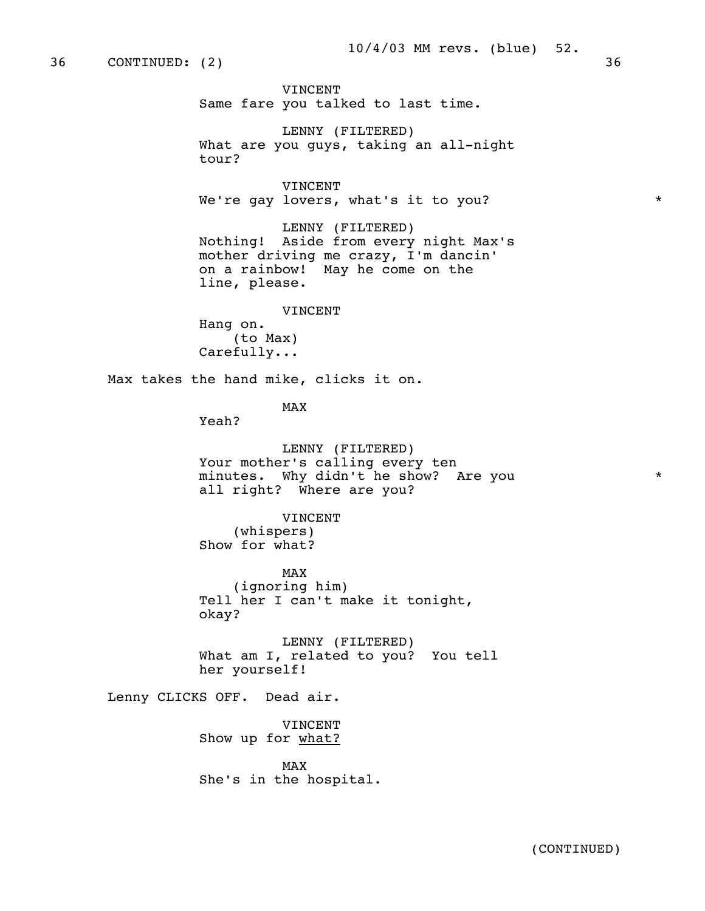36 CONTINUED: (2) 36

VINCENT
Same fare you talked to last time.

LENNY (FILTERED)
What are you guys, taking an all-night tour?

VINCENT
We're gay lovers, what's it to you? *

LENNY (FILTERED)
Nothing! Aside from every night Max's mother driving me crazy, I'm dancin' on a rainbow! May he come on the line, please.

VINCENT
Hang on.
(to Max)
Carefully...

Max takes the hand mike, clicks it on.

MAX
Yeah?

LENNY (FILTERED)
Your mother's calling every ten minutes. Why didn't he show? Are you all right? Where are you? *

VINCENT
(whispers)
Show for what?

MAX
(ignoring him)
Tell her I can't make it tonight, okay?

LENNY (FILTERED)
What am I, related to you? You tell her yourself!

Lenny CLICKS OFF. Dead air.

VINCENT
Show up for <u>what?</u>

MAX
She's in the hospital.

(CONTINUED)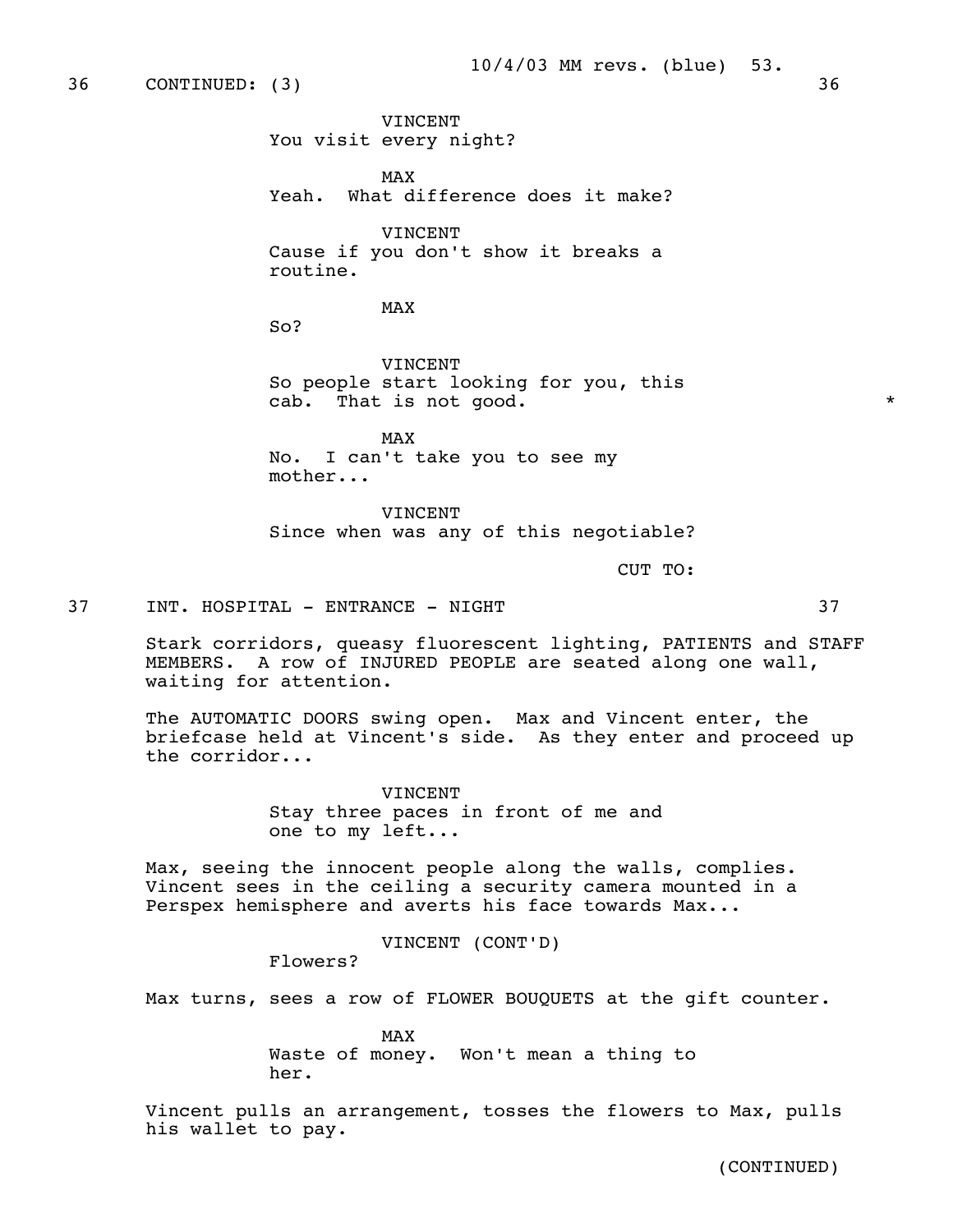36 CONTINUED: (3) 36

VINCENT
You visit every night?

MAX
Yeah. What difference does it make?

VINCENT
Cause if you don't show it breaks a routine.

MAX
So?

VINCENT
So people start looking for you, this cab. That is not good. *

MAX
No. I can't take you to see my mother...

VINCENT
Since when was any of this negotiable?

CUT TO:

37 INT. HOSPITAL - ENTRANCE - NIGHT 37

Stark corridors, queasy fluorescent lighting, PATIENTS and STAFF MEMBERS. A row of INJURED PEOPLE are seated along one wall, waiting for attention.

The AUTOMATIC DOORS swing open. Max and Vincent enter, the briefcase held at Vincent's side. As they enter and proceed up the corridor...

VINCENT
Stay three paces in front of me and one to my left...

Max, seeing the innocent people along the walls, complies. Vincent sees in the ceiling a security camera mounted in a Perspex hemisphere and averts his face towards Max...

VINCENT (CONT'D)
Flowers?

Max turns, sees a row of FLOWER BOUQUETS at the gift counter.

MAX
Waste of money. Won't mean a thing to her.

Vincent pulls an arrangement, tosses the flowers to Max, pulls his wallet to pay.

(CONTINUED)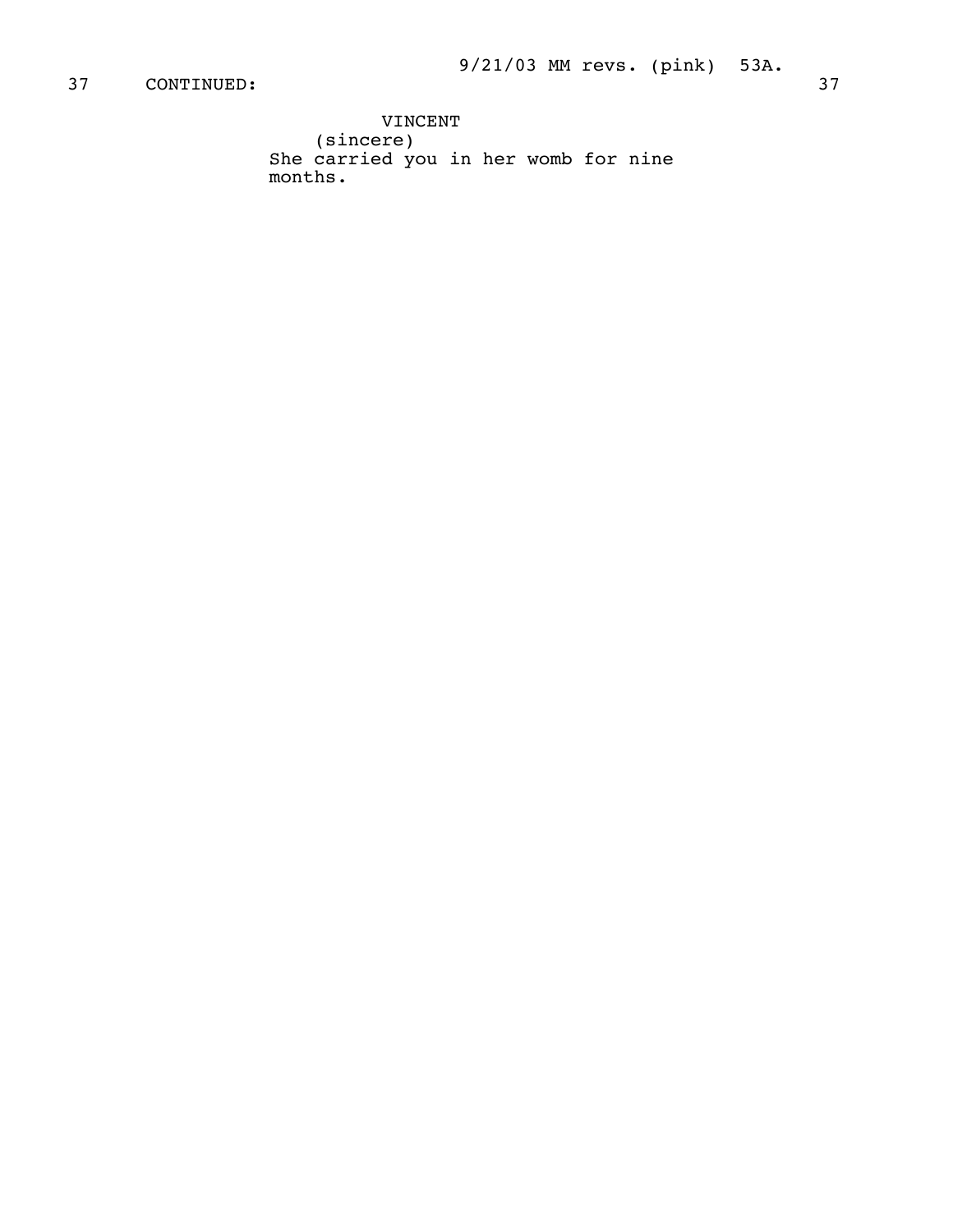37 CONTINUED: 37

VINCENT
(sincere)
She carried you in her womb for nine months.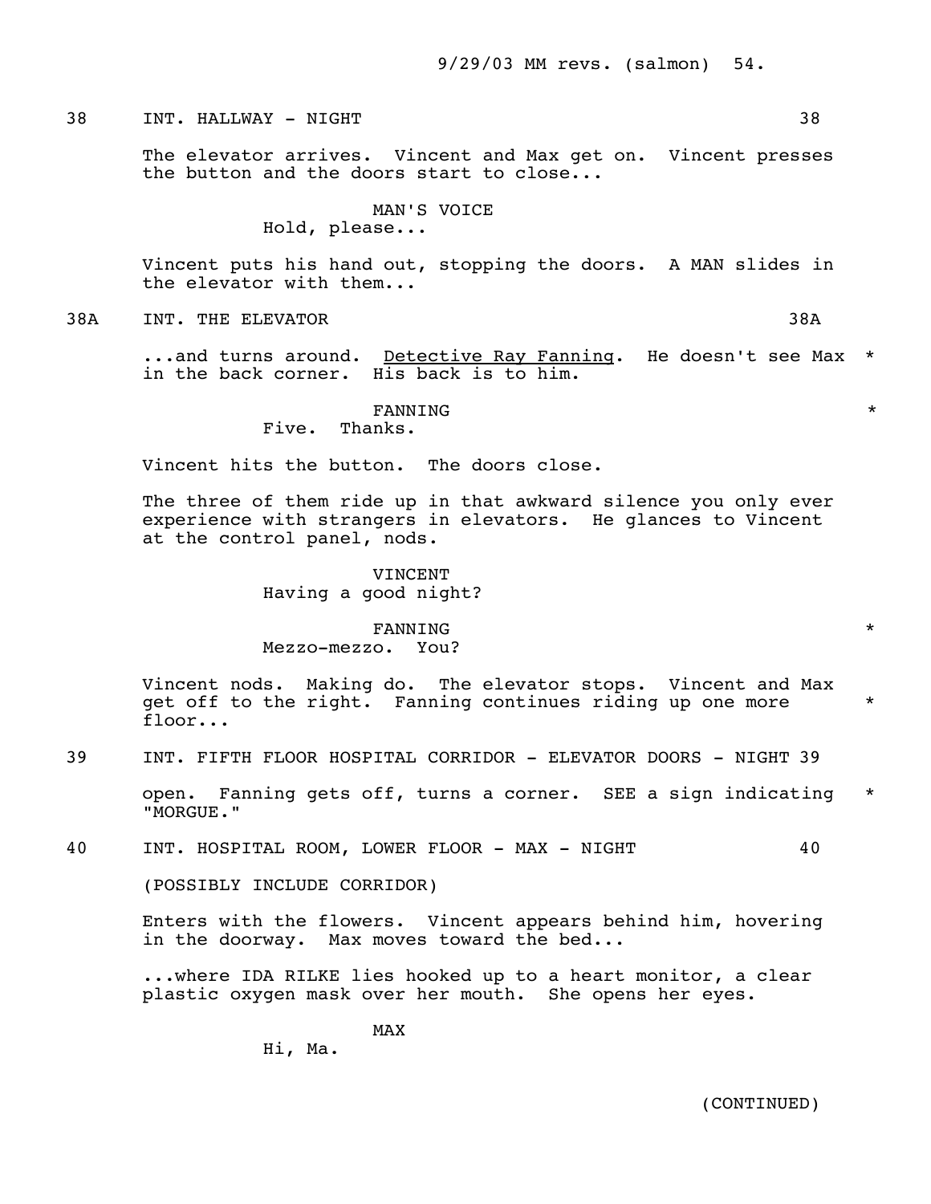38 INT. HALLWAY - NIGHT 38

The elevator arrives. Vincent and Max get on. Vincent presses the button and the doors start to close...

MAN'S VOICE
Hold, please...

Vincent puts his hand out, stopping the doors. A MAN slides in the elevator with them...

38A INT. THE ELEVATOR 38A

...and turns around. Detective Ray Fanning. He doesn't see Max in the back corner. His back is to him. *

FANNING *
Five. Thanks.

Vincent hits the button. The doors close.

The three of them ride up in that awkward silence you only ever experience with strangers in elevators. He glances to Vincent at the control panel, nods.

VINCENT
Having a good night?

FANNING *
Mezzo-mezzo. You?

Vincent nods. Making do. The elevator stops. Vincent and Max get off to the right. Fanning continues riding up one more floor... *

39 INT. FIFTH FLOOR HOSPITAL CORRIDOR - ELEVATOR DOORS - NIGHT 39

open. Fanning gets off, turns a corner. SEE a sign indicating "MORGUE." *

40 INT. HOSPITAL ROOM, LOWER FLOOR - MAX - NIGHT 40

(POSSIBLY INCLUDE CORRIDOR)

Enters with the flowers. Vincent appears behind him, hovering in the doorway. Max moves toward the bed...

...where IDA RILKE lies hooked up to a heart monitor, a clear plastic oxygen mask over her mouth. She opens her eyes.

MAX
Hi, Ma.

(CONTINUED)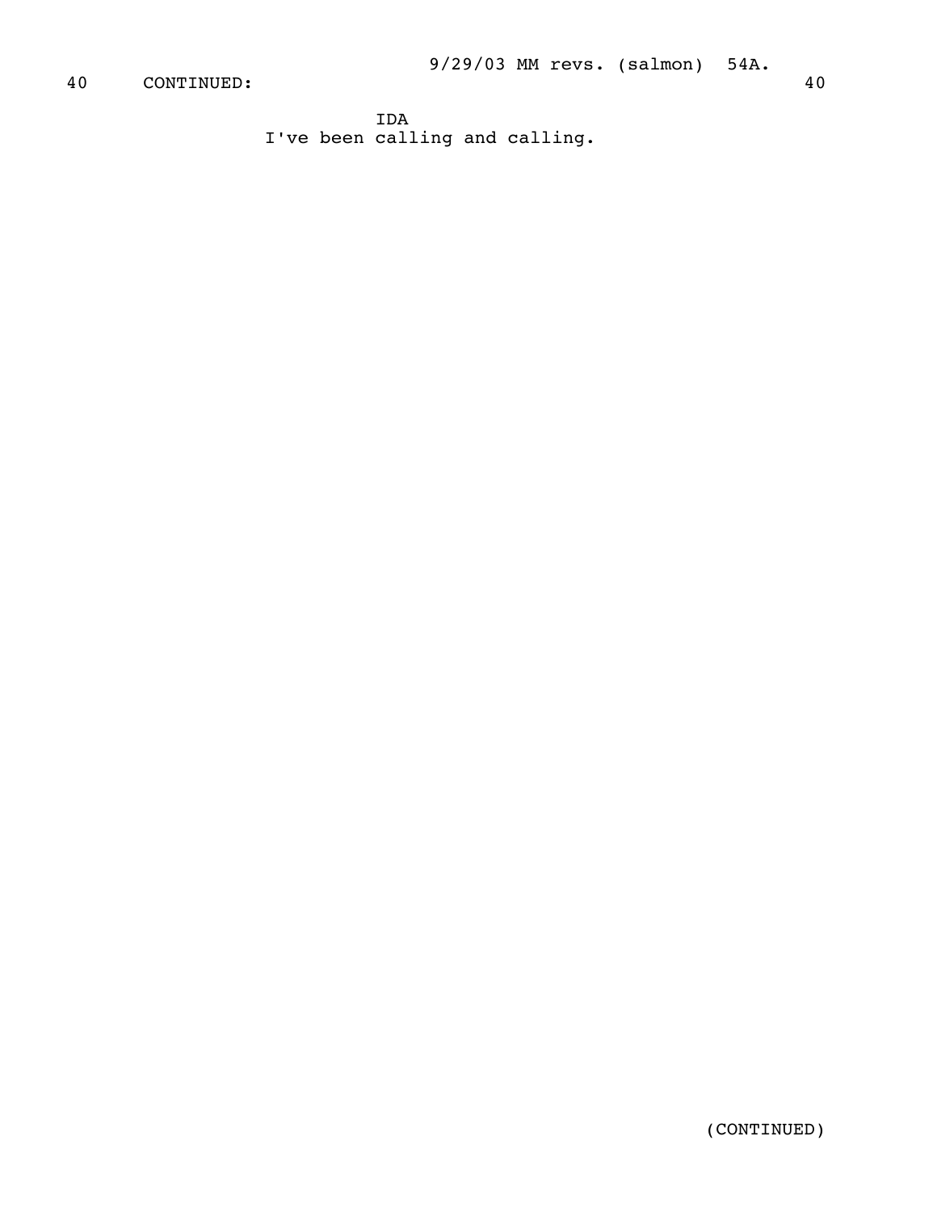40 CONTINUED: 40

IDA
I've been calling and calling.

(CONTINUED)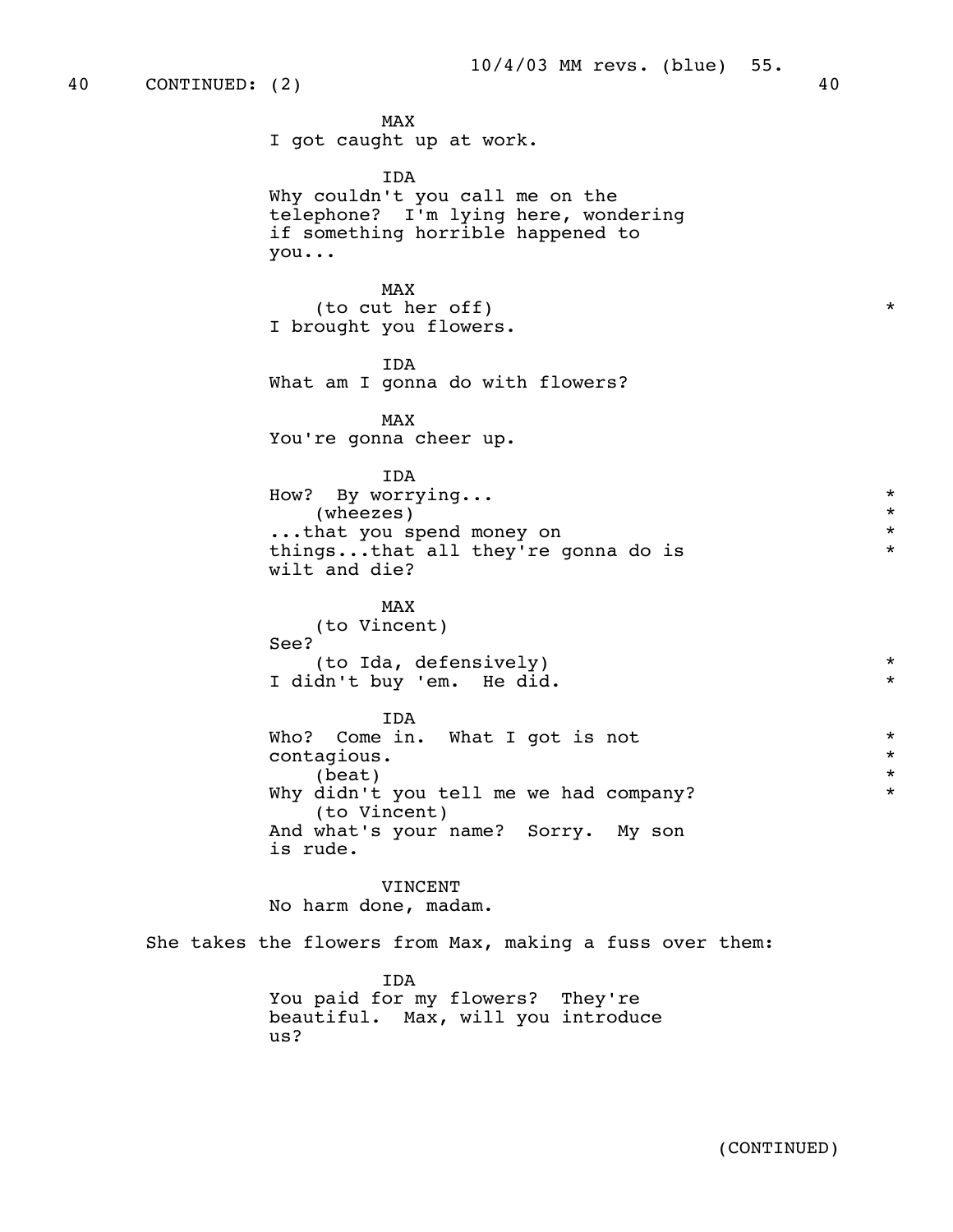40 CONTINUED: (2) 40

MAX
I got caught up at work.

IDA
Why couldn't you call me on the telephone? I'm lying here, wondering if something horrible happened to you...

MAX
(to cut her off) *
I brought you flowers.

IDA
What am I gonna do with flowers?

MAX
You're gonna cheer up.

IDA
How? By worrying... *
(wheezes) *
...that you spend money on *
things...that all they're gonna do is *
wilt and die?

MAX
(to Vincent)
See?
(to Ida, defensively) *
I didn't buy 'em. He did. *

IDA
Who? Come in. What I got is not *
contagious. *
(beat) *
Why didn't you tell me we had company? *
(to Vincent)
And what's your name? Sorry. My son is rude.

VINCENT
No harm done, madam.

She takes the flowers from Max, making a fuss over them:

IDA
You paid for my flowers? They're beautiful. Max, will you introduce us?

(CONTINUED)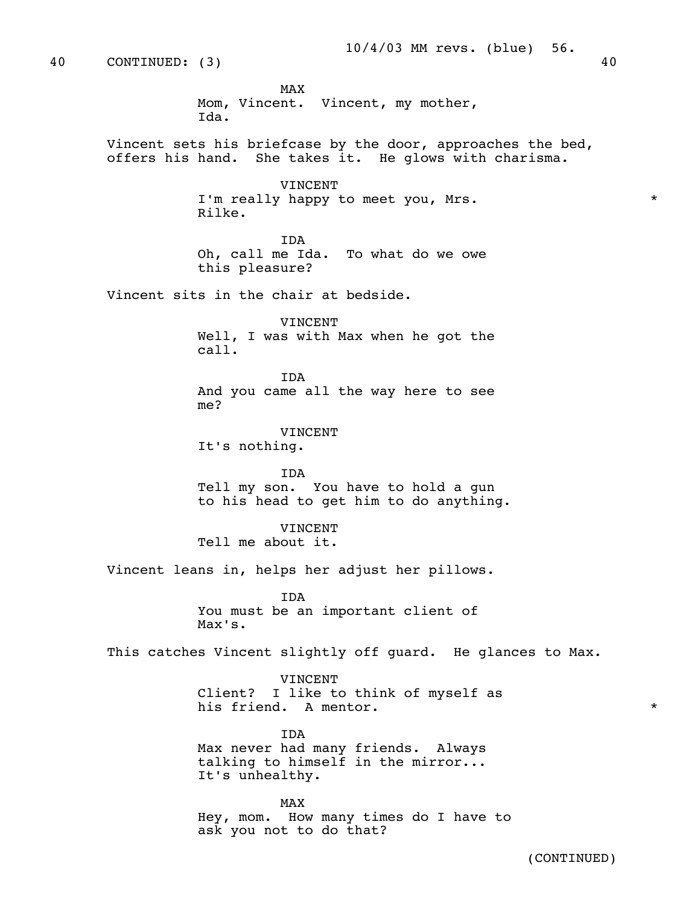40 CONTINUED: (3) 40

MAX
Mom, Vincent. Vincent, my mother, Ida.

Vincent sets his briefcase by the door, approaches the bed, offers his hand. She takes it. He glows with charisma.

VINCENT
I'm really happy to meet you, Mrs. Rilke. *

IDA
Oh, call me Ida. To what do we owe this pleasure?

Vincent sits in the chair at bedside.

VINCENT
Well, I was with Max when he got the call.

IDA
And you came all the way here to see me?

VINCENT
It's nothing.

IDA
Tell my son. You have to hold a gun to his head to get him to do anything.

VINCENT
Tell me about it.

Vincent leans in, helps her adjust her pillows.

IDA
You must be an important client of Max's.

This catches Vincent slightly off guard. He glances to Max.

VINCENT
Client? I like to think of myself as his friend. A mentor. *

IDA
Max never had many friends. Always talking to himself in the mirror... It's unhealthy.

MAX
Hey, mom. How many times do I have to ask you not to do that?

(CONTINUED)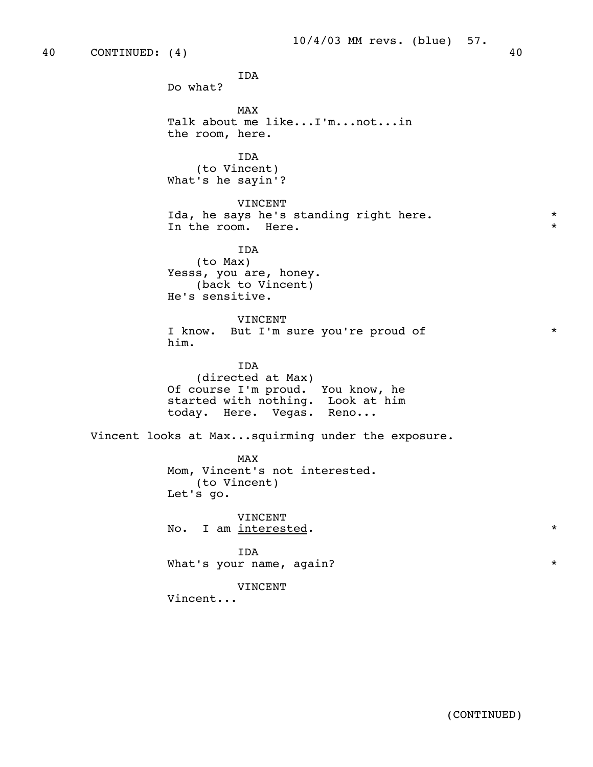40 CONTINUED: (4) 40

IDA
Do what?

MAX
Talk about me like...I'm...not...in the room, here.

IDA
(to Vincent)
What's he sayin'?

VINCENT
Ida, he says he's standing right here. In the room. Here. *

IDA
(to Max)
Yesss, you are, honey.
(back to Vincent)
He's sensitive.

VINCENT
I know. But I'm sure you're proud of him. *

IDA
(directed at Max)
Of course I'm proud. You know, he started with nothing. Look at him today. Here. Vegas. Reno...

Vincent looks at Max...squirming under the exposure.

MAX
Mom, Vincent's not interested.
(to Vincent)
Let's go.

VINCENT
No. I am <u>interested</u>. *

IDA
What's your name, again? *

VINCENT
Vincent...

(CONTINUED)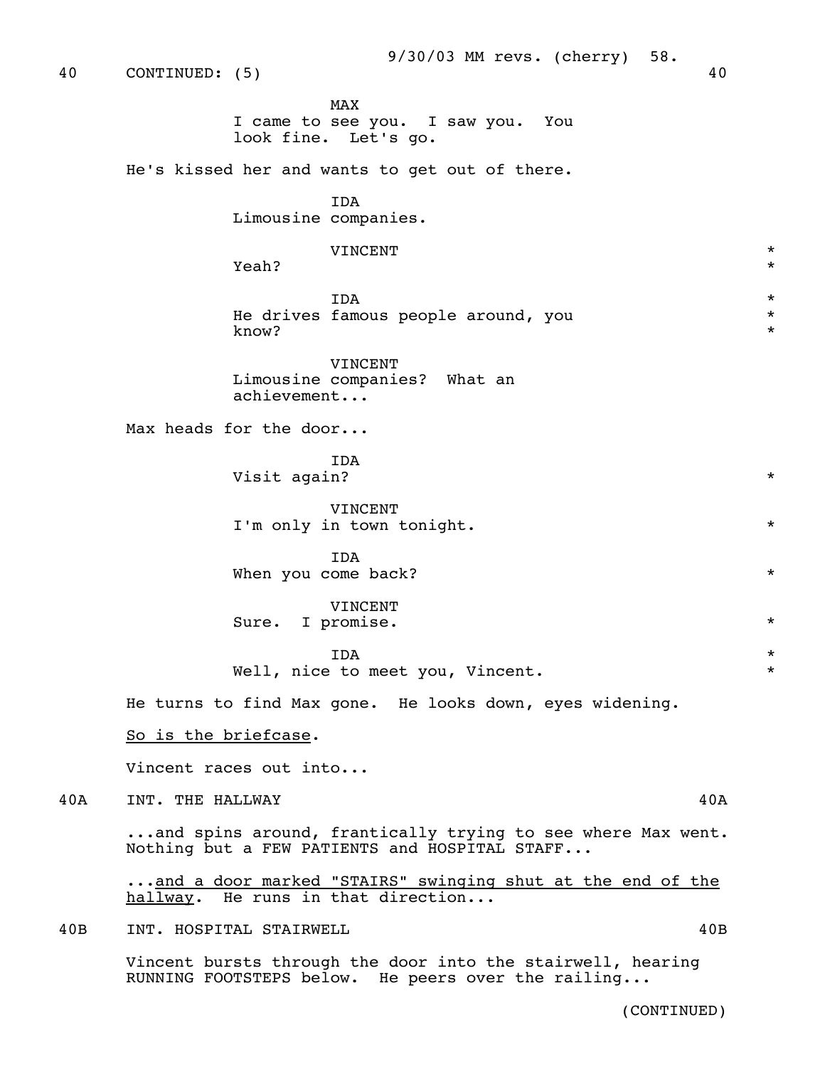40 CONTINUED: (5) 40

MAX
I came to see you. I saw you. You look fine. Let's go.

He's kissed her and wants to get out of there.

IDA
Limousine companies.

VINCENT
Yeah? *

IDA
He drives famous people around, you know? *

VINCENT
Limousine companies? What an achievement...

Max heads for the door...

IDA
Visit again? *

VINCENT
I'm only in town tonight. *

IDA
When you come back? *

VINCENT
Sure. I promise. *

IDA
Well, nice to meet you, Vincent. *

He turns to find Max gone. He looks down, eyes widening.

So is the briefcase.

Vincent races out into...

40A INT. THE HALLWAY 40A

...and spins around, frantically trying to see where Max went. Nothing but a FEW PATIENTS and HOSPITAL STAFF...

...and a door marked "STAIRS" swinging shut at the end of the hallway. He runs in that direction...

40B INT. HOSPITAL STAIRWELL 40B

Vincent bursts through the door into the stairwell, hearing RUNNING FOOTSTEPS below. He peers over the railing...

(CONTINUED)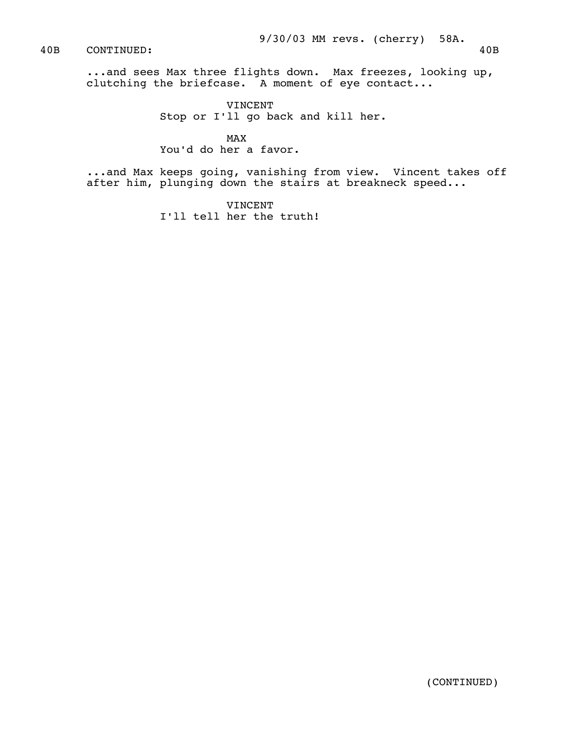40B CONTINUED: 40B

...and sees Max three flights down. Max freezes, looking up, clutching the briefcase. A moment of eye contact...

VINCENT
Stop or I'll go back and kill her.

MAX
You'd do her a favor.

...and Max keeps going, vanishing from view. Vincent takes off after him, plunging down the stairs at breakneck speed...

VINCENT
I'll tell her the truth!

(CONTINUED)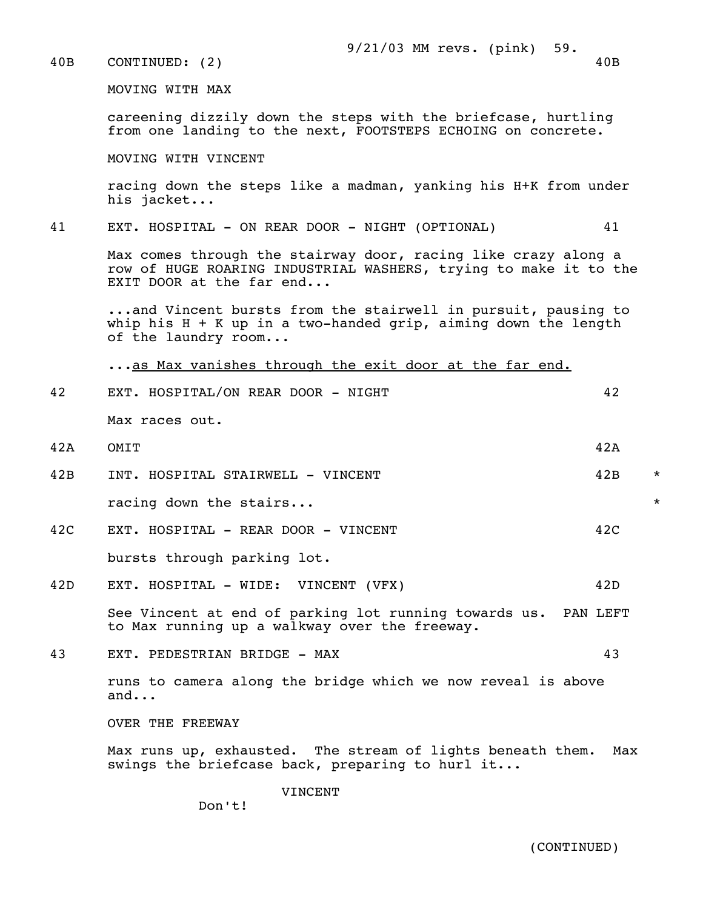40B CONTINUED: (2) 40B

MOVING WITH MAX

careening dizzily down the steps with the briefcase, hurtling from one landing to the next, FOOTSTEPS ECHOING on concrete.

MOVING WITH VINCENT

racing down the steps like a madman, yanking his H+K from under his jacket...

41 EXT. HOSPITAL - ON REAR DOOR - NIGHT (OPTIONAL) 41

Max comes through the stairway door, racing like crazy along a row of HUGE ROARING INDUSTRIAL WASHERS, trying to make it to the EXIT DOOR at the far end...

...and Vincent bursts from the stairwell in pursuit, pausing to whip his H + K up in a two-handed grip, aiming down the length of the laundry room...

...<u>as Max vanishes through the exit door at the far end.</u>

42 EXT. HOSPITAL/ON REAR DOOR - NIGHT 42

Max races out.

42A OMIT 42A

42B INT. HOSPITAL STAIRWELL - VINCENT 42B *

racing down the stairs... *

42C EXT. HOSPITAL - REAR DOOR - VINCENT 42C

bursts through parking lot.

42D EXT. HOSPITAL - WIDE: VINCENT (VFX) 42D

See Vincent at end of parking lot running towards us. PAN LEFT to Max running up a walkway over the freeway.

43 EXT. PEDESTRIAN BRIDGE - MAX 43

runs to camera along the bridge which we now reveal is above and...

OVER THE FREEWAY

Max runs up, exhausted. The stream of lights beneath them. Max swings the briefcase back, preparing to hurl it...

VINCENT

Don't!

(CONTINUED)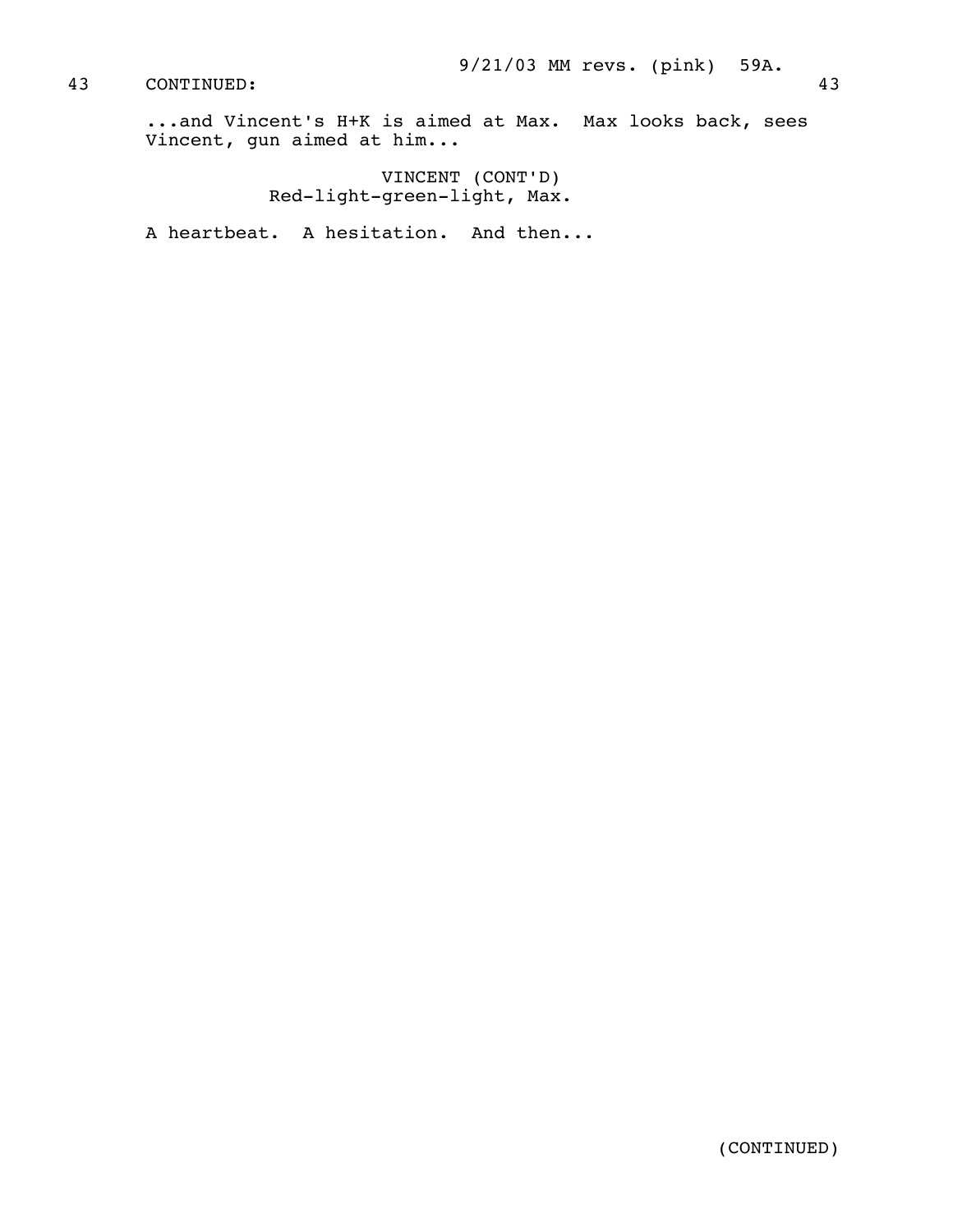43 CONTINUED: 43

...and Vincent's H+K is aimed at Max. Max looks back, sees Vincent, gun aimed at him...

VINCENT (CONT'D)
Red-light-green-light, Max.

A heartbeat. A hesitation. And then...

(CONTINUED)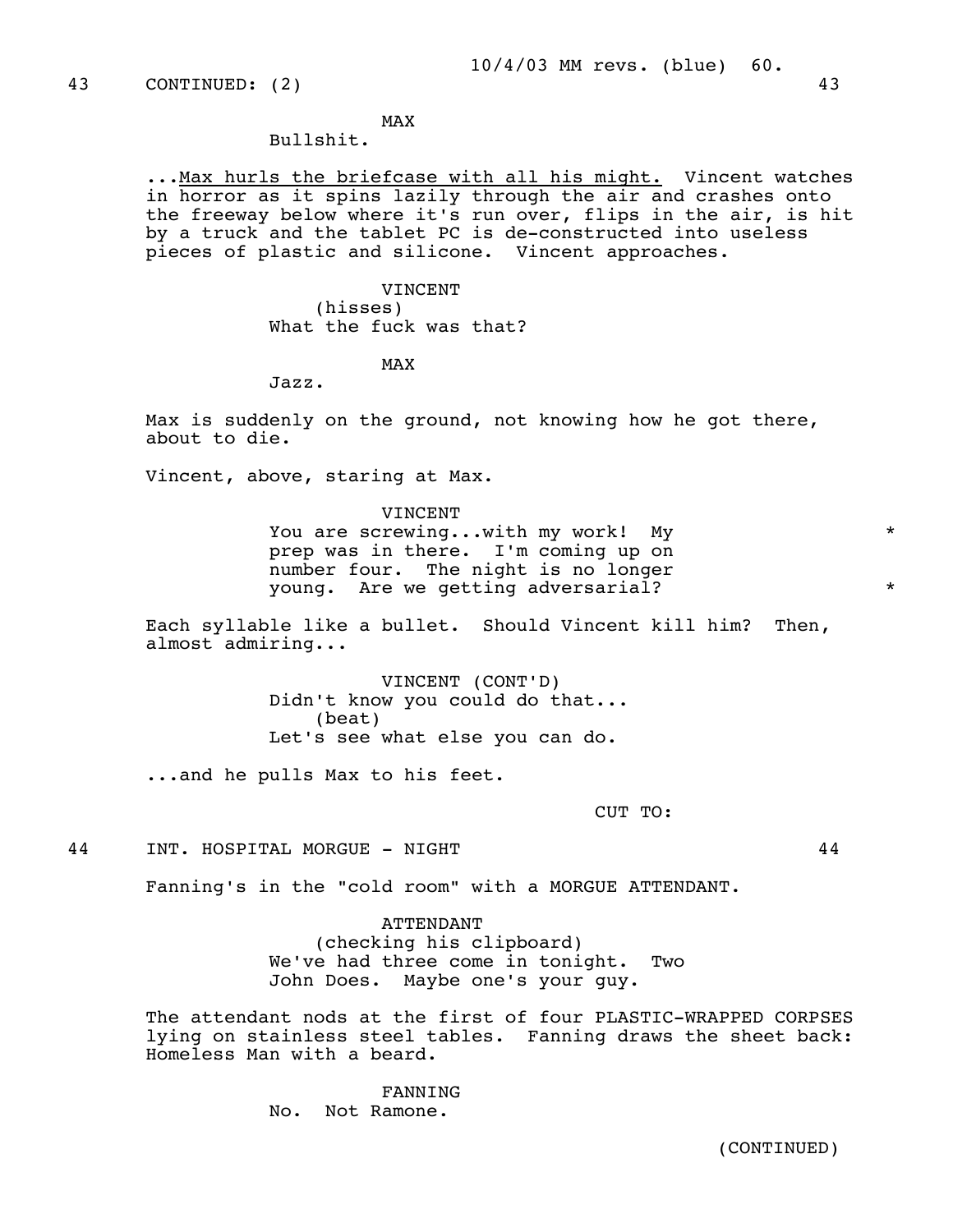43 CONTINUED: (2) 43

MAX
Bullshit.

...<u>Max hurls the briefcase with all his might.</u> Vincent watches in horror as it spins lazily through the air and crashes onto the freeway below where it's run over, flips in the air, is hit by a truck and the tablet PC is de-constructed into useless pieces of plastic and silicone. Vincent approaches.

VINCENT
(hisses)
What the fuck was that?

MAX
Jazz.

Max is suddenly on the ground, not knowing how he got there, about to die.

Vincent, above, staring at Max.

VINCENT
You are screwing...with my work! My prep was in there. I'm coming up on number four. The night is no longer young. Are we getting adversarial? *

Each syllable like a bullet. Should Vincent kill him? Then, almost admiring...

VINCENT (CONT'D)
Didn't know you could do that...
(beat)
Let's see what else you can do.

...and he pulls Max to his feet.

CUT TO:

44 INT. HOSPITAL MORGUE - NIGHT 44

Fanning's in the "cold room" with a MORGUE ATTENDANT.

ATTENDANT
(checking his clipboard)
We've had three come in tonight. Two John Does. Maybe one's your guy.

The attendant nods at the first of four PLASTIC-WRAPPED CORPSES lying on stainless steel tables. Fanning draws the sheet back: Homeless Man with a beard.

FANNING
No. Not Ramone.

(CONTINUED)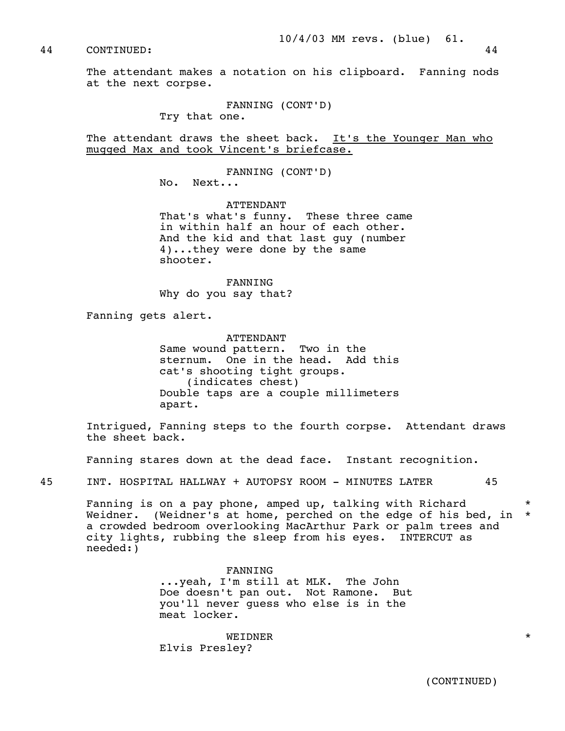44 CONTINUED: 44

The attendant makes a notation on his clipboard. Fanning nods at the next corpse.

FANNING (CONT'D)
Try that one.

The attendant draws the sheet back. <u>It's the Younger Man who mugged Max and took Vincent's briefcase.</u>

FANNING (CONT'D)
No. Next...

ATTENDANT
That's what's funny. These three came in within half an hour of each other. And the kid and that last guy (number 4)...they were done by the same shooter.

FANNING
Why do you say that?

Fanning gets alert.

ATTENDANT
Same wound pattern. Two in the sternum. One in the head. Add this cat's shooting tight groups.
(indicates chest)
Double taps are a couple millimeters apart.

Intrigued, Fanning steps to the fourth corpse. Attendant draws the sheet back.

Fanning stares down at the dead face. Instant recognition.

45 INT. HOSPITAL HALLWAY + AUTOPSY ROOM - MINUTES LATER 45

Fanning is on a pay phone, amped up, talking with Richard Weidner. (Weidner's at home, perched on the edge of his bed, in a crowded bedroom overlooking MacArthur Park or palm trees and city lights, rubbing the sleep from his eyes. INTERCUT as needed:) *

FANNING
...yeah, I'm still at MLK. The John Doe doesn't pan out. Not Ramone. But you'll never guess who else is in the meat locker.

WEIDNER *
Elvis Presley?

(CONTINUED)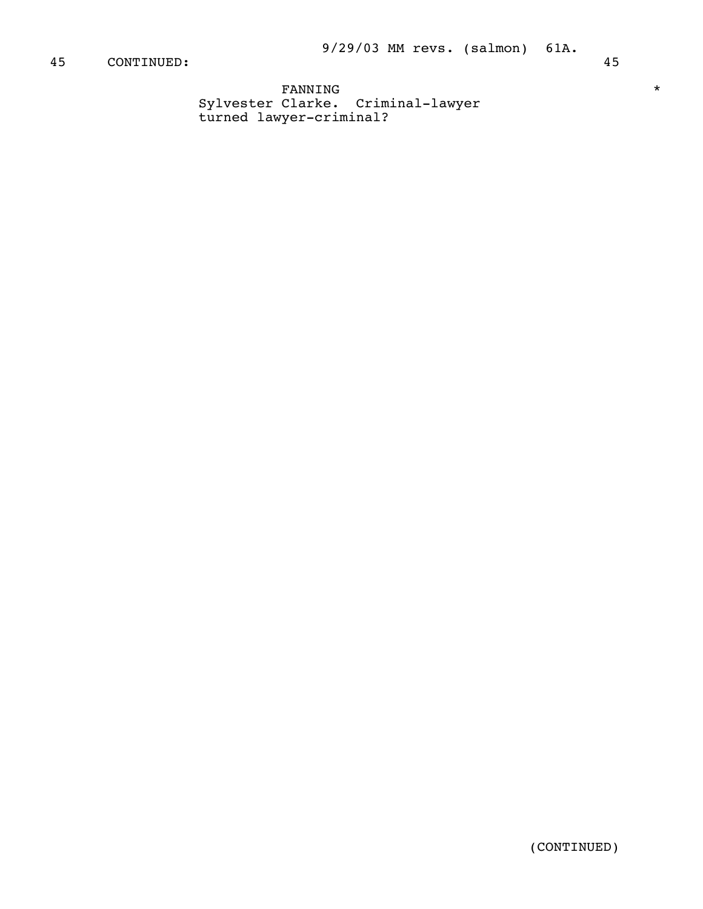45 CONTINUED: 45

FANNING *
Sylvester Clarke. Criminal-lawyer
turned lawyer-criminal?

(CONTINUED)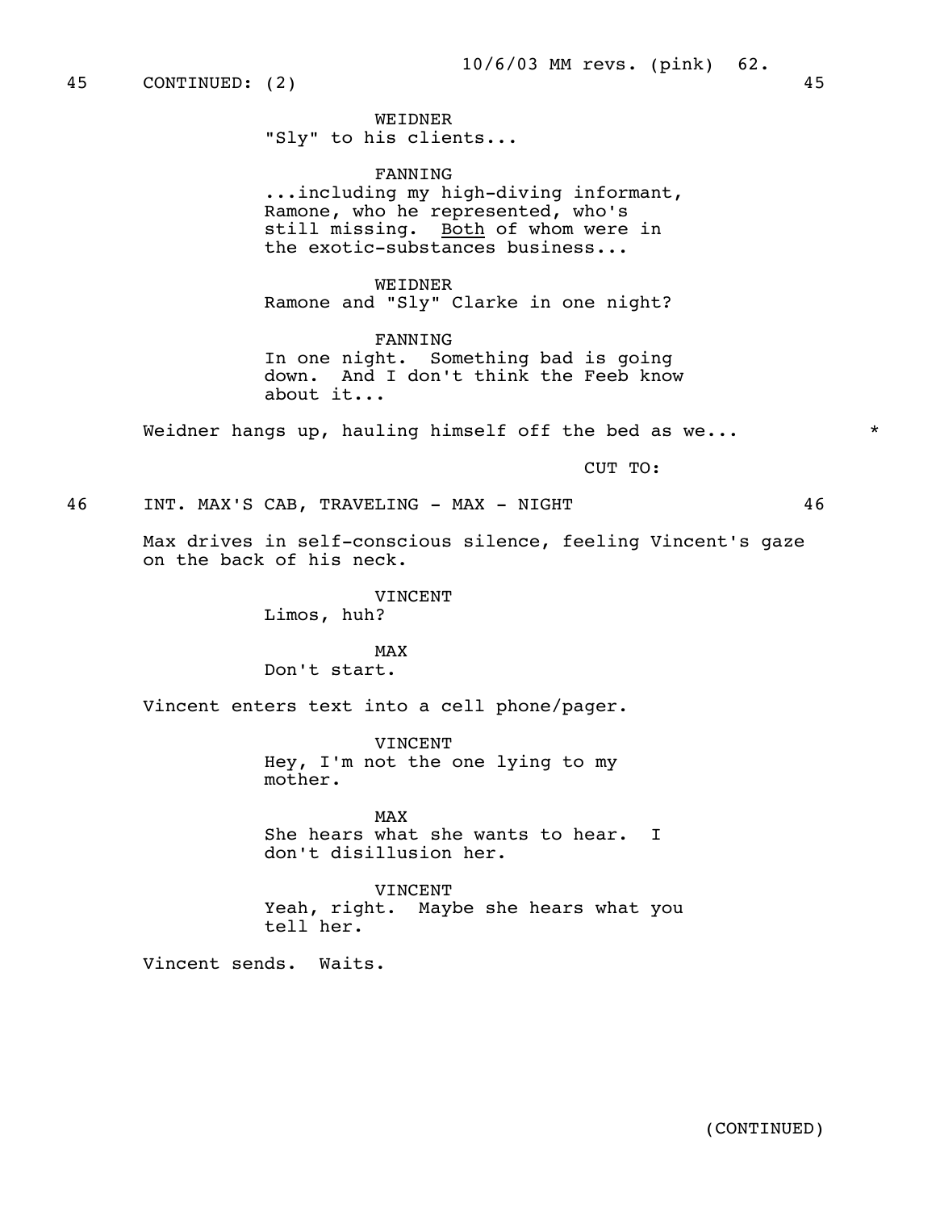45 CONTINUED: (2) 45

WEIDNER
"Sly" to his clients...

FANNING
...including my high-diving informant, Ramone, who he represented, who's still missing. Both of whom were in the exotic-substances business...

WEIDNER
Ramone and "Sly" Clarke in one night?

FANNING
In one night. Something bad is going down. And I don't think the Feeb know about it...

Weidner hangs up, hauling himself off the bed as we... *

CUT TO:

46 INT. MAX'S CAB, TRAVELING - MAX - NIGHT 46

Max drives in self-conscious silence, feeling Vincent's gaze on the back of his neck.

VINCENT
Limos, huh?

MAX
Don't start.

Vincent enters text into a cell phone/pager.

VINCENT
Hey, I'm not the one lying to my mother.

MAX
She hears what she wants to hear. I don't disillusion her.

VINCENT
Yeah, right. Maybe she hears what you tell her.

Vincent sends. Waits.

(CONTINUED)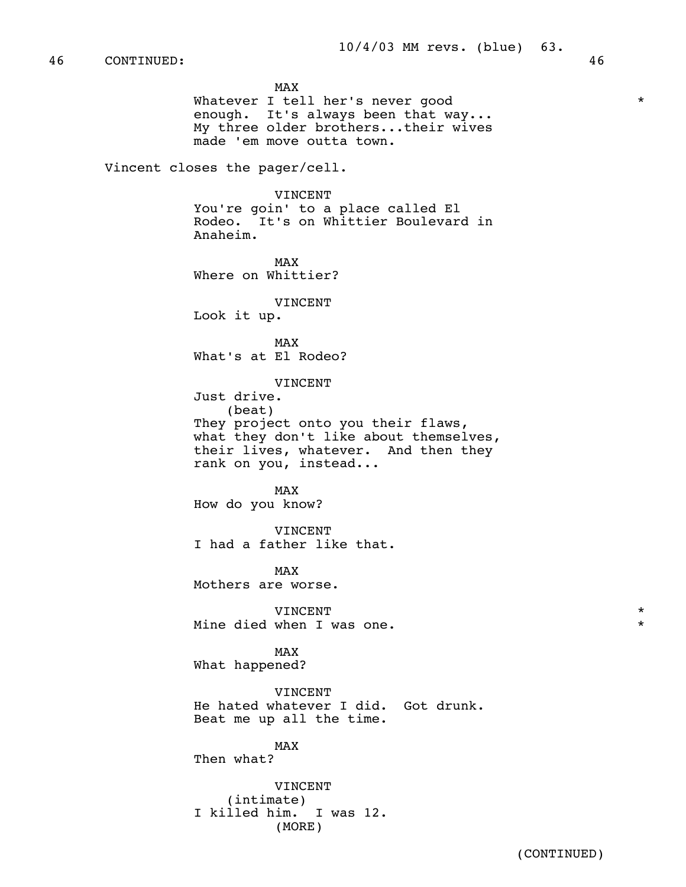46 CONTINUED: 46

MAX
Whatever I tell her's never good enough. It's always been that way... My three older brothers...their wives made 'em move outta town. *

Vincent closes the pager/cell.

VINCENT
You're goin' to a place called El Rodeo. It's on Whittier Boulevard in Anaheim.

MAX
Where on Whittier?

VINCENT
Look it up.

MAX
What's at El Rodeo?

VINCENT
Just drive.
(beat)
They project onto you their flaws, what they don't like about themselves, their lives, whatever. And then they rank on you, instead...

MAX
How do you know?

VINCENT
I had a father like that.

MAX
Mothers are worse.

VINCENT *
Mine died when I was one. *

MAX
What happened?

VINCENT
He hated whatever I did. Got drunk. Beat me up all the time.

MAX
Then what?

VINCENT
(intimate)
I killed him. I was 12.
(MORE)

(CONTINUED)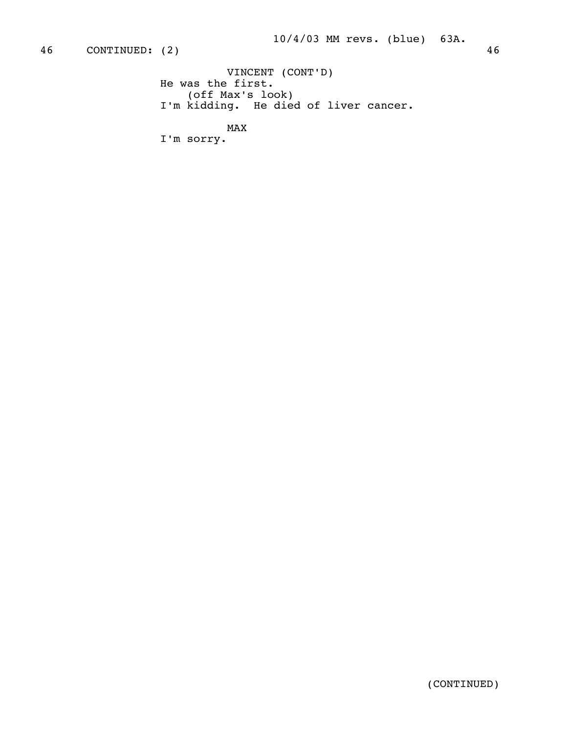46 CONTINUED: (2) 46

VINCENT (CONT'D)
He was the first.
(off Max's look)
I'm kidding. He died of liver cancer.

MAX
I'm sorry.

(CONTINUED)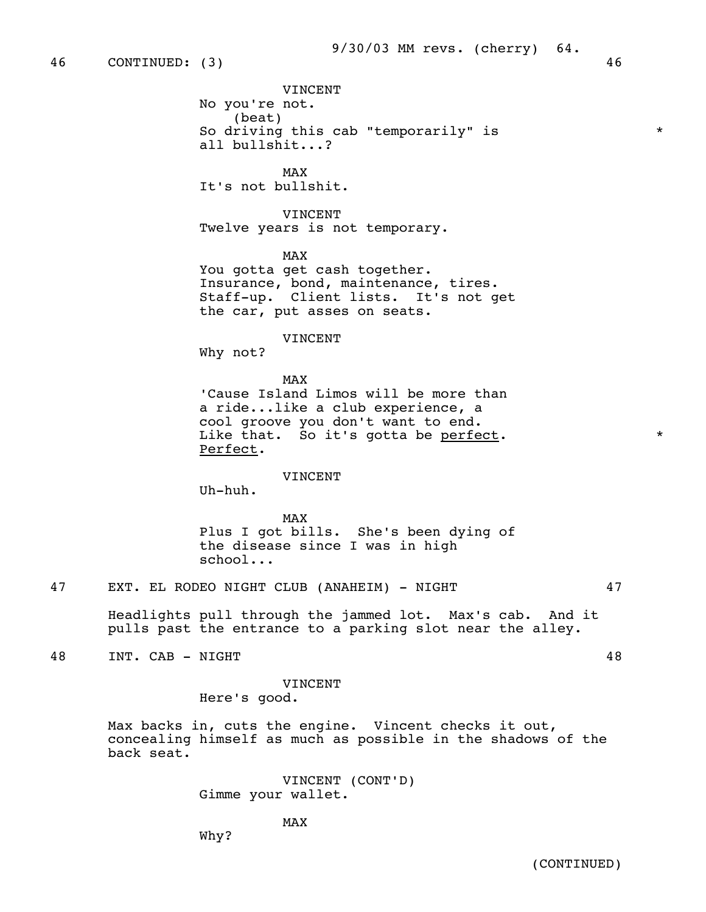46 CONTINUED: (3) 46

VINCENT
No you're not.
(beat)
So driving this cab "temporarily" is *
all bullshit...?

MAX
It's not bullshit.

VINCENT
Twelve years is not temporary.

MAX
You gotta get cash together.
Insurance, bond, maintenance, tires.
Staff-up. Client lists. It's not get
the car, put asses on seats.

VINCENT
Why not?

MAX
'Cause Island Limos will be more than
a ride...like a club experience, a
cool groove you don't want to end.
Like that. So it's gotta be _perfect_. *
_Perfect_.

VINCENT
Uh-huh.

MAX
Plus I got bills. She's been dying of
the disease since I was in high
school...

47 EXT. EL RODEO NIGHT CLUB (ANAHEIM) - NIGHT 47

Headlights pull through the jammed lot. Max's cab. And it
pulls past the entrance to a parking slot near the alley.

48 INT. CAB - NIGHT 48

VINCENT
Here's good.

Max backs in, cuts the engine. Vincent checks it out,
concealing himself as much as possible in the shadows of the
back seat.

VINCENT (CONT'D)
Gimme your wallet.

MAX
Why?

(CONTINUED)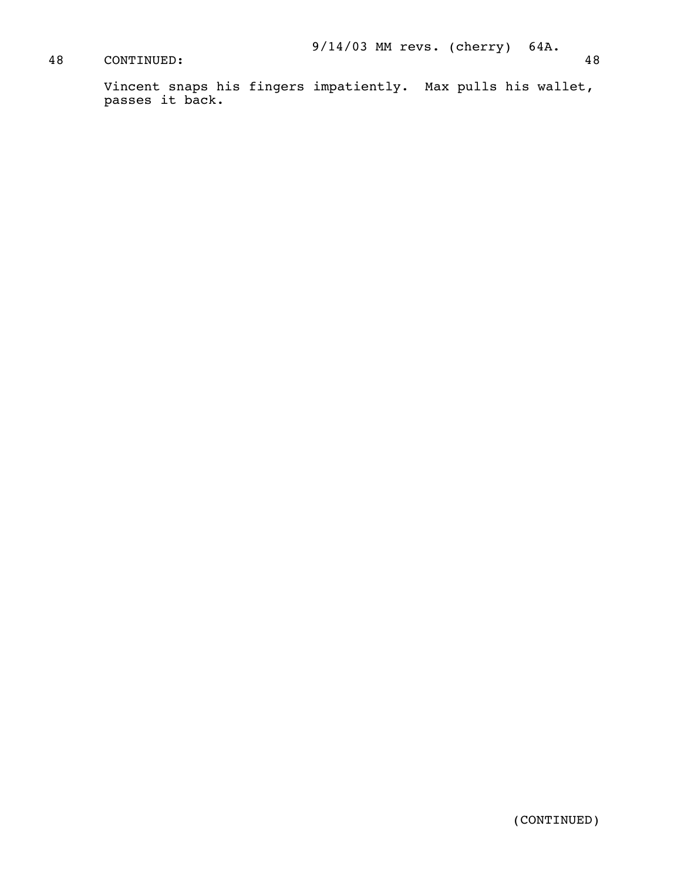48 CONTINUED: 48

Vincent snaps his fingers impatiently. Max pulls his wallet, passes it back.

(CONTINUED)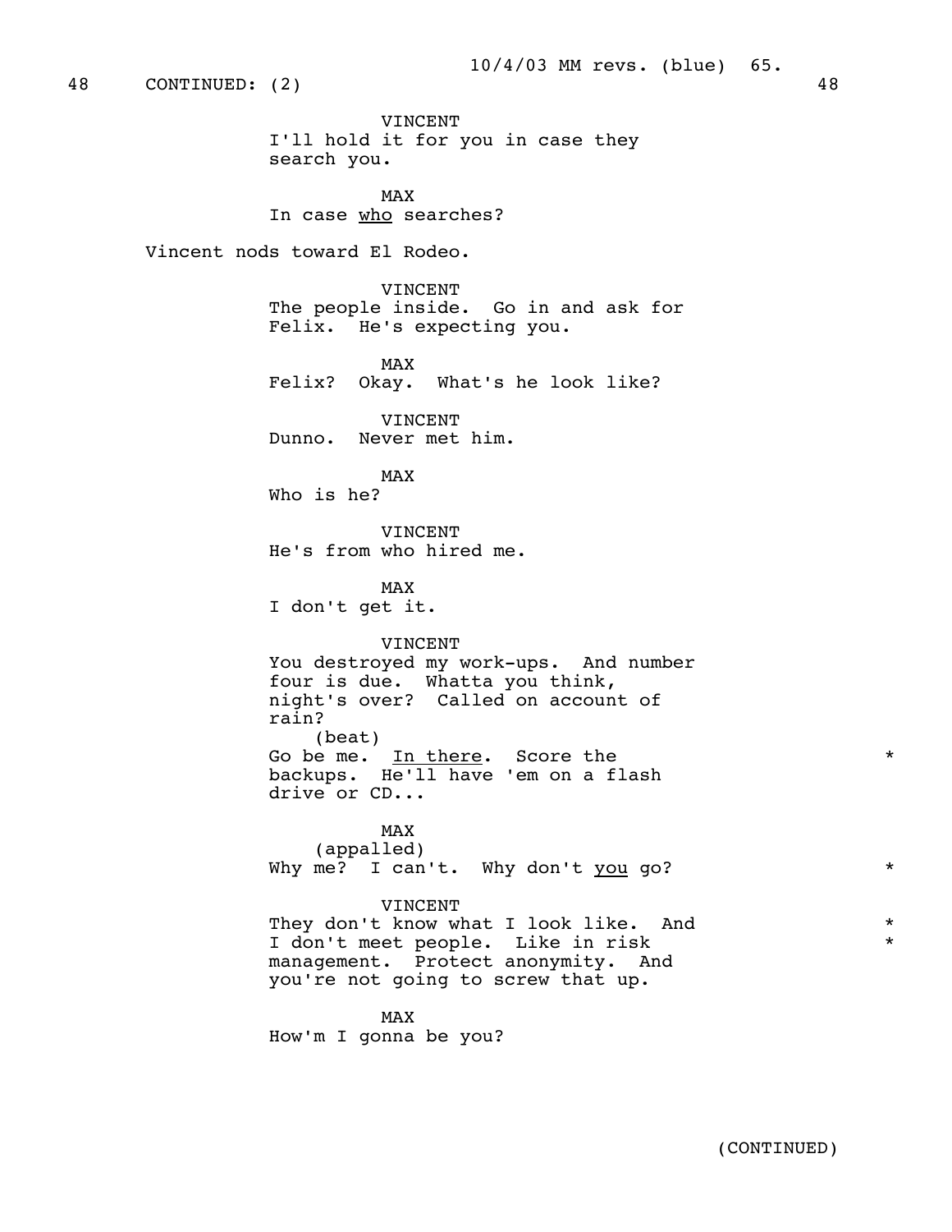48 CONTINUED: (2) 48

VINCENT
I'll hold it for you in case they search you.

MAX
In case _who_ searches?

Vincent nods toward El Rodeo.

VINCENT
The people inside. Go in and ask for Felix. He's expecting you.

MAX
Felix? Okay. What's he look like?

VINCENT
Dunno. Never met him.

MAX
Who is he?

VINCENT
He's from who hired me.

MAX
I don't get it.

VINCENT
You destroyed my work-ups. And number four is due. Whatta you think, night's over? Called on account of rain?
(beat)
Go be me. _In there_. Score the backups. He'll have 'em on a flash drive or CD... *

MAX
(appalled)
Why me? I can't. Why don't _you_ go? *

VINCENT
They don't know what I look like. And I don't meet people. Like in risk management. Protect anonymity. And you're not going to screw that up. * *

MAX
How'm I gonna be you?

(CONTINUED)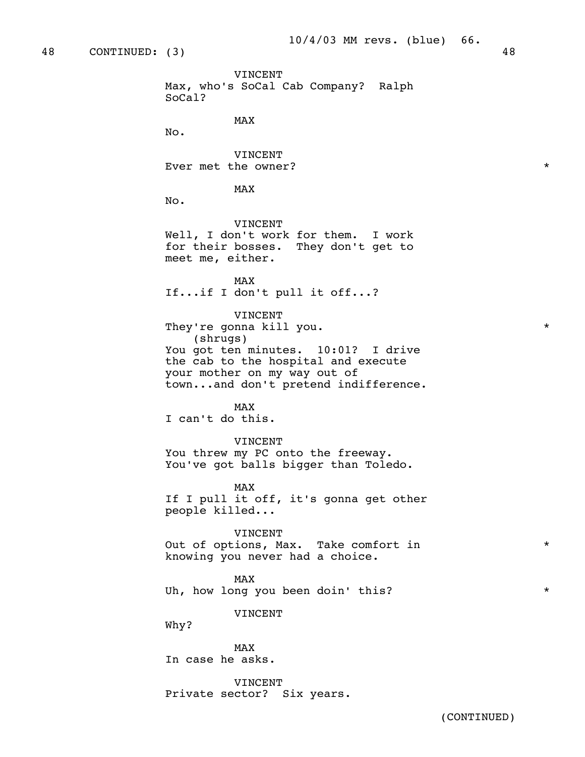48 CONTINUED: (3) 48

VINCENT
Max, who's SoCal Cab Company? Ralph SoCal?

MAX
No.

VINCENT
Ever met the owner? *

MAX
No.

VINCENT
Well, I don't work for them. I work for their bosses. They don't get to meet me, either.

MAX
If...if I don't pull it off...?

VINCENT
They're gonna kill you. *
(shrugs)
You got ten minutes. 10:01? I drive the cab to the hospital and execute your mother on my way out of town...and don't pretend indifference.

MAX
I can't do this.

VINCENT
You threw my PC onto the freeway. You've got balls bigger than Toledo.

MAX
If I pull it off, it's gonna get other people killed...

VINCENT
Out of options, Max. Take comfort in knowing you never had a choice. *

MAX
Uh, how long you been doin' this? *

VINCENT
Why?

MAX
In case he asks.

VINCENT
Private sector? Six years.

(CONTINUED)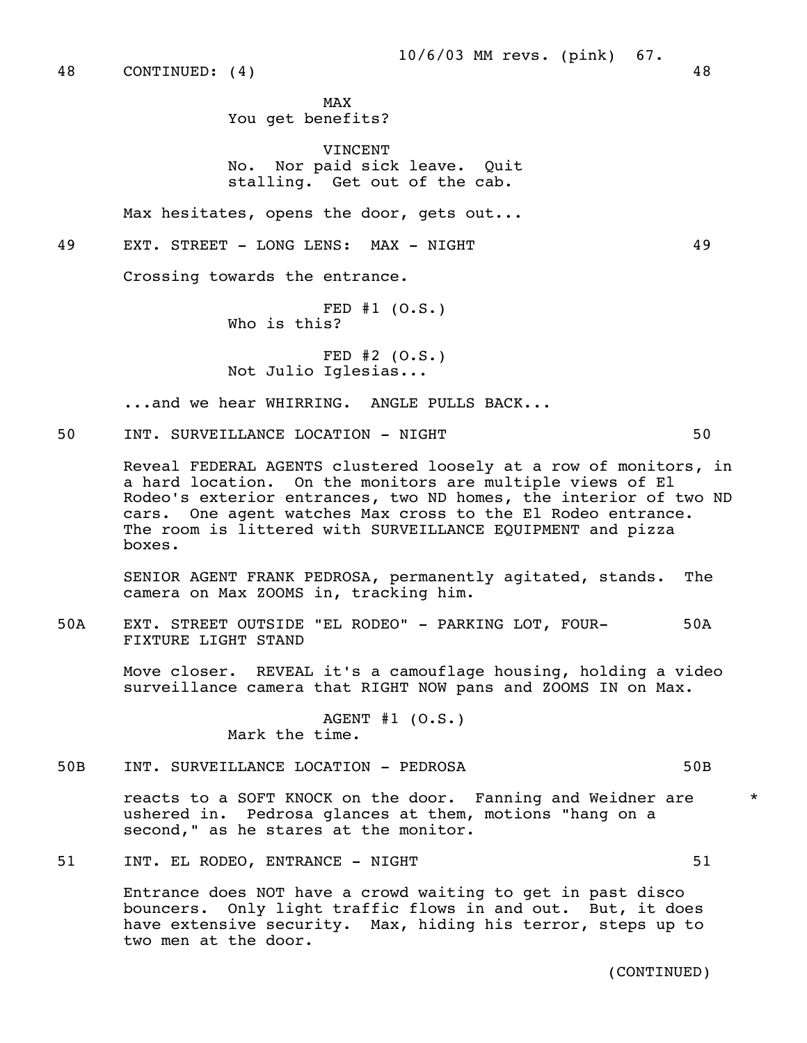48 CONTINUED: (4) 48

MAX
You get benefits?

VINCENT
No. Nor paid sick leave. Quit stalling. Get out of the cab.

Max hesitates, opens the door, gets out...

49 EXT. STREET - LONG LENS: MAX - NIGHT 49

Crossing towards the entrance.

FED #1 (O.S.)
Who is this?

FED #2 (O.S.)
Not Julio Iglesias...

...and we hear WHIRRING. ANGLE PULLS BACK...

50 INT. SURVEILLANCE LOCATION - NIGHT 50

Reveal FEDERAL AGENTS clustered loosely at a row of monitors, in a hard location. On the monitors are multiple views of El Rodeo's exterior entrances, two ND homes, the interior of two ND cars. One agent watches Max cross to the El Rodeo entrance. The room is littered with SURVEILLANCE EQUIPMENT and pizza boxes.

SENIOR AGENT FRANK PEDROSA, permanently agitated, stands. The camera on Max ZOOMS in, tracking him.

50A EXT. STREET OUTSIDE "EL RODEO" - PARKING LOT, FOUR-FIXTURE LIGHT STAND 50A

Move closer. REVEAL it's a camouflage housing, holding a video surveillance camera that RIGHT NOW pans and ZOOMS IN on Max.

AGENT #1 (O.S.)
Mark the time.

50B INT. SURVEILLANCE LOCATION - PEDROSA 50B

reacts to a SOFT KNOCK on the door. Fanning and Weidner are ushered in. Pedrosa glances at them, motions "hang on a second," as he stares at the monitor. *

51 INT. EL RODEO, ENTRANCE - NIGHT 51

Entrance does NOT have a crowd waiting to get in past disco bouncers. Only light traffic flows in and out. But, it does have extensive security. Max, hiding his terror, steps up to two men at the door.

(CONTINUED)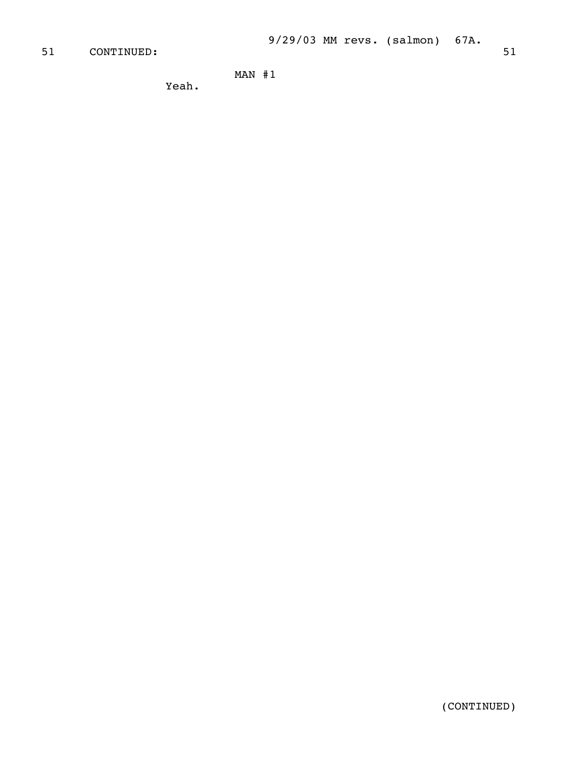51 CONTINUED: 51

MAN #1

Yeah.

(CONTINUED)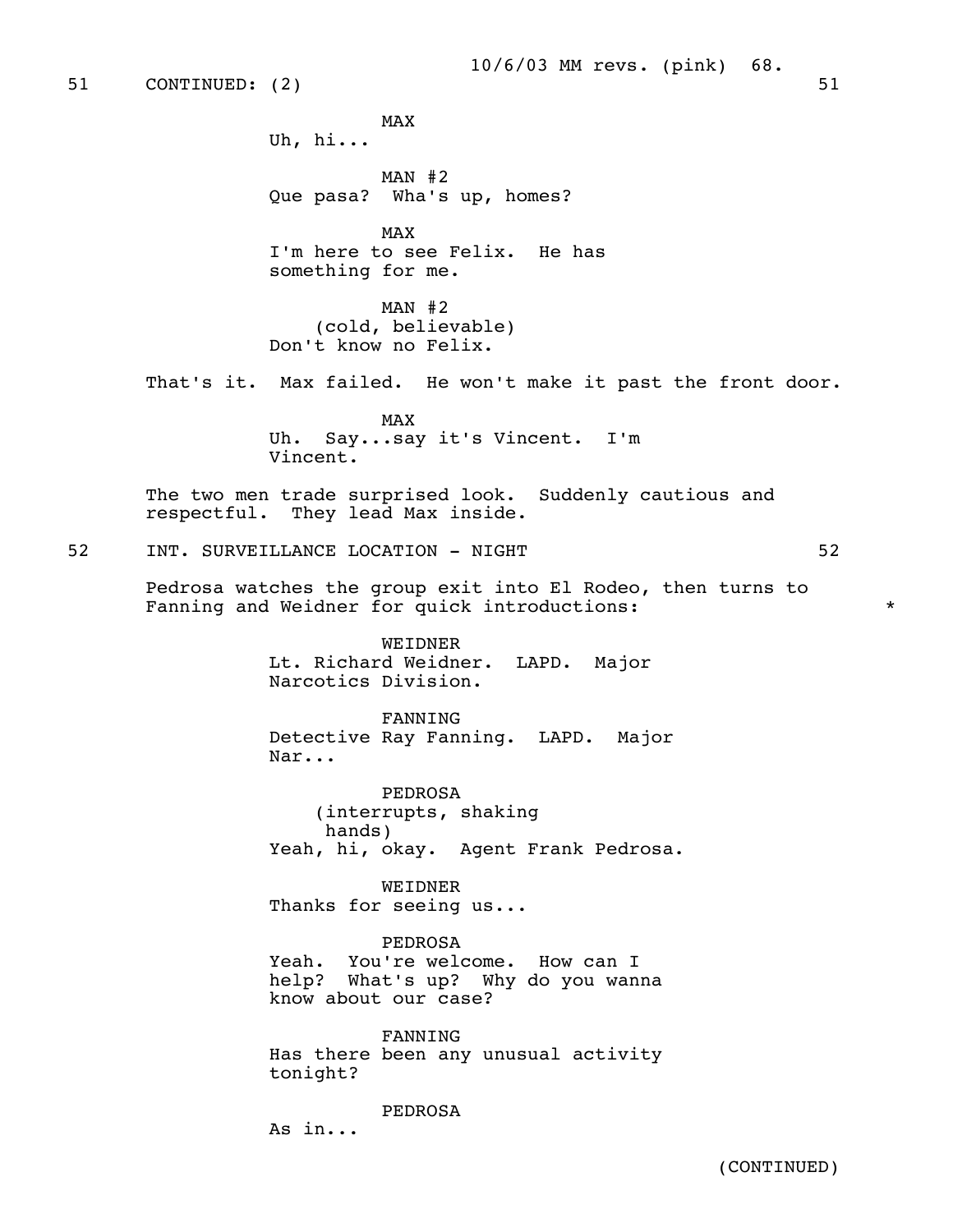51 CONTINUED: (2) 51

MAX
Uh, hi...

MAN #2
Que pasa? Wha's up, homes?

MAX
I'm here to see Felix. He has something for me.

MAN #2
(cold, believable)
Don't know no Felix.

That's it. Max failed. He won't make it past the front door.

MAX
Uh. Say...say it's Vincent. I'm Vincent.

The two men trade surprised look. Suddenly cautious and respectful. They lead Max inside.

52 INT. SURVEILLANCE LOCATION - NIGHT 52

Pedrosa watches the group exit into El Rodeo, then turns to Fanning and Weidner for quick introductions: *

WEIDNER
Lt. Richard Weidner. LAPD. Major Narcotics Division.

FANNING
Detective Ray Fanning. LAPD. Major Nar...

PEDROSA
(interrupts, shaking hands)
Yeah, hi, okay. Agent Frank Pedrosa.

WEIDNER
Thanks for seeing us...

PEDROSA
Yeah. You're welcome. How can I help? What's up? Why do you wanna know about our case?

FANNING
Has there been any unusual activity tonight?

PEDROSA
As in...

(CONTINUED)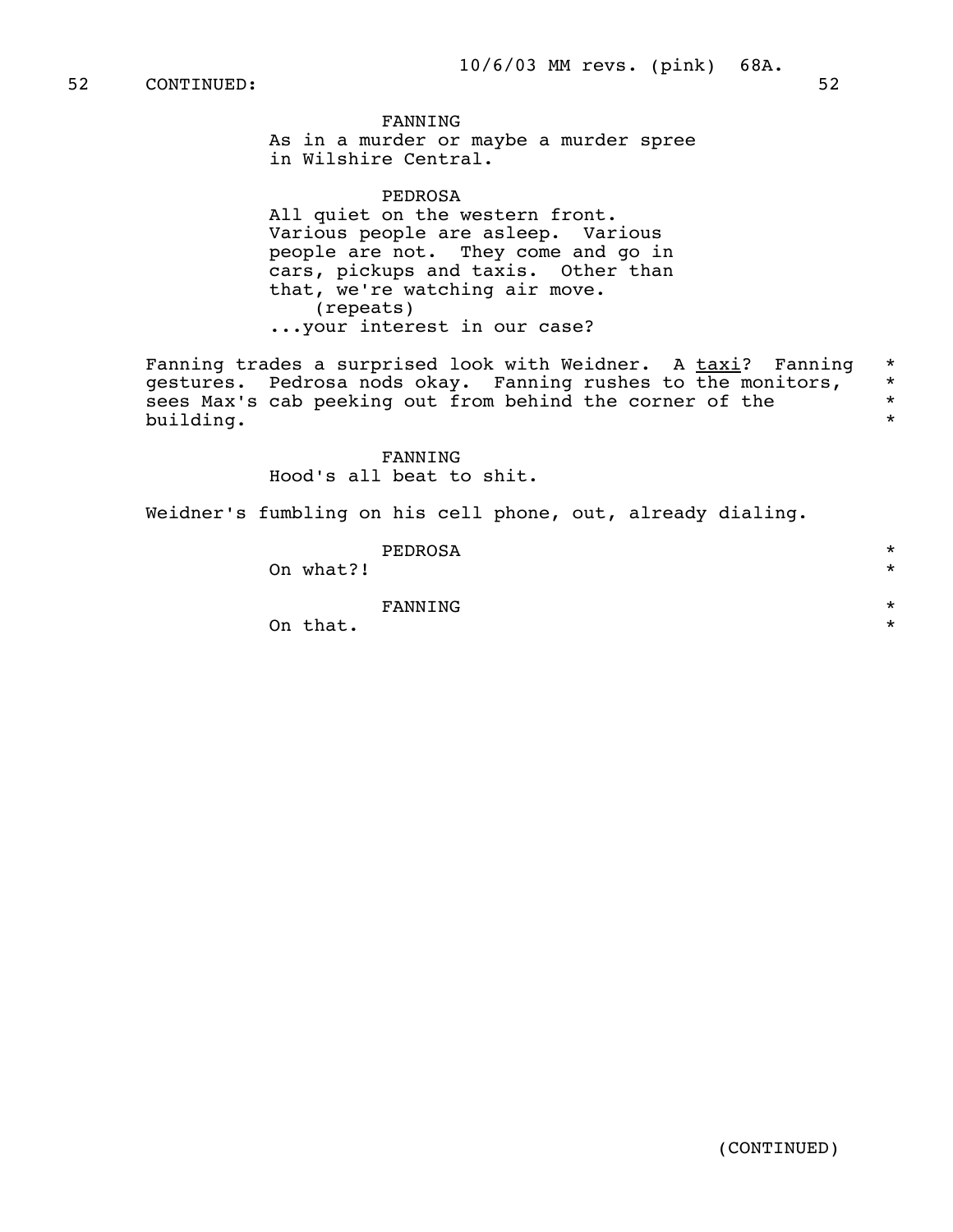52 CONTINUED: 52

FANNING
As in a murder or maybe a murder spree in Wilshire Central.

PEDROSA
All quiet on the western front. Various people are asleep. Various people are not. They come and go in cars, pickups and taxis. Other than that, we're watching air move.
(repeats)
...your interest in our case?

Fanning trades a surprised look with Weidner. A taxi? Fanning gestures. Pedrosa nods okay. Fanning rushes to the monitors, sees Max's cab peeking out from behind the corner of the building. *

FANNING
Hood's all beat to shit.

Weidner's fumbling on his cell phone, out, already dialing.

PEDROSA
On what?! *

FANNING
On that. *

(CONTINUED)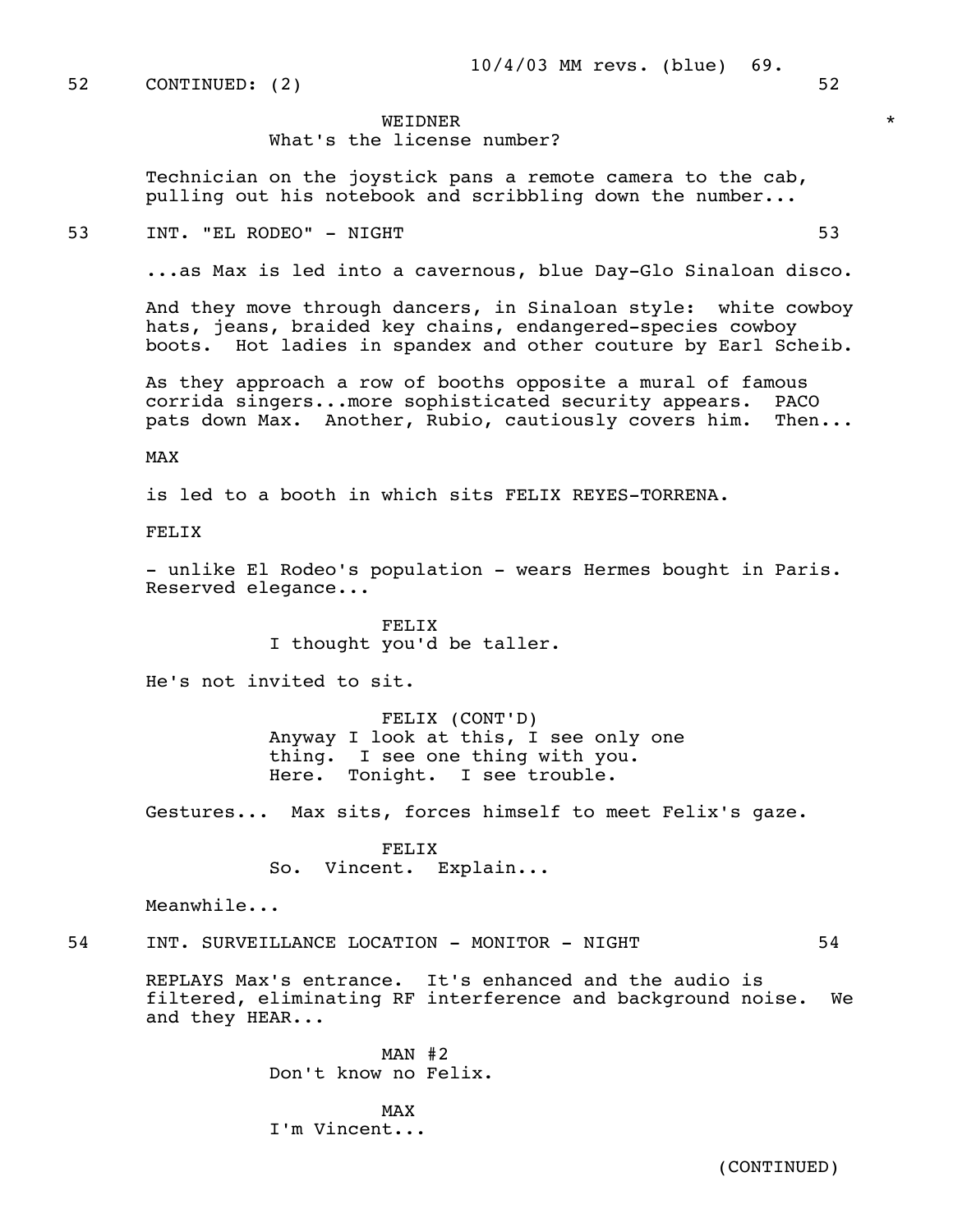52 CONTINUED: (2) 52

WEIDNER *
What's the license number?

Technician on the joystick pans a remote camera to the cab, pulling out his notebook and scribbling down the number...

53 INT. "EL RODEO" - NIGHT 53

...as Max is led into a cavernous, blue Day-Glo Sinaloan disco.

And they move through dancers, in Sinaloan style: white cowboy hats, jeans, braided key chains, endangered-species cowboy boots. Hot ladies in spandex and other couture by Earl Scheib.

As they approach a row of booths opposite a mural of famous corrida singers...more sophisticated security appears. PACO pats down Max. Another, Rubio, cautiously covers him. Then...

MAX

is led to a booth in which sits FELIX REYES-TORRENA.

FELIX

- unlike El Rodeo's population - wears Hermes bought in Paris. Reserved elegance...

FELIX
I thought you'd be taller.

He's not invited to sit.

FELIX (CONT'D)
Anyway I look at this, I see only one thing. I see one thing with you. Here. Tonight. I see trouble.

Gestures... Max sits, forces himself to meet Felix's gaze.

FELIX
So. Vincent. Explain...

Meanwhile...

54 INT. SURVEILLANCE LOCATION - MONITOR - NIGHT 54

REPLAYS Max's entrance. It's enhanced and the audio is filtered, eliminating RF interference and background noise. We and they HEAR...

MAN #2
Don't know no Felix.

MAX
I'm Vincent...

(CONTINUED)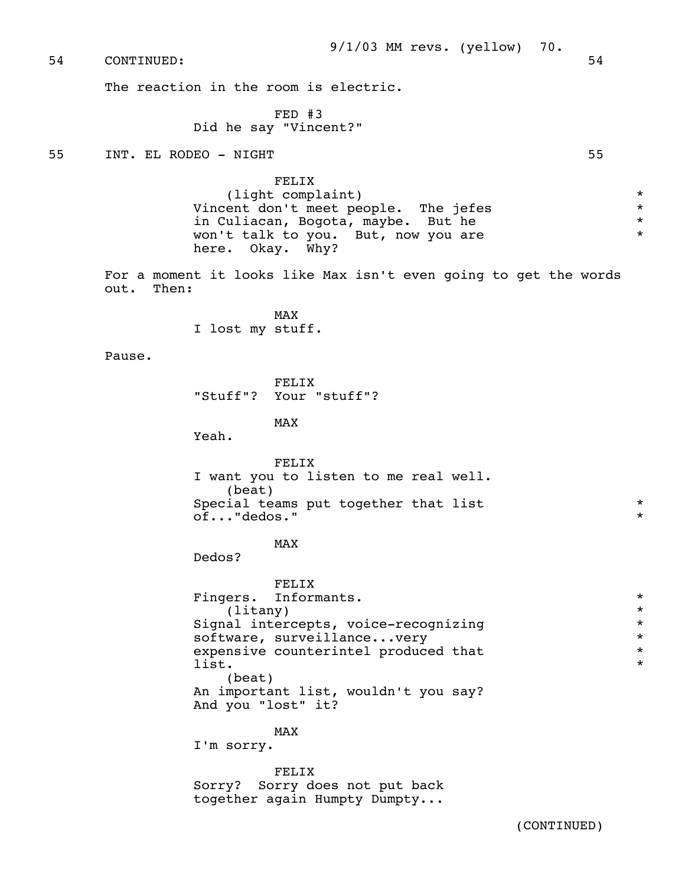54 CONTINUED: 54

The reaction in the room is electric.

FED #3
Did he say "Vincent?"

55 INT. EL RODEO - NIGHT 55

FELIX
(light complaint)
Vincent don't meet people. The jefes in Culiacan, Bogota, maybe. But he won't talk to you. But, now you are here. Okay. Why?

For a moment it looks like Max isn't even going to get the words out. Then:

MAX
I lost my stuff.

Pause.

FELIX
"Stuff"? Your "stuff"?

MAX
Yeah.

FELIX
I want you to listen to me real well.
(beat)
Special teams put together that list of..."dedos."

MAX
Dedos?

FELIX
Fingers. Informants.
(litany)
Signal intercepts, voice-recognizing software, surveillance...very expensive counterintel produced that list.
(beat)
An important list, wouldn't you say? And you "lost" it?

MAX
I'm sorry.

FELIX
Sorry? Sorry does not put back together again Humpty Dumpty...

(CONTINUED)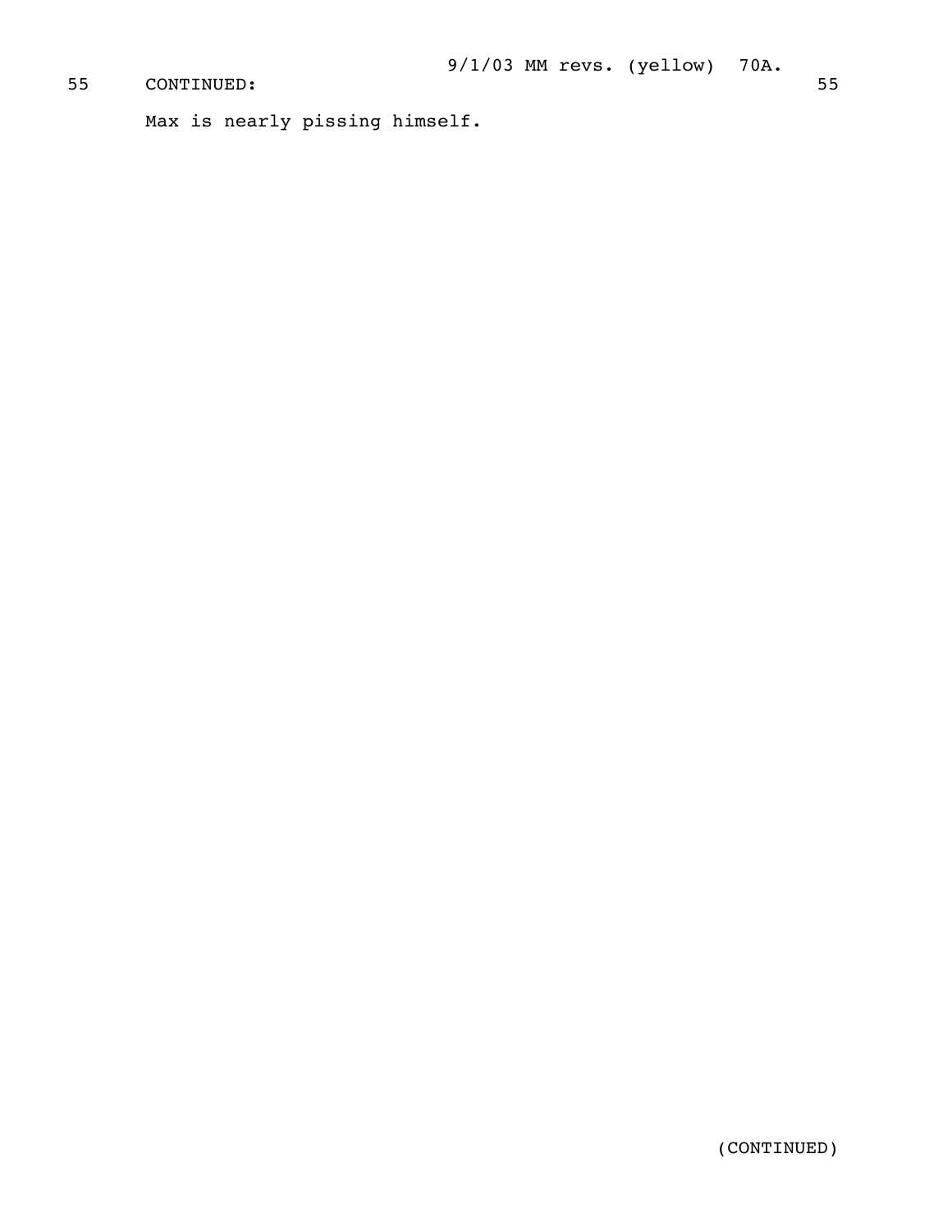55 CONTINUED: 55

Max is nearly pissing himself.

(CONTINUED)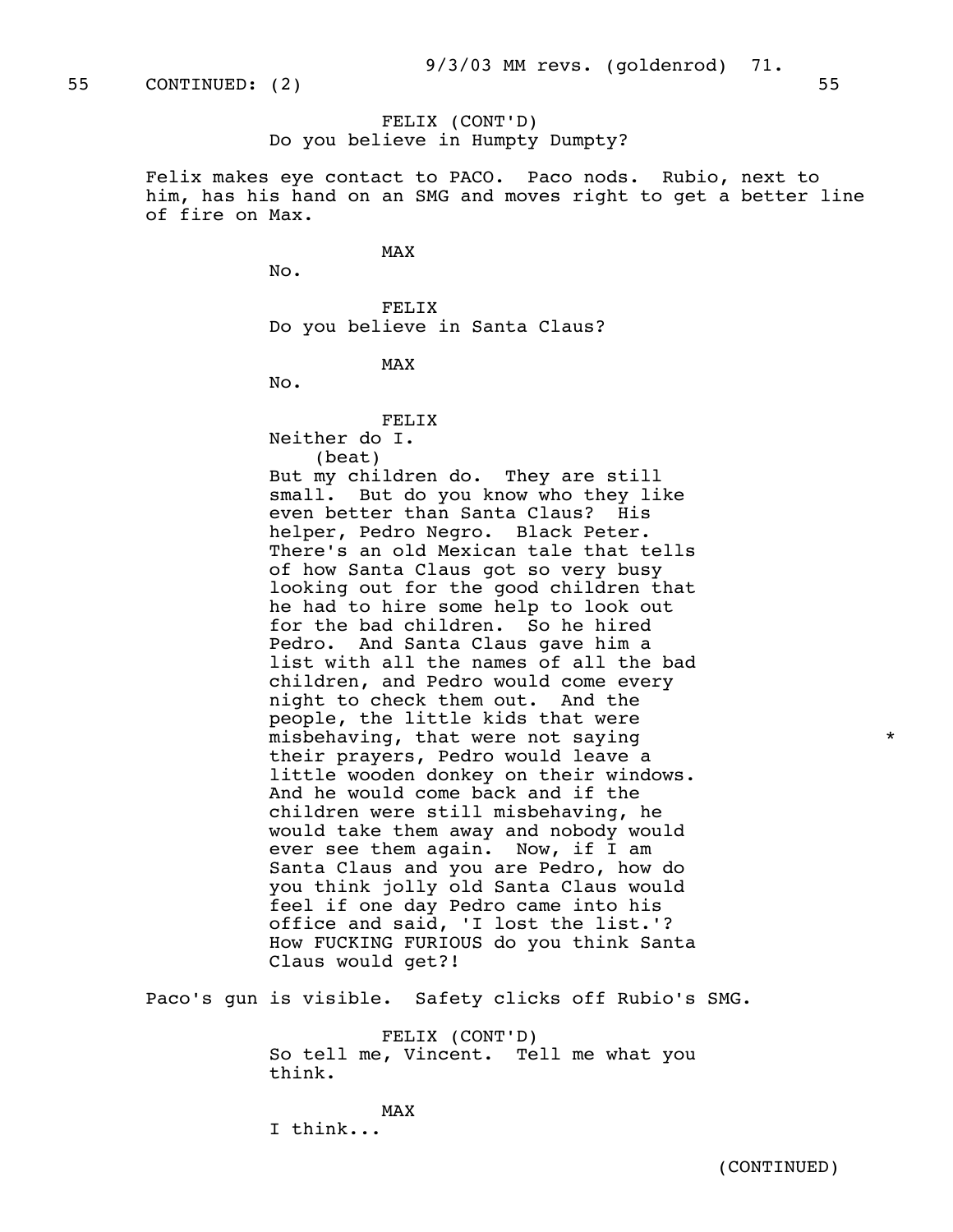55 CONTINUED: (2) 55

FELIX (CONT'D)
Do you believe in Humpty Dumpty?

Felix makes eye contact to PACO. Paco nods. Rubio, next to him, has his hand on an SMG and moves right to get a better line of fire on Max.

MAX
No.

FELIX
Do you believe in Santa Claus?

MAX
No.

FELIX
Neither do I.
(beat)
But my children do. They are still small. But do you know who they like even better than Santa Claus? His helper, Pedro Negro. Black Peter. There's an old Mexican tale that tells of how Santa Claus got so very busy looking out for the good children that he had to hire some help to look out for the bad children. So he hired Pedro. And Santa Claus gave him a list with all the names of all the bad children, and Pedro would come every night to check them out. And the people, the little kids that were misbehaving, that were not saying their prayers, Pedro would leave a little wooden donkey on their windows. And he would come back and if the children were still misbehaving, he would take them away and nobody would ever see them again. Now, if I am Santa Claus and you are Pedro, how do you think jolly old Santa Claus would feel if one day Pedro came into his office and said, 'I lost the list.'? How FUCKING FURIOUS do you think Santa Claus would get?! *

Paco's gun is visible. Safety clicks off Rubio's SMG.

FELIX (CONT'D)
So tell me, Vincent. Tell me what you think.

MAX
I think...

(CONTINUED)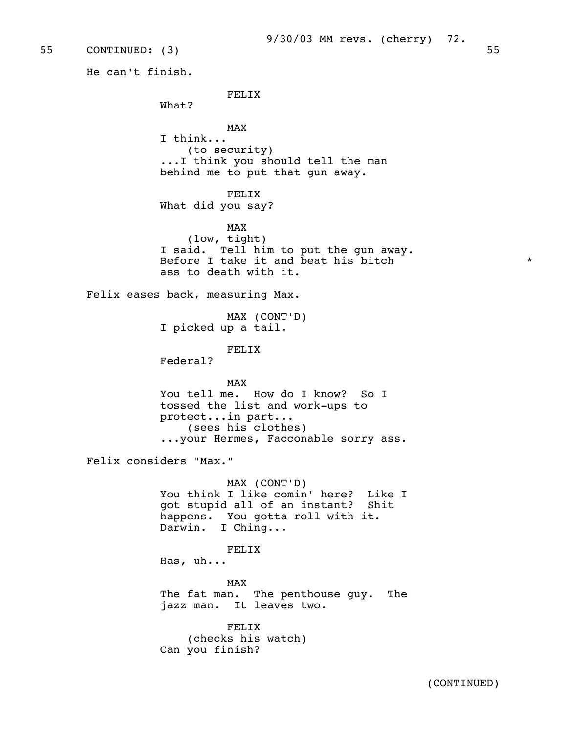55 CONTINUED: (3) 55

He can't finish.

FELIX
What?

MAX
I think...
(to security)
...I think you should tell the man behind me to put that gun away.

FELIX
What did you say?

MAX
(low, tight)
I said. Tell him to put the gun away. Before I take it and beat his bitch ass to death with it. *

Felix eases back, measuring Max.

MAX (CONT'D)
I picked up a tail.

FELIX
Federal?

MAX
You tell me. How do I know? So I tossed the list and work-ups to protect...in part...
(sees his clothes)
...your Hermes, Facconable sorry ass.

Felix considers "Max."

MAX (CONT'D)
You think I like comin' here? Like I got stupid all of an instant? Shit happens. You gotta roll with it. Darwin. I Ching...

FELIX
Has, uh...

MAX
The fat man. The penthouse guy. The jazz man. It leaves two.

FELIX
(checks his watch)
Can you finish?

(CONTINUED)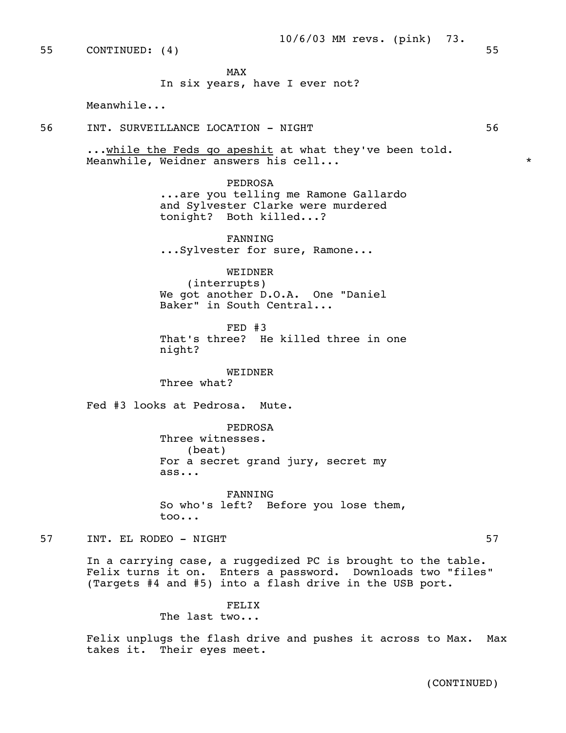55 CONTINUED: (4) 55

MAX
In six years, have I ever not?

Meanwhile...

56 INT. SURVEILLANCE LOCATION - NIGHT 56

...<u>while the Feds go apeshit</u> at what they've been told. Meanwhile, Weidner answers his cell... *

PEDROSA
...are you telling me Ramone Gallardo and Sylvester Clarke were murdered tonight? Both killed...?

FANNING
...Sylvester for sure, Ramone...

WEIDNER
(interrupts)
We got another D.O.A. One "Daniel Baker" in South Central...

FED #3
That's three? He killed three in one night?

WEIDNER
Three what?

Fed #3 looks at Pedrosa. Mute.

PEDROSA
Three witnesses.
(beat)
For a secret grand jury, secret my ass...

FANNING
So who's left? Before you lose them, too...

57 INT. EL RODEO - NIGHT 57

In a carrying case, a ruggedized PC is brought to the table. Felix turns it on. Enters a password. Downloads two "files" (Targets #4 and #5) into a flash drive in the USB port.

FELIX
The last two...

Felix unplugs the flash drive and pushes it across to Max. Max takes it. Their eyes meet.

(CONTINUED)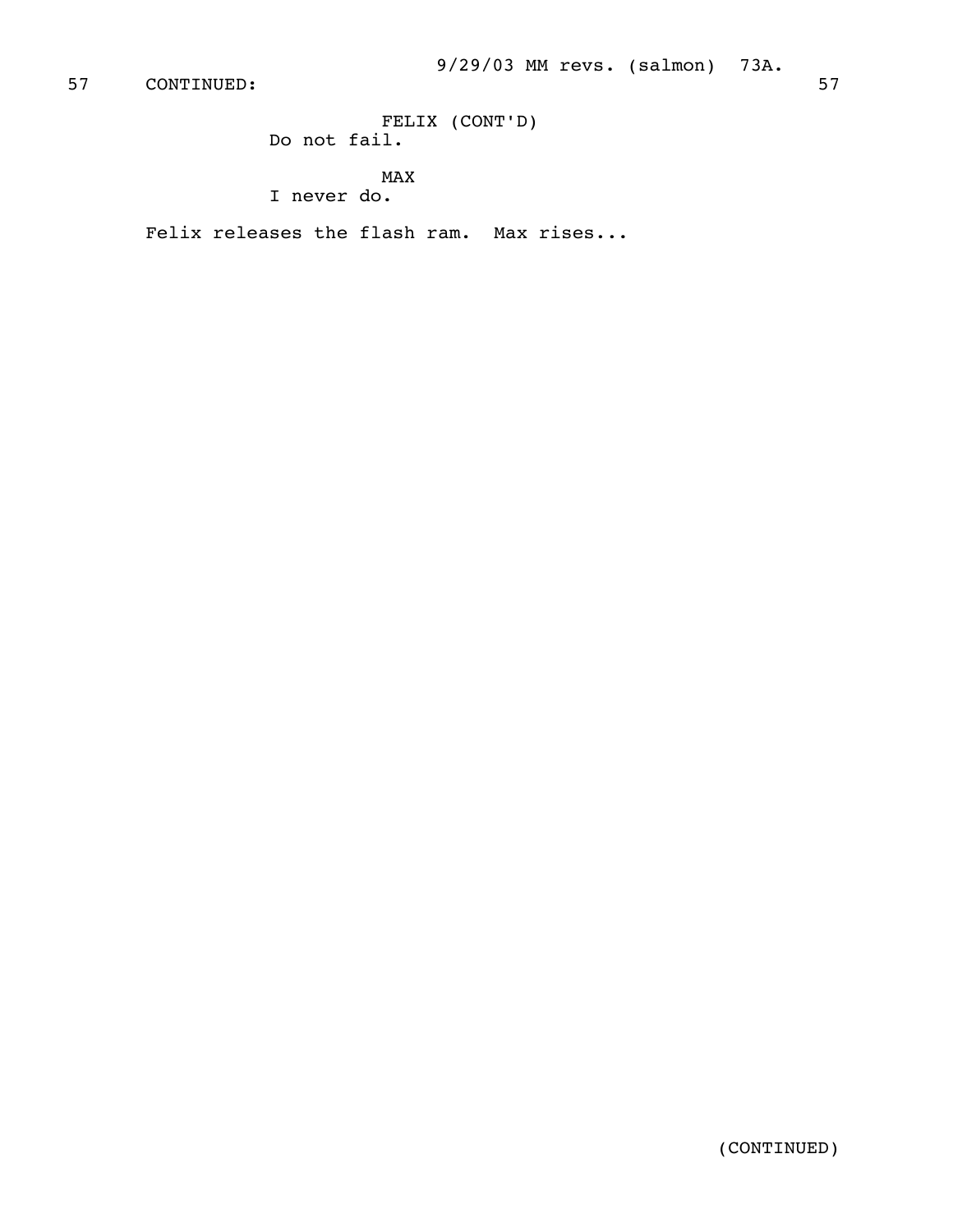57 CONTINUED: 57

FELIX (CONT'D)
Do not fail.

MAX
I never do.

Felix releases the flash ram. Max rises...

(CONTINUED)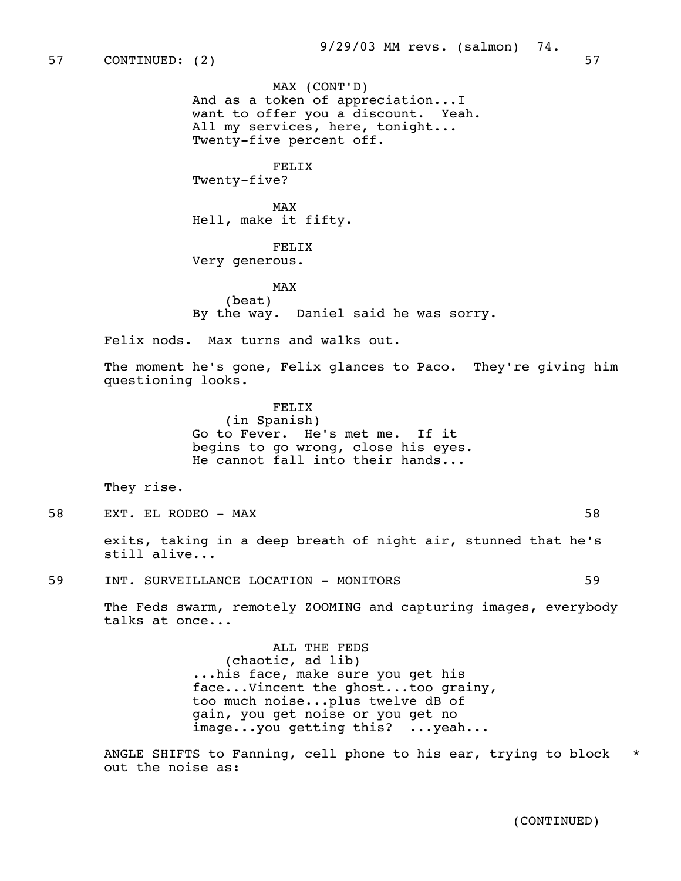57 CONTINUED: (2) 57

MAX (CONT'D)
And as a token of appreciation...I want to offer you a discount. Yeah. All my services, here, tonight... Twenty-five percent off.

FELIX
Twenty-five?

MAX
Hell, make it fifty.

FELIX
Very generous.

MAX
(beat)
By the way. Daniel said he was sorry.

Felix nods. Max turns and walks out.

The moment he's gone, Felix glances to Paco. They're giving him questioning looks.

FELIX
(in Spanish)
Go to Fever. He's met me. If it begins to go wrong, close his eyes. He cannot fall into their hands...

They rise.

58 EXT. EL RODEO - MAX 58

exits, taking in a deep breath of night air, stunned that he's still alive...

59 INT. SURVEILLANCE LOCATION - MONITORS 59

The Feds swarm, remotely ZOOMING and capturing images, everybody talks at once...

ALL THE FEDS
(chaotic, ad lib)
...his face, make sure you get his face...Vincent the ghost...too grainy, too much noise...plus twelve dB of gain, you get noise or you get no image...you getting this? ...yeah...

ANGLE SHIFTS to Fanning, cell phone to his ear, trying to block out the noise as: *

(CONTINUED)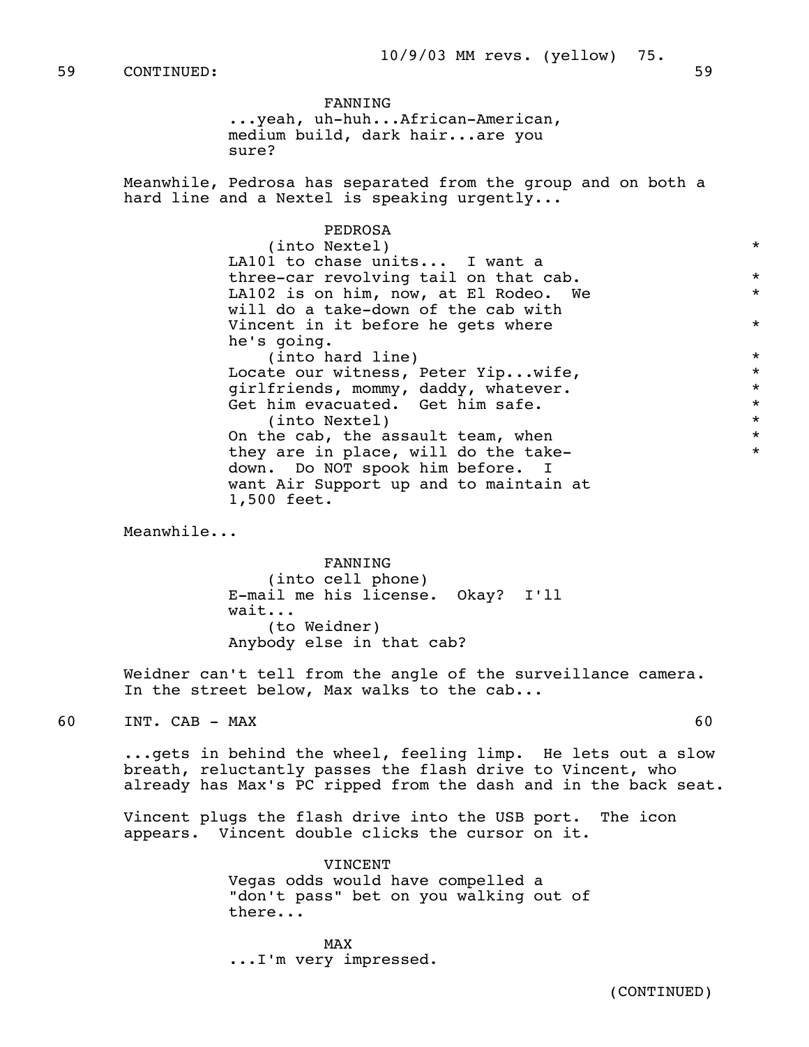59 CONTINUED: 59

FANNING
...yeah, uh-huh...African-American, medium build, dark hair...are you sure?

Meanwhile, Pedrosa has separated from the group and on both a hard line and a Nextel is speaking urgently...

PEDROSA
(into Nextel) *
LA101 to chase units... I want a three-car revolving tail on that cab. *
LA102 is on him, now, at El Rodeo. We *
will do a take-down of the cab with Vincent in it before he gets where *
he's going.
(into hard line) *
Locate our witness, Peter Yip...wife, *
girlfriends, mommy, daddy, whatever. *
Get him evacuated. Get him safe. *
(into Nextel) *
On the cab, the assault team, when *
they are in place, will do the take- *
down. Do NOT spook him before. I want Air Support up and to maintain at 1,500 feet.

Meanwhile...

FANNING
(into cell phone)
E-mail me his license. Okay? I'll wait...
(to Weidner)
Anybody else in that cab?

Weidner can't tell from the angle of the surveillance camera. In the street below, Max walks to the cab...

60 INT. CAB - MAX 60

...gets in behind the wheel, feeling limp. He lets out a slow breath, reluctantly passes the flash drive to Vincent, who already has Max's PC ripped from the dash and in the back seat.

Vincent plugs the flash drive into the USB port. The icon appears. Vincent double clicks the cursor on it.

VINCENT
Vegas odds would have compelled a "don't pass" bet on you walking out of there...

MAX
...I'm very impressed.

(CONTINUED)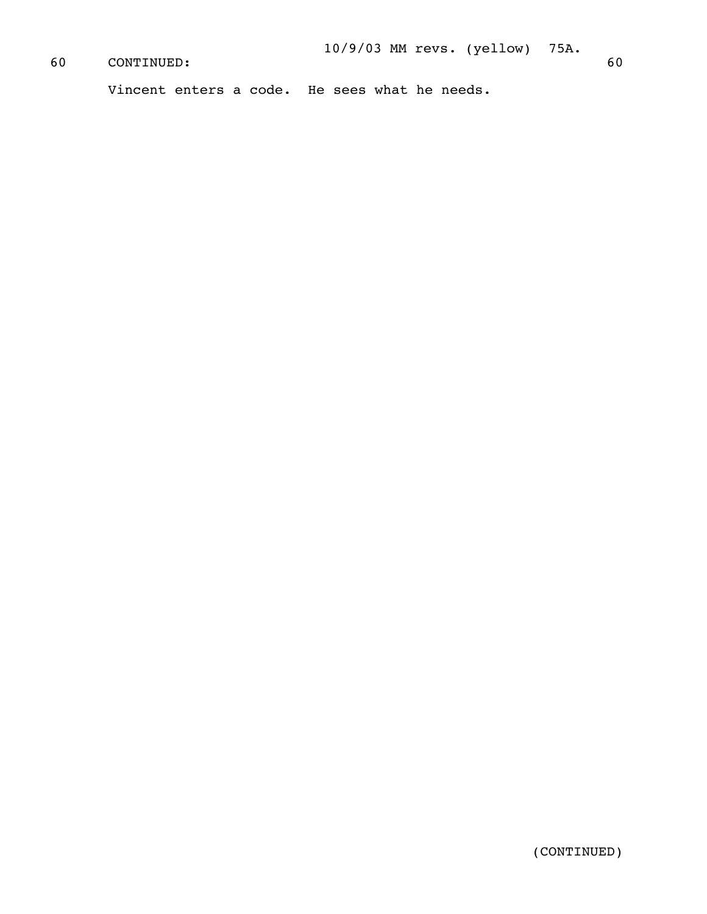60 CONTINUED: 60

Vincent enters a code. He sees what he needs.

(CONTINUED)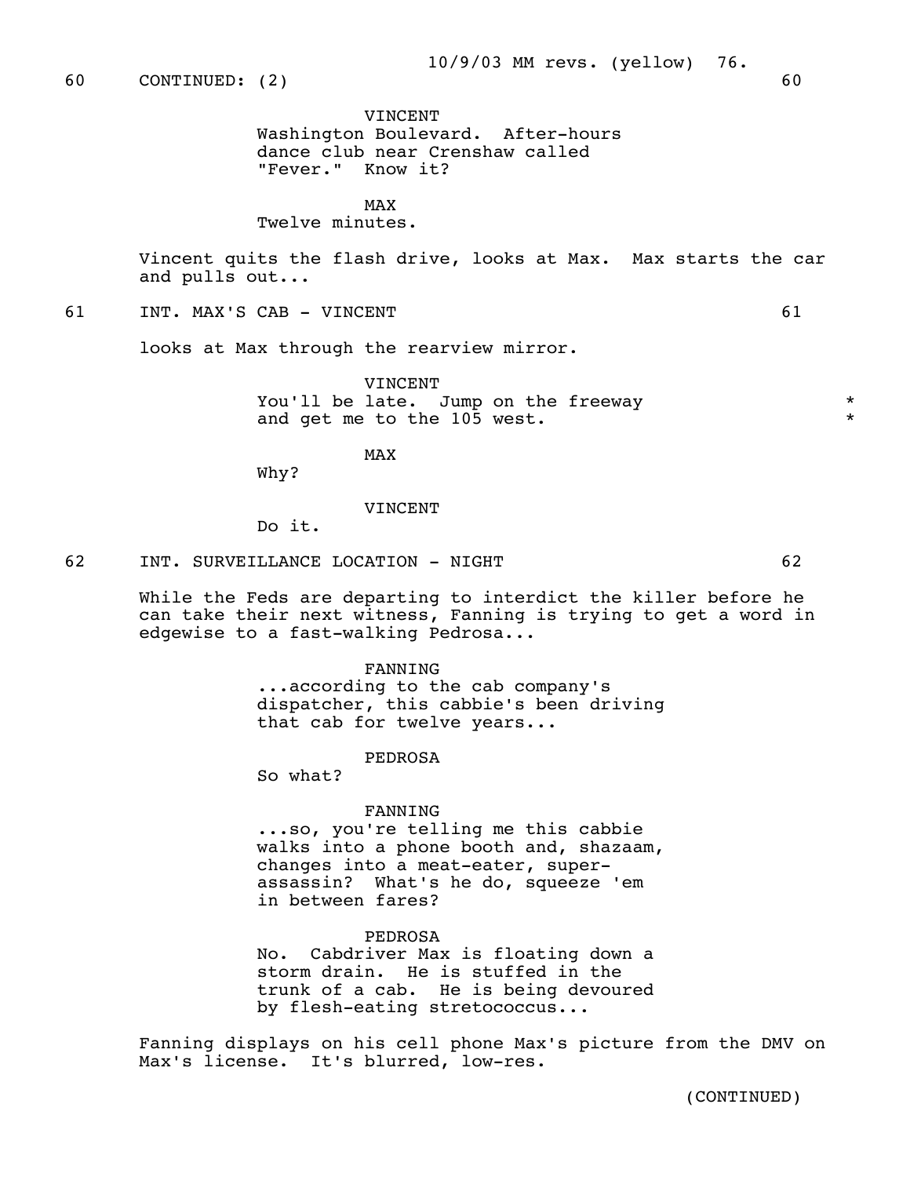60 CONTINUED: (2) 60

VINCENT
Washington Boulevard. After-hours dance club near Crenshaw called "Fever." Know it?

MAX
Twelve minutes.

Vincent quits the flash drive, looks at Max. Max starts the car and pulls out...

61 INT. MAX'S CAB - VINCENT 61

looks at Max through the rearview mirror.

VINCENT
You'll be late. Jump on the freeway and get me to the 105 west. *

MAX
Why?

VINCENT
Do it.

62 INT. SURVEILLANCE LOCATION - NIGHT 62

While the Feds are departing to interdict the killer before he can take their next witness, Fanning is trying to get a word in edgewise to a fast-walking Pedrosa...

FANNING
...according to the cab company's dispatcher, this cabbie's been driving that cab for twelve years...

PEDROSA
So what?

FANNING
...so, you're telling me this cabbie walks into a phone booth and, shazaam, changes into a meat-eater, super-assassin? What's he do, squeeze 'em in between fares?

PEDROSA
No. Cabdriver Max is floating down a storm drain. He is stuffed in the trunk of a cab. He is being devoured by flesh-eating stretococcus...

Fanning displays on his cell phone Max's picture from the DMV on Max's license. It's blurred, low-res.

(CONTINUED)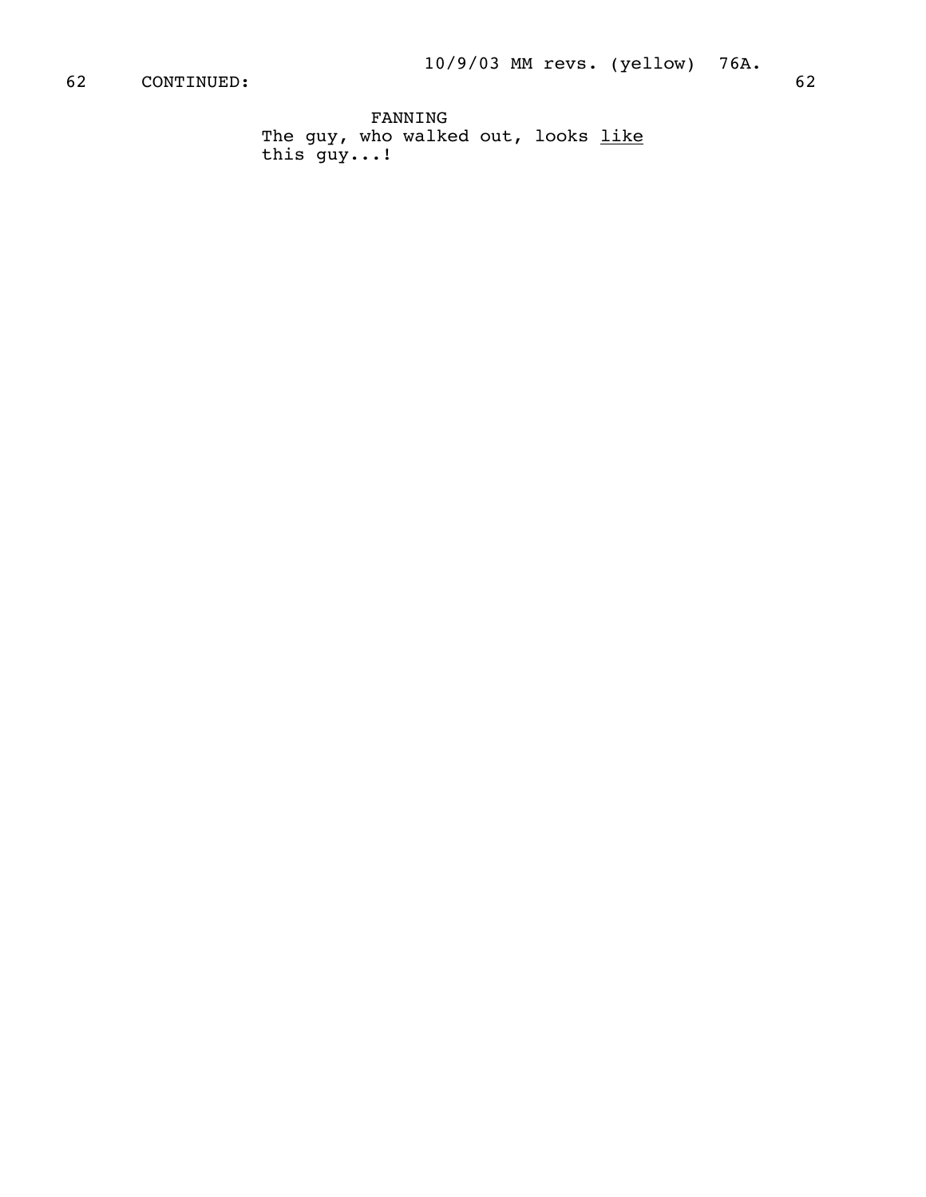62 CONTINUED: 62

FANNING
The guy, who walked out, looks _like_ this guy...!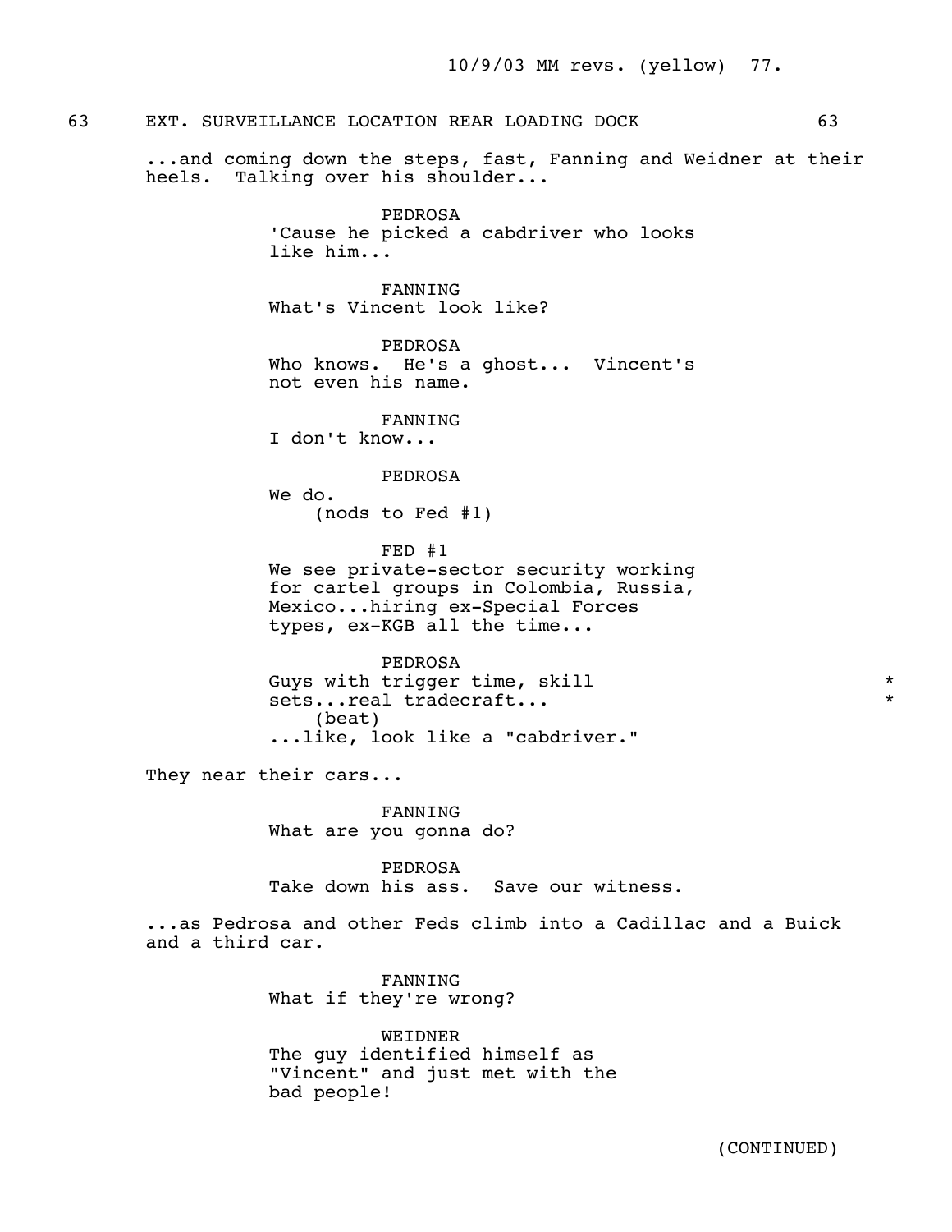63 EXT. SURVEILLANCE LOCATION REAR LOADING DOCK 63

...and coming down the steps, fast, Fanning and Weidner at their heels. Talking over his shoulder...

PEDROSA
'Cause he picked a cabdriver who looks like him...

FANNING
What's Vincent look like?

PEDROSA
Who knows. He's a ghost... Vincent's not even his name.

FANNING
I don't know...

PEDROSA
We do.
(nods to Fed #1)

FED #1
We see private-sector security working for cartel groups in Colombia, Russia, Mexico...hiring ex-Special Forces types, ex-KGB all the time...

PEDROSA
Guys with trigger time, skill sets...real tradecraft... *
(beat)
...like, look like a "cabdriver."

They near their cars...

FANNING
What are you gonna do?

PEDROSA
Take down his ass. Save our witness.

...as Pedrosa and other Feds climb into a Cadillac and a Buick and a third car.

FANNING
What if they're wrong?

WEIDNER
The guy identified himself as "Vincent" and just met with the bad people!

(CONTINUED)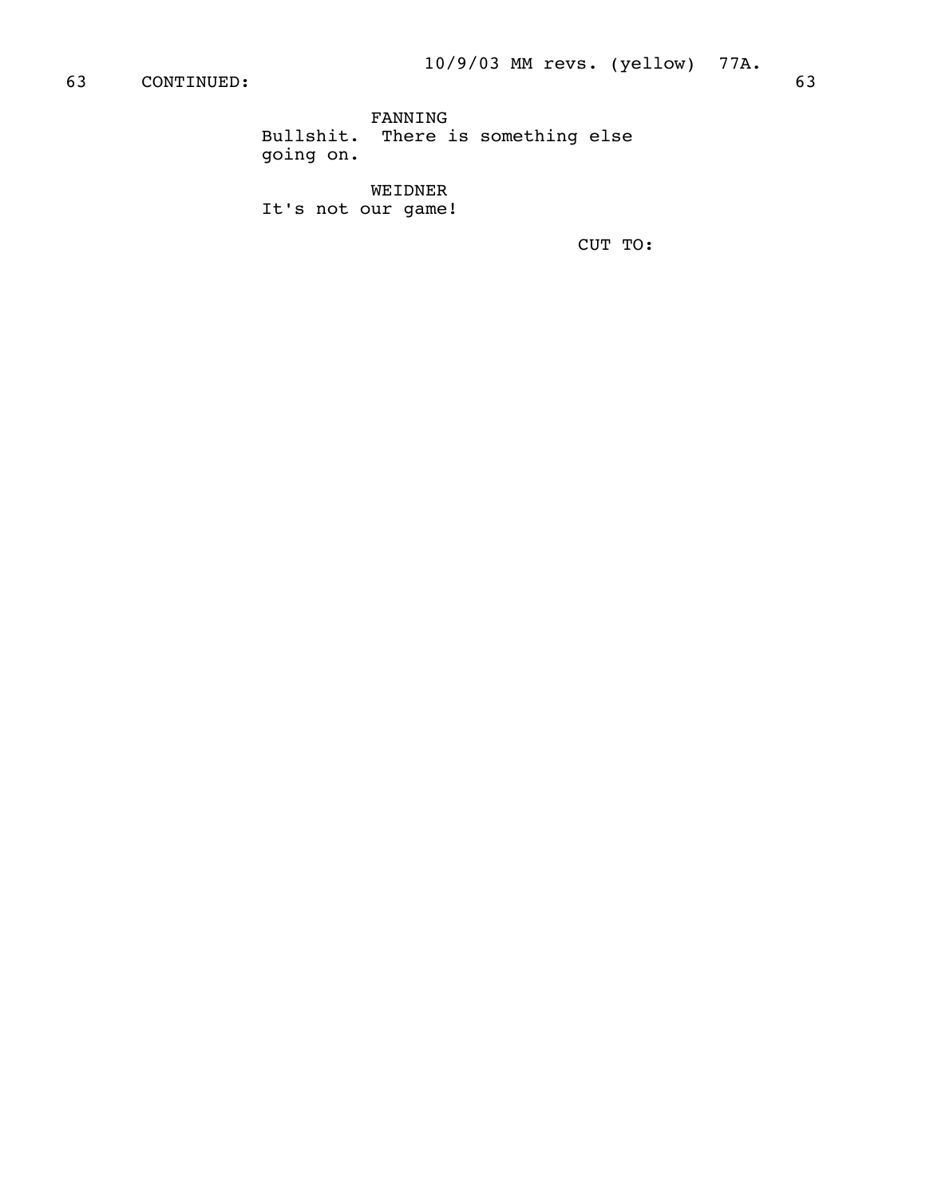63 CONTINUED: 63

FANNING
Bullshit. There is something else going on.

WEIDNER
It's not our game!

CUT TO: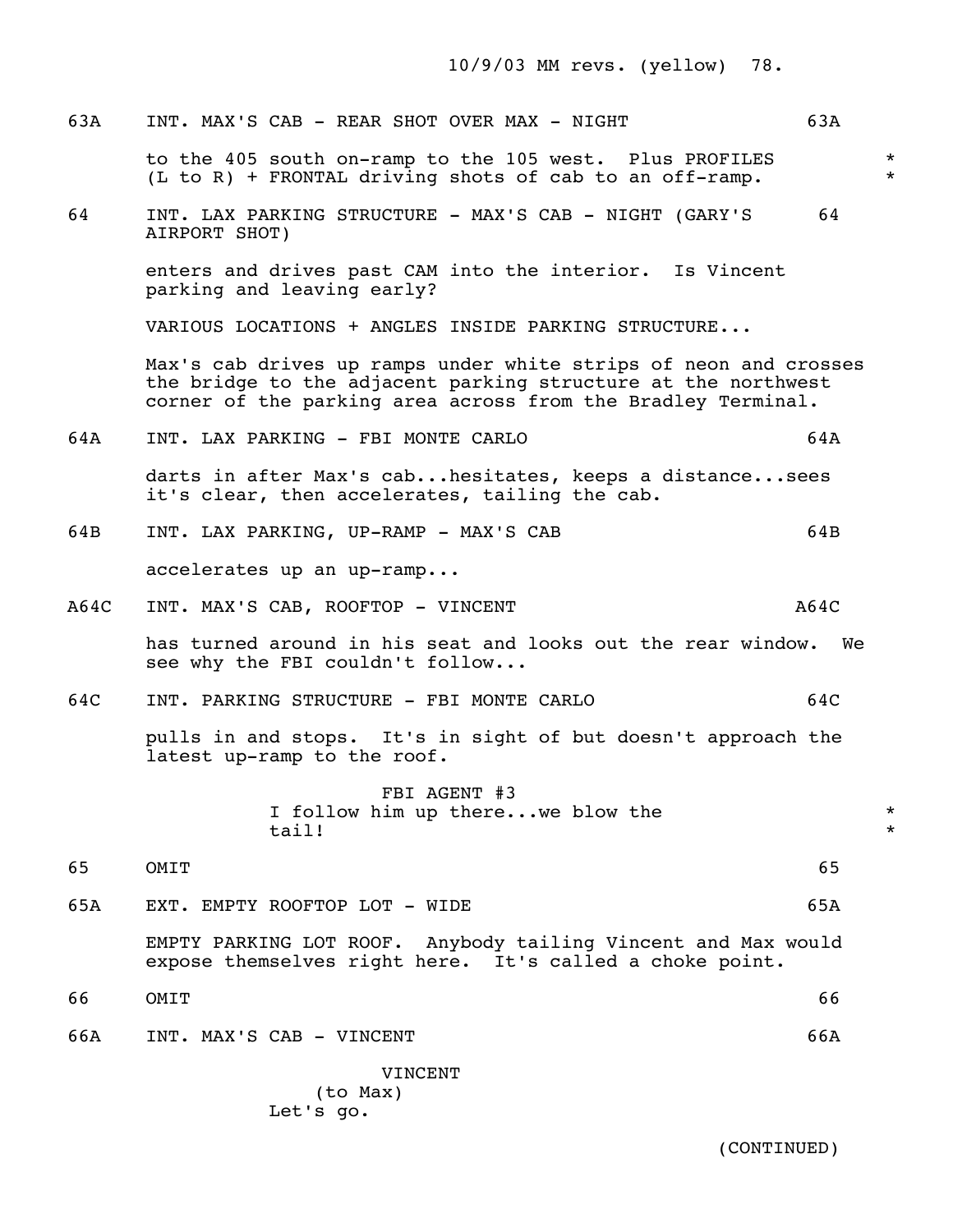63A INT. MAX'S CAB - REAR SHOT OVER MAX - NIGHT 63A

to the 405 south on-ramp to the 105 west. Plus PROFILES (L to R) + FRONTAL driving shots of cab to an off-ramp. *

64 INT. LAX PARKING STRUCTURE - MAX'S CAB - NIGHT (GARY'S AIRPORT SHOT) 64

enters and drives past CAM into the interior. Is Vincent parking and leaving early?

VARIOUS LOCATIONS + ANGLES INSIDE PARKING STRUCTURE...

Max's cab drives up ramps under white strips of neon and crosses the bridge to the adjacent parking structure at the northwest corner of the parking area across from the Bradley Terminal.

64A INT. LAX PARKING - FBI MONTE CARLO 64A

darts in after Max's cab...hesitates, keeps a distance...sees it's clear, then accelerates, tailing the cab.

64B INT. LAX PARKING, UP-RAMP - MAX'S CAB 64B

accelerates up an up-ramp...

A64C INT. MAX'S CAB, ROOFTOP - VINCENT A64C

has turned around in his seat and looks out the rear window. We see why the FBI couldn't follow...

64C INT. PARKING STRUCTURE - FBI MONTE CARLO 64C

pulls in and stops. It's in sight of but doesn't approach the latest up-ramp to the roof.

FBI AGENT #3
I follow him up there...we blow the tail! *

65 OMIT 65

65A EXT. EMPTY ROOFTOP LOT - WIDE 65A

EMPTY PARKING LOT ROOF. Anybody tailing Vincent and Max would expose themselves right here. It's called a choke point.

66 OMIT 66

66A INT. MAX'S CAB - VINCENT 66A

VINCENT
(to Max)
Let's go.

(CONTINUED)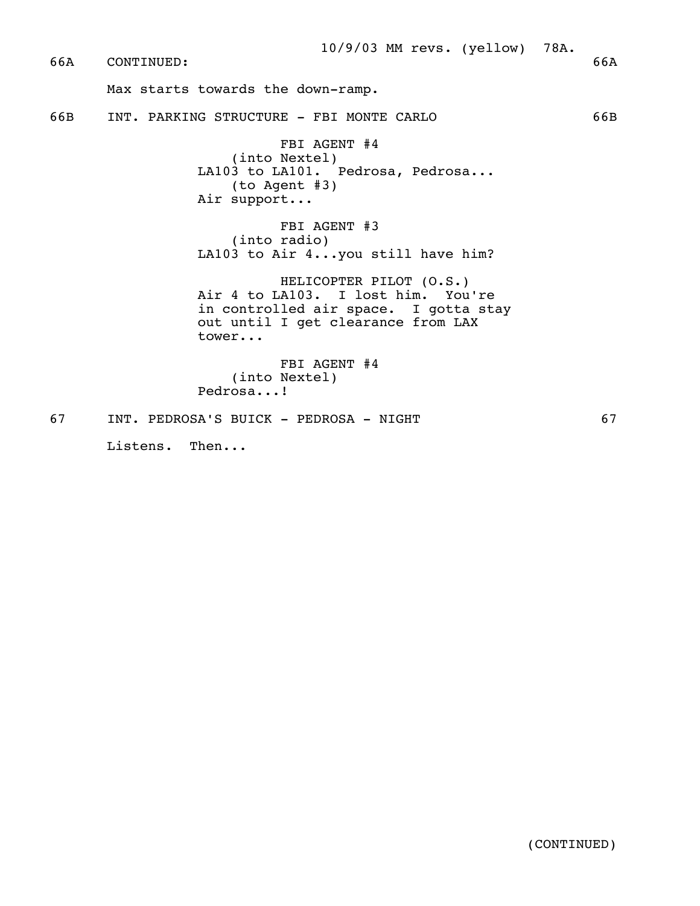66A CONTINUED: 66A

Max starts towards the down-ramp.

66B INT. PARKING STRUCTURE - FBI MONTE CARLO 66B

FBI AGENT #4
(into Nextel)
LA103 to LA101. Pedrosa, Pedrosa...
(to Agent #3)
Air support...

FBI AGENT #3
(into radio)
LA103 to Air 4...you still have him?

HELICOPTER PILOT (O.S.)
Air 4 to LA103. I lost him. You're in controlled air space. I gotta stay out until I get clearance from LAX tower...

FBI AGENT #4
(into Nextel)
Pedrosa...!

67 INT. PEDROSA'S BUICK - PEDROSA - NIGHT 67

Listens. Then...

(CONTINUED)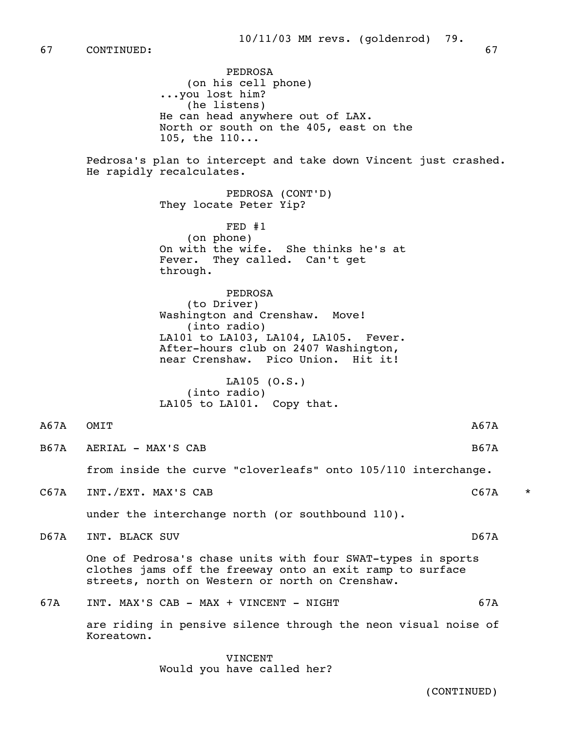67 CONTINUED: 67

PEDROSA
(on his cell phone)
...you lost him?
(he listens)
He can head anywhere out of LAX. North or south on the 405, east on the 105, the 110...

Pedrosa's plan to intercept and take down Vincent just crashed. He rapidly recalculates.

PEDROSA (CONT'D)
They locate Peter Yip?

FED #1
(on phone)
On with the wife. She thinks he's at Fever. They called. Can't get through.

PEDROSA
(to Driver)
Washington and Crenshaw. Move!
(into radio)
LA101 to LA103, LA104, LA105. Fever. After-hours club on 2407 Washington, near Crenshaw. Pico Union. Hit it!

LA105 (O.S.)
(into radio)
LA105 to LA101. Copy that.

A67A OMIT A67A

B67A AERIAL - MAX'S CAB B67A

from inside the curve "cloverleafs" onto 105/110 interchange.

C67A INT./EXT. MAX'S CAB C67A *

under the interchange north (or southbound 110).

D67A INT. BLACK SUV D67A

One of Pedrosa's chase units with four SWAT-types in sports clothes jams off the freeway onto an exit ramp to surface streets, north on Western or north on Crenshaw.

67A INT. MAX'S CAB - MAX + VINCENT - NIGHT 67A

are riding in pensive silence through the neon visual noise of Koreatown.

VINCENT
Would you have called her?

(CONTINUED)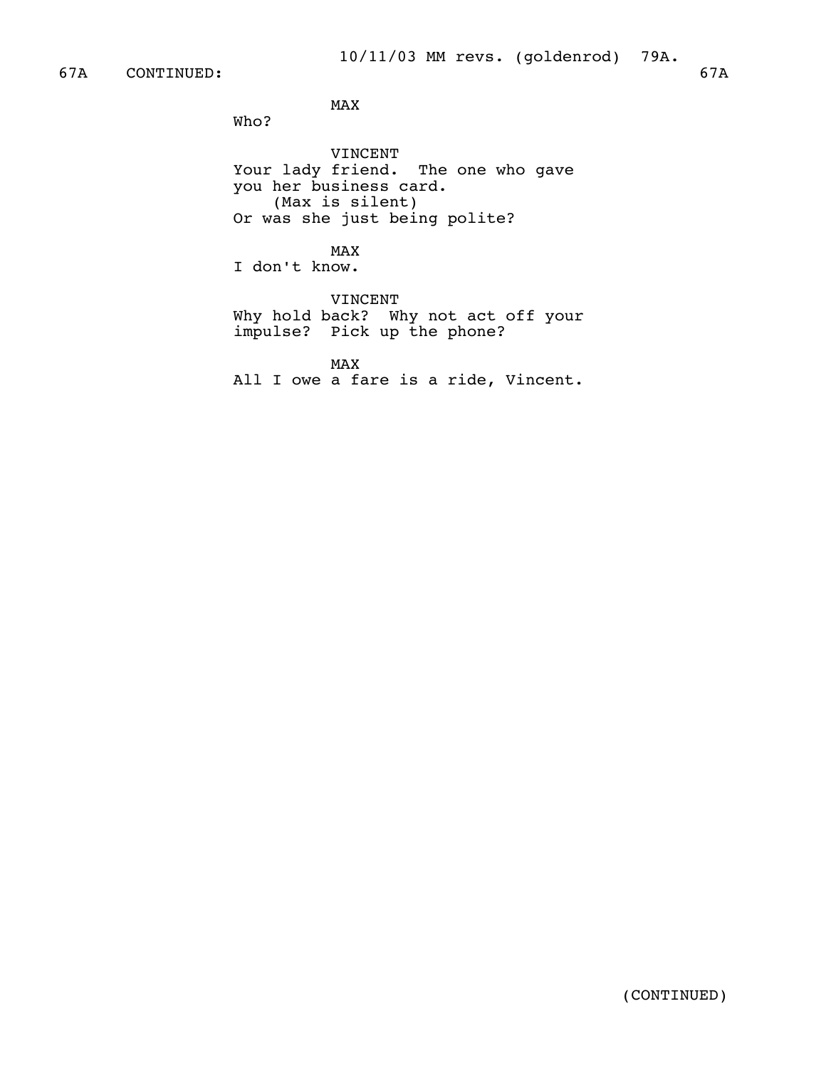67A CONTINUED: 67A

MAX

Who?

VINCENT

Your lady friend. The one who gave you her business card.

(Max is silent)

Or was she just being polite?

MAX

I don't know.

VINCENT

Why hold back? Why not act off your impulse? Pick up the phone?

MAX

All I owe a fare is a ride, Vincent.

(CONTINUED)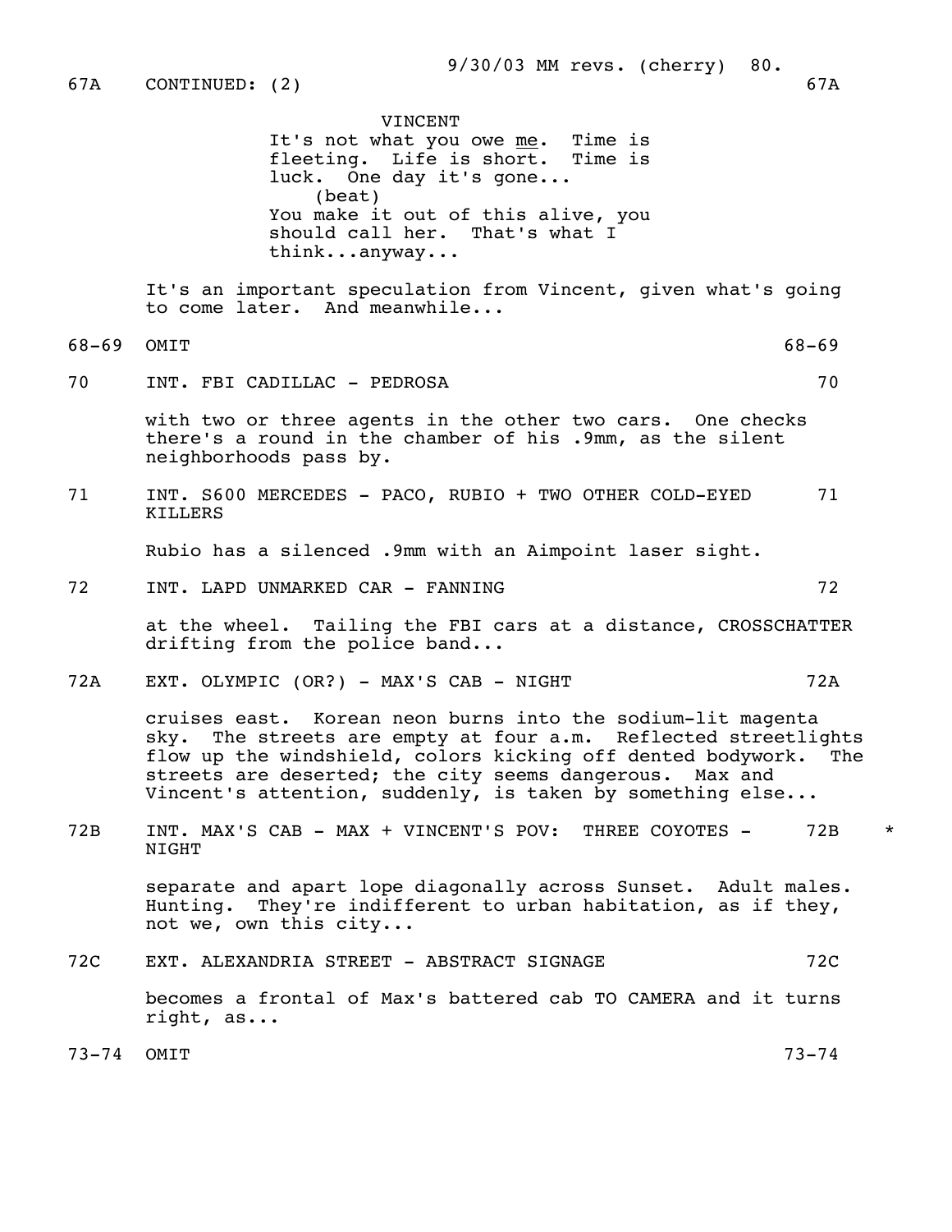9/30/03 MM revs. (cherry)

67A CONTINUED: (2) 67A

VINCENT
It's not what you owe _me_. Time is fleeting. Life is short. Time is luck. One day it's gone...
(beat)
You make it out of this alive, you should call her. That's what I think...anyway...

It's an important speculation from Vincent, given what's going to come later. And meanwhile...

68-69 OMIT 68-69

70 INT. FBI CADILLAC - PEDROSA 70

with two or three agents in the other two cars. One checks there's a round in the chamber of his .9mm, as the silent neighborhoods pass by.

71 INT. S600 MERCEDES - PACO, RUBIO + TWO OTHER COLD-EYED KILLERS 71

Rubio has a silenced .9mm with an Aimpoint laser sight.

72 INT. LAPD UNMARKED CAR - FANNING 72

at the wheel. Tailing the FBI cars at a distance, CROSSCHATTER drifting from the police band...

72A EXT. OLYMPIC (OR?) - MAX'S CAB - NIGHT 72A

cruises east. Korean neon burns into the sodium-lit magenta sky. The streets are empty at four a.m. Reflected streetlights flow up the windshield, colors kicking off dented bodywork. The streets are deserted; the city seems dangerous. Max and Vincent's attention, suddenly, is taken by something else...

72B INT. MAX'S CAB - MAX + VINCENT'S POV: THREE COYOTES - NIGHT 72B *

separate and apart lope diagonally across Sunset. Adult males. Hunting. They're indifferent to urban habitation, as if they, not we, own this city...

72C EXT. ALEXANDRIA STREET - ABSTRACT SIGNAGE 72C

becomes a frontal of Max's battered cab TO CAMERA and it turns right, as...

73-74 OMIT 73-74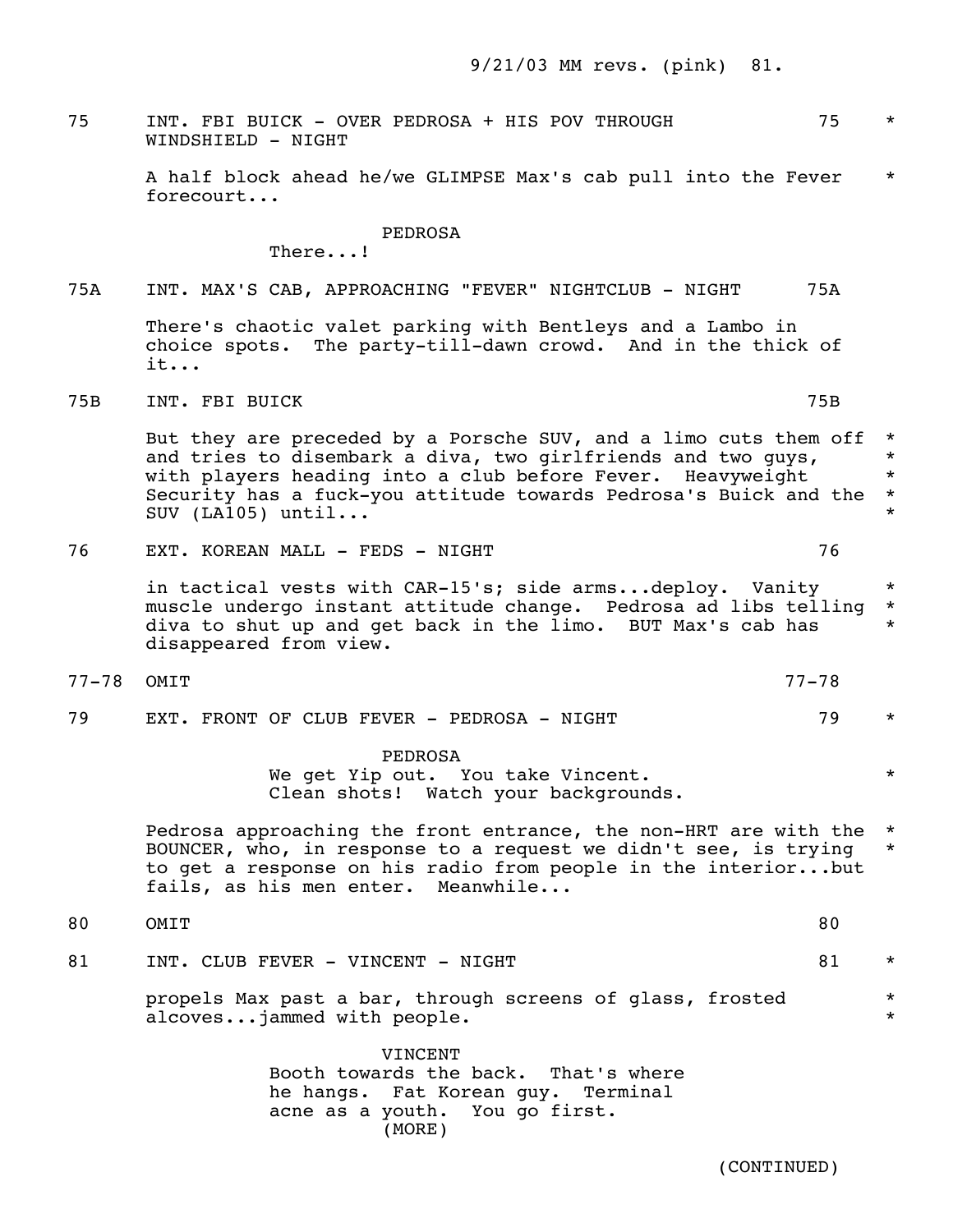75 INT. FBI BUICK - OVER PEDROSA + HIS POV THROUGH WINDSHIELD - NIGHT 75 *

A half block ahead he/we GLIMPSE Max's cab pull into the Fever forecourt... *

PEDROSA
There...!

75A INT. MAX'S CAB, APPROACHING "FEVER" NIGHTCLUB - NIGHT 75A

There's chaotic valet parking with Bentleys and a Lambo in choice spots. The party-till-dawn crowd. And in the thick of it...

75B INT. FBI BUICK 75B

But they are preceded by a Porsche SUV, and a limo cuts them off and tries to disembark a diva, two girlfriends and two guys, with players heading into a club before Fever. Heavyweight Security has a fuck-you attitude towards Pedrosa's Buick and the SUV (LA105) until... *

76 EXT. KOREAN MALL - FEDS - NIGHT 76

in tactical vests with CAR-15's; side arms...deploy. Vanity muscle undergo instant attitude change. Pedrosa ad libs telling diva to shut up and get back in the limo. BUT Max's cab has disappeared from view. *

77-78 OMIT 77-78

79 EXT. FRONT OF CLUB FEVER - PEDROSA - NIGHT 79 *

PEDROSA
We get Yip out. You take Vincent. *
Clean shots! Watch your backgrounds.

Pedrosa approaching the front entrance, the non-HRT are with the BOUNCER, who, in response to a request we didn't see, is trying to get a response on his radio from people in the interior...but fails, as his men enter. Meanwhile... *

80 OMIT 80

81 INT. CLUB FEVER - VINCENT - NIGHT 81 *

propels Max past a bar, through screens of glass, frosted alcoves...jammed with people. *

VINCENT
Booth towards the back. That's where he hangs. Fat Korean guy. Terminal acne as a youth. You go first.
(MORE)

(CONTINUED)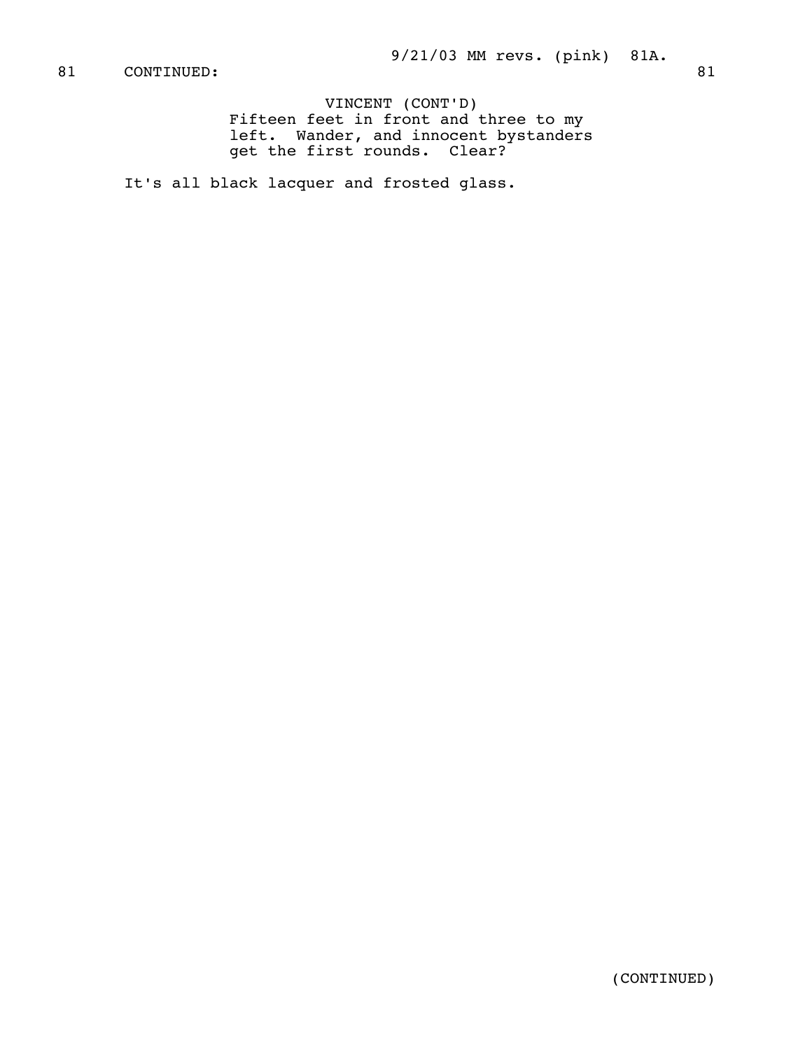81 CONTINUED: 81

VINCENT (CONT'D)
Fifteen feet in front and three to my left. Wander, and innocent bystanders get the first rounds. Clear?

It's all black lacquer and frosted glass.

(CONTINUED)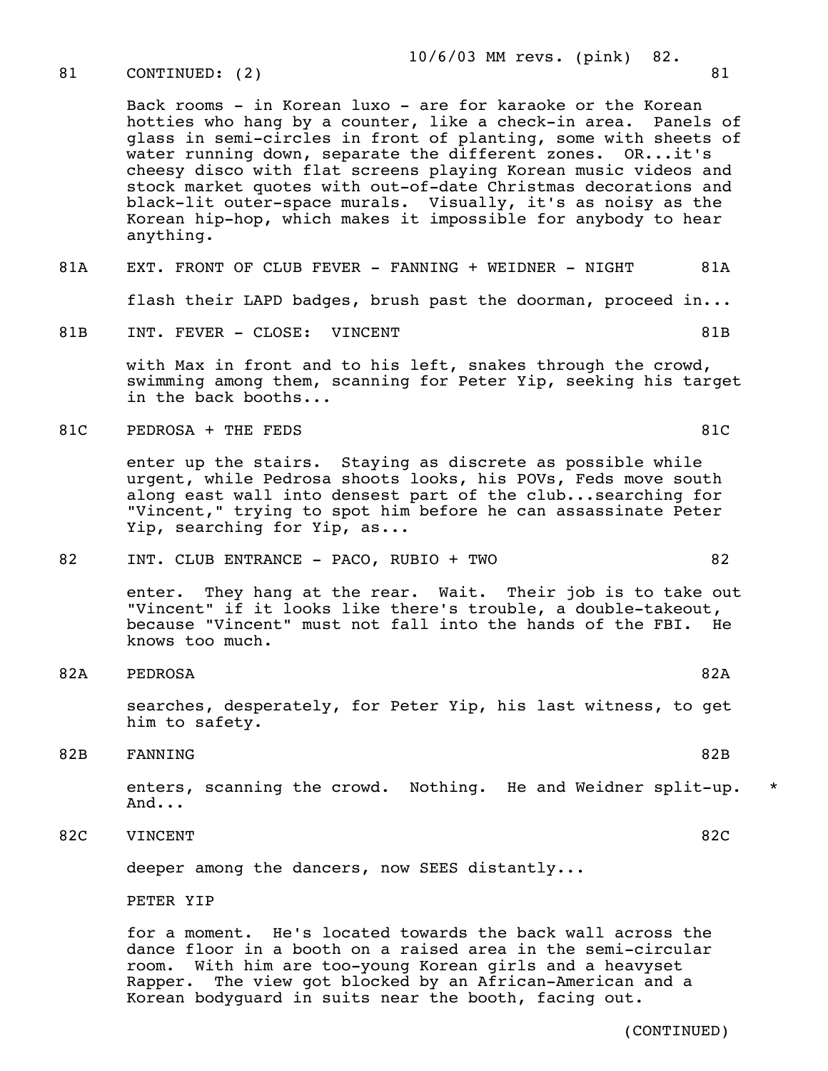81 CONTINUED: (2) 81

Back rooms - in Korean luxo - are for karaoke or the Korean hotties who hang by a counter, like a check-in area. Panels of glass in semi-circles in front of planting, some with sheets of water running down, separate the different zones. OR...it's cheesy disco with flat screens playing Korean music videos and stock market quotes with out-of-date Christmas decorations and black-lit outer-space murals. Visually, it's as noisy as the Korean hip-hop, which makes it impossible for anybody to hear anything.

81A EXT. FRONT OF CLUB FEVER - FANNING + WEIDNER - NIGHT 81A

flash their LAPD badges, brush past the doorman, proceed in...

81B INT. FEVER - CLOSE: VINCENT 81B

with Max in front and to his left, snakes through the crowd, swimming among them, scanning for Peter Yip, seeking his target in the back booths...

81C PEDROSA + THE FEDS 81C

enter up the stairs. Staying as discrete as possible while urgent, while Pedrosa shoots looks, his POVs, Feds move south along east wall into densest part of the club...searching for "Vincent," trying to spot him before he can assassinate Peter Yip, searching for Yip, as...

82 INT. CLUB ENTRANCE - PACO, RUBIO + TWO 82

enter. They hang at the rear. Wait. Their job is to take out "Vincent" if it looks like there's trouble, a double-takeout, because "Vincent" must not fall into the hands of the FBI. He knows too much.

82A PEDROSA 82A

searches, desperately, for Peter Yip, his last witness, to get him to safety.

82B FANNING 82B

enters, scanning the crowd. Nothing. He and Weidner split-up. And... *

82C VINCENT 82C

deeper among the dancers, now SEES distantly...

PETER YIP

for a moment. He's located towards the back wall across the dance floor in a booth on a raised area in the semi-circular room. With him are too-young Korean girls and a heavyset Rapper. The view got blocked by an African-American and a Korean bodyguard in suits near the booth, facing out.

(CONTINUED)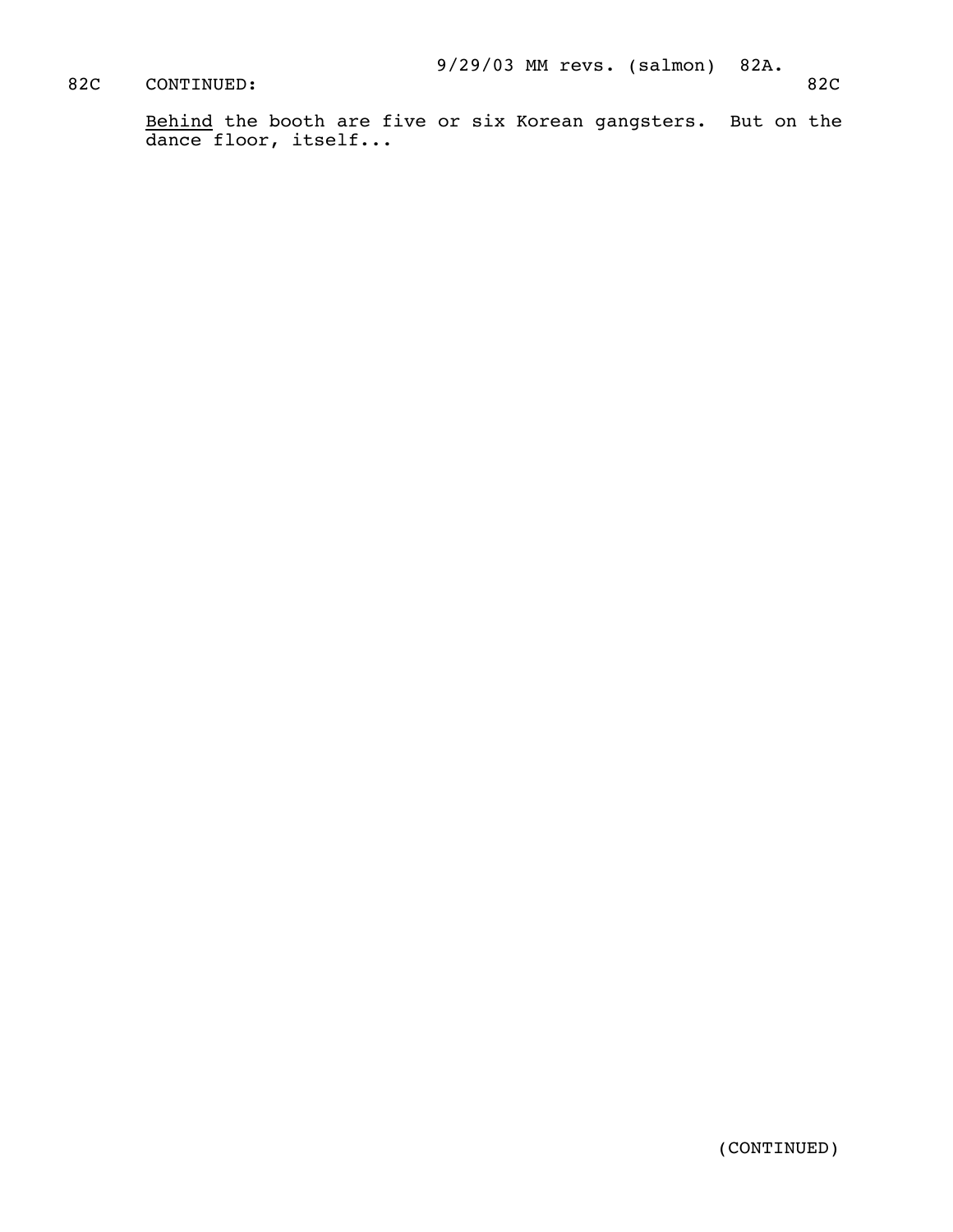82C CONTINUED: 82C

Behind the booth are five or six Korean gangsters. But on the dance floor, itself...

(CONTINUED)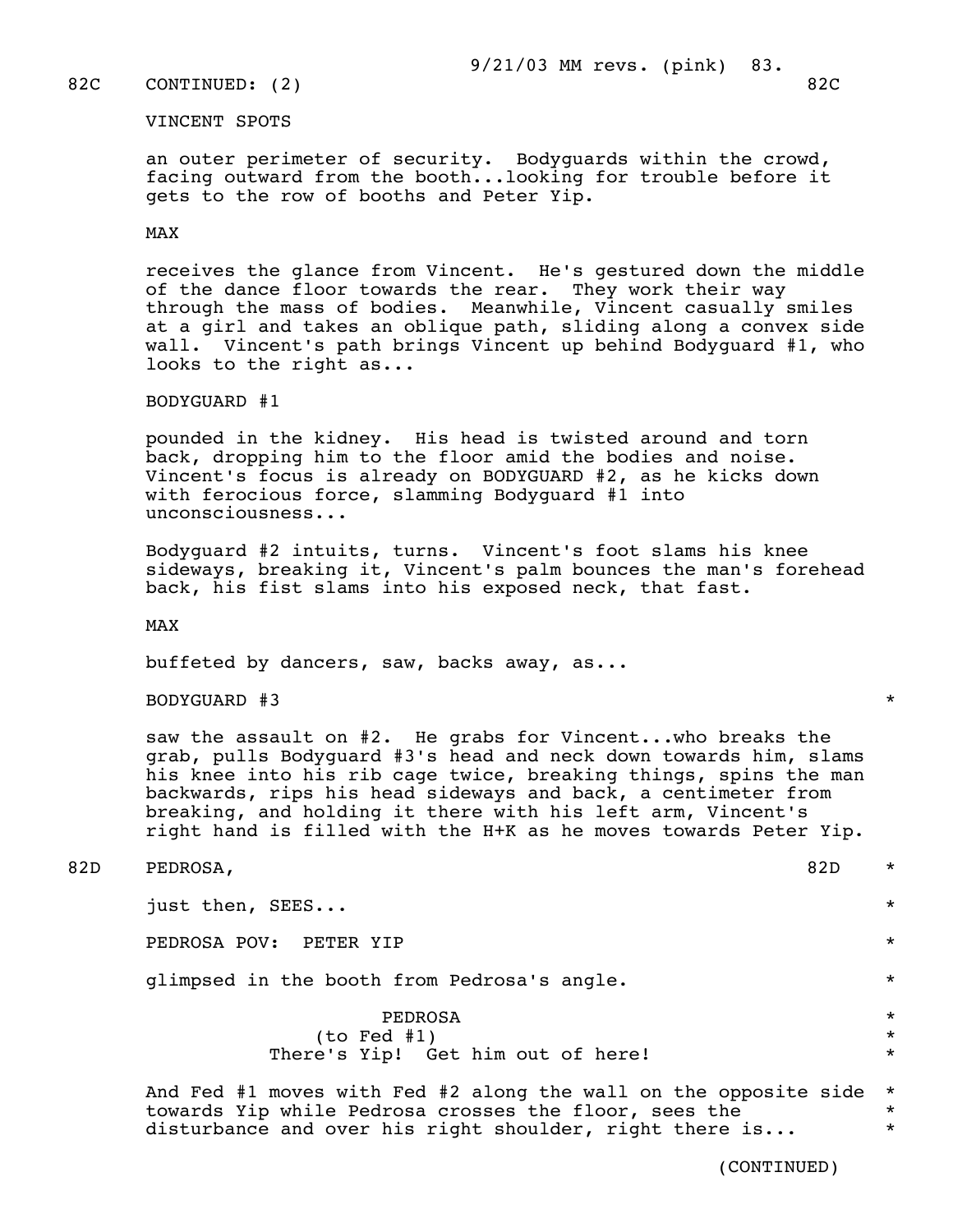82C CONTINUED: (2) 82C

VINCENT SPOTS

an outer perimeter of security. Bodyguards within the crowd, facing outward from the booth...looking for trouble before it gets to the row of booths and Peter Yip.

MAX

receives the glance from Vincent. He's gestured down the middle of the dance floor towards the rear. They work their way through the mass of bodies. Meanwhile, Vincent casually smiles at a girl and takes an oblique path, sliding along a convex side wall. Vincent's path brings Vincent up behind Bodyguard #1, who looks to the right as...

BODYGUARD #1

pounded in the kidney. His head is twisted around and torn back, dropping him to the floor amid the bodies and noise. Vincent's focus is already on BODYGUARD #2, as he kicks down with ferocious force, slamming Bodyguard #1 into unconsciousness...

Bodyguard #2 intuits, turns. Vincent's foot slams his knee sideways, breaking it, Vincent's palm bounces the man's forehead back, his fist slams into his exposed neck, that fast.

MAX

buffeted by dancers, saw, backs away, as...

BODYGUARD #3 *

saw the assault on #2. He grabs for Vincent...who breaks the grab, pulls Bodyguard #3's head and neck down towards him, slams his knee into his rib cage twice, breaking things, spins the man backwards, rips his head sideways and back, a centimeter from breaking, and holding it there with his left arm, Vincent's right hand is filled with the H+K as he moves towards Peter Yip.

82D PEDROSA, 82D *

just then, SEES... *

PEDROSA POV: PETER YIP *

glimpsed in the booth from Pedrosa's angle. *

PEDROSA *
(to Fed #1) *
There's Yip! Get him out of here! *

And Fed #1 moves with Fed #2 along the wall on the opposite side towards Yip while Pedrosa crosses the floor, sees the disturbance and over his right shoulder, right there is... *

(CONTINUED)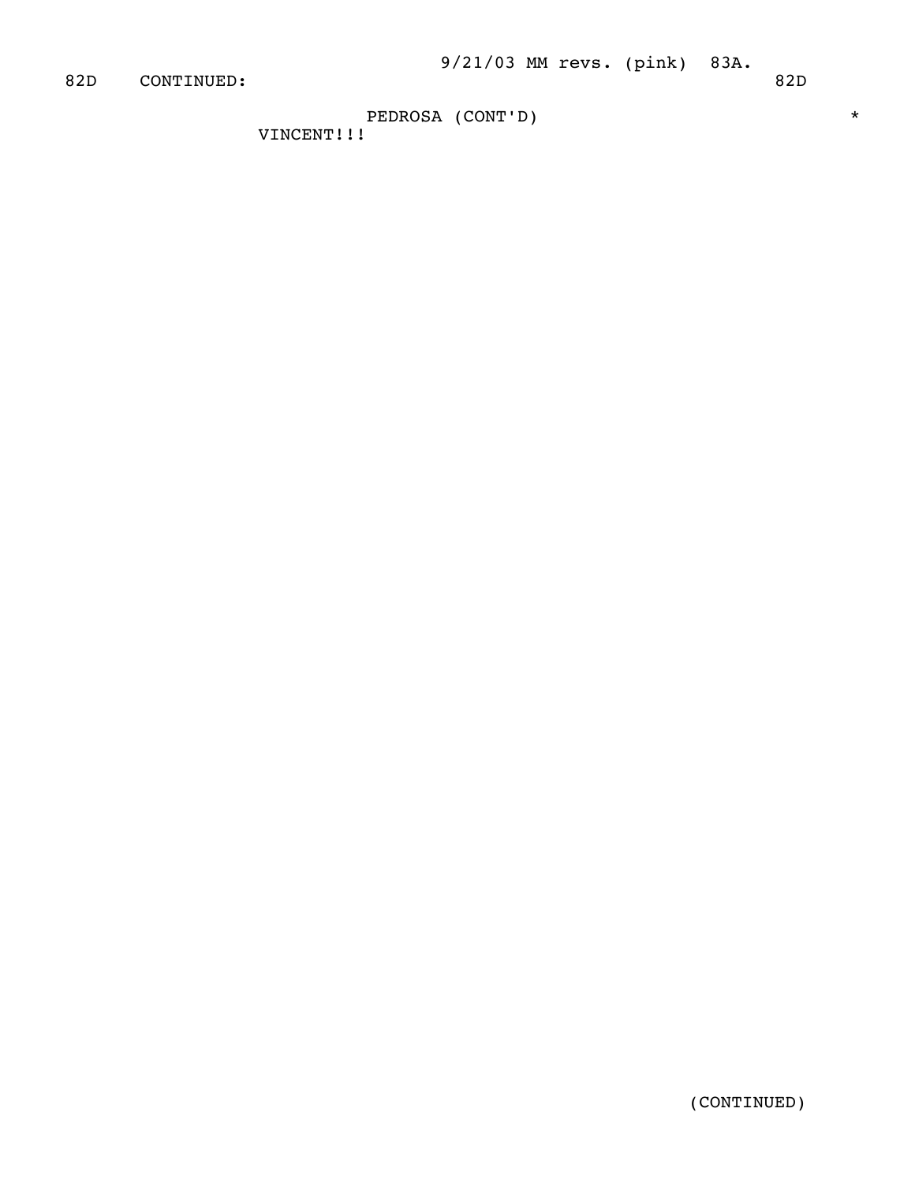82D CONTINUED: 82D

PEDROSA (CONT'D) *

VINCENT!!!

(CONTINUED)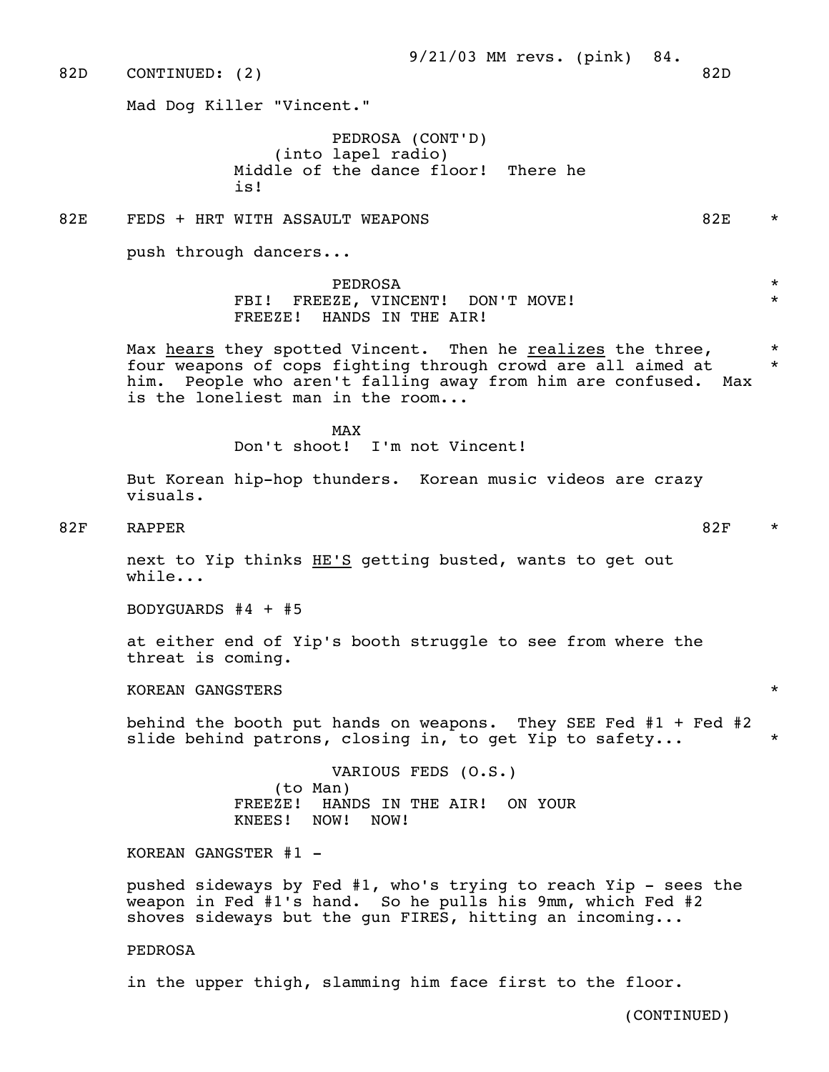82D CONTINUED: (2) 82D

Mad Dog Killer "Vincent."

PEDROSA (CONT'D)
(into lapel radio)
Middle of the dance floor! There he is!

82E FEDS + HRT WITH ASSAULT WEAPONS 82E *

push through dancers...

PEDROSA *
FBI! FREEZE, VINCENT! DON'T MOVE! *
FREEZE! HANDS IN THE AIR!

Max <u>hears</u> they spotted Vincent. Then he <u>realizes</u> the three, four weapons of cops fighting through crowd are all aimed at him. People who aren't falling away from him are confused. Max is the loneliest man in the room... *

MAX
Don't shoot! I'm not Vincent!

But Korean hip-hop thunders. Korean music videos are crazy visuals.

82F RAPPER 82F *

next to Yip thinks <u>HE'S</u> getting busted, wants to get out while...

BODYGUARDS #4 + #5

at either end of Yip's booth struggle to see from where the threat is coming.

KOREAN GANGSTERS *

behind the booth put hands on weapons. They SEE Fed #1 + Fed #2 slide behind patrons, closing in, to get Yip to safety... *

VARIOUS FEDS (O.S.)
(to Man)
FREEZE! HANDS IN THE AIR! ON YOUR KNEES! NOW! NOW!

KOREAN GANGSTER #1 -

pushed sideways by Fed #1, who's trying to reach Yip - sees the weapon in Fed #1's hand. So he pulls his 9mm, which Fed #2 shoves sideways but the gun FIRES, hitting an incoming...

PEDROSA

in the upper thigh, slamming him face first to the floor.

(CONTINUED)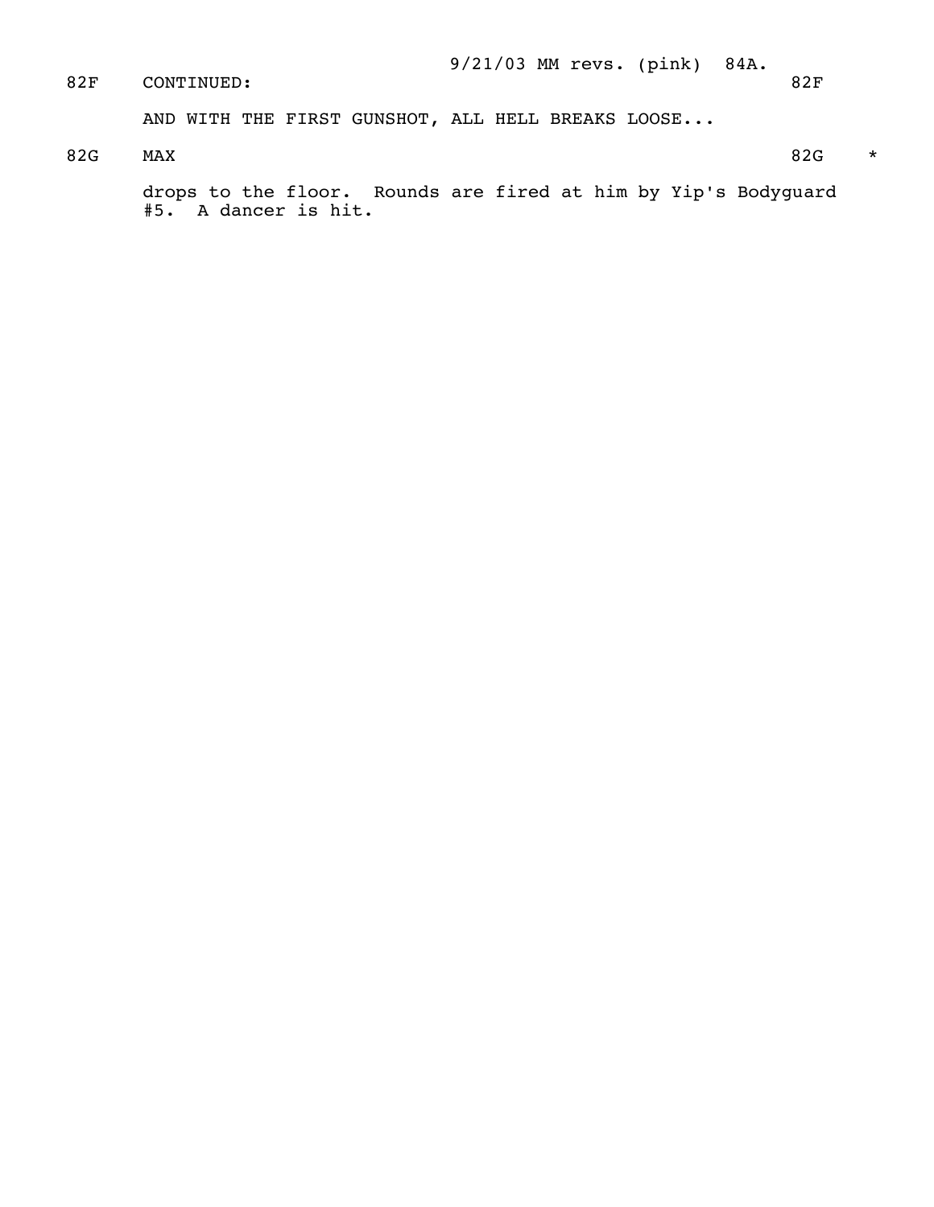82F CONTINUED: 82F

AND WITH THE FIRST GUNSHOT, ALL HELL BREAKS LOOSE...

82G MAX 82G *

drops to the floor. Rounds are fired at him by Yip's Bodyguard #5. A dancer is hit.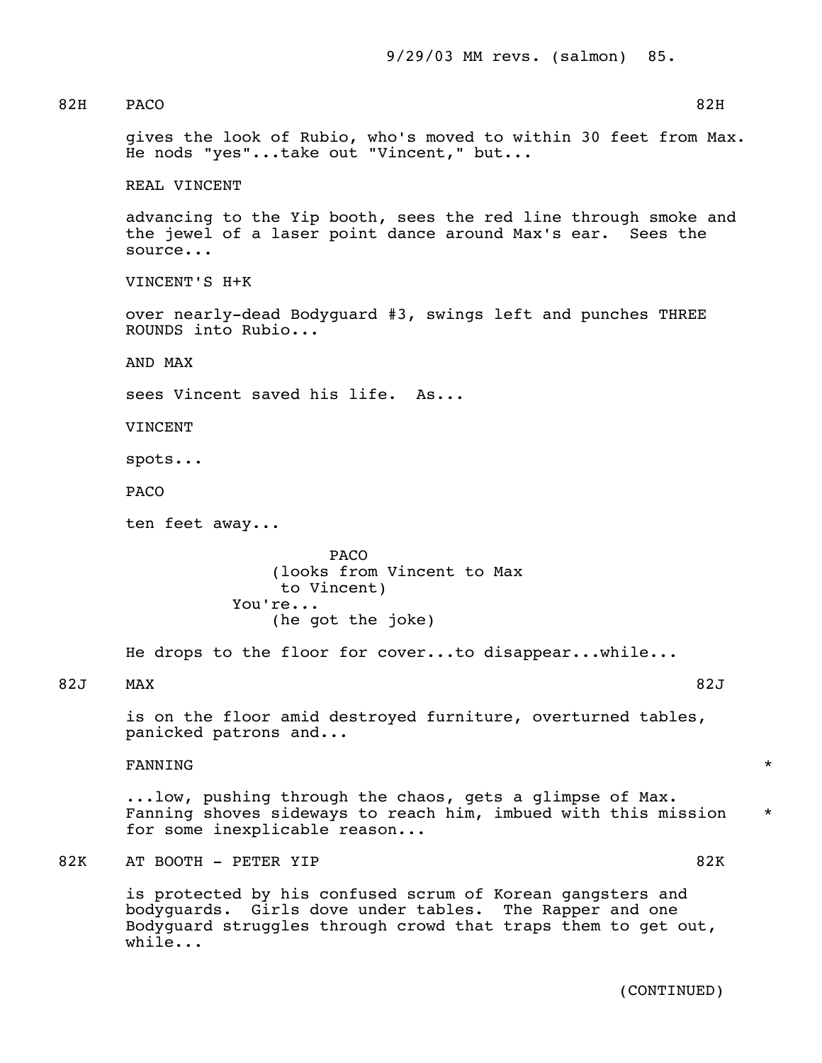82H PACO 82H

gives the look of Rubio, who's moved to within 30 feet from Max. He nods "yes"...take out "Vincent," but...

REAL VINCENT

advancing to the Yip booth, sees the red line through smoke and the jewel of a laser point dance around Max's ear. Sees the source...

VINCENT'S H+K

over nearly-dead Bodyguard #3, swings left and punches THREE ROUNDS into Rubio...

AND MAX

sees Vincent saved his life. As...

VINCENT

spots...

PACO

ten feet away...

PACO
(looks from Vincent to Max to Vincent)
You're...
(he got the joke)

He drops to the floor for cover...to disappear...while...

82J MAX 82J

is on the floor amid destroyed furniture, overturned tables, panicked patrons and...

FANNING *

...low, pushing through the chaos, gets a glimpse of Max. Fanning shoves sideways to reach him, imbued with this mission * for some inexplicable reason...

82K AT BOOTH - PETER YIP 82K

is protected by his confused scrum of Korean gangsters and bodyguards. Girls dove under tables. The Rapper and one Bodyguard struggles through crowd that traps them to get out, while...

(CONTINUED)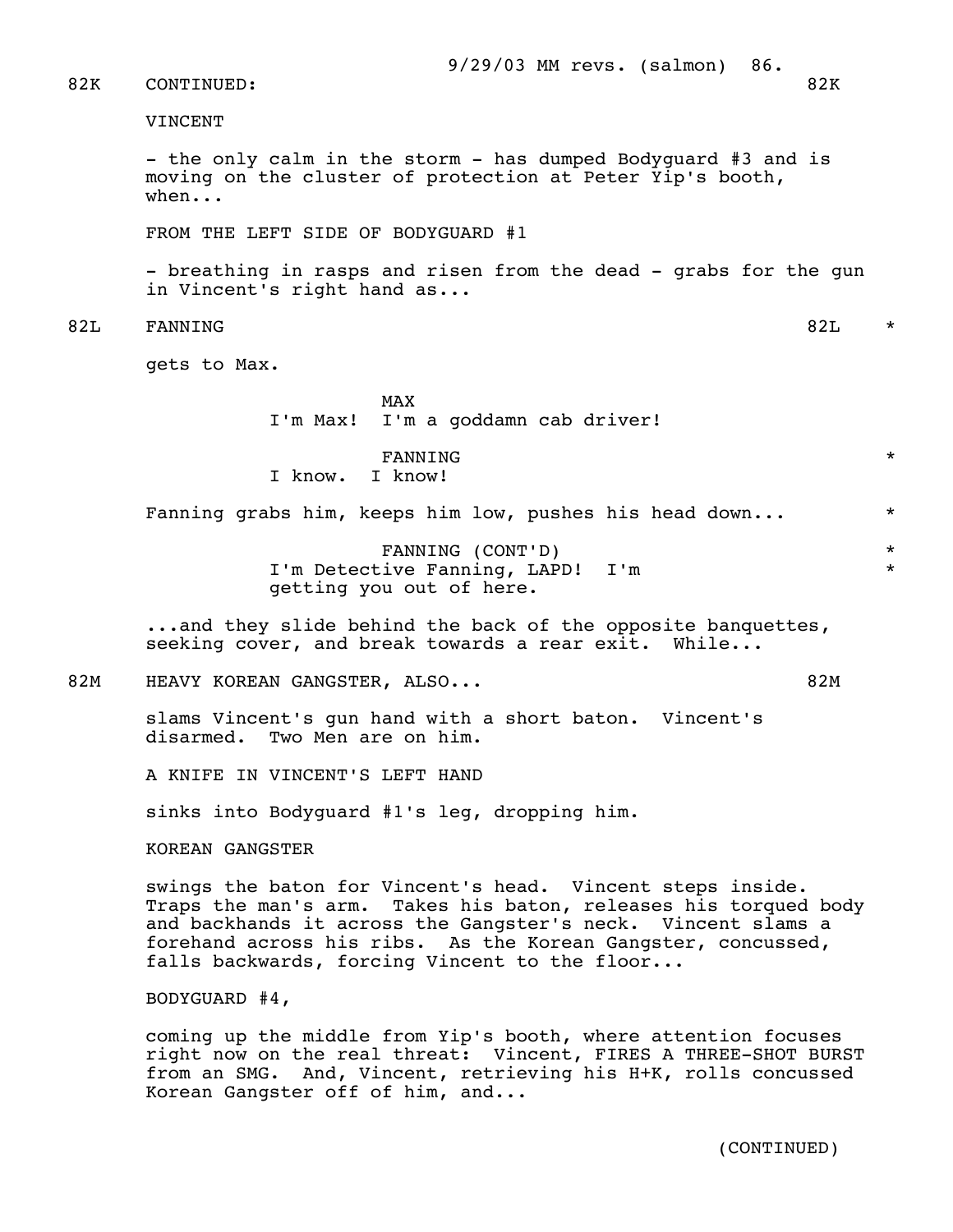82K CONTINUED: 82K

VINCENT

- the only calm in the storm - has dumped Bodyguard #3 and is moving on the cluster of protection at Peter Yip's booth, when...

FROM THE LEFT SIDE OF BODYGUARD #1

- breathing in rasps and risen from the dead - grabs for the gun in Vincent's right hand as...

82L FANNING 82L *

gets to Max.

MAX
I'm Max! I'm a goddamn cab driver!

FANNING *
I know. I know!

Fanning grabs him, keeps him low, pushes his head down... *

FANNING (CONT'D) *
I'm Detective Fanning, LAPD! I'm getting you out of here. *

...and they slide behind the back of the opposite banquettes, seeking cover, and break towards a rear exit. While...

82M HEAVY KOREAN GANGSTER, ALSO... 82M

slams Vincent's gun hand with a short baton. Vincent's disarmed. Two Men are on him.

A KNIFE IN VINCENT'S LEFT HAND

sinks into Bodyguard #1's leg, dropping him.

KOREAN GANGSTER

swings the baton for Vincent's head. Vincent steps inside. Traps the man's arm. Takes his baton, releases his torqued body and backhands it across the Gangster's neck. Vincent slams a forehand across his ribs. As the Korean Gangster, concussed, falls backwards, forcing Vincent to the floor...

BODYGUARD #4,

coming up the middle from Yip's booth, where attention focuses right now on the real threat: Vincent, FIRES A THREE-SHOT BURST from an SMG. And, Vincent, retrieving his H+K, rolls concussed Korean Gangster off of him, and...

(CONTINUED)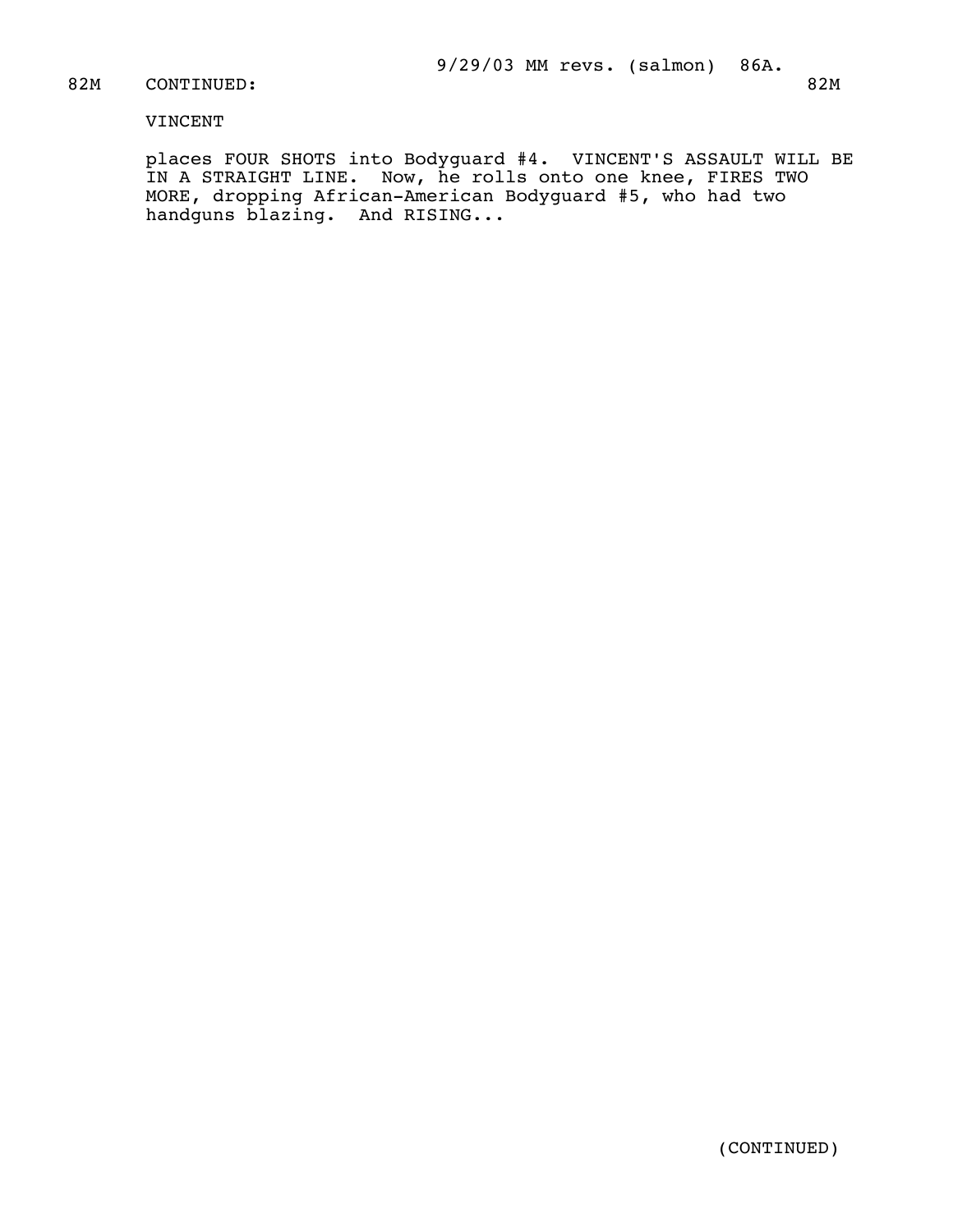82M CONTINUED: 82M

VINCENT

places FOUR SHOTS into Bodyguard #4. VINCENT'S ASSAULT WILL BE IN A STRAIGHT LINE. Now, he rolls onto one knee, FIRES TWO MORE, dropping African-American Bodyguard #5, who had two handguns blazing. And RISING...

(CONTINUED)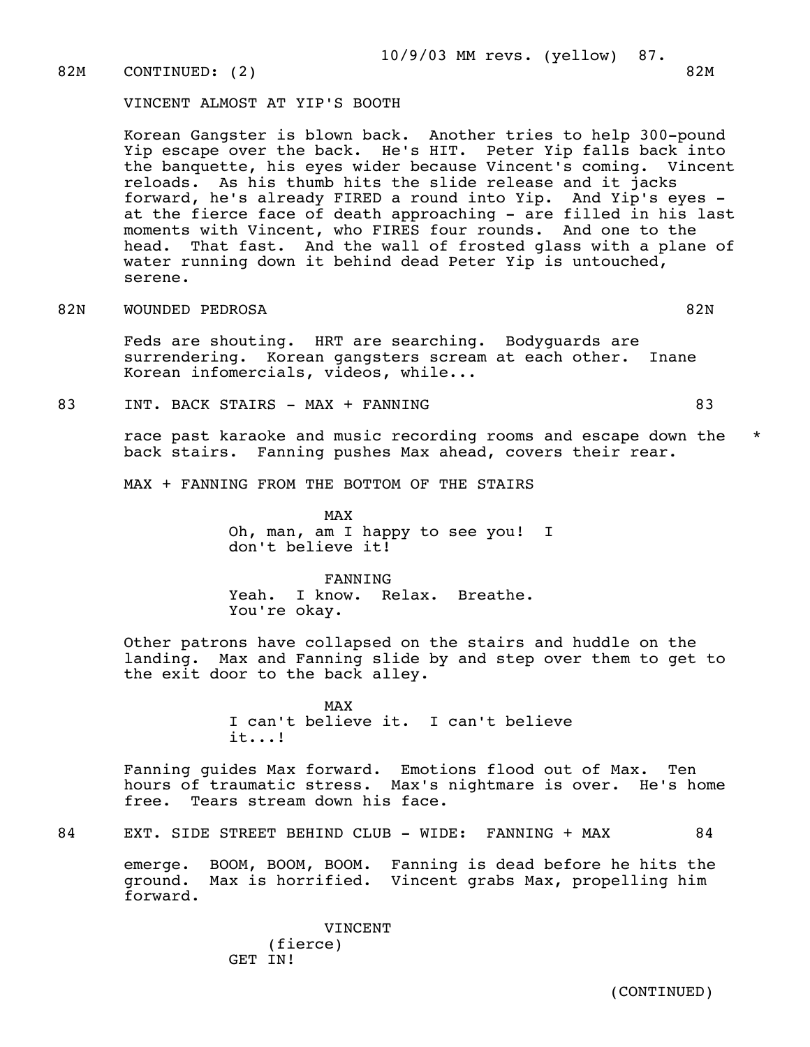82M CONTINUED: (2) 82M

VINCENT ALMOST AT YIP'S BOOTH

Korean Gangster is blown back. Another tries to help 300-pound Yip escape over the back. He's HIT. Peter Yip falls back into the banquette, his eyes wider because Vincent's coming. Vincent reloads. As his thumb hits the slide release and it jacks forward, he's already FIRED a round into Yip. And Yip's eyes - at the fierce face of death approaching - are filled in his last moments with Vincent, who FIRES four rounds. And one to the head. That fast. And the wall of frosted glass with a plane of water running down it behind dead Peter Yip is untouched, serene.

82N WOUNDED PEDROSA 82N

Feds are shouting. HRT are searching. Bodyguards are surrendering. Korean gangsters scream at each other. Inane Korean infomercials, videos, while...

83 INT. BACK STAIRS - MAX + FANNING 83

race past karaoke and music recording rooms and escape down the back stairs. Fanning pushes Max ahead, covers their rear. *

MAX + FANNING FROM THE BOTTOM OF THE STAIRS

MAX
Oh, man, am I happy to see you! I don't believe it!

FANNING
Yeah. I know. Relax. Breathe. You're okay.

Other patrons have collapsed on the stairs and huddle on the landing. Max and Fanning slide by and step over them to get to the exit door to the back alley.

MAX
I can't believe it. I can't believe it...!

Fanning guides Max forward. Emotions flood out of Max. Ten hours of traumatic stress. Max's nightmare is over. He's home free. Tears stream down his face.

84 EXT. SIDE STREET BEHIND CLUB - WIDE: FANNING + MAX 84

emerge. BOOM, BOOM, BOOM. Fanning is dead before he hits the ground. Max is horrified. Vincent grabs Max, propelling him forward.

VINCENT
(fierce)
GET IN!

(CONTINUED)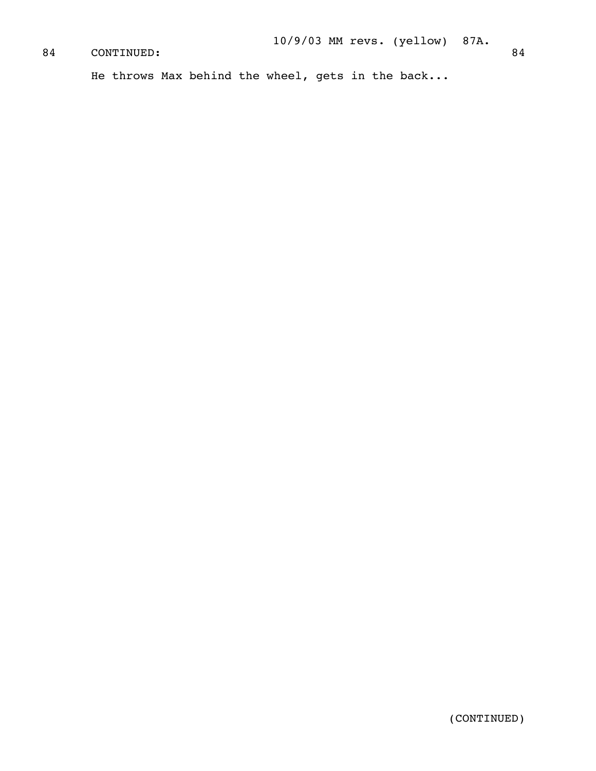84 CONTINUED: 84

He throws Max behind the wheel, gets in the back...

(CONTINUED)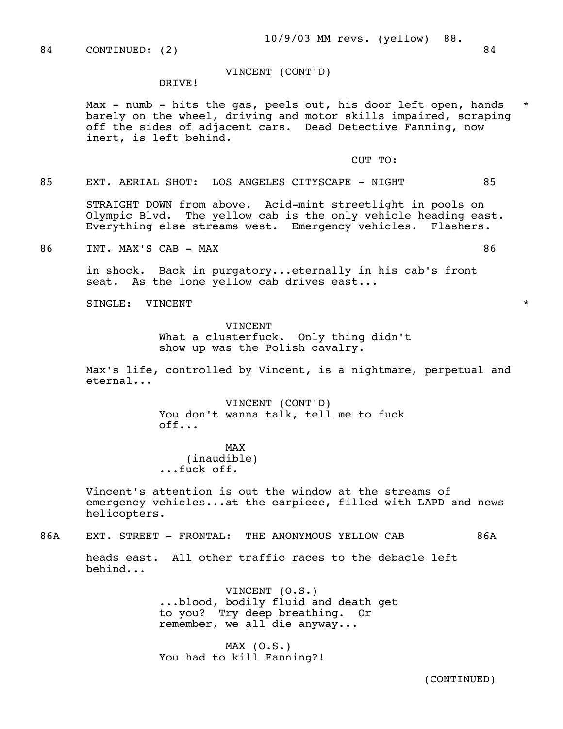84 CONTINUED: (2) 84

VINCENT (CONT'D)
DRIVE!

Max - numb - hits the gas, peels out, his door left open, hands barely on the wheel, driving and motor skills impaired, scraping off the sides of adjacent cars. Dead Detective Fanning, now inert, is left behind. *

CUT TO:

85 EXT. AERIAL SHOT: LOS ANGELES CITYSCAPE - NIGHT 85

STRAIGHT DOWN from above. Acid-mint streetlight in pools on Olympic Blvd. The yellow cab is the only vehicle heading east. Everything else streams west. Emergency vehicles. Flashers.

86 INT. MAX'S CAB - MAX 86

in shock. Back in purgatory...eternally in his cab's front seat. As the lone yellow cab drives east...

SINGLE: VINCENT *

VINCENT
What a clusterfuck. Only thing didn't show up was the Polish cavalry.

Max's life, controlled by Vincent, is a nightmare, perpetual and eternal...

VINCENT (CONT'D)
You don't wanna talk, tell me to fuck off...

MAX
(inaudible)
...fuck off.

Vincent's attention is out the window at the streams of emergency vehicles...at the earpiece, filled with LAPD and news helicopters.

86A EXT. STREET - FRONTAL: THE ANONYMOUS YELLOW CAB 86A

heads east. All other traffic races to the debacle left behind...

VINCENT (O.S.)
...blood, bodily fluid and death get to you? Try deep breathing. Or remember, we all die anyway...

MAX (O.S.)
You had to kill Fanning?!

(CONTINUED)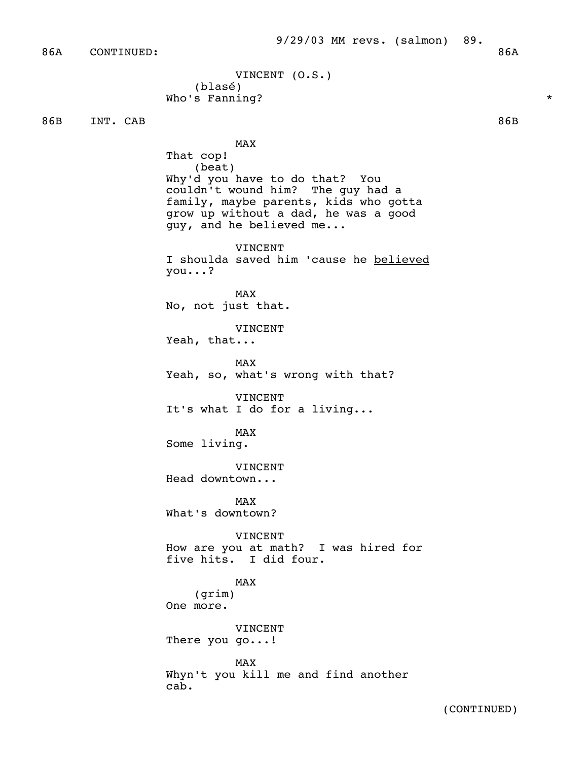86A CONTINUED: 86A

VINCENT (O.S.)
(blasé)
Who's Fanning? *

86B INT. CAB 86B

MAX
That cop!
(beat)
Why'd you have to do that? You couldn't wound him? The guy had a family, maybe parents, kids who gotta grow up without a dad, he was a good guy, and he believed me...

VINCENT
I shoulda saved him 'cause he <u>believed</u> you...?

MAX
No, not just that.

VINCENT
Yeah, that...

MAX
Yeah, so, what's wrong with that?

VINCENT
It's what I do for a living...

MAX
Some living.

VINCENT
Head downtown...

MAX
What's downtown?

VINCENT
How are you at math? I was hired for five hits. I did four.

MAX
(grim)
One more.

VINCENT
There you go...!

MAX
Whyn't you kill me and find another cab.

(CONTINUED)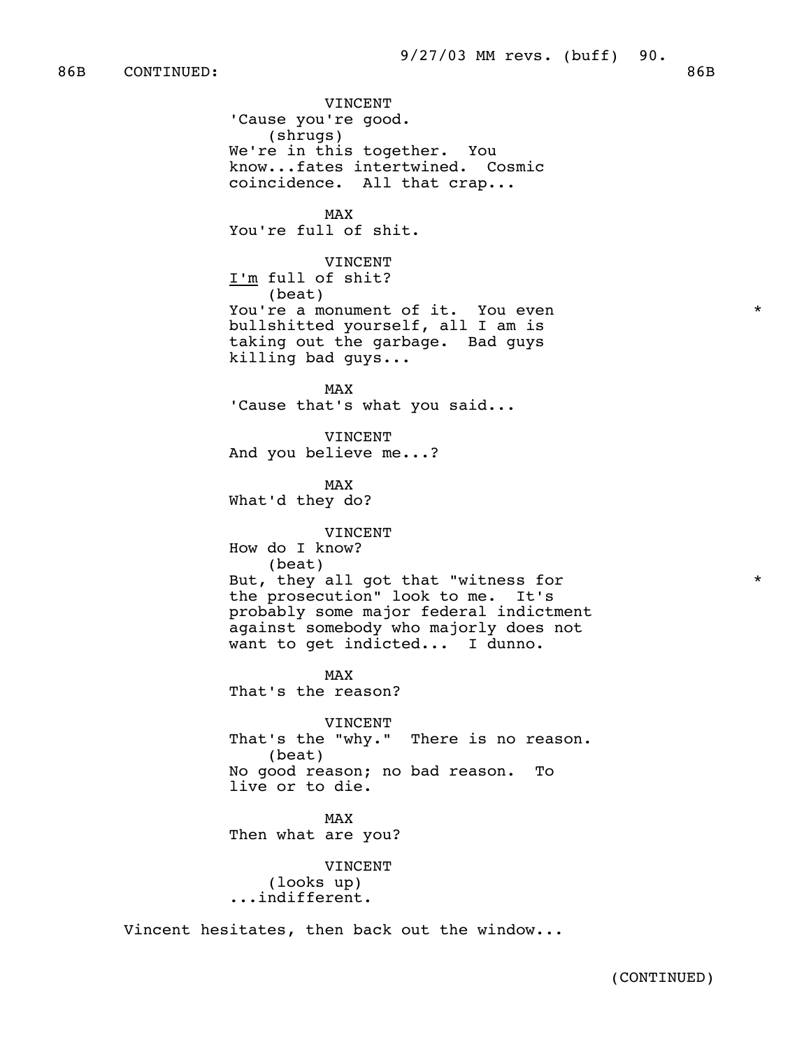86B CONTINUED: 86B

VINCENT
'Cause you're good.
(shrugs)
We're in this together. You know...fates intertwined. Cosmic coincidence. All that crap...

MAX
You're full of shit.

VINCENT
_I'm_ full of shit?
(beat)
You're a monument of it. You even bullshitted yourself, all I am is taking out the garbage. Bad guys killing bad guys... *

MAX
'Cause that's what you said...

VINCENT
And you believe me...?

MAX
What'd they do?

VINCENT
How do I know?
(beat)
But, they all got that "witness for the prosecution" look to me. It's probably some major federal indictment against somebody who majorly does not want to get indicted... I dunno. *

MAX
That's the reason?

VINCENT
That's the "why." There is no reason.
(beat)
No good reason; no bad reason. To live or to die.

MAX
Then what are you?

VINCENT
(looks up)
...indifferent.

Vincent hesitates, then back out the window...

(CONTINUED)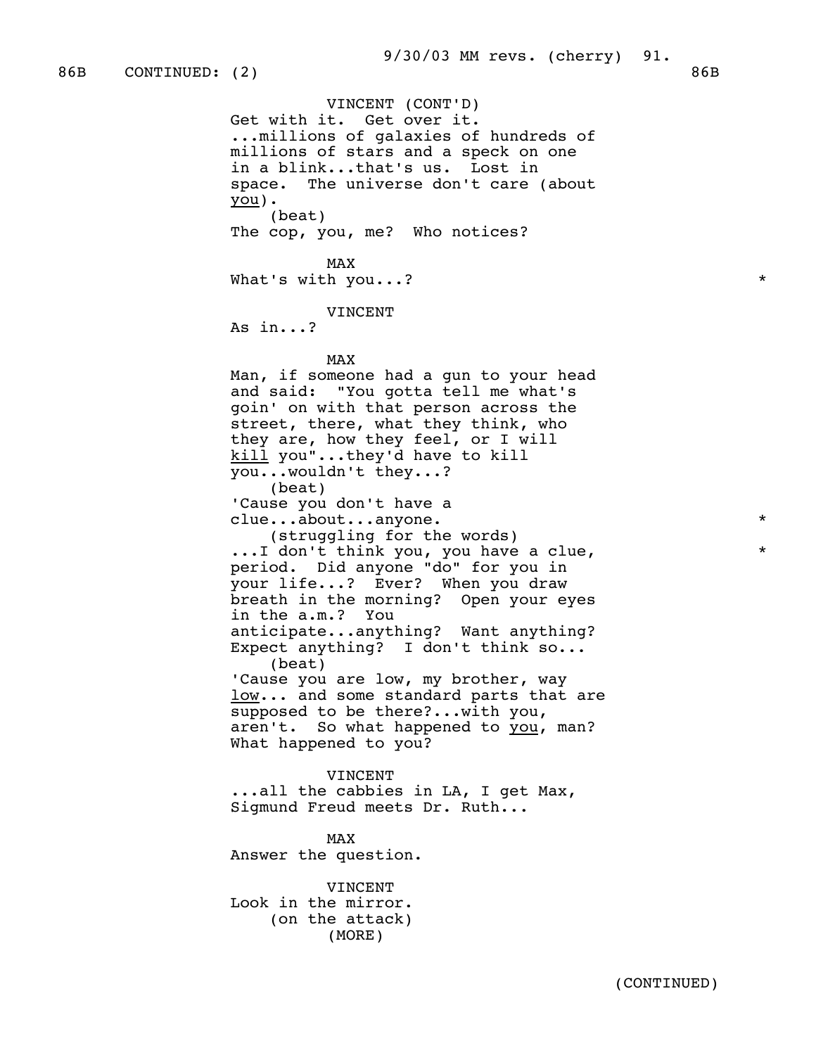86B CONTINUED: (2) 86B

VINCENT (CONT'D)
Get with it. Get over it.
...millions of galaxies of hundreds of millions of stars and a speck on one in a blink...that's us. Lost in space. The universe don't care (about _you_).
(beat)
The cop, you, me? Who notices?

MAX
What's with you...? *

VINCENT
As in...?

MAX
Man, if someone had a gun to your head and said: "You gotta tell me what's goin' on with that person across the street, there, what they think, who they are, how they feel, or I will _kill_ you"...they'd have to kill you...wouldn't they...?
(beat)
'Cause you don't have a clue...about...anyone. *
(struggling for the words)
...I don't think you, you have a clue, *
period. Did anyone "do" for you in your life...? Ever? When you draw breath in the morning? Open your eyes in the a.m.? You anticipate...anything? Want anything? Expect anything? I don't think so...
(beat)
'Cause you are low, my brother, way _low_... and some standard parts that are supposed to be there?...with you, aren't. So what happened to _you_, man? What happened to you?

VINCENT
...all the cabbies in LA, I get Max, Sigmund Freud meets Dr. Ruth...

MAX
Answer the question.

VINCENT
Look in the mirror.
(on the attack)
(MORE)

(CONTINUED)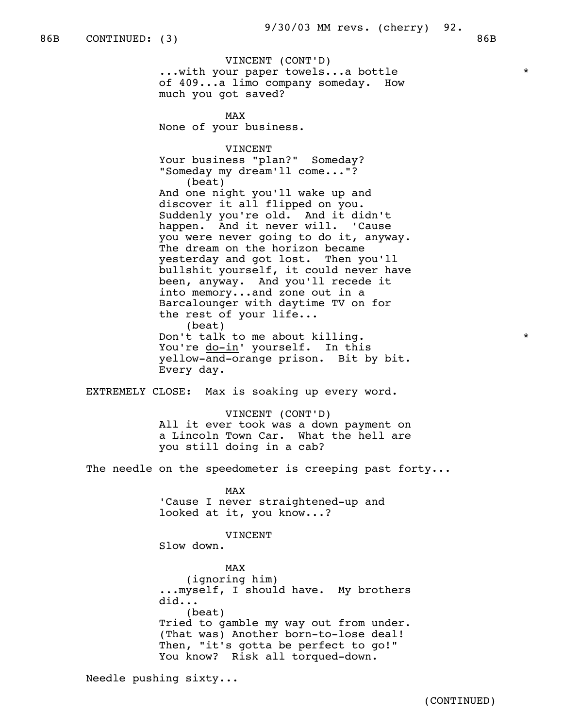86B CONTINUED: (3) 86B

VINCENT (CONT'D)
...with your paper towels...a bottle of 409...a limo company someday. How much you got saved?

MAX
None of your business.

VINCENT
Your business "plan?" Someday? "Someday my dream'll come..."?
(beat)
And one night you'll wake up and discover it all flipped on you. Suddenly you're old. And it didn't happen. And it never will. 'Cause you were never going to do it, anyway. The dream on the horizon became yesterday and got lost. Then you'll bullshit yourself, it could never have been, anyway. And you'll recede it into memory...and zone out in a Barcalounger with daytime TV on for the rest of your life...
(beat)
Don't talk to me about killing. You're do-in' yourself. In this yellow-and-orange prison. Bit by bit. Every day.

EXTREMELY CLOSE: Max is soaking up every word.

VINCENT (CONT'D)
All it ever took was a down payment on a Lincoln Town Car. What the hell are you still doing in a cab?

The needle on the speedometer is creeping past forty...

MAX
'Cause I never straightened-up and looked at it, you know...?

VINCENT
Slow down.

MAX
(ignoring him)
...myself, I should have. My brothers did...
(beat)
Tried to gamble my way out from under. (That was) Another born-to-lose deal! Then, "it's gotta be perfect to go!" You know? Risk all torqued-down.

Needle pushing sixty...

(CONTINUED)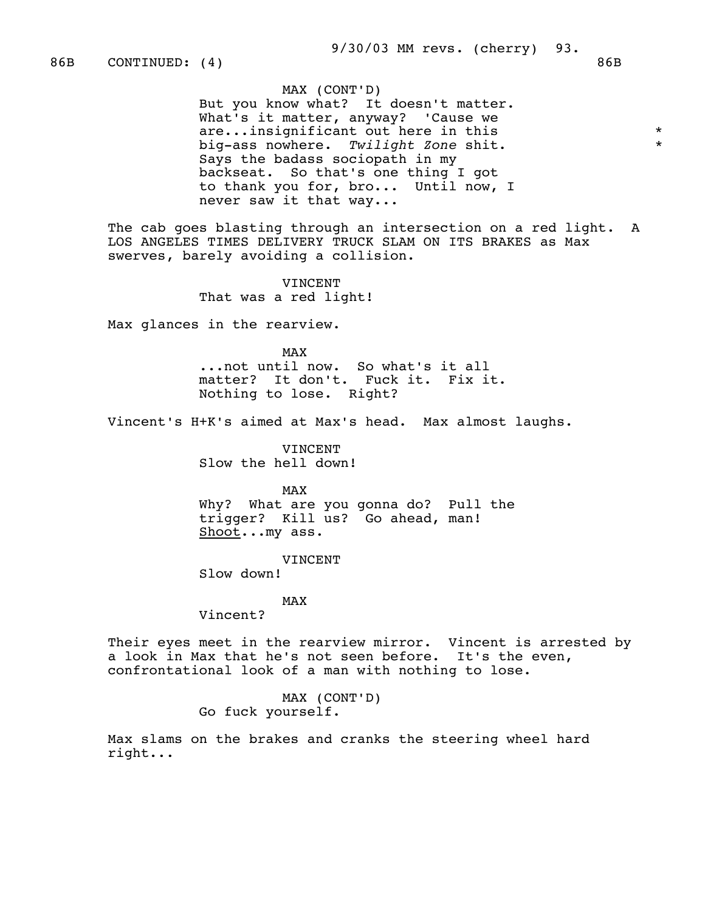86B CONTINUED: (4) 86B

MAX (CONT'D)
But you know what? It doesn't matter. What's it matter, anyway? 'Cause we are...insignificant out here in this * big-ass nowhere. *Twilight Zone* shit. * Says the badass sociopath in my backseat. So that's one thing I got to thank you for, bro... Until now, I never saw it that way...

The cab goes blasting through an intersection on a red light. A LOS ANGELES TIMES DELIVERY TRUCK SLAM ON ITS BRAKES as Max swerves, barely avoiding a collision.

VINCENT
That was a red light!

Max glances in the rearview.

MAX
...not until now. So what's it all matter? It don't. Fuck it. Fix it. Nothing to lose. Right?

Vincent's H+K's aimed at Max's head. Max almost laughs.

VINCENT
Slow the hell down!

MAX
Why? What are you gonna do? Pull the trigger? Kill us? Go ahead, man! Shoot...my ass.

VINCENT
Slow down!

MAX
Vincent?

Their eyes meet in the rearview mirror. Vincent is arrested by a look in Max that he's not seen before. It's the even, confrontational look of a man with nothing to lose.

MAX (CONT'D)
Go fuck yourself.

Max slams on the brakes and cranks the steering wheel hard right...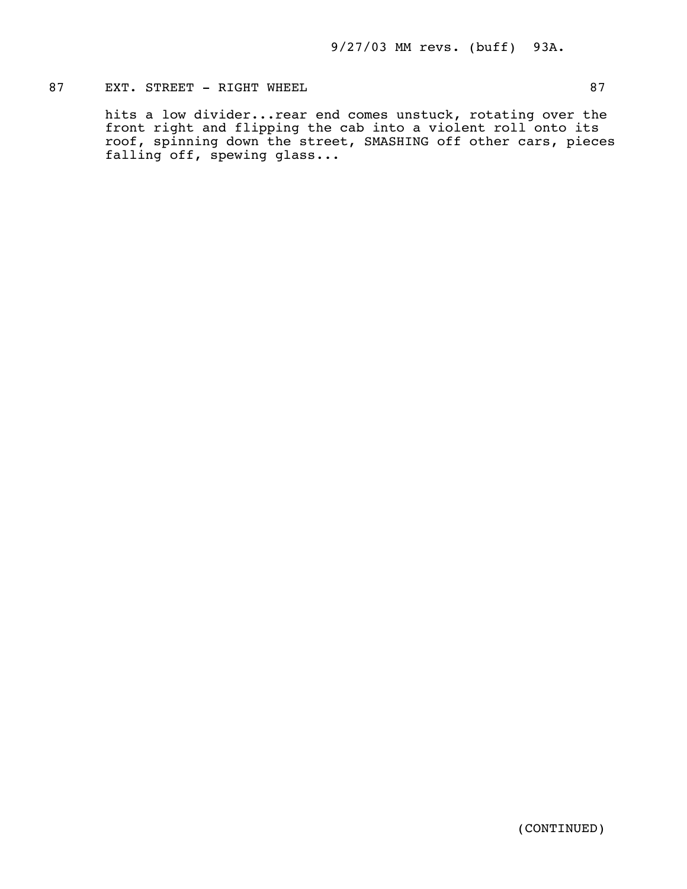87 EXT. STREET - RIGHT WHEEL 87

hits a low divider...rear end comes unstuck, rotating over the front right and flipping the cab into a violent roll onto its roof, spinning down the street, SMASHING off other cars, pieces falling off, spewing glass...

(CONTINUED)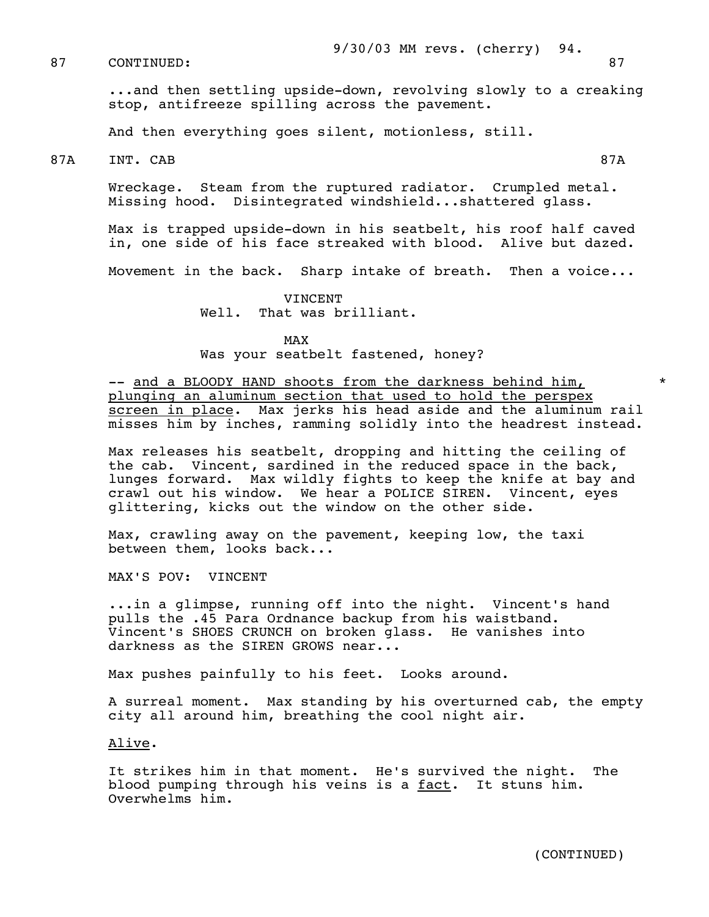87 CONTINUED: 87

...and then settling upside-down, revolving slowly to a creaking stop, antifreeze spilling across the pavement.

And then everything goes silent, motionless, still.

87A INT. CAB 87A

Wreckage. Steam from the ruptured radiator. Crumpled metal. Missing hood. Disintegrated windshield...shattered glass.

Max is trapped upside-down in his seatbelt, his roof half caved in, one side of his face streaked with blood. Alive but dazed.

Movement in the back. Sharp intake of breath. Then a voice...

VINCENT
Well. That was brilliant.

MAX
Was your seatbelt fastened, honey?

-- and a BLOODY HAND shoots from the darkness behind him, plunging an aluminum section that used to hold the perspex screen in place. Max jerks his head aside and the aluminum rail misses him by inches, ramming solidly into the headrest instead. *

Max releases his seatbelt, dropping and hitting the ceiling of the cab. Vincent, sardined in the reduced space in the back, lunges forward. Max wildly fights to keep the knife at bay and crawl out his window. We hear a POLICE SIREN. Vincent, eyes glittering, kicks out the window on the other side.

Max, crawling away on the pavement, keeping low, the taxi between them, looks back...

MAX'S POV: VINCENT

...in a glimpse, running off into the night. Vincent's hand pulls the .45 Para Ordnance backup from his waistband. Vincent's SHOES CRUNCH on broken glass. He vanishes into darkness as the SIREN GROWS near...

Max pushes painfully to his feet. Looks around.

A surreal moment. Max standing by his overturned cab, the empty city all around him, breathing the cool night air.

Alive.

It strikes him in that moment. He's survived the night. The blood pumping through his veins is a fact. It stuns him. Overwhelms him.

(CONTINUED)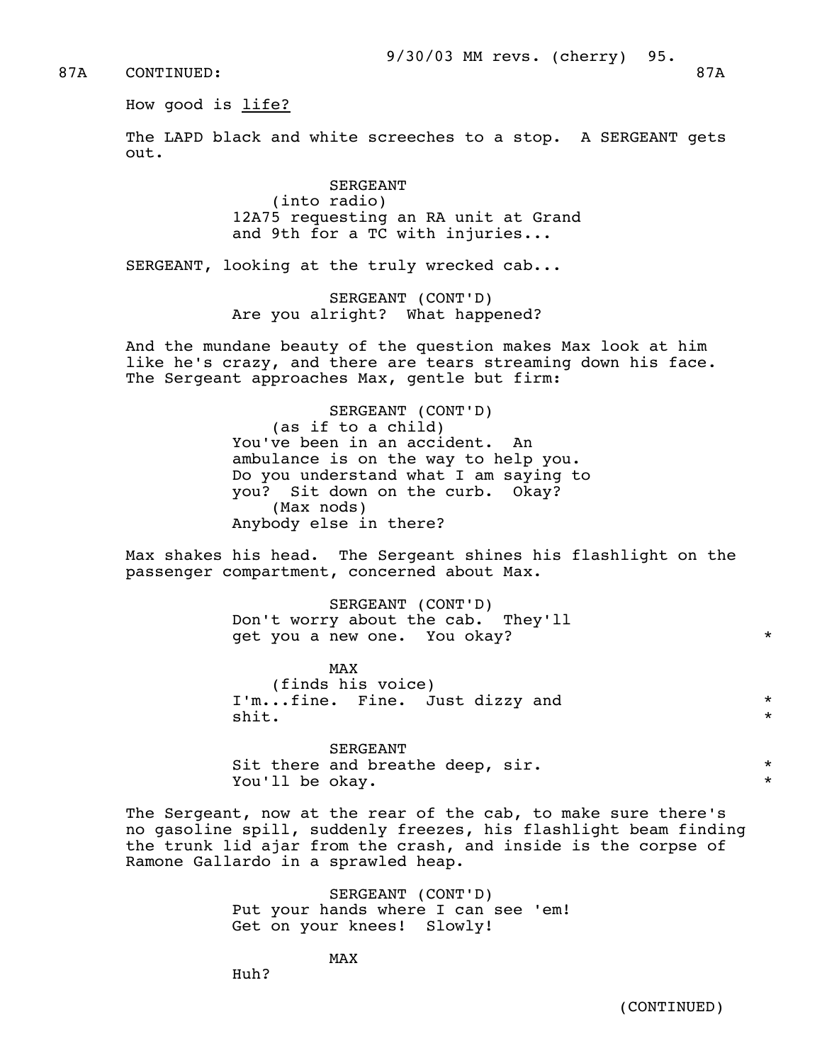87A CONTINUED: 87A

How good is life?

The LAPD black and white screeches to a stop. A SERGEANT gets out.

SERGEANT
(into radio)
12A75 requesting an RA unit at Grand and 9th for a TC with injuries...

SERGEANT, looking at the truly wrecked cab...

SERGEANT (CONT'D)
Are you alright? What happened?

And the mundane beauty of the question makes Max look at him like he's crazy, and there are tears streaming down his face. The Sergeant approaches Max, gentle but firm:

SERGEANT (CONT'D)
(as if to a child)
You've been in an accident. An ambulance is on the way to help you. Do you understand what I am saying to you? Sit down on the curb. Okay?
(Max nods)
Anybody else in there?

Max shakes his head. The Sergeant shines his flashlight on the passenger compartment, concerned about Max.

SERGEANT (CONT'D)
Don't worry about the cab. They'll get you a new one. You okay? *

MAX
(finds his voice)
I'm...fine. Fine. Just dizzy and shit. *

SERGEANT
Sit there and breathe deep, sir. You'll be okay. *

The Sergeant, now at the rear of the cab, to make sure there's no gasoline spill, suddenly freezes, his flashlight beam finding the trunk lid ajar from the crash, and inside is the corpse of Ramone Gallardo in a sprawled heap.

SERGEANT (CONT'D)
Put your hands where I can see 'em! Get on your knees! Slowly!

MAX
Huh?

(CONTINUED)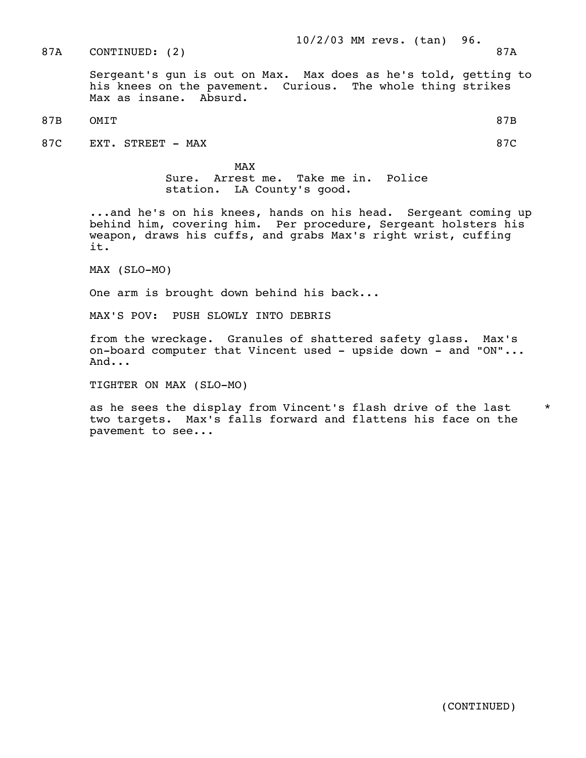87A CONTINUED: (2) 87A

Sergeant's gun is out on Max. Max does as he's told, getting to his knees on the pavement. Curious. The whole thing strikes Max as insane. Absurd.

87B OMIT 87B

87C EXT. STREET - MAX 87C

MAX
Sure. Arrest me. Take me in. Police station. LA County's good.

...and he's on his knees, hands on his head. Sergeant coming up behind him, covering him. Per procedure, Sergeant holsters his weapon, draws his cuffs, and grabs Max's right wrist, cuffing it.

MAX (SLO-MO)

One arm is brought down behind his back...

MAX'S POV: PUSH SLOWLY INTO DEBRIS

from the wreckage. Granules of shattered safety glass. Max's on-board computer that Vincent used - upside down - and "ON"... And...

TIGHTER ON MAX (SLO-MO)

as he sees the display from Vincent's flash drive of the last two targets. Max's falls forward and flattens his face on the pavement to see... *

(CONTINUED)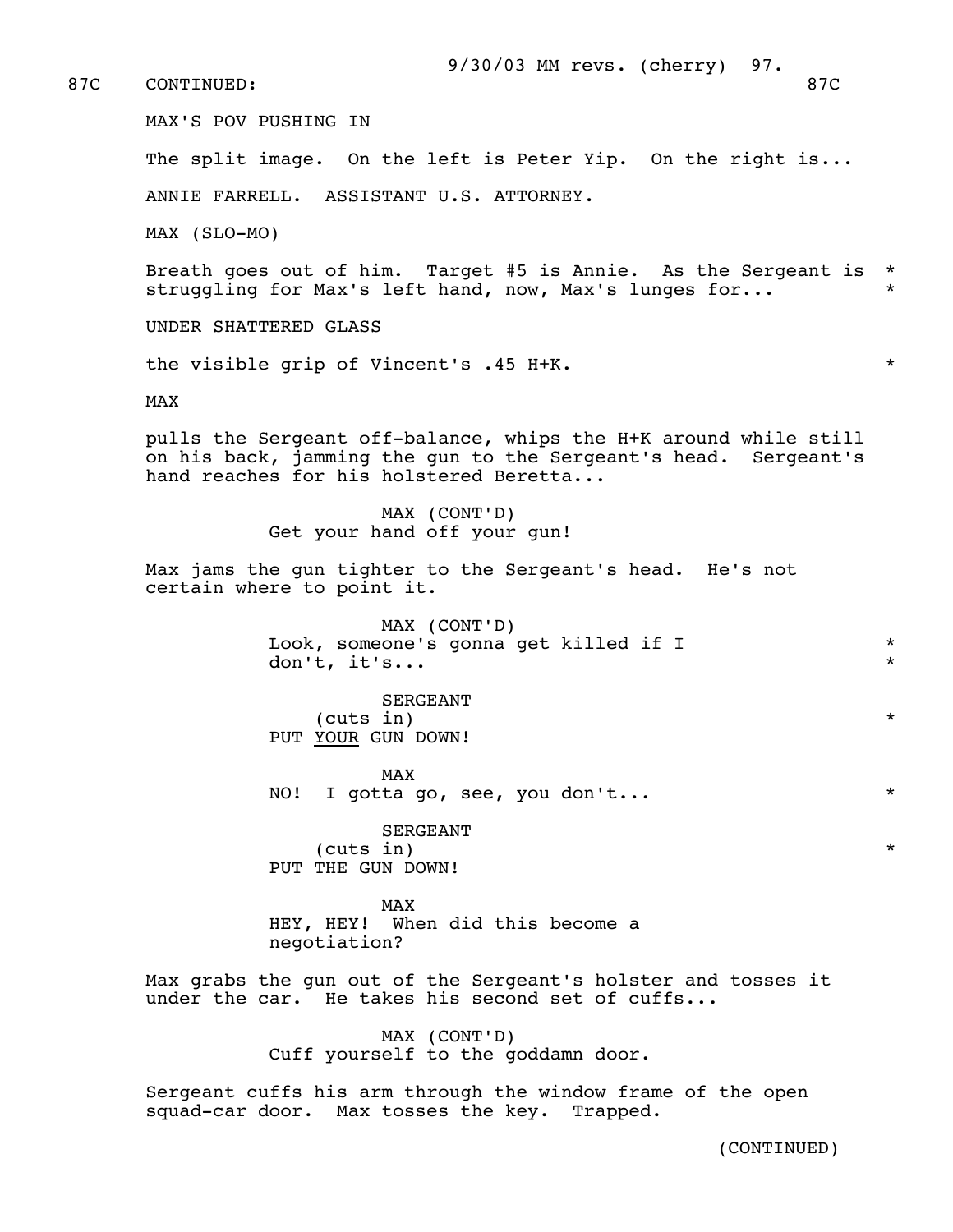87C CONTINUED: 87C

MAX'S POV PUSHING IN

The split image. On the left is Peter Yip. On the right is...

ANNIE FARRELL. ASSISTANT U.S. ATTORNEY.

MAX (SLO-MO)

Breath goes out of him. Target #5 is Annie. As the Sergeant is struggling for Max's left hand, now, Max's lunges for... *

UNDER SHATTERED GLASS

the visible grip of Vincent's .45 H+K. *

MAX

pulls the Sergeant off-balance, whips the H+K around while still on his back, jamming the gun to the Sergeant's head. Sergeant's hand reaches for his holstered Beretta...

MAX (CONT'D)
Get your hand off your gun!

Max jams the gun tighter to the Sergeant's head. He's not certain where to point it.

MAX (CONT'D)
Look, someone's gonna get killed if I don't, it's... *

SERGEANT
(cuts in) *
PUT YOUR GUN DOWN!

MAX
NO! I gotta go, see, you don't... *

SERGEANT
(cuts in) *
PUT THE GUN DOWN!

MAX
HEY, HEY! When did this become a negotiation?

Max grabs the gun out of the Sergeant's holster and tosses it under the car. He takes his second set of cuffs...

MAX (CONT'D)
Cuff yourself to the goddamn door.

Sergeant cuffs his arm through the window frame of the open squad-car door. Max tosses the key. Trapped.

(CONTINUED)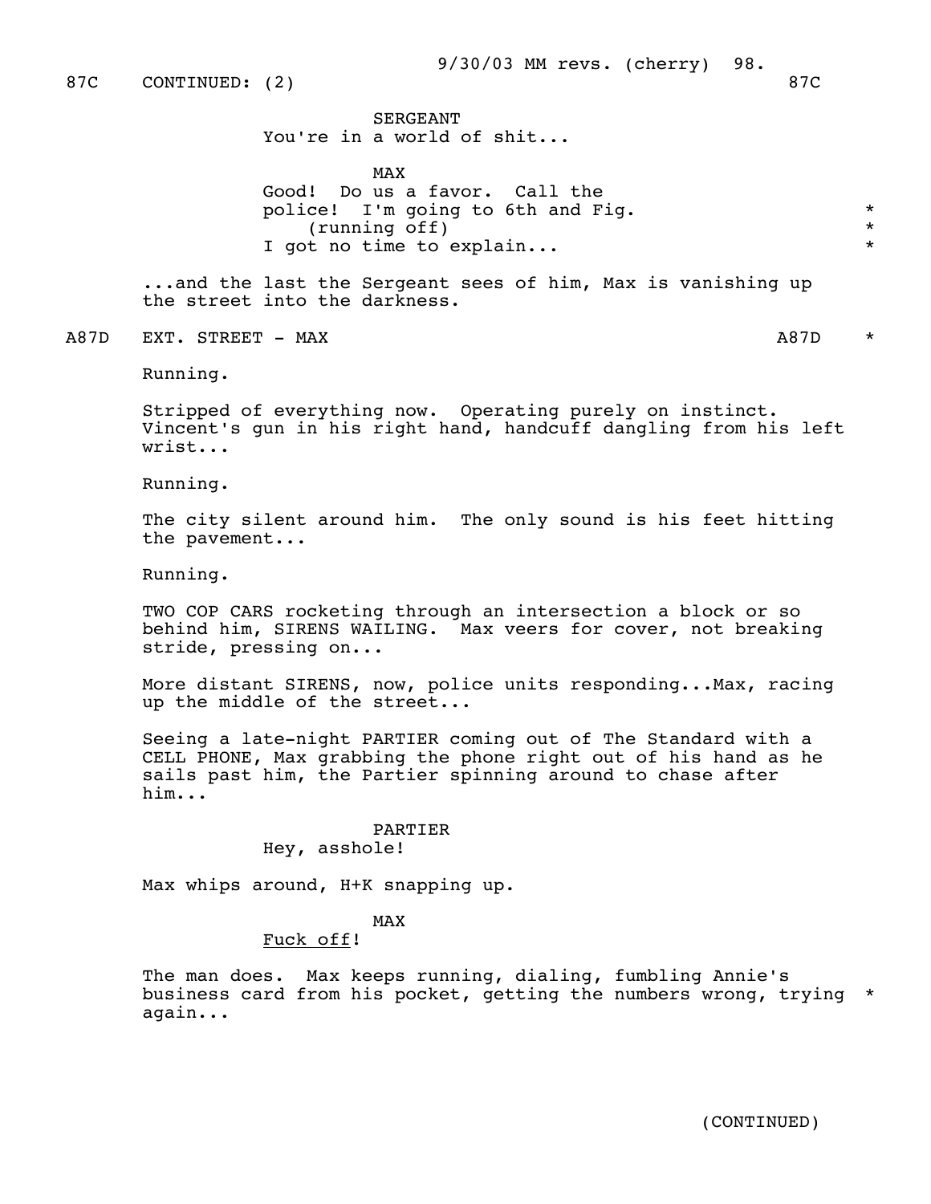87C CONTINUED: (2) 87C

SERGEANT
You're in a world of shit...

MAX
Good! Do us a favor. Call the police! I'm going to 6th and Fig. *
(running off) *
I got no time to explain... *

...and the last the Sergeant sees of him, Max is vanishing up the street into the darkness.

## A87D EXT. STREET - MAX A87D *

Running.

Stripped of everything now. Operating purely on instinct. Vincent's gun in his right hand, handcuff dangling from his left wrist...

Running.

The city silent around him. The only sound is his feet hitting the pavement...

Running.

TWO COP CARS rocketing through an intersection a block or so behind him, SIRENS WAILING. Max veers for cover, not breaking stride, pressing on...

More distant SIRENS, now, police units responding...Max, racing up the middle of the street...

Seeing a late-night PARTIER coming out of The Standard with a CELL PHONE, Max grabbing the phone right out of his hand as he sails past him, the Partier spinning around to chase after him...

PARTIER
Hey, asshole!

Max whips around, H+K snapping up.

MAX
Fuck off!

The man does. Max keeps running, dialing, fumbling Annie's business card from his pocket, getting the numbers wrong, trying * again...

(CONTINUED)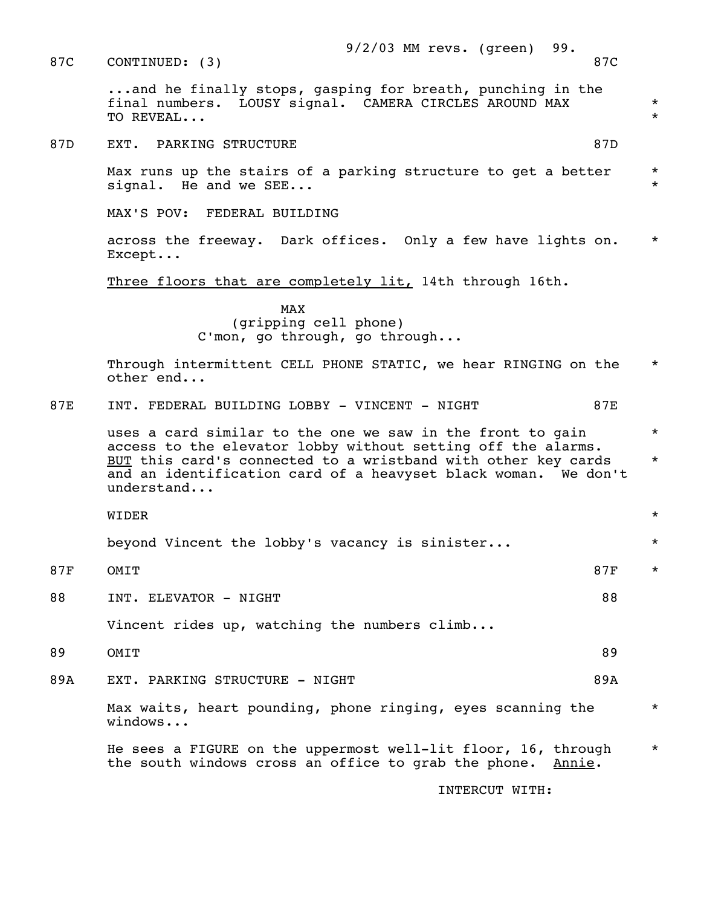87C CONTINUED: (3) 87C

...and he finally stops, gasping for breath, punching in the final numbers. LOUSY signal. CAMERA CIRCLES AROUND MAX TO REVEAL... *

87D EXT. PARKING STRUCTURE 87D

Max runs up the stairs of a parking structure to get a better signal. He and we SEE... *

MAX'S POV: FEDERAL BUILDING

across the freeway. Dark offices. Only a few have lights on. Except... *

<u>Three floors that are completely lit,</u> 14th through 16th.

MAX
(gripping cell phone)
C'mon, go through, go through...

Through intermittent CELL PHONE STATIC, we hear RINGING on the other end... *

87E INT. FEDERAL BUILDING LOBBY - VINCENT - NIGHT 87E

uses a card similar to the one we saw in the front to gain access to the elevator lobby without setting off the alarms. <u>BUT</u> this card's connected to a wristband with other key cards and an identification card of a heavyset black woman. We don't understand... *

WIDER *

beyond Vincent the lobby's vacancy is sinister... *

87F OMIT 87F *

88 INT. ELEVATOR - NIGHT 88

Vincent rides up, watching the numbers climb...

89 OMIT 89

89A EXT. PARKING STRUCTURE - NIGHT 89A

Max waits, heart pounding, phone ringing, eyes scanning the windows... *

He sees a FIGURE on the uppermost well-lit floor, 16, through the south windows cross an office to grab the phone. <u>Annie</u>. *

INTERCUT WITH: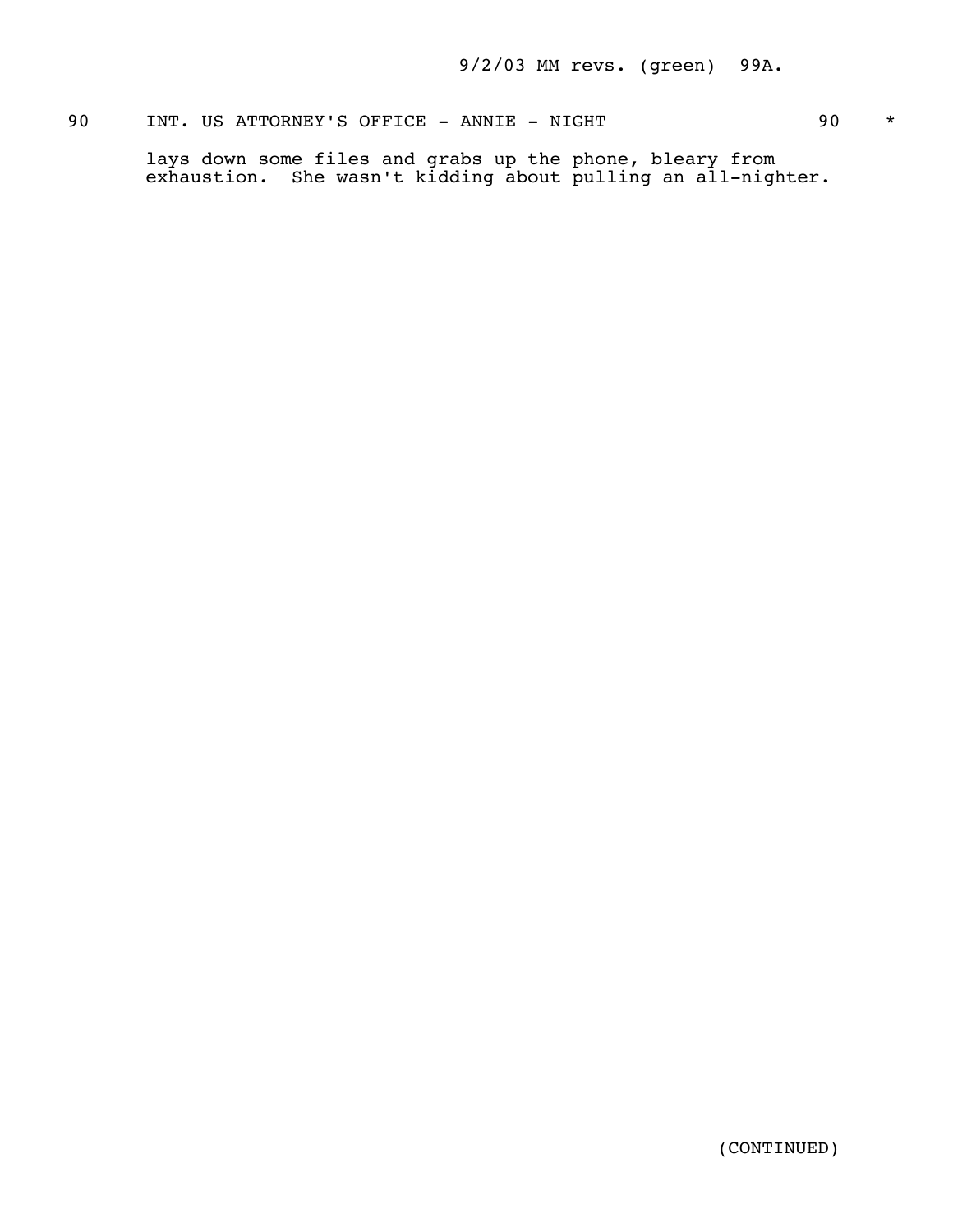90 INT. US ATTORNEY'S OFFICE - ANNIE - NIGHT 90 *

lays down some files and grabs up the phone, bleary from exhaustion. She wasn't kidding about pulling an all-nighter.

(CONTINUED)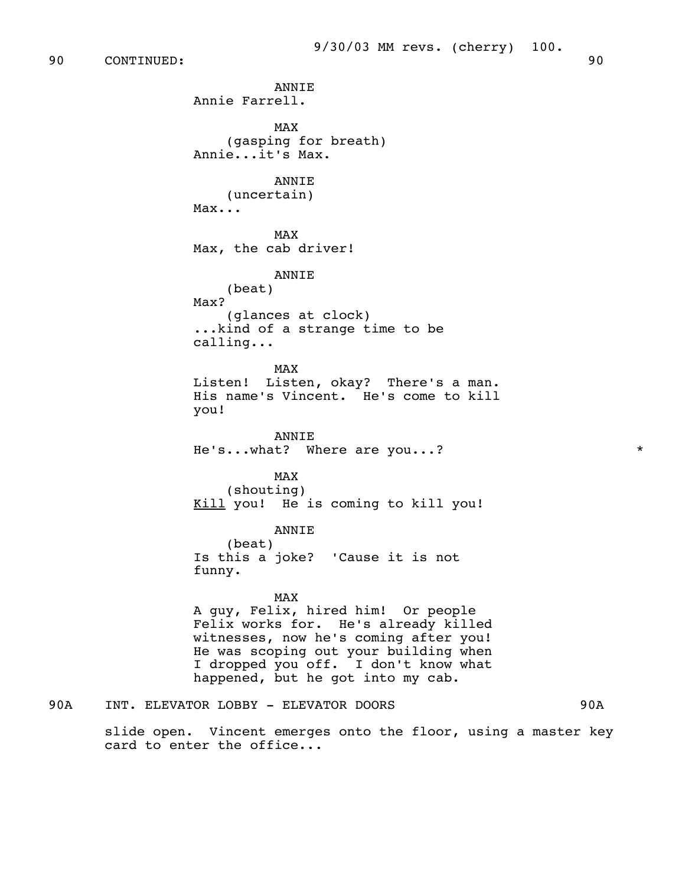90 CONTINUED: 90

ANNIE
Annie Farrell.

MAX
(gasping for breath)
Annie...it's Max.

ANNIE
(uncertain)
Max...

MAX
Max, the cab driver!

ANNIE
(beat)
Max?
(glances at clock)
...kind of a strange time to be calling...

MAX
Listen! Listen, okay? There's a man. His name's Vincent. He's come to kill you!

ANNIE
He's...what? Where are you...? *

MAX
(shouting)
<u>Kill</u> you! He is coming to kill you!

ANNIE
(beat)
Is this a joke? 'Cause it is not funny.

MAX
A guy, Felix, hired him! Or people Felix works for. He's already killed witnesses, now he's coming after you! He was scoping out your building when I dropped you off. I don't know what happened, but he got into my cab.

90A INT. ELEVATOR LOBBY - ELEVATOR DOORS 90A

slide open. Vincent emerges onto the floor, using a master key card to enter the office...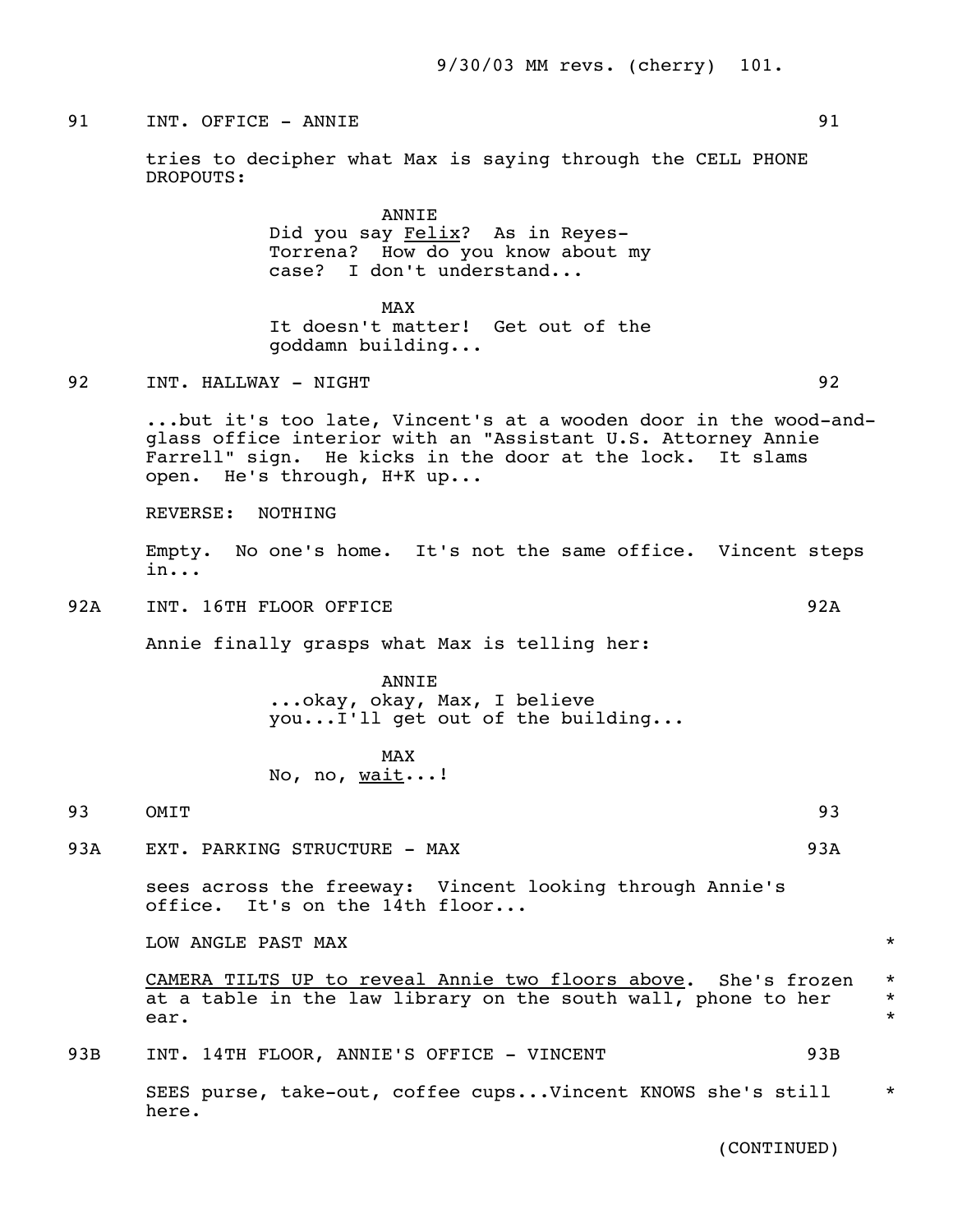91 INT. OFFICE - ANNIE 91

tries to decipher what Max is saying through the CELL PHONE DROPOUTS:

ANNIE
Did you say _Felix_? As in Reyes-Torrena? How do you know about my case? I don't understand...

MAX
It doesn't matter! Get out of the goddamn building...

92 INT. HALLWAY - NIGHT 92

...but it's too late, Vincent's at a wooden door in the wood-and-glass office interior with an "Assistant U.S. Attorney Annie Farrell" sign. He kicks in the door at the lock. It slams open. He's through, H+K up...

REVERSE: NOTHING

Empty. No one's home. It's not the same office. Vincent steps in...

92A INT. 16TH FLOOR OFFICE 92A

Annie finally grasps what Max is telling her:

ANNIE
...okay, okay, Max, I believe you...I'll get out of the building...

MAX
No, no, _wait_...!

93 OMIT 93

93A EXT. PARKING STRUCTURE - MAX 93A

sees across the freeway: Vincent looking through Annie's office. It's on the 14th floor...

LOW ANGLE PAST MAX *

_CAMERA TILTS UP to reveal Annie two floors above_. She's frozen at a table in the law library on the south wall, phone to her ear. *

93B INT. 14TH FLOOR, ANNIE'S OFFICE - VINCENT 93B

SEES purse, take-out, coffee cups...Vincent KNOWS she's still here. *

(CONTINUED)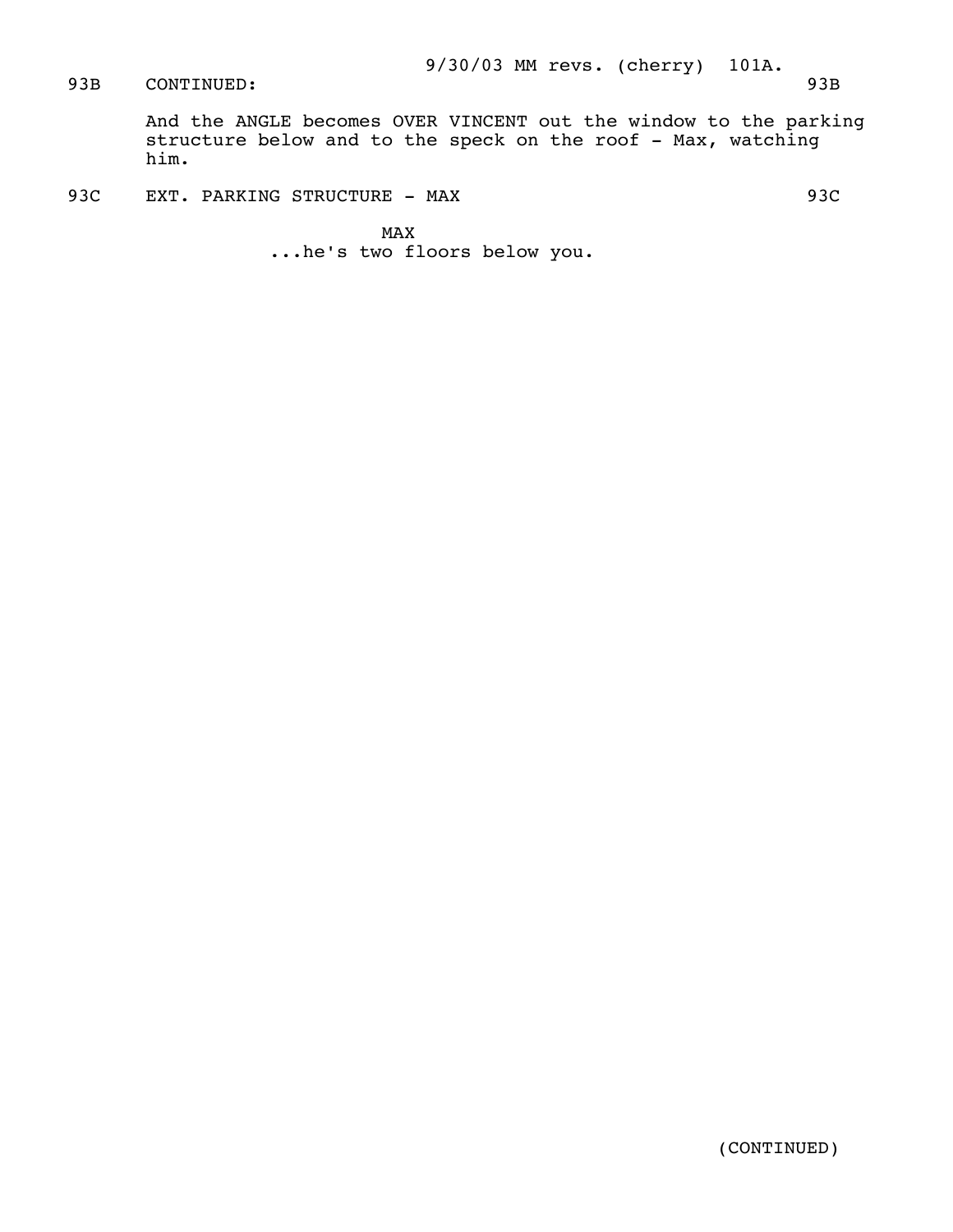93B CONTINUED: 93B

And the ANGLE becomes OVER VINCENT out the window to the parking structure below and to the speck on the roof - Max, watching him.

93C EXT. PARKING STRUCTURE - MAX 93C

MAX
...he's two floors below you.

(CONTINUED)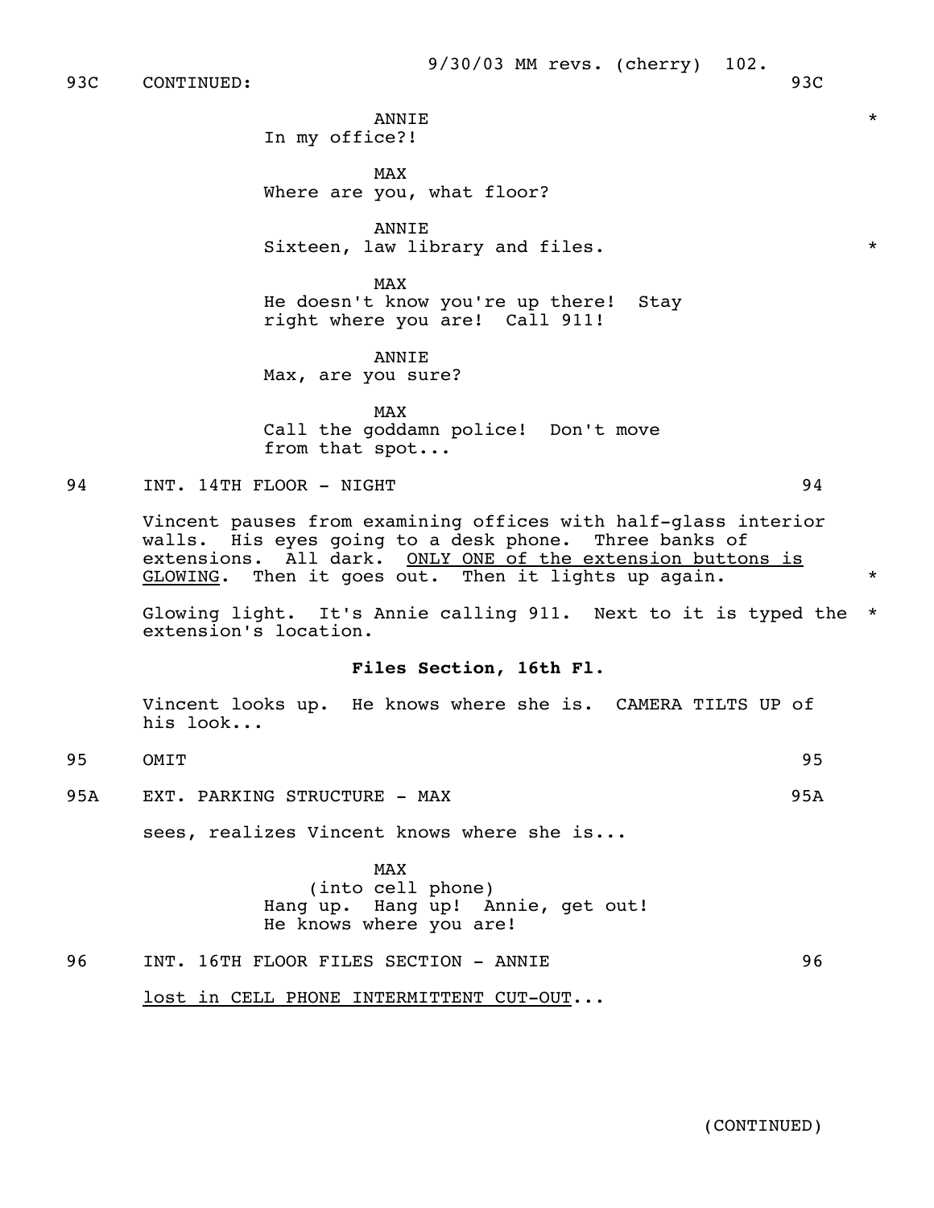93C CONTINUED: 93C

ANNIE *
In my office?!

MAX
Where are you, what floor?

ANNIE
Sixteen, law library and files. *

MAX
He doesn't know you're up there! Stay right where you are! Call 911!

ANNIE
Max, are you sure?

MAX
Call the goddamn police! Don't move from that spot...

94 INT. 14TH FLOOR - NIGHT 94

Vincent pauses from examining offices with half-glass interior walls. His eyes going to a desk phone. Three banks of extensions. All dark. ONLY ONE of the extension buttons is GLOWING. Then it goes out. Then it lights up again. *

Glowing light. It's Annie calling 911. Next to it is typed the extension's location. *

**Files Section, 16th Fl.**

Vincent looks up. He knows where she is. CAMERA TILTS UP of his look...

95 OMIT 95

95A EXT. PARKING STRUCTURE - MAX 95A

sees, realizes Vincent knows where she is...

MAX
(into cell phone)
Hang up. Hang up! Annie, get out! He knows where you are!

96 INT. 16TH FLOOR FILES SECTION - ANNIE 96

lost in CELL PHONE INTERMITTENT CUT-OUT...

(CONTINUED)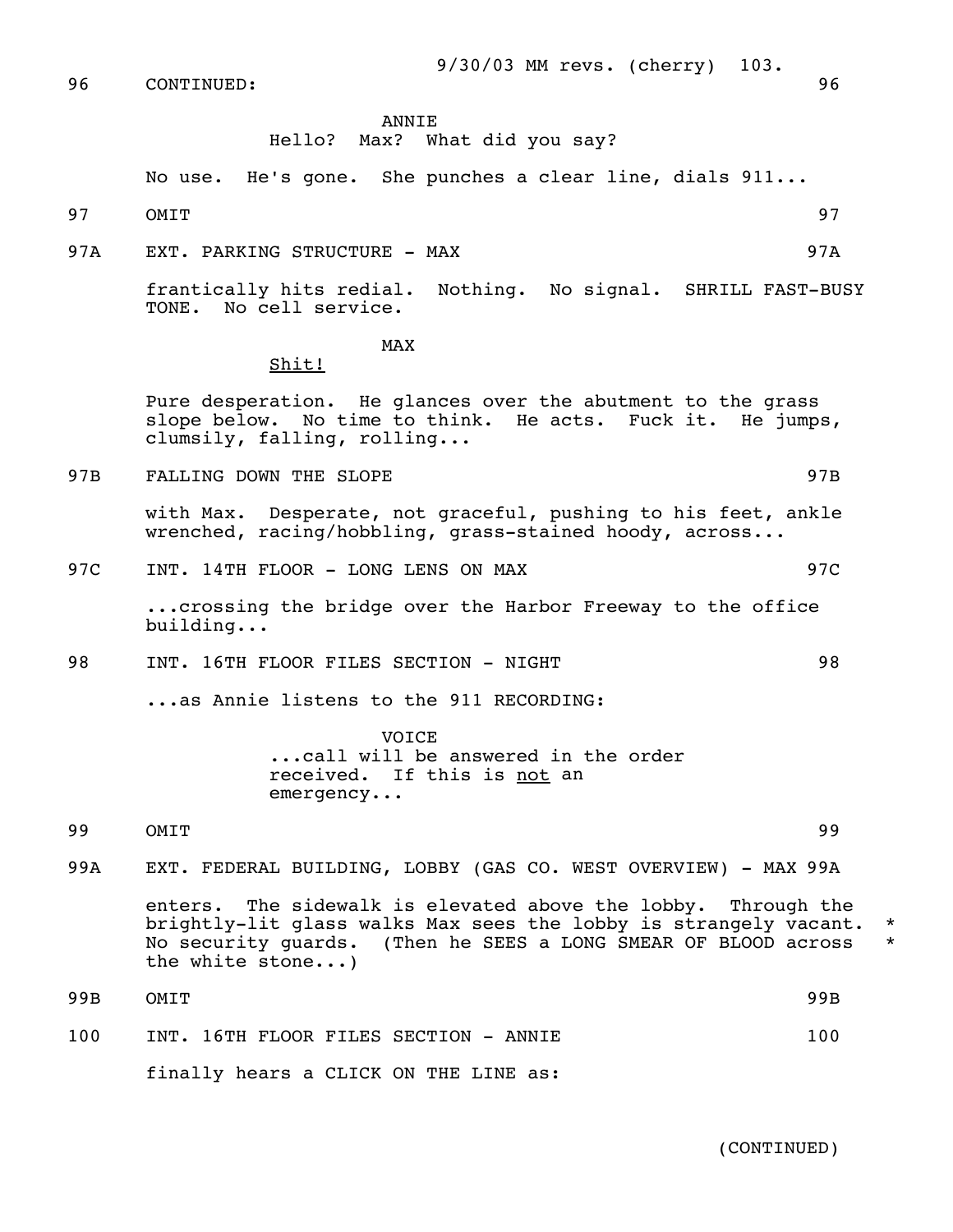96 CONTINUED: 96

ANNIE
Hello? Max? What did you say?

No use. He's gone. She punches a clear line, dials 911...

97 OMIT 97

97A EXT. PARKING STRUCTURE - MAX 97A

frantically hits redial. Nothing. No signal. SHRILL FAST-BUSY TONE. No cell service.

MAX
Shit!

Pure desperation. He glances over the abutment to the grass slope below. No time to think. He acts. Fuck it. He jumps, clumsily, falling, rolling...

97B FALLING DOWN THE SLOPE 97B

with Max. Desperate, not graceful, pushing to his feet, ankle wrenched, racing/hobbling, grass-stained hoody, across...

97C INT. 14TH FLOOR - LONG LENS ON MAX 97C

...crossing the bridge over the Harbor Freeway to the office building...

98 INT. 16TH FLOOR FILES SECTION - NIGHT 98

...as Annie listens to the 911 RECORDING:

VOICE
...call will be answered in the order received. If this is not an emergency...

99 OMIT 99

99A EXT. FEDERAL BUILDING, LOBBY (GAS CO. WEST OVERVIEW) - MAX 99A

enters. The sidewalk is elevated above the lobby. Through the brightly-lit glass walks Max sees the lobby is strangely vacant. *
No security guards. (Then he SEES a LONG SMEAR OF BLOOD across *
the white stone...)

99B OMIT 99B

100 INT. 16TH FLOOR FILES SECTION - ANNIE 100

finally hears a CLICK ON THE LINE as:

(CONTINUED)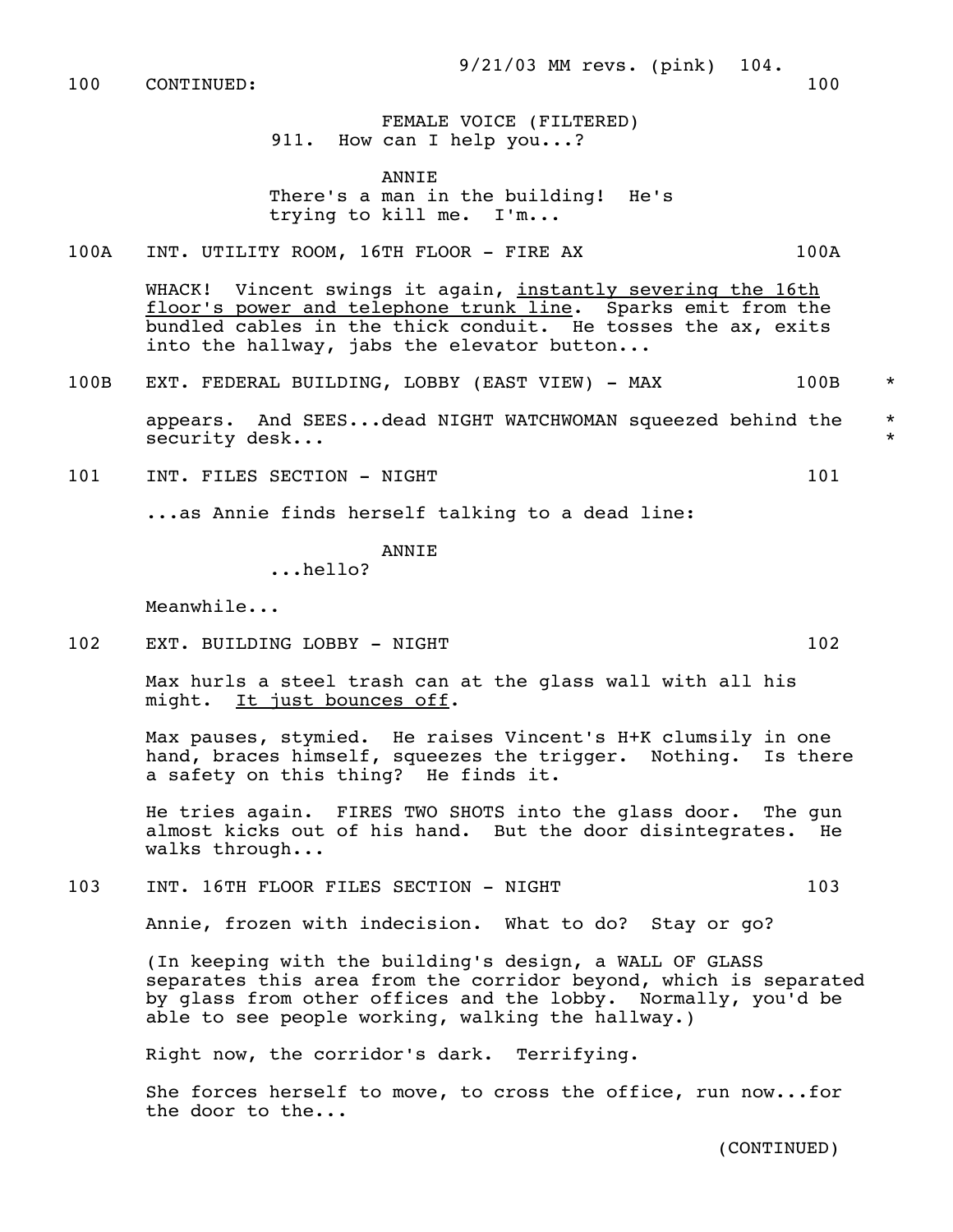100 CONTINUED: 100

FEMALE VOICE (FILTERED)
911. How can I help you...?

ANNIE
There's a man in the building! He's trying to kill me. I'm...

100A INT. UTILITY ROOM, 16TH FLOOR - FIRE AX 100A

WHACK! Vincent swings it again, <u>instantly severing the 16th floor's power and telephone trunk line</u>. Sparks emit from the bundled cables in the thick conduit. He tosses the ax, exits into the hallway, jabs the elevator button...

100B EXT. FEDERAL BUILDING, LOBBY (EAST VIEW) - MAX 100B *

appears. And SEES...dead NIGHT WATCHWOMAN squeezed behind the security desk... *

101 INT. FILES SECTION - NIGHT 101

...as Annie finds herself talking to a dead line:

ANNIE
...hello?

Meanwhile...

102 EXT. BUILDING LOBBY - NIGHT 102

Max hurls a steel trash can at the glass wall with all his might. <u>It just bounces off</u>.

Max pauses, stymied. He raises Vincent's H+K clumsily in one hand, braces himself, squeezes the trigger. Nothing. Is there a safety on this thing? He finds it.

He tries again. FIRES TWO SHOTS into the glass door. The gun almost kicks out of his hand. But the door disintegrates. He walks through...

103 INT. 16TH FLOOR FILES SECTION - NIGHT 103

Annie, frozen with indecision. What to do? Stay or go?

(In keeping with the building's design, a WALL OF GLASS separates this area from the corridor beyond, which is separated by glass from other offices and the lobby. Normally, you'd be able to see people working, walking the hallway.)

Right now, the corridor's dark. Terrifying.

She forces herself to move, to cross the office, run now...for the door to the...

(CONTINUED)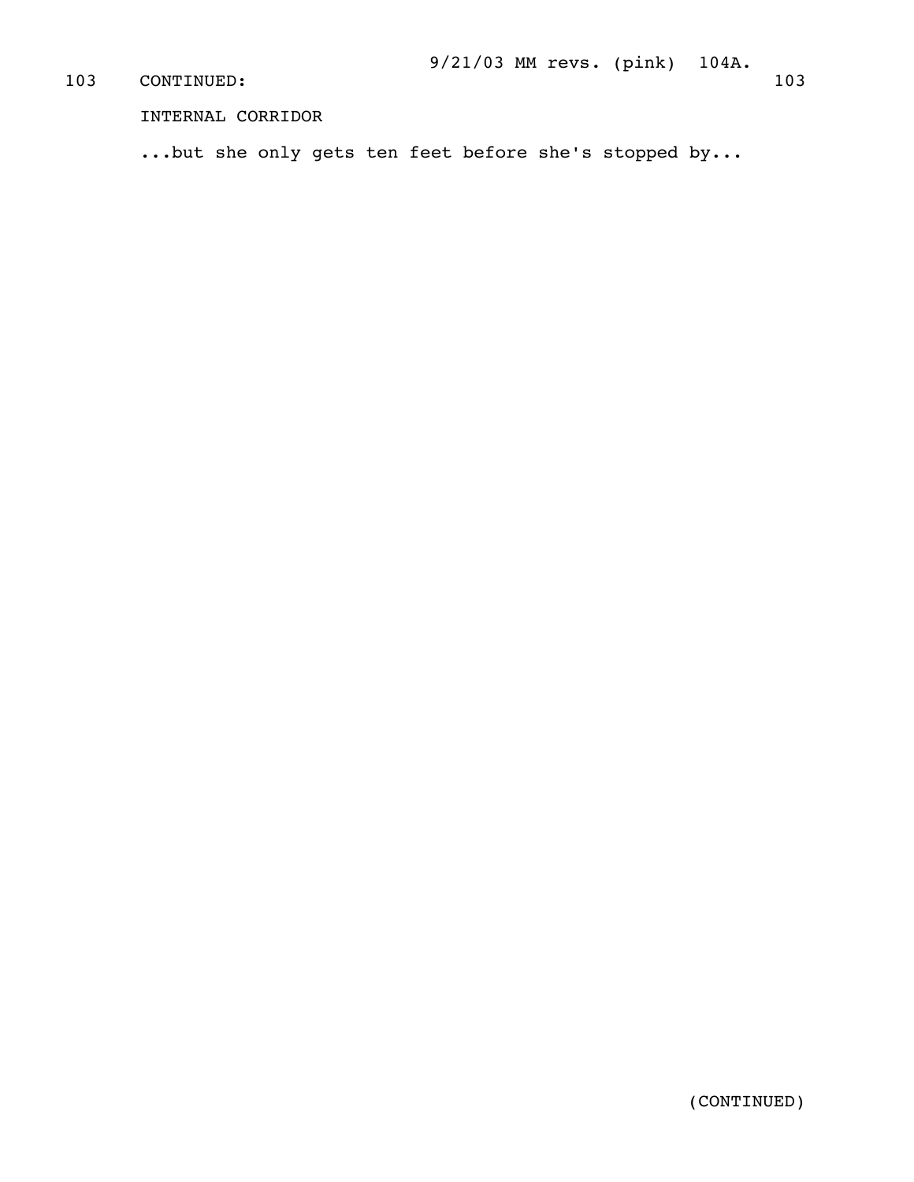103 CONTINUED: 103

INTERNAL CORRIDOR

...but she only gets ten feet before she's stopped by...

(CONTINUED)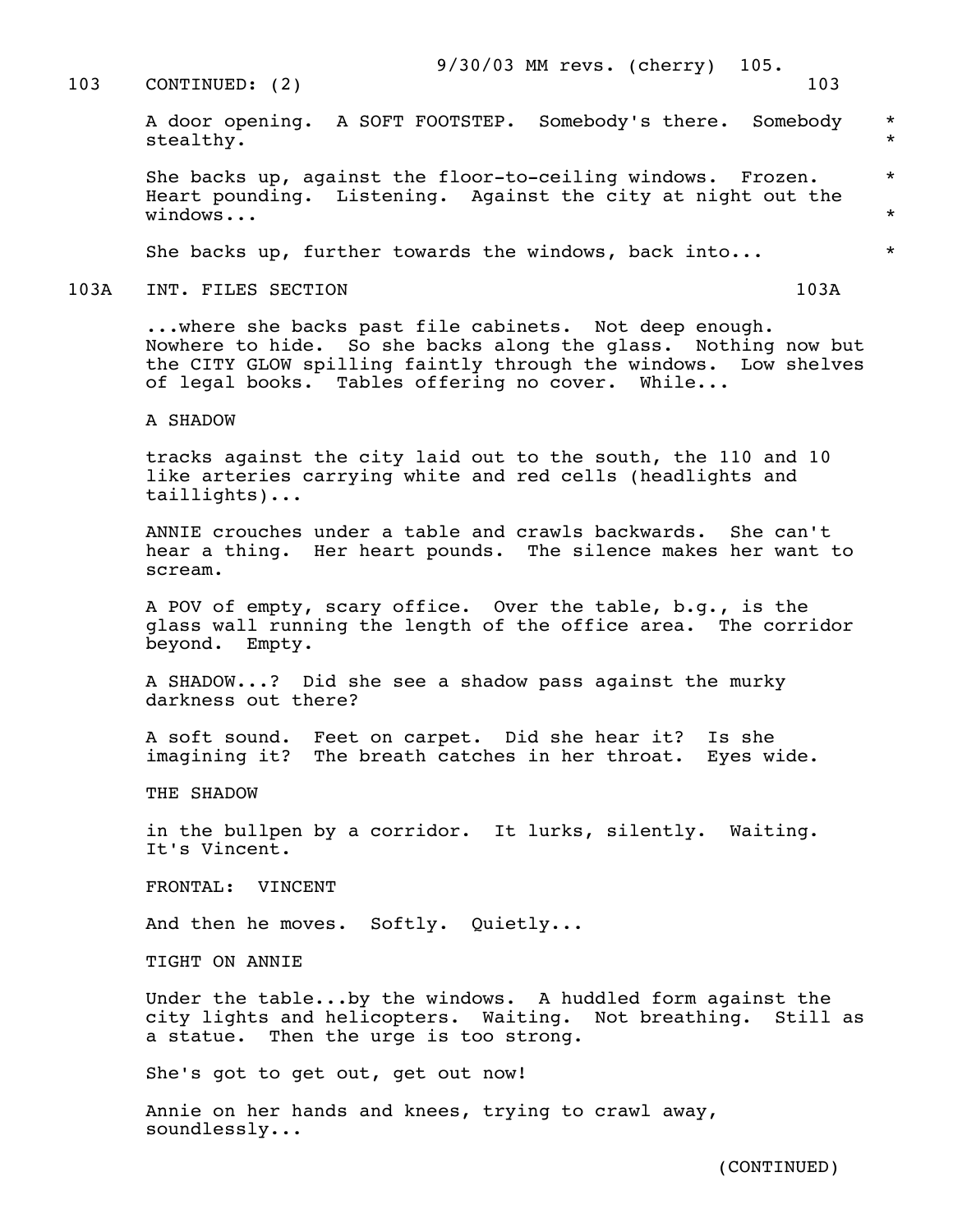103 CONTINUED: (2) 103

A door opening. A SOFT FOOTSTEP. Somebody's there. Somebody stealthy. *

She backs up, against the floor-to-ceiling windows. Frozen. Heart pounding. Listening. Against the city at night out the windows... *

She backs up, further towards the windows, back into... *

103A INT. FILES SECTION 103A

...where she backs past file cabinets. Not deep enough. Nowhere to hide. So she backs along the glass. Nothing now but the CITY GLOW spilling faintly through the windows. Low shelves of legal books. Tables offering no cover. While...

A SHADOW

tracks against the city laid out to the south, the 110 and 10 like arteries carrying white and red cells (headlights and taillights)...

ANNIE crouches under a table and crawls backwards. She can't hear a thing. Her heart pounds. The silence makes her want to scream.

A POV of empty, scary office. Over the table, b.g., is the glass wall running the length of the office area. The corridor beyond. Empty.

A SHADOW...? Did she see a shadow pass against the murky darkness out there?

A soft sound. Feet on carpet. Did she hear it? Is she imagining it? The breath catches in her throat. Eyes wide.

THE SHADOW

in the bullpen by a corridor. It lurks, silently. Waiting. It's Vincent.

FRONTAL: VINCENT

And then he moves. Softly. Quietly...

TIGHT ON ANNIE

Under the table...by the windows. A huddled form against the city lights and helicopters. Waiting. Not breathing. Still as a statue. Then the urge is too strong.

She's got to get out, get out now!

Annie on her hands and knees, trying to crawl away, soundlessly...

(CONTINUED)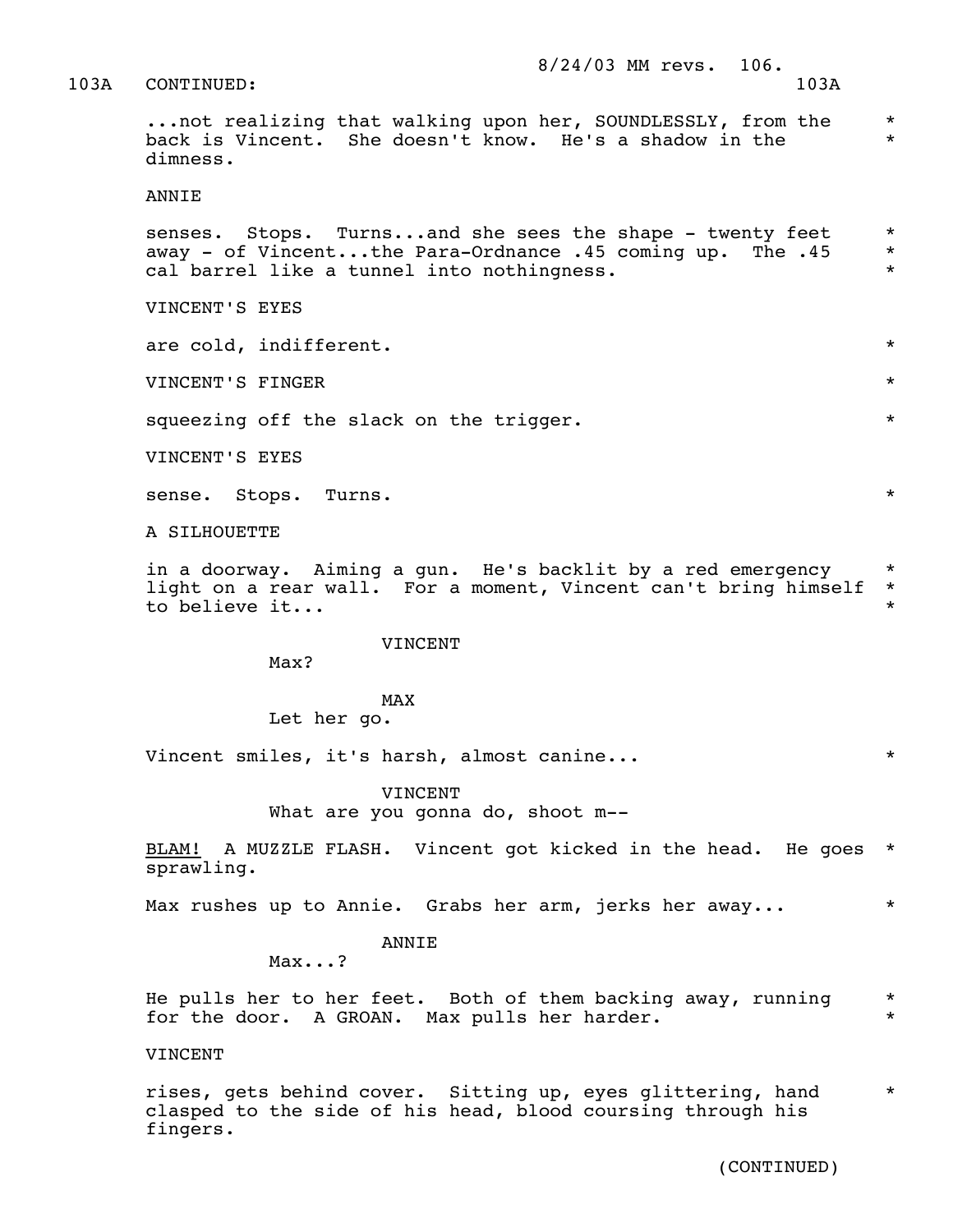103A CONTINUED: 103A

...not realizing that walking upon her, SOUNDLESSLY, from the back is Vincent. She doesn't know. He's a shadow in the dimness. *

ANNIE

senses. Stops. Turns...and she sees the shape - twenty feet away - of Vincent...the Para-Ordnance .45 coming up. The .45 cal barrel like a tunnel into nothingness. *

VINCENT'S EYES

are cold, indifferent. *

VINCENT'S FINGER *

squeezing off the slack on the trigger. *

VINCENT'S EYES

sense. Stops. Turns. *

A SILHOUETTE

in a doorway. Aiming a gun. He's backlit by a red emergency light on a rear wall. For a moment, Vincent can't bring himself to believe it... *

VINCENT
Max?

MAX
Let her go.

Vincent smiles, it's harsh, almost canine... *

VINCENT
What are you gonna do, shoot m--

BLAM! A MUZZLE FLASH. Vincent got kicked in the head. He goes sprawling. *

Max rushes up to Annie. Grabs her arm, jerks her away... *

ANNIE
Max...?

He pulls her to her feet. Both of them backing away, running for the door. A GROAN. Max pulls her harder. *

VINCENT

rises, gets behind cover. Sitting up, eyes glittering, hand clasped to the side of his head, blood coursing through his fingers. *

(CONTINUED)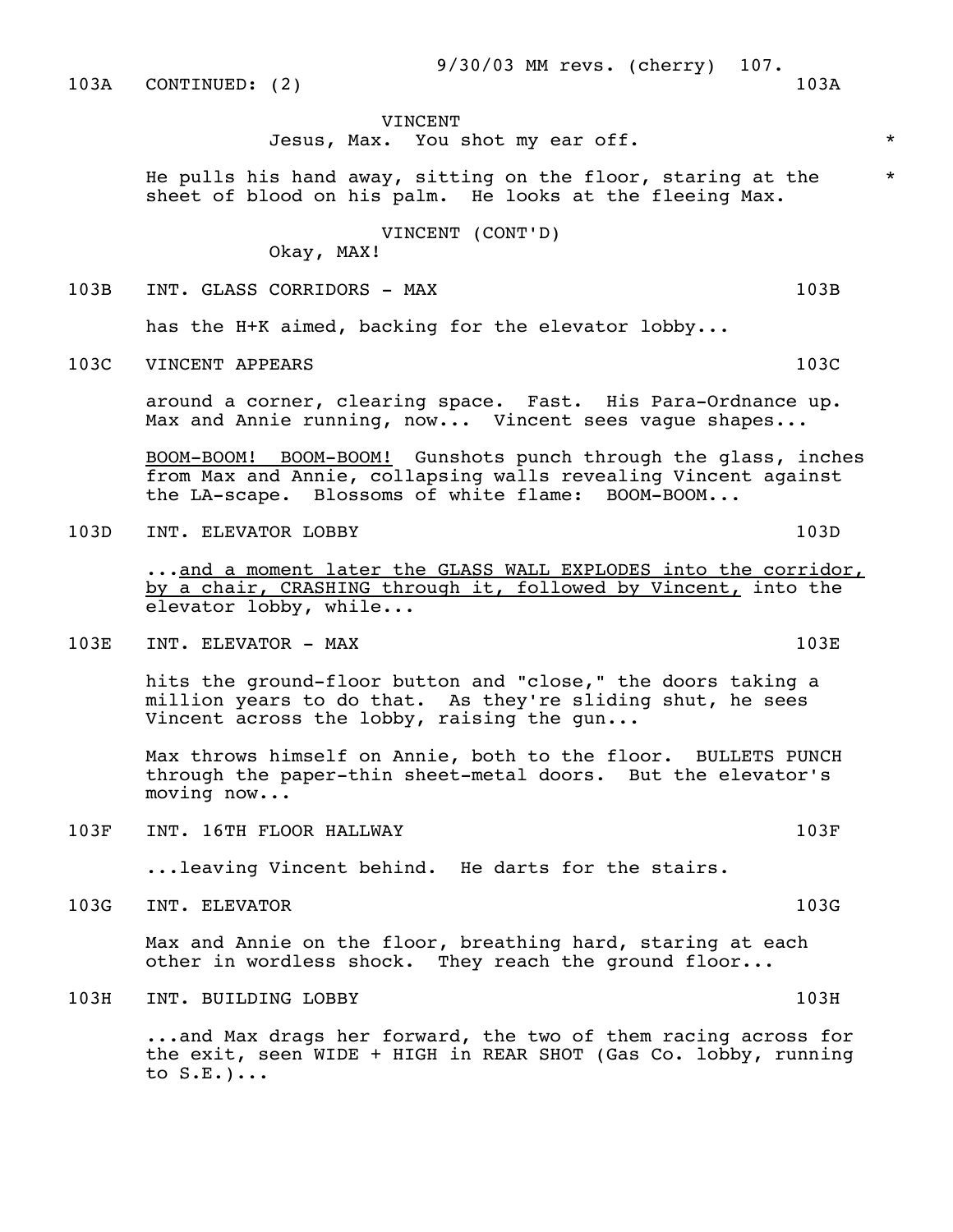103A CONTINUED: (2) 103A

VINCENT
Jesus, Max. You shot my ear off. *

He pulls his hand away, sitting on the floor, staring at the *
sheet of blood on his palm. He looks at the fleeing Max.

VINCENT (CONT'D)
Okay, MAX!

103B INT. GLASS CORRIDORS - MAX 103B

has the H+K aimed, backing for the elevator lobby...

103C VINCENT APPEARS 103C

around a corner, clearing space. Fast. His Para-Ordnance up.
Max and Annie running, now... Vincent sees vague shapes...

<u>BOOM-BOOM! BOOM-BOOM!</u> Gunshots punch through the glass, inches
from Max and Annie, collapsing walls revealing Vincent against
the LA-scape. Blossoms of white flame: BOOM-BOOM...

103D INT. ELEVATOR LOBBY 103D

...<u>and a moment later the GLASS WALL EXPLODES into the corridor,
by a chair, CRASHING through it, followed by Vincent,</u> into the
elevator lobby, while...

103E INT. ELEVATOR - MAX 103E

hits the ground-floor button and "close," the doors taking a
million years to do that. As they're sliding shut, he sees
Vincent across the lobby, raising the gun...

Max throws himself on Annie, both to the floor. BULLETS PUNCH
through the paper-thin sheet-metal doors. But the elevator's
moving now...

103F INT. 16TH FLOOR HALLWAY 103F

...leaving Vincent behind. He darts for the stairs.

103G INT. ELEVATOR 103G

Max and Annie on the floor, breathing hard, staring at each
other in wordless shock. They reach the ground floor...

103H INT. BUILDING LOBBY 103H

...and Max drags her forward, the two of them racing across for
the exit, seen WIDE + HIGH in REAR SHOT (Gas Co. lobby, running
to S.E.)...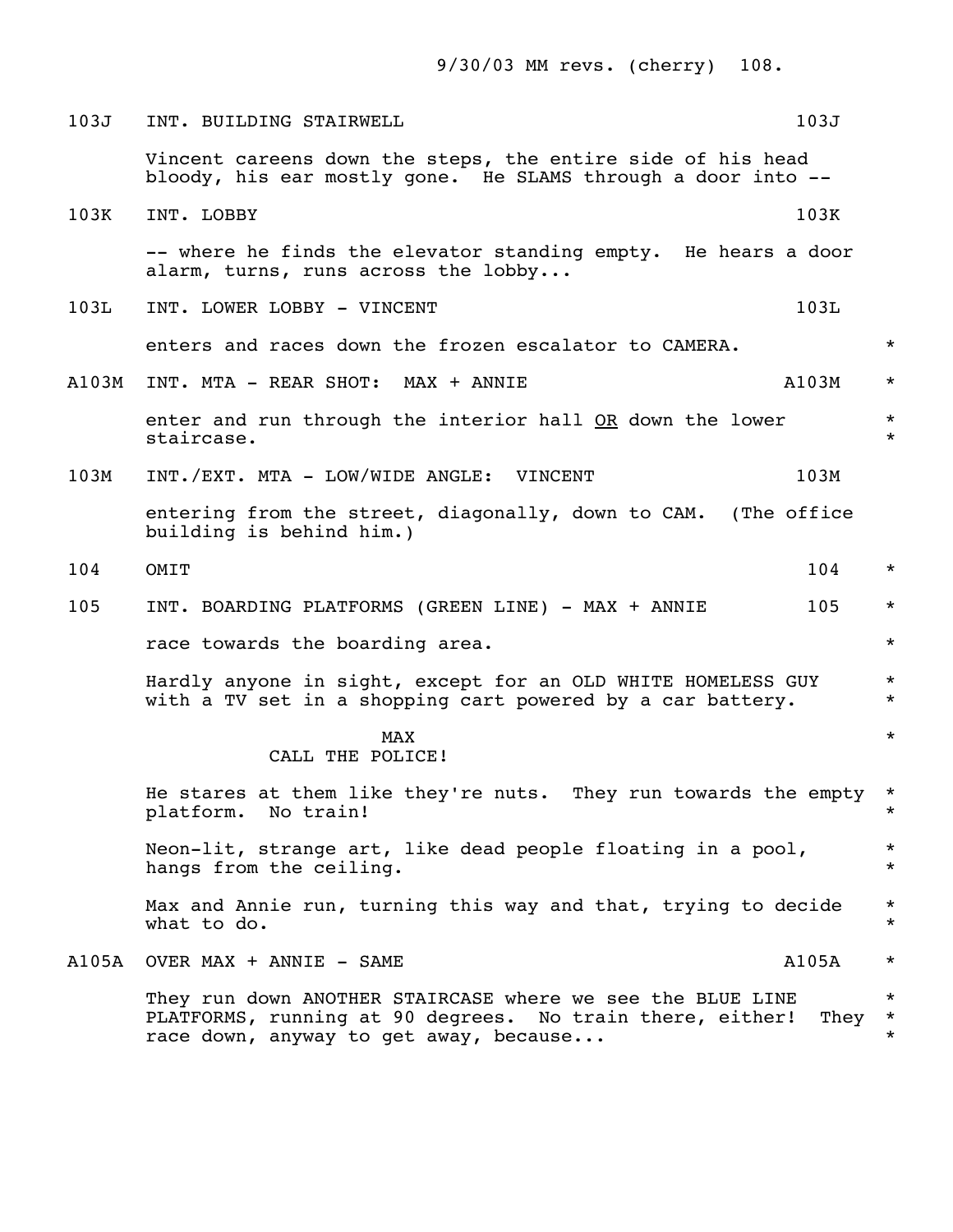103J INT. BUILDING STAIRWELL 103J

Vincent careens down the steps, the entire side of his head bloody, his ear mostly gone. He SLAMS through a door into --

103K INT. LOBBY 103K

-- where he finds the elevator standing empty. He hears a door alarm, turns, runs across the lobby...

103L INT. LOWER LOBBY - VINCENT 103L

enters and races down the frozen escalator to CAMERA. *

A103M INT. MTA - REAR SHOT: MAX + ANNIE A103M *

enter and run through the interior hall OR down the lower staircase. *

103M INT./EXT. MTA - LOW/WIDE ANGLE: VINCENT 103M

entering from the street, diagonally, down to CAM. (The office building is behind him.)

104 OMIT 104 *

105 INT. BOARDING PLATFORMS (GREEN LINE) - MAX + ANNIE 105 *

race towards the boarding area. *

Hardly anyone in sight, except for an OLD WHITE HOMELESS GUY with a TV set in a shopping cart powered by a car battery. *

MAX
CALL THE POLICE! *

He stares at them like they're nuts. They run towards the empty platform. No train! *

Neon-lit, strange art, like dead people floating in a pool, hangs from the ceiling. *

Max and Annie run, turning this way and that, trying to decide what to do. *

A105A OVER MAX + ANNIE - SAME A105A *

They run down ANOTHER STAIRCASE where we see the BLUE LINE PLATFORMS, running at 90 degrees. No train there, either! They race down, anyway to get away, because... *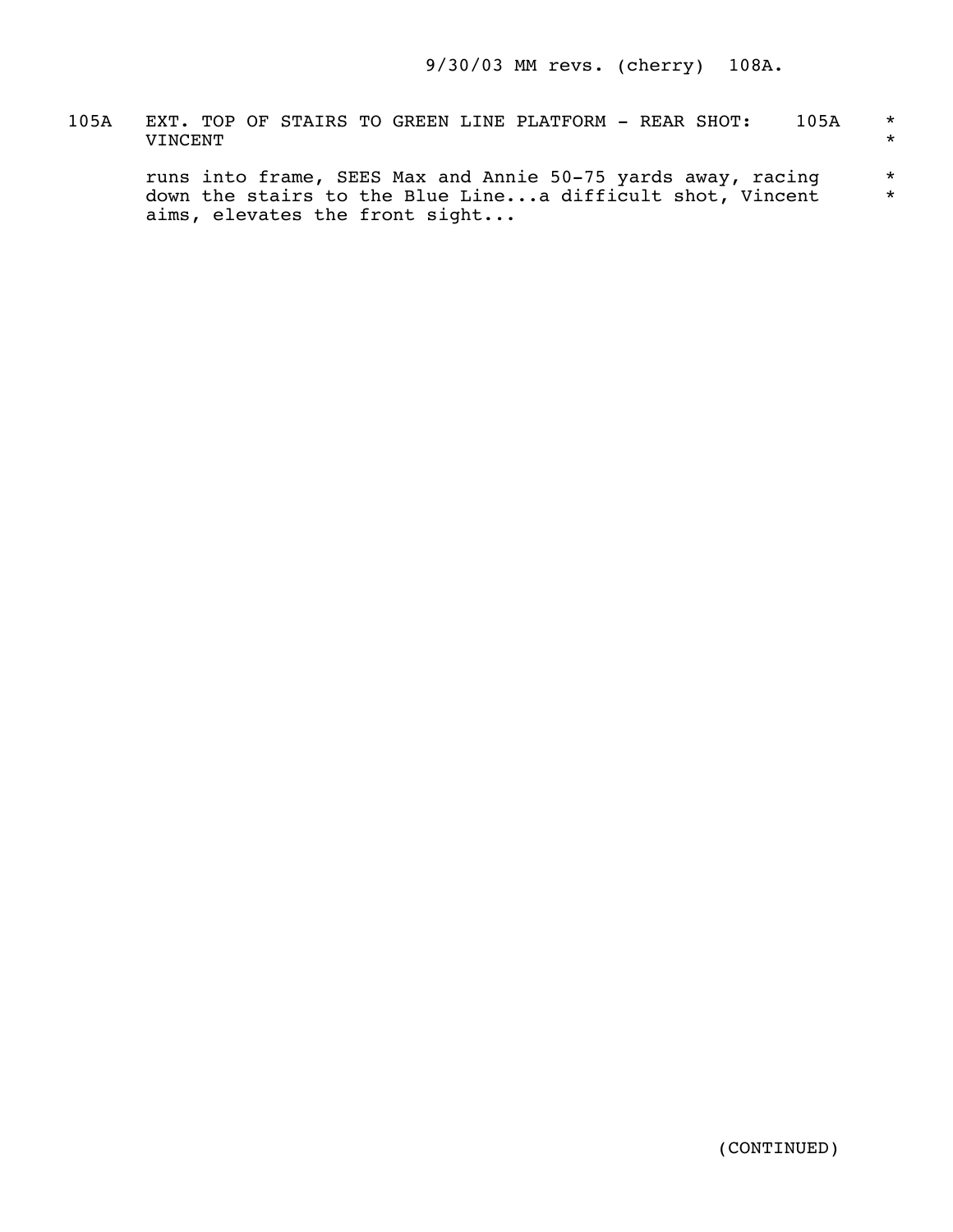105A EXT. TOP OF STAIRS TO GREEN LINE PLATFORM - REAR SHOT: VINCENT 105A *

runs into frame, SEES Max and Annie 50-75 yards away, racing down the stairs to the Blue Line...a difficult shot, Vincent aims, elevates the front sight... *

(CONTINUED)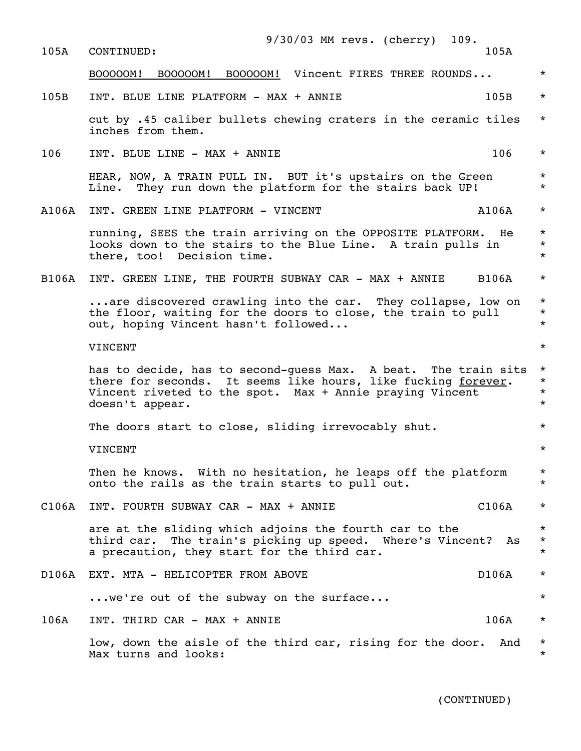105A CONTINUED: 105A

<u>BOOOOOM! BOOOOOM! BOOOOOM!</u> Vincent FIRES THREE ROUNDS... *

105B INT. BLUE LINE PLATFORM - MAX + ANNIE 105B *

cut by .45 caliber bullets chewing craters in the ceramic tiles inches from them. *

106 INT. BLUE LINE - MAX + ANNIE 106 *

HEAR, NOW, A TRAIN PULL IN. BUT it's upstairs on the Green Line. They run down the platform for the stairs back UP! *

A106A INT. GREEN LINE PLATFORM - VINCENT A106A *

running, SEES the train arriving on the OPPOSITE PLATFORM. He looks down to the stairs to the Blue Line. A train pulls in there, too! Decision time. *

B106A INT. GREEN LINE, THE FOURTH SUBWAY CAR - MAX + ANNIE B106A *

...are discovered crawling into the car. They collapse, low on the floor, waiting for the doors to close, the train to pull out, hoping Vincent hasn't followed... *

VINCENT *

has to decide, has to second-guess Max. A beat. The train sits there for seconds. It seems like hours, like fucking <u>forever</u>. Vincent riveted to the spot. Max + Annie praying Vincent doesn't appear. *

The doors start to close, sliding irrevocably shut. *

VINCENT *

Then he knows. With no hesitation, he leaps off the platform onto the rails as the train starts to pull out. *

C106A INT. FOURTH SUBWAY CAR - MAX + ANNIE C106A *

are at the sliding which adjoins the fourth car to the third car. The train's picking up speed. Where's Vincent? As a precaution, they start for the third car. *

D106A EXT. MTA - HELICOPTER FROM ABOVE D106A *

...we're out of the subway on the surface... *

106A INT. THIRD CAR - MAX + ANNIE 106A *

low, down the aisle of the third car, rising for the door. And Max turns and looks: *

(CONTINUED)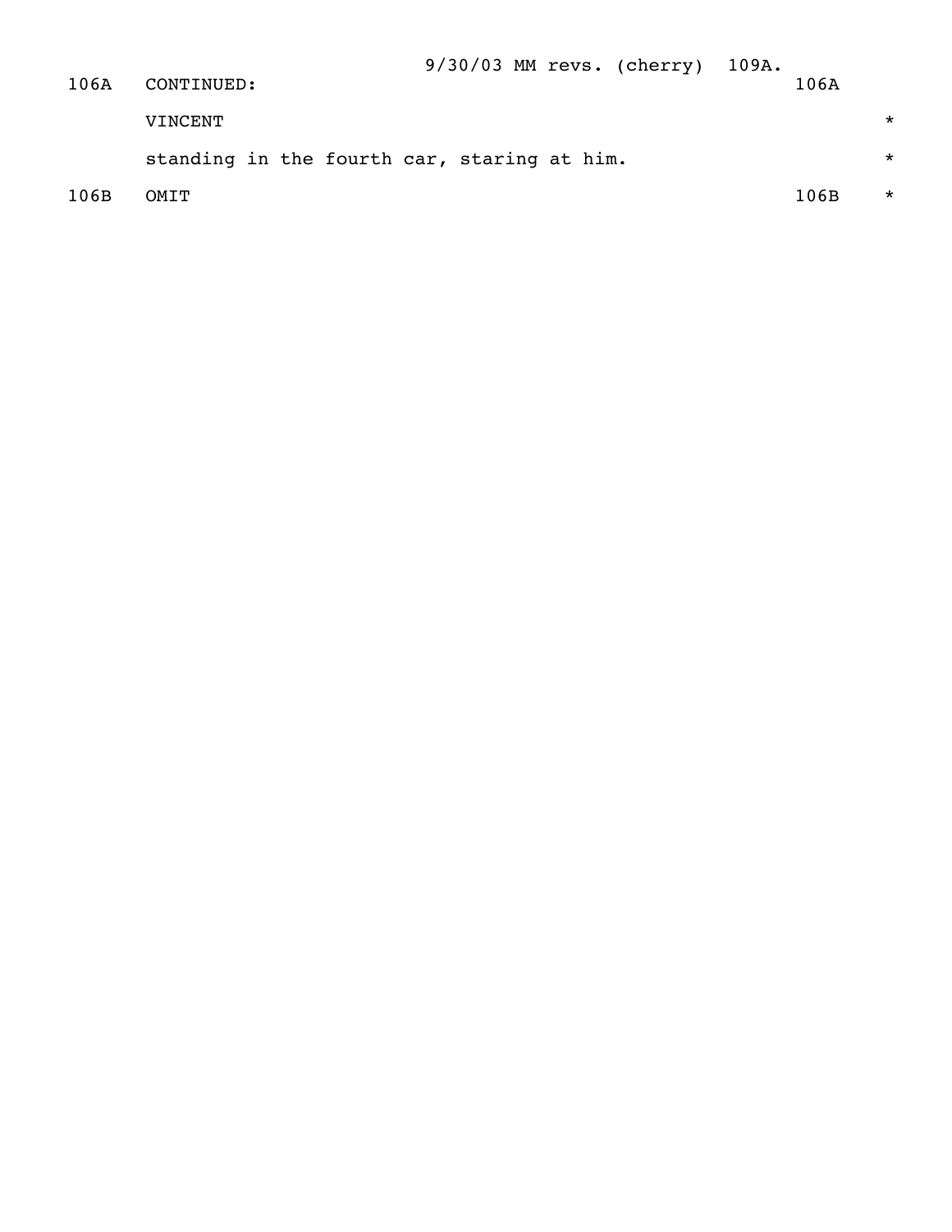106A CONTINUED: 106A

VINCENT *

standing in the fourth car, staring at him. *

106B OMIT 106B *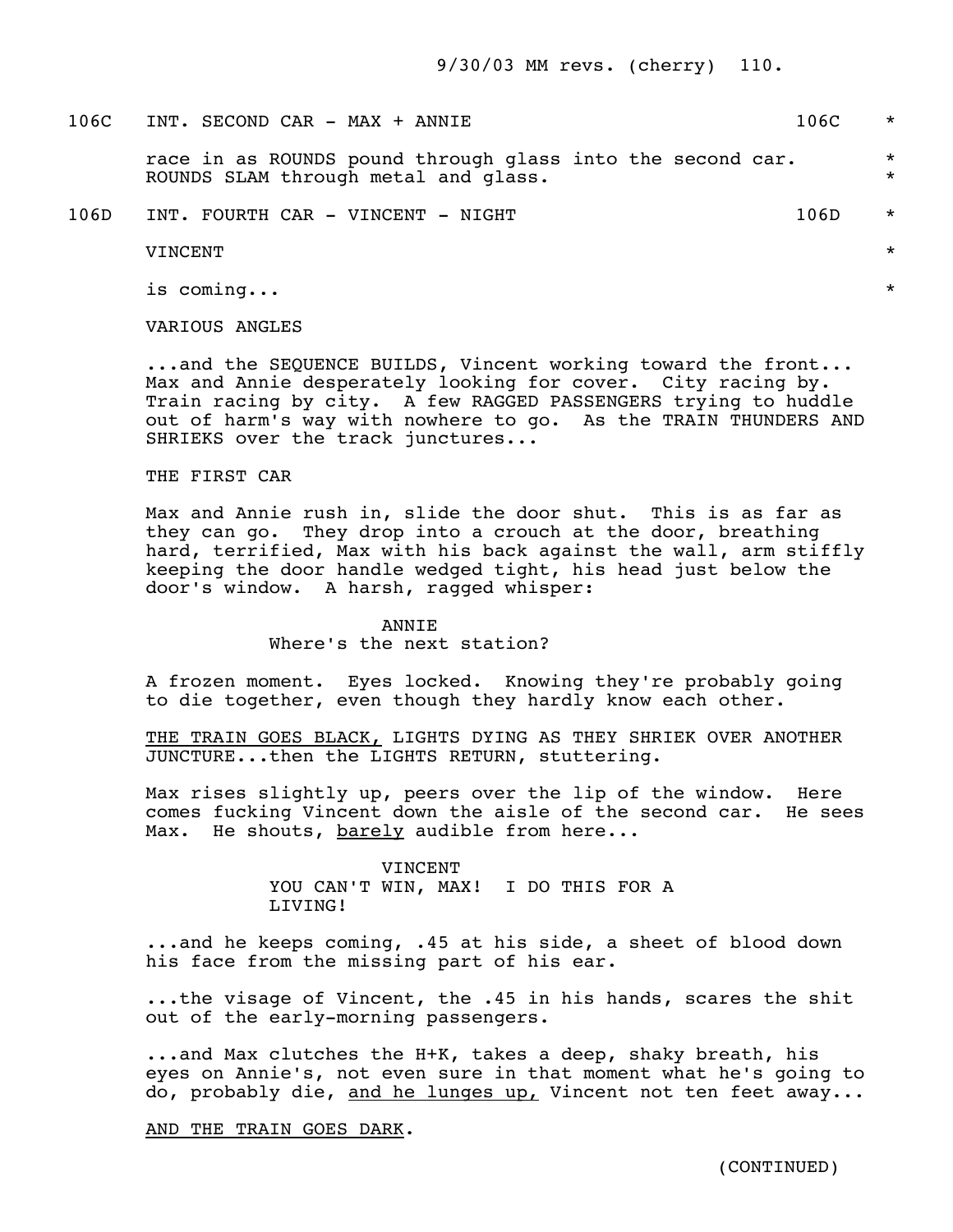106C INT. SECOND CAR - MAX + ANNIE 106C *

race in as ROUNDS pound through glass into the second car. *
ROUNDS SLAM through metal and glass. *

106D INT. FOURTH CAR - VINCENT - NIGHT 106D *

VINCENT *

is coming... *

VARIOUS ANGLES

...and the SEQUENCE BUILDS, Vincent working toward the front... Max and Annie desperately looking for cover. City racing by. Train racing by city. A few RAGGED PASSENGERS trying to huddle out of harm's way with nowhere to go. As the TRAIN THUNDERS AND SHRIEKS over the track junctures...

THE FIRST CAR

Max and Annie rush in, slide the door shut. This is as far as they can go. They drop into a crouch at the door, breathing hard, terrified, Max with his back against the wall, arm stiffly keeping the door handle wedged tight, his head just below the door's window. A harsh, ragged whisper:

ANNIE
Where's the next station?

A frozen moment. Eyes locked. Knowing they're probably going to die together, even though they hardly know each other.

THE TRAIN GOES BLACK, LIGHTS DYING AS THEY SHRIEK OVER ANOTHER JUNCTURE...then the LIGHTS RETURN, stuttering.

Max rises slightly up, peers over the lip of the window. Here comes fucking Vincent down the aisle of the second car. He sees Max. He shouts, barely audible from here...

VINCENT
YOU CAN'T WIN, MAX! I DO THIS FOR A LIVING!

...and he keeps coming, .45 at his side, a sheet of blood down his face from the missing part of his ear.

...the visage of Vincent, the .45 in his hands, scares the shit out of the early-morning passengers.

...and Max clutches the H+K, takes a deep, shaky breath, his eyes on Annie's, not even sure in that moment what he's going to do, probably die, and he lunges up, Vincent not ten feet away...

AND THE TRAIN GOES DARK.

(CONTINUED)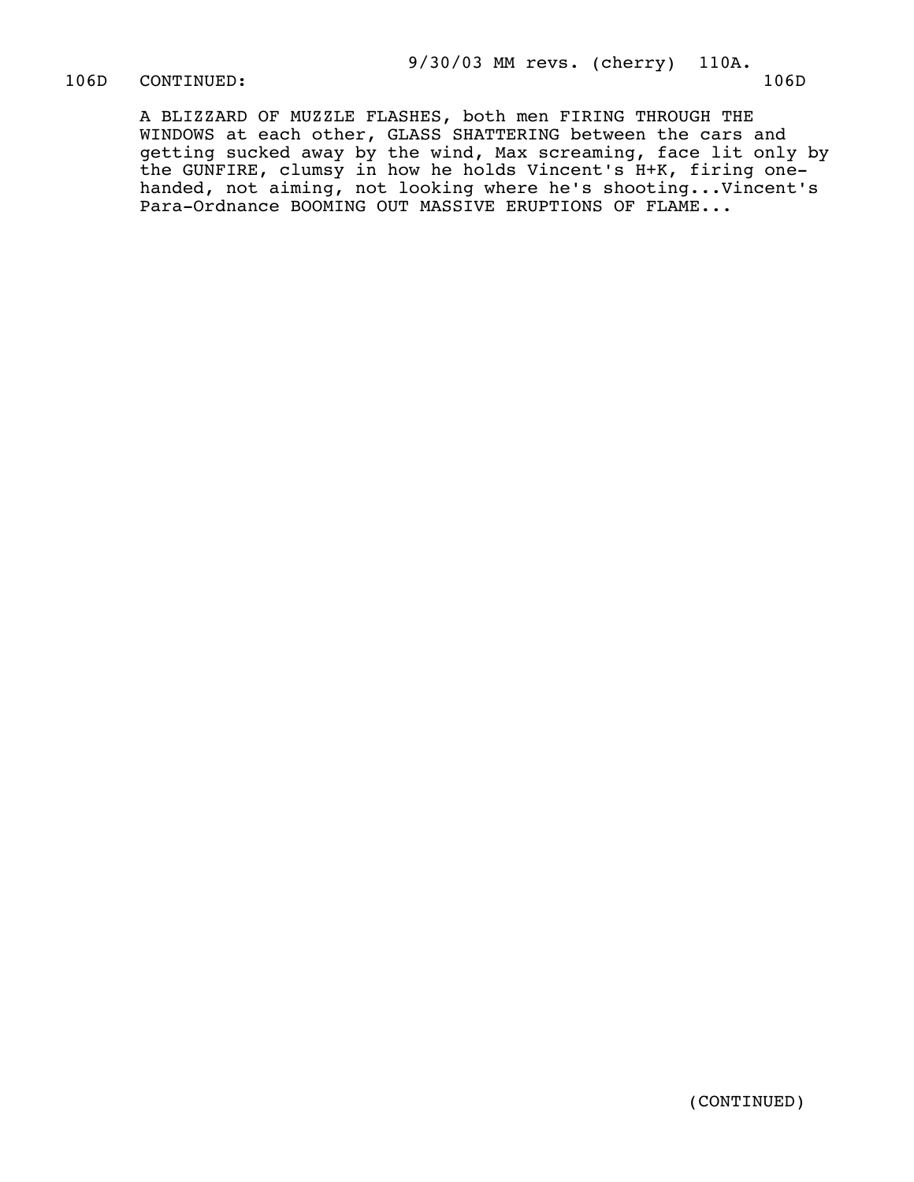106D CONTINUED: 106D

A BLIZZARD OF MUZZLE FLASHES, both men FIRING THROUGH THE WINDOWS at each other, GLASS SHATTERING between the cars and getting sucked away by the wind, Max screaming, face lit only by the GUNFIRE, clumsy in how he holds Vincent's H+K, firing one-handed, not aiming, not looking where he's shooting...Vincent's Para-Ordnance BOOMING OUT MASSIVE ERUPTIONS OF FLAME...

(CONTINUED)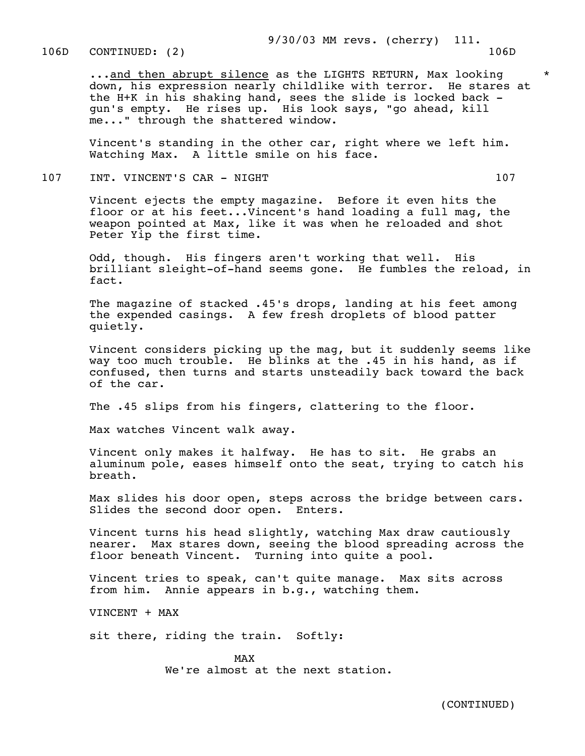106D CONTINUED: (2) 106D

...<u>and then abrupt silence</u> as the LIGHTS RETURN, Max looking down, his expression nearly childlike with terror. He stares at the H+K in his shaking hand, sees the slide is locked back - gun's empty. He rises up. His look says, "go ahead, kill me..." through the shattered window. *

Vincent's standing in the other car, right where we left him. Watching Max. A little smile on his face.

107 INT. VINCENT'S CAR - NIGHT 107

Vincent ejects the empty magazine. Before it even hits the floor or at his feet...Vincent's hand loading a full mag, the weapon pointed at Max, like it was when he reloaded and shot Peter Yip the first time.

Odd, though. His fingers aren't working that well. His brilliant sleight-of-hand seems gone. He fumbles the reload, in fact.

The magazine of stacked .45's drops, landing at his feet among the expended casings. A few fresh droplets of blood patter quietly.

Vincent considers picking up the mag, but it suddenly seems like way too much trouble. He blinks at the .45 in his hand, as if confused, then turns and starts unsteadily back toward the back of the car.

The .45 slips from his fingers, clattering to the floor.

Max watches Vincent walk away.

Vincent only makes it halfway. He has to sit. He grabs an aluminum pole, eases himself onto the seat, trying to catch his breath.

Max slides his door open, steps across the bridge between cars. Slides the second door open. Enters.

Vincent turns his head slightly, watching Max draw cautiously nearer. Max stares down, seeing the blood spreading across the floor beneath Vincent. Turning into quite a pool.

Vincent tries to speak, can't quite manage. Max sits across from him. Annie appears in b.g., watching them.

VINCENT + MAX

sit there, riding the train. Softly:

MAX
We're almost at the next station.

(CONTINUED)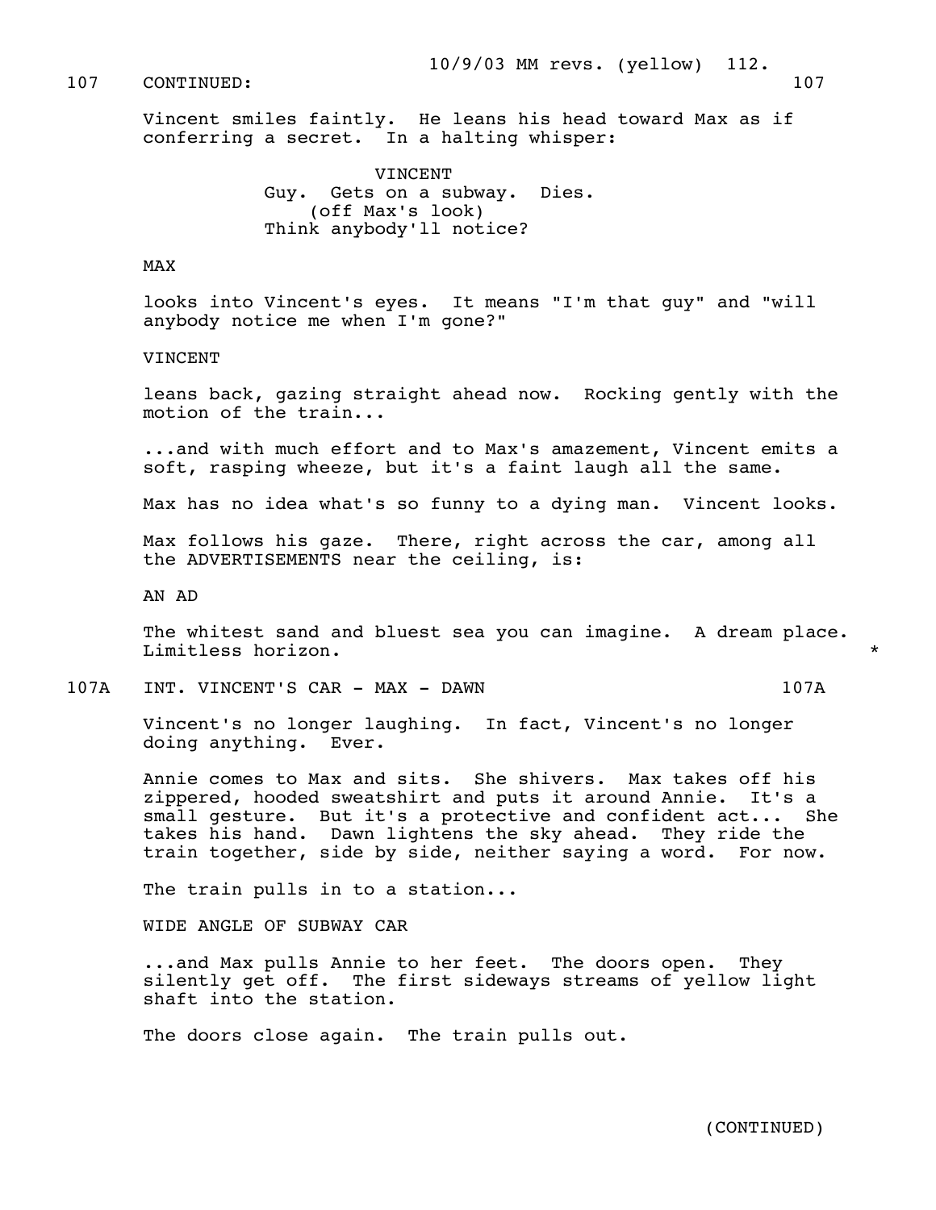107 CONTINUED: 107

Vincent smiles faintly. He leans his head toward Max as if conferring a secret. In a halting whisper:

VINCENT
Guy. Gets on a subway. Dies.
(off Max's look)
Think anybody'll notice?

MAX

looks into Vincent's eyes. It means "I'm that guy" and "will anybody notice me when I'm gone?"

VINCENT

leans back, gazing straight ahead now. Rocking gently with the motion of the train...

...and with much effort and to Max's amazement, Vincent emits a soft, rasping wheeze, but it's a faint laugh all the same.

Max has no idea what's so funny to a dying man. Vincent looks.

Max follows his gaze. There, right across the car, among all the ADVERTISEMENTS near the ceiling, is:

AN AD

The whitest sand and bluest sea you can imagine. A dream place. Limitless horizon. *

107A INT. VINCENT'S CAR - MAX - DAWN 107A

Vincent's no longer laughing. In fact, Vincent's no longer doing anything. Ever.

Annie comes to Max and sits. She shivers. Max takes off his zippered, hooded sweatshirt and puts it around Annie. It's a small gesture. But it's a protective and confident act... She takes his hand. Dawn lightens the sky ahead. They ride the train together, side by side, neither saying a word. For now.

The train pulls in to a station...

WIDE ANGLE OF SUBWAY CAR

...and Max pulls Annie to her feet. The doors open. They silently get off. The first sideways streams of yellow light shaft into the station.

The doors close again. The train pulls out.

(CONTINUED)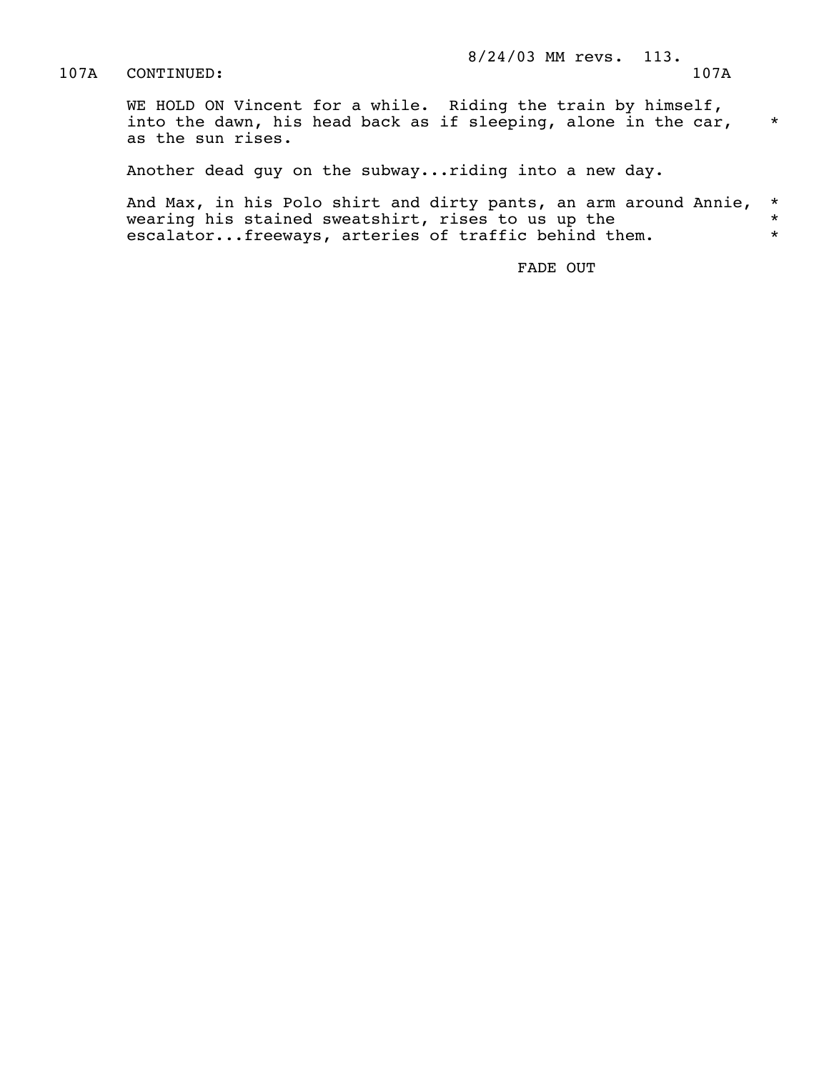107A CONTINUED: 107A

WE HOLD ON Vincent for a while. Riding the train by himself, into the dawn, his head back as if sleeping, alone in the car, as the sun rises. *

Another dead guy on the subway...riding into a new day.

And Max, in his Polo shirt and dirty pants, an arm around Annie, wearing his stained sweatshirt, rises to us up the escalator...freeways, arteries of traffic behind them. *

FADE OUT